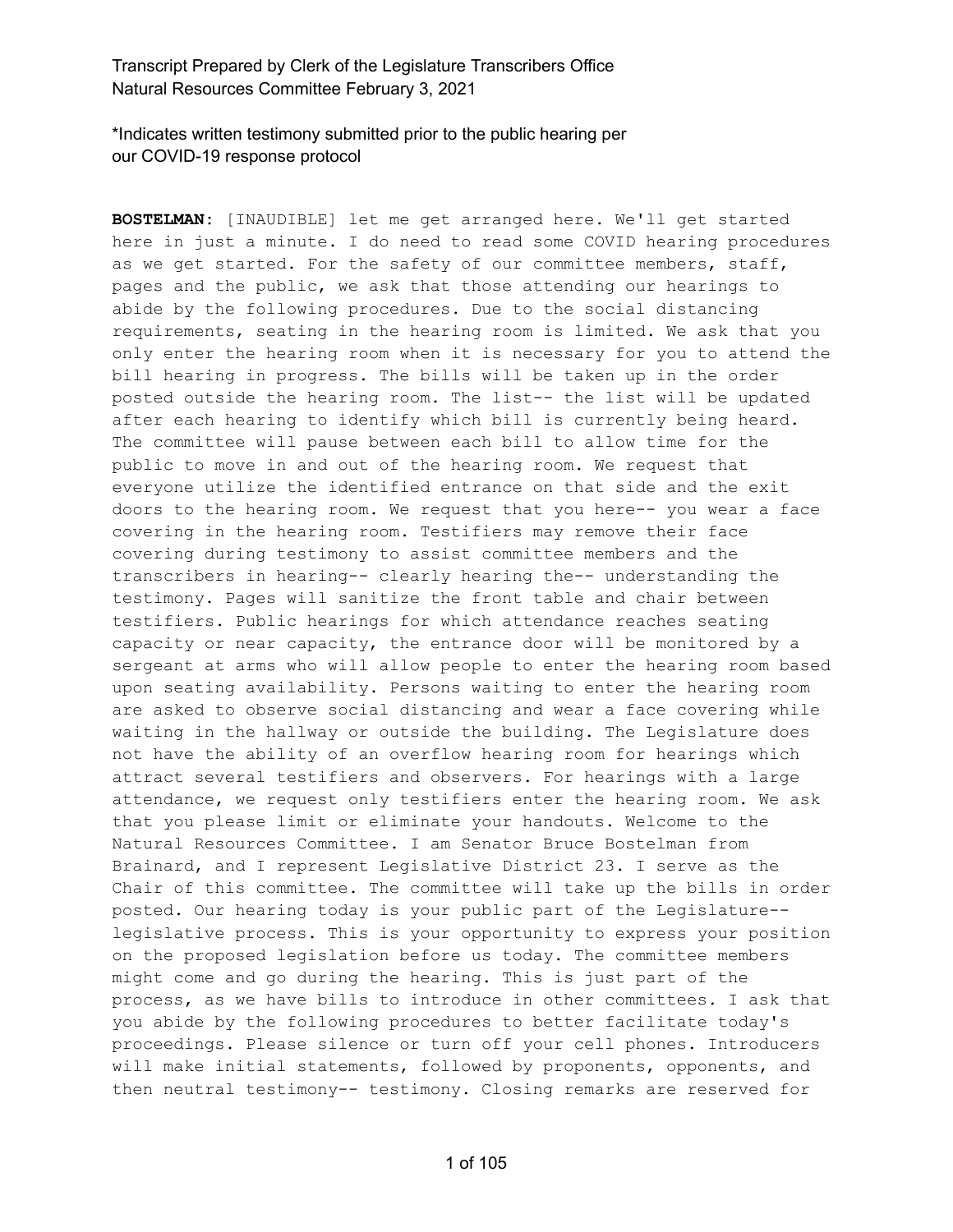*Indicates written testimony submitted prior to the public hearing per our COVID-19 response protocol

**BOSTELMAN:** [INAUDIBLE] let me get arranged here. We'll get started here in just a minute. I do need to read some COVID hearing procedures as we get started. For the safety of our committee members, staff, pages and the public, we ask that those attending our hearings to abide by the following procedures. Due to the social distancing requirements, seating in the hearing room is limited. We ask that you only enter the hearing room when it is necessary for you to attend the bill hearing in progress. The bills will be taken up in the order posted outside the hearing room. The list-- the list will be updated after each hearing to identify which bill is currently being heard. The committee will pause between each bill to allow time for the public to move in and out of the hearing room. We request that everyone utilize the identified entrance on that side and the exit doors to the hearing room. We request that you here-- you wear a face covering in the hearing room. Testifiers may remove their face covering during testimony to assist committee members and the transcribers in hearing-- clearly hearing the-- understanding the testimony. Pages will sanitize the front table and chair between testifiers. Public hearings for which attendance reaches seating capacity or near capacity, the entrance door will be monitored by a sergeant at arms who will allow people to enter the hearing room based upon seating availability. Persons waiting to enter the hearing room are asked to observe social distancing and wear a face covering while waiting in the hallway or outside the building. The Legislature does not have the ability of an overflow hearing room for hearings which attract several testifiers and observers. For hearings with a large attendance, we request only testifiers enter the hearing room. We ask that you please limit or eliminate your handouts. Welcome to the Natural Resources Committee. I am Senator Bruce Bostelman from Brainard, and I represent Legislative District 23. I serve as the Chair of this committee. The committee will take up the bills in order posted. Our hearing today is your public part of the Legislature-- legislative process. This is your opportunity to express your position on the proposed legislation before us today. The committee members might come and go during the hearing. This is just part of the process, as we have bills to introduce in other committees. I ask that you abide by the following procedures to better facilitate today's proceedings. Please silence or turn off your cell phones. Introducers will make initial statements, followed by proponents, opponents, and then neutral testimony-- testimony. Closing remarks are reserved for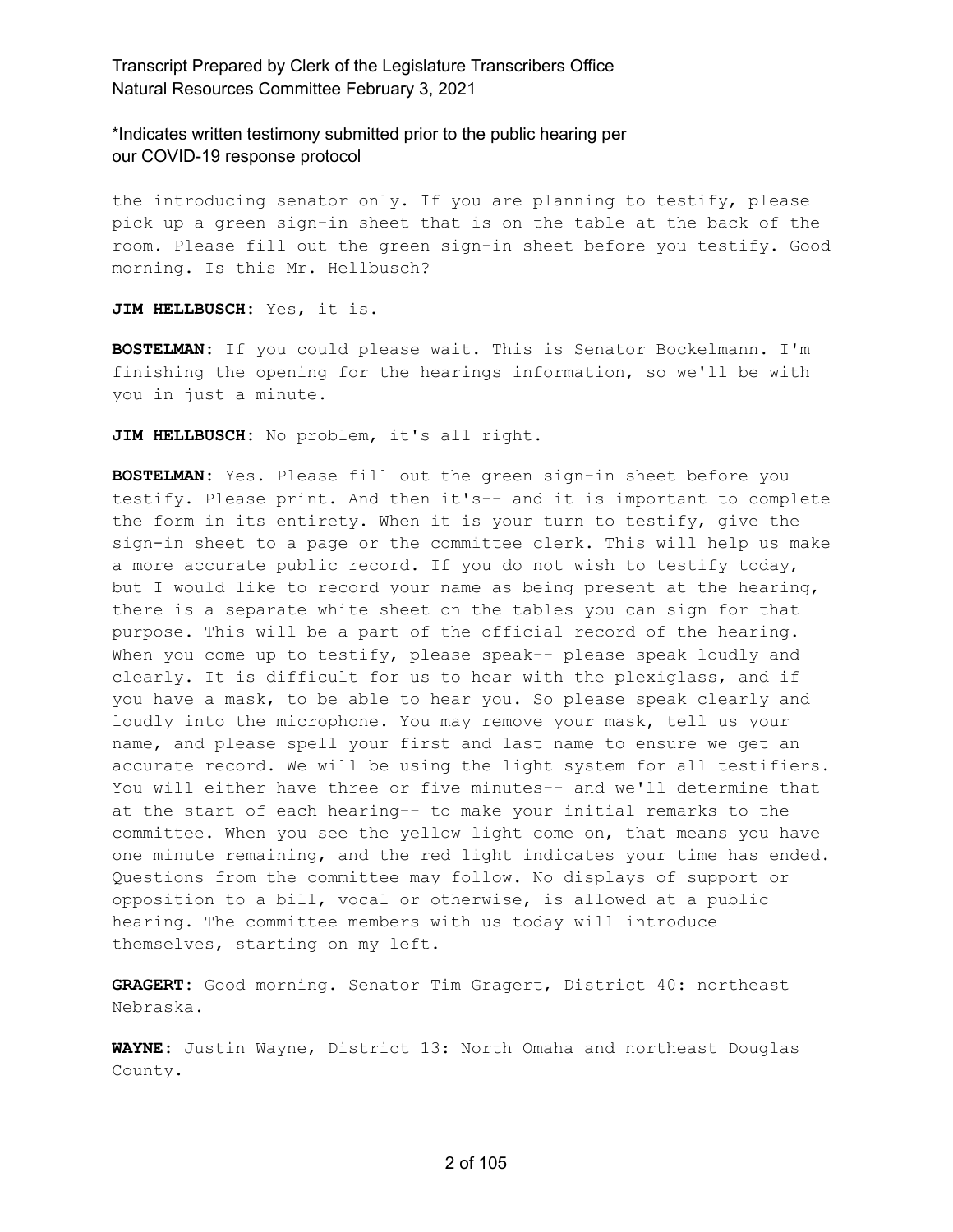\*Indicates written testimony submitted prior to the public hearing per our COVID-19 response protocol

the introducing senator only. If you are planning to testify, please pick up a green sign-in sheet that is on the table at the back of the room. Please fill out the green sign-in sheet before you testify. Good morning. Is this Mr. Hellbusch?

**JIM HELLBUSCH:** Yes, it is.

**BOSTELMAN:** If you could please wait. This is Senator Bockelmann. I'm finishing the opening for the hearings information, so we'll be with you in just a minute.

**JIM HELLBUSCH:** No problem, it's all right.

**BOSTELMAN:** Yes. Please fill out the green sign-in sheet before you testify. Please print. And then it's-- and it is important to complete the form in its entirety. When it is your turn to testify, give the sign-in sheet to a page or the committee clerk. This will help us make a more accurate public record. If you do not wish to testify today, but I would like to record your name as being present at the hearing, there is a separate white sheet on the tables you can sign for that purpose. This will be a part of the official record of the hearing. When you come up to testify, please speak-- please speak loudly and clearly. It is difficult for us to hear with the plexiglass, and if you have a mask, to be able to hear you. So please speak clearly and loudly into the microphone. You may remove your mask, tell us your name, and please spell your first and last name to ensure we get an accurate record. We will be using the light system for all testifiers. You will either have three or five minutes-- and we'll determine that at the start of each hearing-- to make your initial remarks to the committee. When you see the yellow light come on, that means you have one minute remaining, and the red light indicates your time has ended. Questions from the committee may follow. No displays of support or opposition to a bill, vocal or otherwise, is allowed at a public hearing. The committee members with us today will introduce themselves, starting on my left.

**GRAGERT:** Good morning. Senator Tim Gragert, District 40: northeast Nebraska.

**WAYNE:** Justin Wayne, District 13: North Omaha and northeast Douglas County.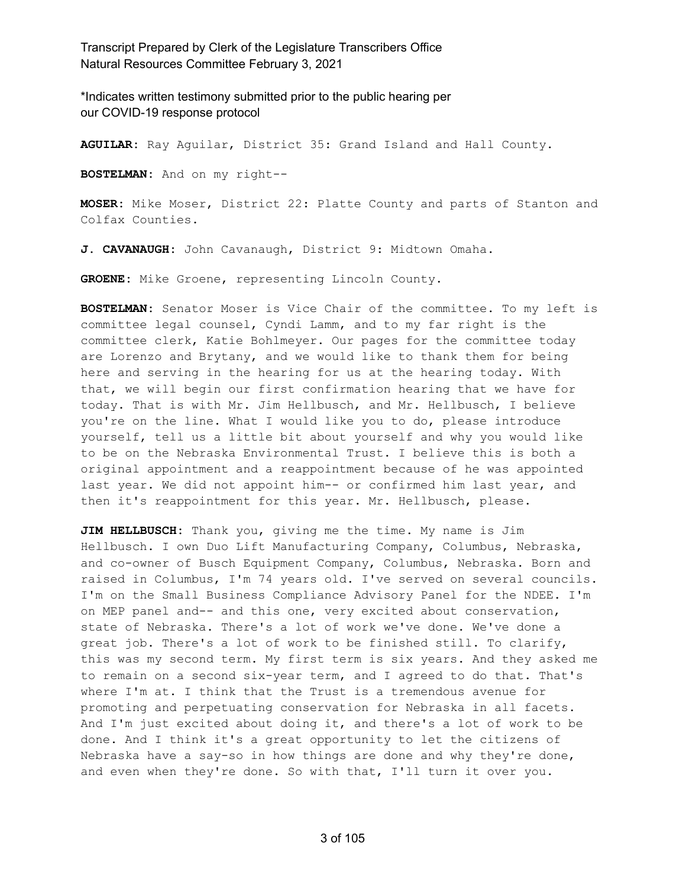*Indicates written testimony submitted prior to the public hearing per our COVID-19 response protocol

**AGUILAR:** Ray Aguilar, District 35: Grand Island and Hall County.

**BOSTELMAN:** And on my right--

**MOSER:** Mike Moser, District 22: Platte County and parts of Stanton and Colfax Counties.

**J. CAVANAUGH:** John Cavanaugh, District 9: Midtown Omaha.

**GROENE:** Mike Groene, representing Lincoln County.

**BOSTELMAN:** Senator Moser is Vice Chair of the committee. To my left is committee legal counsel, Cyndi Lamm, and to my far right is the committee clerk, Katie Bohlmeyer. Our pages for the committee today are Lorenzo and Brytany, and we would like to thank them for being here and serving in the hearing for us at the hearing today. With that, we will begin our first confirmation hearing that we have for today. That is with Mr. Jim Hellbusch, and Mr. Hellbusch, I believe you're on the line. What I would like you to do, please introduce yourself, tell us a little bit about yourself and why you would like to be on the Nebraska Environmental Trust. I believe this is both a original appointment and a reappointment because of he was appointed last year. We did not appoint him-- or confirmed him last year, and then it's reappointment for this year. Mr. Hellbusch, please.

**JIM HELLBUSCH:** Thank you, giving me the time. My name is Jim Hellbusch. I own Duo Lift Manufacturing Company, Columbus, Nebraska, and co-owner of Busch Equipment Company, Columbus, Nebraska. Born and raised in Columbus, I'm 74 years old. I've served on several councils. I'm on the Small Business Compliance Advisory Panel for the NDEE. I'm on MEP panel and-- and this one, very excited about conservation, state of Nebraska. There's a lot of work we've done. We've done a great job. There's a lot of work to be finished still. To clarify, this was my second term. My first term is six years. And they asked me to remain on a second six-year term, and I agreed to do that. That's where I'm at. I think that the Trust is a tremendous avenue for promoting and perpetuating conservation for Nebraska in all facets. And I'm just excited about doing it, and there's a lot of work to be done. And I think it's a great opportunity to let the citizens of Nebraska have a say-so in how things are done and why they're done, and even when they're done. So with that, I'll turn it over you.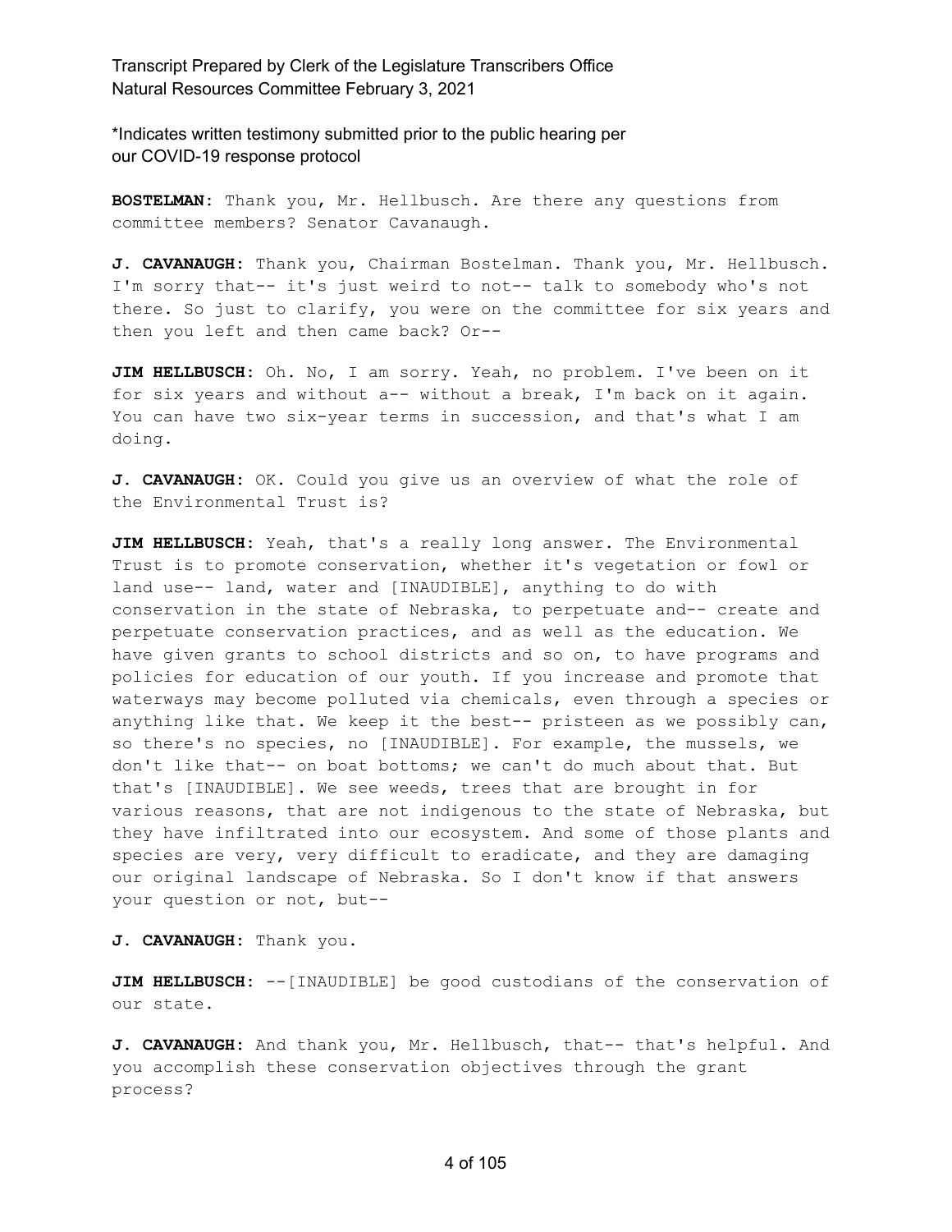**BOSTELMAN:** Thank you, Mr. Hellbusch. Are there any questions from committee members? Senator Cavanaugh.

**J. CAVANAUGH:** Thank you, Chairman Bostelman. Thank you, Mr. Hellbusch. I'm sorry that-- it's just weird to not-- talk to somebody who's not there. So just to clarify, you were on the committee for six years and then you left and then came back? Or--

**JIM HELLBUSCH:** Oh. No, I am sorry. Yeah, no problem. I've been on it for six years and without a-- without a break, I'm back on it again. You can have two six-year terms in succession, and that's what I am doing.

**J. CAVANAUGH:** OK. Could you give us an overview of what the role of the Environmental Trust is?

**JIM HELLBUSCH:** Yeah, that's a really long answer. The Environmental Trust is to promote conservation, whether it's vegetation or fowl or land use-- land, water and [INAUDIBLE], anything to do with conservation in the state of Nebraska, to perpetuate and-- create and perpetuate conservation practices, and as well as the education. We have given grants to school districts and so on, to have programs and policies for education of our youth. If you increase and promote that waterways may become polluted via chemicals, even through a species or anything like that. We keep it the best-- pristeen as we possibly can, so there's no species, no [INAUDIBLE]. For example, the mussels, we don't like that-- on boat bottoms; we can't do much about that. But that's [INAUDIBLE]. We see weeds, trees that are brought in for various reasons, that are not indigenous to the state of Nebraska, but they have infiltrated into our ecosystem. And some of those plants and species are very, very difficult to eradicate, and they are damaging our original landscape of Nebraska. So I don't know if that answers your question or not, but--

**J. CAVANAUGH:** Thank you.

**JIM HELLBUSCH:** --[INAUDIBLE] be good custodians of the conservation of our state.

**J. CAVANAUGH:** And thank you, Mr. Hellbusch, that-- that's helpful. And you accomplish these conservation objectives through the grant process?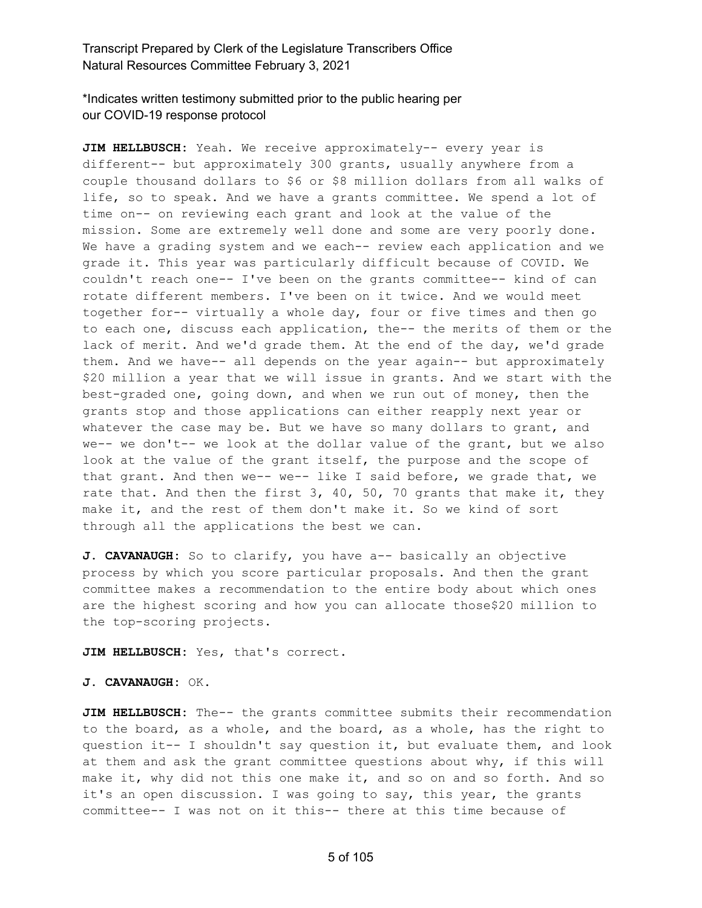\*Indicates written testimony submitted prior to the public hearing per our COVID-19 response protocol

**JIM HELLBUSCH:** Yeah. We receive approximately-- every year is different-- but approximately 300 grants, usually anywhere from a couple thousand dollars to $6 or $8 million dollars from all walks of life, so to speak. And we have a grants committee. We spend a lot of time on-- on reviewing each grant and look at the value of the mission. Some are extremely well done and some are very poorly done. We have a grading system and we each-- review each application and we grade it. This year was particularly difficult because of COVID. We couldn't reach one-- I've been on the grants committee-- kind of can rotate different members. I've been on it twice. And we would meet together for-- virtually a whole day, four or five times and then go to each one, discuss each application, the-- the merits of them or the lack of merit. And we'd grade them. At the end of the day, we'd grade them. And we have-- all depends on the year again-- but approximately $20 million a year that we will issue in grants. And we start with the best-graded one, going down, and when we run out of money, then the grants stop and those applications can either reapply next year or whatever the case may be. But we have so many dollars to grant, and we-- we don't-- we look at the dollar value of the grant, but we also look at the value of the grant itself, the purpose and the scope of that grant. And then we-- we-- like I said before, we grade that, we rate that. And then the first 3, 40, 50, 70 grants that make it, they make it, and the rest of them don't make it. So we kind of sort through all the applications the best we can.

**J. CAVANAUGH:** So to clarify, you have a-- basically an objective process by which you score particular proposals. And then the grant committee makes a recommendation to the entire body about which ones are the highest scoring and how you can allocate those$20 million to the top-scoring projects.

**JIM HELLBUSCH:** Yes, that's correct.

**J. CAVANAUGH:** OK.

**JIM HELLBUSCH:** The-- the grants committee submits their recommendation to the board, as a whole, and the board, as a whole, has the right to question it-- I shouldn't say question it, but evaluate them, and look at them and ask the grant committee questions about why, if this will make it, why did not this one make it, and so on and so forth. And so it's an open discussion. I was going to say, this year, the grants committee-- I was not on it this-- there at this time because of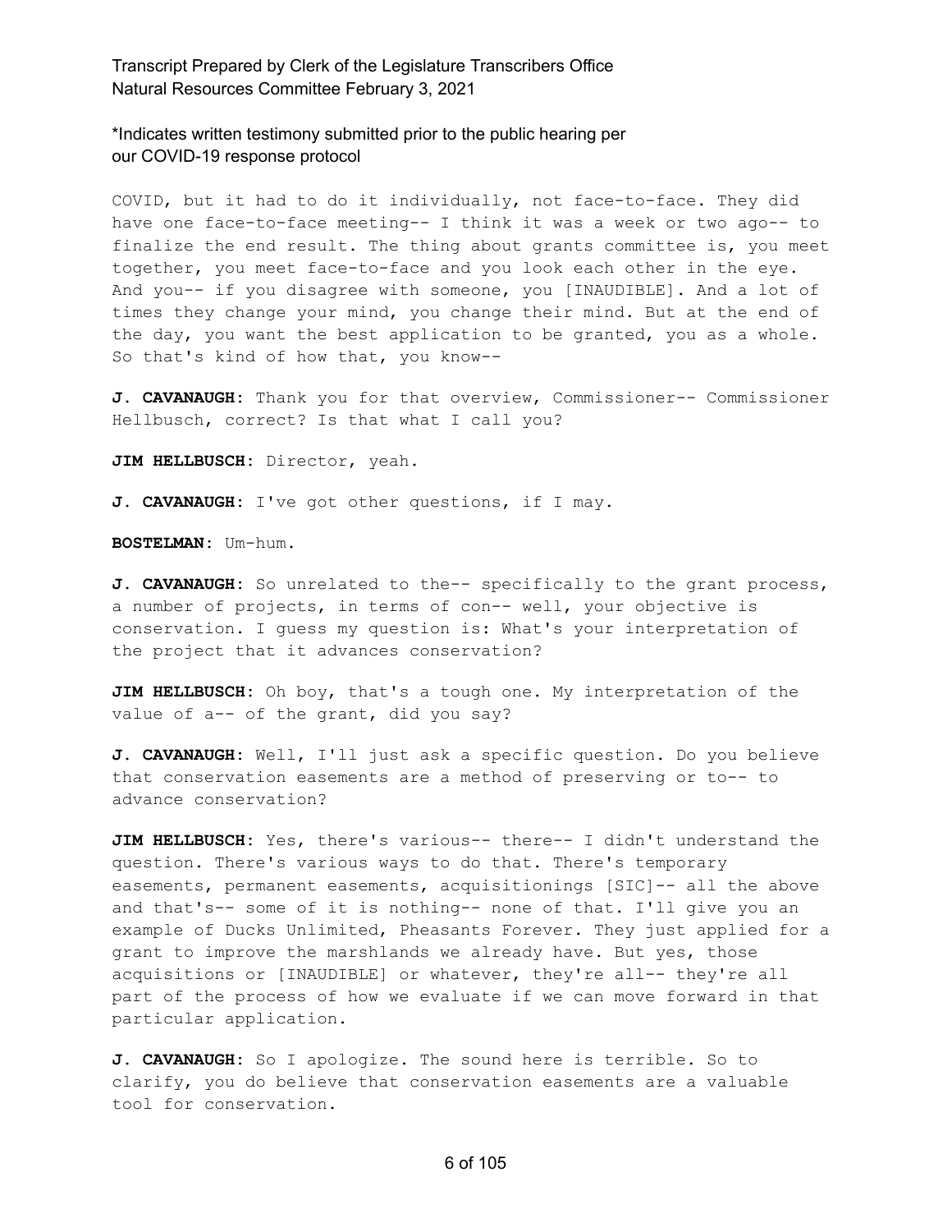COVID, but it had to do it individually, not face-to-face. They did have one face-to-face meeting-- I think it was a week or two ago-- to finalize the end result. The thing about grants committee is, you meet together, you meet face-to-face and you look each other in the eye. And you-- if you disagree with someone, you [INAUDIBLE]. And a lot of times they change your mind, you change their mind. But at the end of the day, you want the best application to be granted, you as a whole. So that's kind of how that, you know--

**J. CAVANAUGH:** Thank you for that overview, Commissioner-- Commissioner Hellbusch, correct? Is that what I call you?

**JIM HELLBUSCH:** Director, yeah.

**J. CAVANAUGH:** I've got other questions, if I may.

**BOSTELMAN:** Um-hum.

**J. CAVANAUGH:** So unrelated to the-- specifically to the grant process, a number of projects, in terms of con-- well, your objective is conservation. I guess my question is: What's your interpretation of the project that it advances conservation?

**JIM HELLBUSCH:** Oh boy, that's a tough one. My interpretation of the value of a-- of the grant, did you say?

**J. CAVANAUGH:** Well, I'll just ask a specific question. Do you believe that conservation easements are a method of preserving or to-- to advance conservation?

**JIM HELLBUSCH:** Yes, there's various-- there-- I didn't understand the question. There's various ways to do that. There's temporary easements, permanent easements, acquisitionings [SIC]-- all the above and that's-- some of it is nothing-- none of that. I'll give you an example of Ducks Unlimited, Pheasants Forever. They just applied for a grant to improve the marshlands we already have. But yes, those acquisitions or [INAUDIBLE] or whatever, they're all-- they're all part of the process of how we evaluate if we can move forward in that particular application.

**J. CAVANAUGH:** So I apologize. The sound here is terrible. So to clarify, you do believe that conservation easements are a valuable tool for conservation.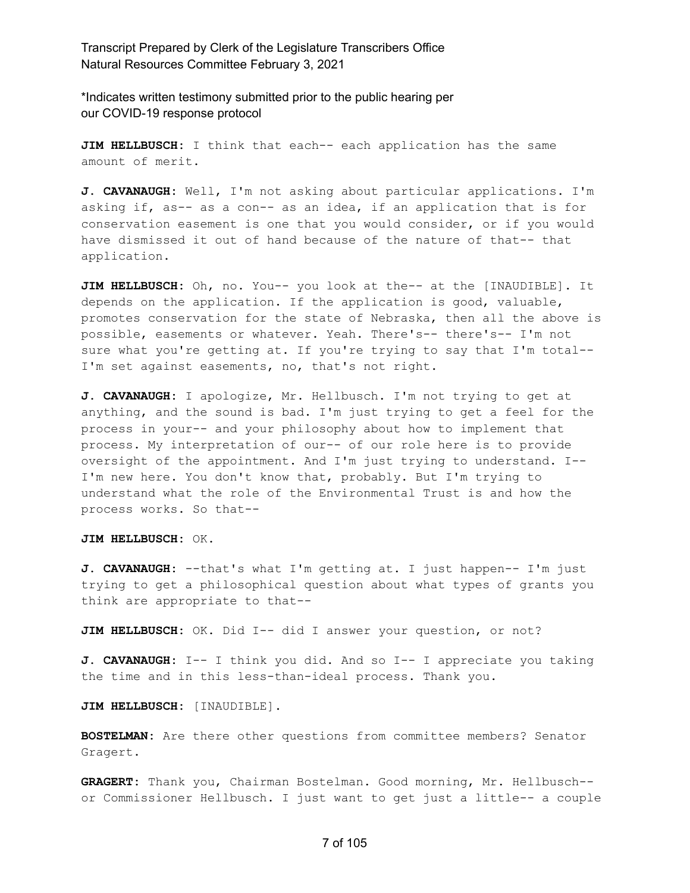**JIM HELLBUSCH:** I think that each-- each application has the same amount of merit.

**J. CAVANAUGH:** Well, I'm not asking about particular applications. I'm asking if, as-- as a con-- as an idea, if an application that is for conservation easement is one that you would consider, or if you would have dismissed it out of hand because of the nature of that-- that application.

**JIM HELLBUSCH:** Oh, no. You-- you look at the-- at the [INAUDIBLE]. It depends on the application. If the application is good, valuable, promotes conservation for the state of Nebraska, then all the above is possible, easements or whatever. Yeah. There's-- there's-- I'm not sure what you're getting at. If you're trying to say that I'm total-- I'm set against easements, no, that's not right.

**J. CAVANAUGH:** I apologize, Mr. Hellbusch. I'm not trying to get at anything, and the sound is bad. I'm just trying to get a feel for the process in your-- and your philosophy about how to implement that process. My interpretation of our-- of our role here is to provide oversight of the appointment. And I'm just trying to understand. I-- I'm new here. You don't know that, probably. But I'm trying to understand what the role of the Environmental Trust is and how the process works. So that--

**JIM HELLBUSCH:** OK.

**J. CAVANAUGH:** --that's what I'm getting at. I just happen-- I'm just trying to get a philosophical question about what types of grants you think are appropriate to that--

**JIM HELLBUSCH:** OK. Did I-- did I answer your question, or not?

**J. CAVANAUGH:** I-- I think you did. And so I-- I appreciate you taking the time and in this less-than-ideal process. Thank you.

**JIM HELLBUSCH:** [INAUDIBLE].

**BOSTELMAN:** Are there other questions from committee members? Senator Gragert.

**GRAGERT:** Thank you, Chairman Bostelman. Good morning, Mr. Hellbusch-- or Commissioner Hellbusch. I just want to get just a little-- a couple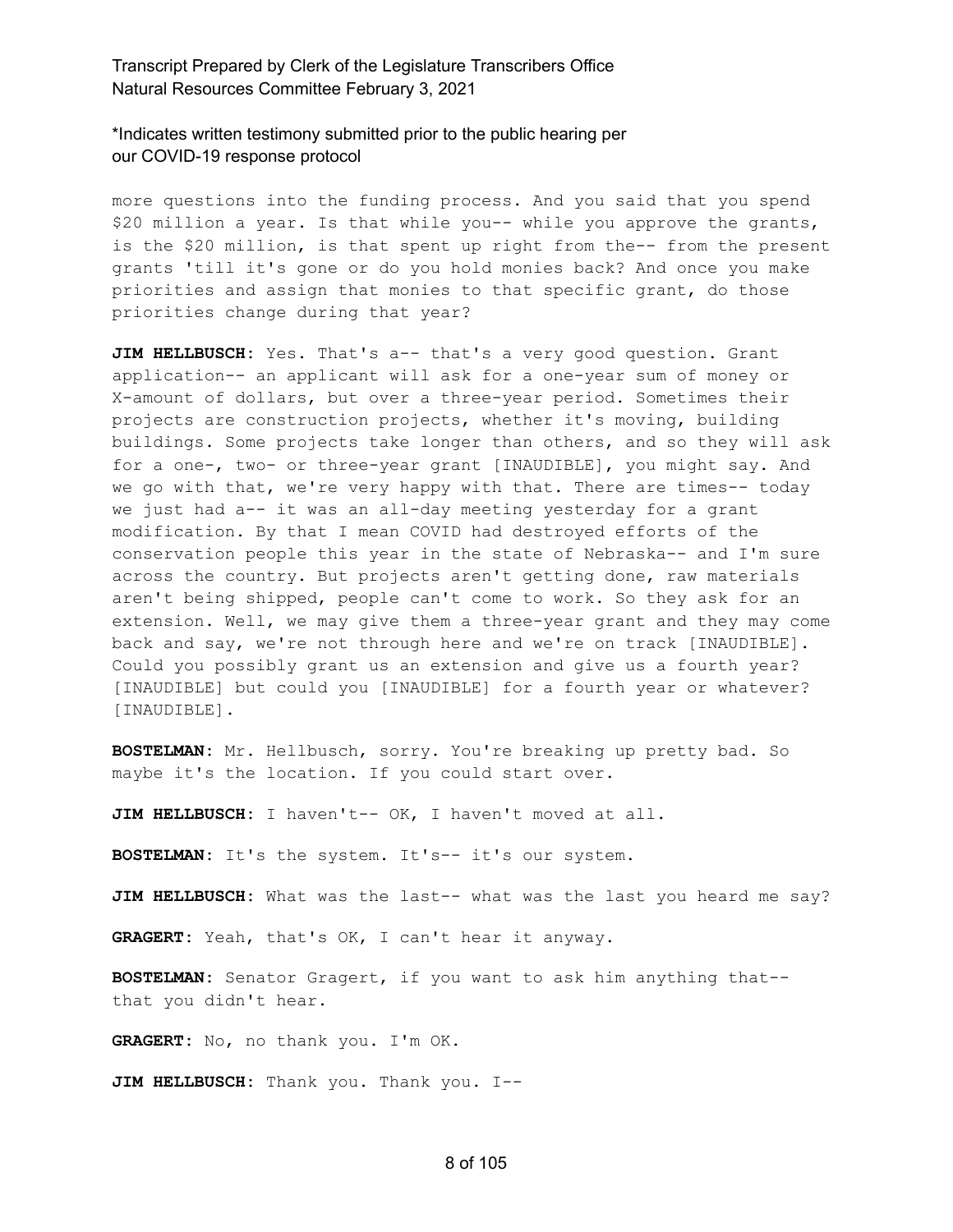more questions into the funding process. And you said that you spend $20 million a year. Is that while you-- while you approve the grants, is the $20 million, is that spent up right from the-- from the present grants 'till it's gone or do you hold monies back? And once you make priorities and assign that monies to that specific grant, do those priorities change during that year?

**JIM HELLBUSCH:** Yes. That's a-- that's a very good question. Grant application-- an applicant will ask for a one-year sum of money or X-amount of dollars, but over a three-year period. Sometimes their projects are construction projects, whether it's moving, building buildings. Some projects take longer than others, and so they will ask for a one-, two- or three-year grant [INAUDIBLE], you might say. And we go with that, we're very happy with that. There are times-- today we just had a-- it was an all-day meeting yesterday for a grant modification. By that I mean COVID had destroyed efforts of the conservation people this year in the state of Nebraska-- and I'm sure across the country. But projects aren't getting done, raw materials aren't being shipped, people can't come to work. So they ask for an extension. Well, we may give them a three-year grant and they may come back and say, we're not through here and we're on track [INAUDIBLE]. Could you possibly grant us an extension and give us a fourth year? [INAUDIBLE] but could you [INAUDIBLE] for a fourth year or whatever? [INAUDIBLE].

**BOSTELMAN:** Mr. Hellbusch, sorry. You're breaking up pretty bad. So maybe it's the location. If you could start over.

**JIM HELLBUSCH:** I haven't-- OK, I haven't moved at all.

**BOSTELMAN:** It's the system. It's-- it's our system.

**JIM HELLBUSCH:** What was the last-- what was the last you heard me say?

**GRAGERT:** Yeah, that's OK, I can't hear it anyway.

**BOSTELMAN:** Senator Gragert, if you want to ask him anything that-- that you didn't hear.

**GRAGERT:** No, no thank you. I'm OK.

**JIM HELLBUSCH:** Thank you. Thank you. I--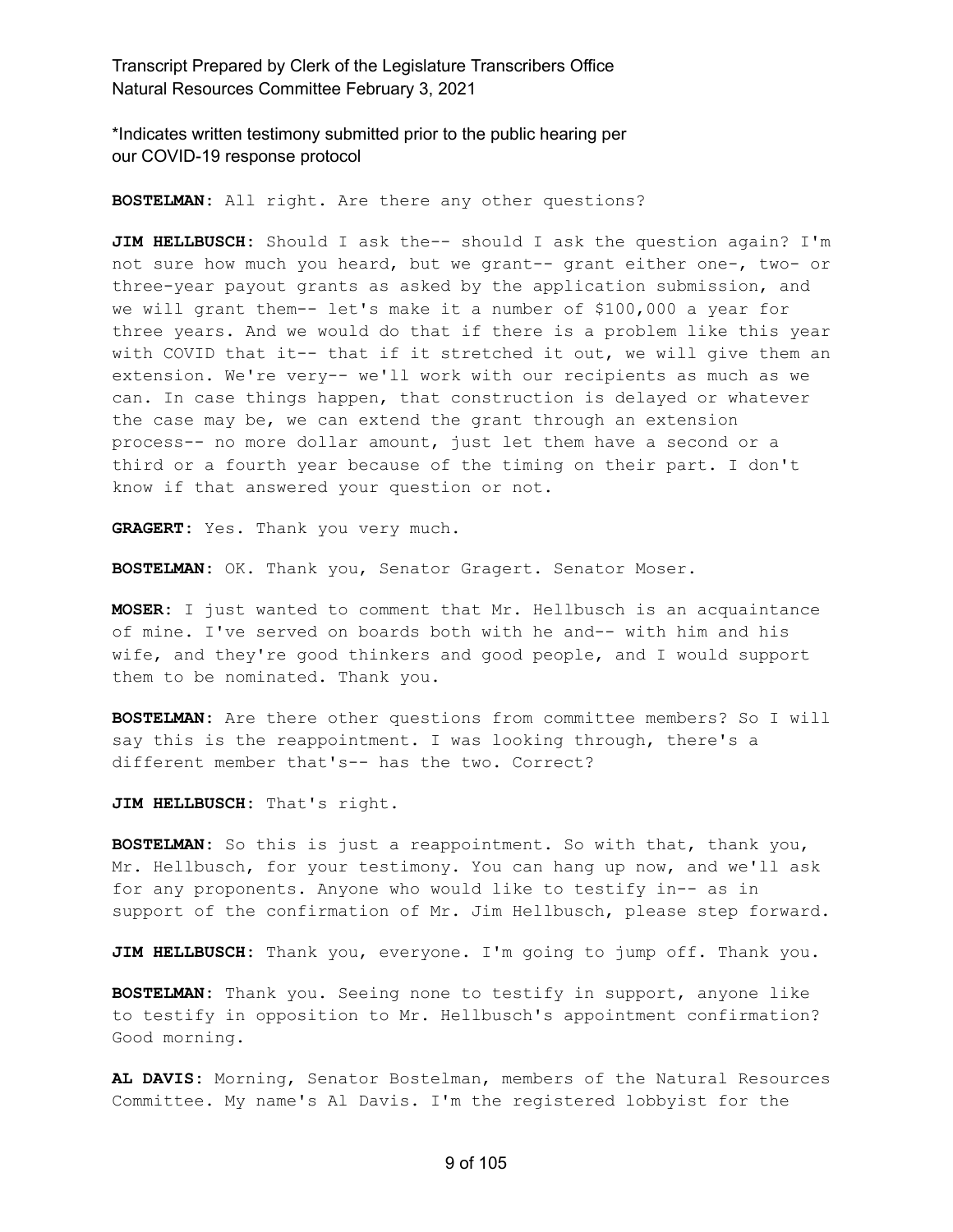*Indicates written testimony submitted prior to the public hearing per our COVID-19 response protocol

**BOSTELMAN:** All right. Are there any other questions?

**JIM HELLBUSCH:** Should I ask the-- should I ask the question again? I'm not sure how much you heard, but we grant-- grant either one-, two- or three-year payout grants as asked by the application submission, and we will grant them-- let's make it a number of $100,000 a year for three years. And we would do that if there is a problem like this year with COVID that it-- that if it stretched it out, we will give them an extension. We're very-- we'll work with our recipients as much as we can. In case things happen, that construction is delayed or whatever the case may be, we can extend the grant through an extension process-- no more dollar amount, just let them have a second or a third or a fourth year because of the timing on their part. I don't know if that answered your question or not.

**GRAGERT:** Yes. Thank you very much.

**BOSTELMAN:** OK. Thank you, Senator Gragert. Senator Moser.

**MOSER:** I just wanted to comment that Mr. Hellbusch is an acquaintance of mine. I've served on boards both with he and-- with him and his wife, and they're good thinkers and good people, and I would support them to be nominated. Thank you.

**BOSTELMAN:** Are there other questions from committee members? So I will say this is the reappointment. I was looking through, there's a different member that's-- has the two. Correct?

**JIM HELLBUSCH:** That's right.

**BOSTELMAN:** So this is just a reappointment. So with that, thank you, Mr. Hellbusch, for your testimony. You can hang up now, and we'll ask for any proponents. Anyone who would like to testify in-- as in support of the confirmation of Mr. Jim Hellbusch, please step forward.

**JIM HELLBUSCH:** Thank you, everyone. I'm going to jump off. Thank you.

**BOSTELMAN:** Thank you. Seeing none to testify in support, anyone like to testify in opposition to Mr. Hellbusch's appointment confirmation? Good morning.

**AL DAVIS:** Morning, Senator Bostelman, members of the Natural Resources Committee. My name's Al Davis. I'm the registered lobbyist for the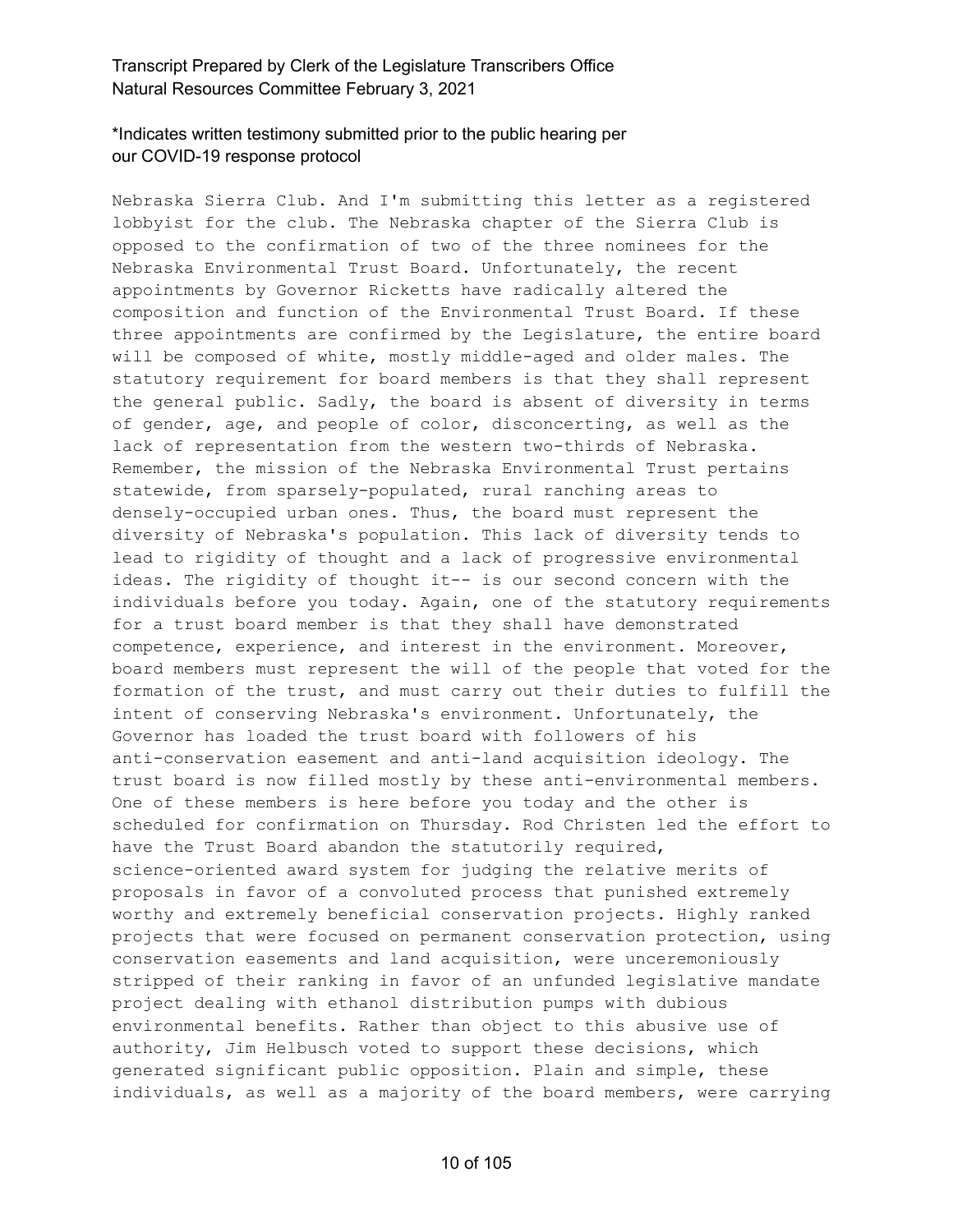*Indicates written testimony submitted prior to the public hearing per our COVID-19 response protocol

Nebraska Sierra Club. And I'm submitting this letter as a registered lobbyist for the club. The Nebraska chapter of the Sierra Club is opposed to the confirmation of two of the three nominees for the Nebraska Environmental Trust Board. Unfortunately, the recent appointments by Governor Ricketts have radically altered the composition and function of the Environmental Trust Board. If these three appointments are confirmed by the Legislature, the entire board will be composed of white, mostly middle-aged and older males. The statutory requirement for board members is that they shall represent the general public. Sadly, the board is absent of diversity in terms of gender, age, and people of color, disconcerting, as well as the lack of representation from the western two-thirds of Nebraska. Remember, the mission of the Nebraska Environmental Trust pertains statewide, from sparsely-populated, rural ranching areas to densely-occupied urban ones. Thus, the board must represent the diversity of Nebraska's population. This lack of diversity tends to lead to rigidity of thought and a lack of progressive environmental ideas. The rigidity of thought it-- is our second concern with the individuals before you today. Again, one of the statutory requirements for a trust board member is that they shall have demonstrated competence, experience, and interest in the environment. Moreover, board members must represent the will of the people that voted for the formation of the trust, and must carry out their duties to fulfill the intent of conserving Nebraska's environment. Unfortunately, the Governor has loaded the trust board with followers of his anti-conservation easement and anti-land acquisition ideology. The trust board is now filled mostly by these anti-environmental members. One of these members is here before you today and the other is scheduled for confirmation on Thursday. Rod Christen led the effort to have the Trust Board abandon the statutorily required, science-oriented award system for judging the relative merits of proposals in favor of a convoluted process that punished extremely worthy and extremely beneficial conservation projects. Highly ranked projects that were focused on permanent conservation protection, using conservation easements and land acquisition, were unceremoniously stripped of their ranking in favor of an unfunded legislative mandate project dealing with ethanol distribution pumps with dubious environmental benefits. Rather than object to this abusive use of authority, Jim Helbusch voted to support these decisions, which generated significant public opposition. Plain and simple, these individuals, as well as a majority of the board members, were carrying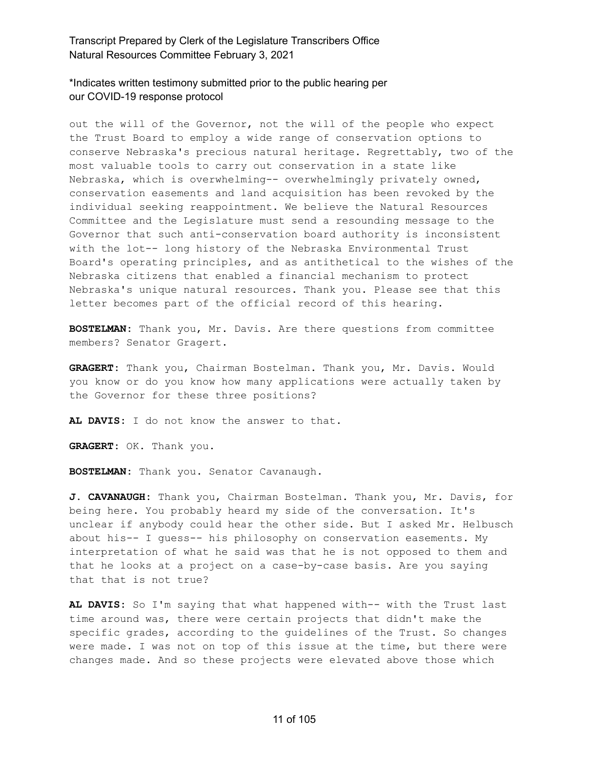out the will of the Governor, not the will of the people who expect the Trust Board to employ a wide range of conservation options to conserve Nebraska's precious natural heritage. Regrettably, two of the most valuable tools to carry out conservation in a state like Nebraska, which is overwhelming-- overwhelmingly privately owned, conservation easements and land acquisition has been revoked by the individual seeking reappointment. We believe the Natural Resources Committee and the Legislature must send a resounding message to the Governor that such anti-conservation board authority is inconsistent with the lot-- long history of the Nebraska Environmental Trust Board's operating principles, and as antithetical to the wishes of the Nebraska citizens that enabled a financial mechanism to protect Nebraska's unique natural resources. Thank you. Please see that this letter becomes part of the official record of this hearing.

**BOSTELMAN:** Thank you, Mr. Davis. Are there questions from committee members? Senator Gragert.

**GRAGERT:** Thank you, Chairman Bostelman. Thank you, Mr. Davis. Would you know or do you know how many applications were actually taken by the Governor for these three positions?

**AL DAVIS:** I do not know the answer to that.

**GRAGERT:** OK. Thank you.

**BOSTELMAN:** Thank you. Senator Cavanaugh.

**J. CAVANAUGH:** Thank you, Chairman Bostelman. Thank you, Mr. Davis, for being here. You probably heard my side of the conversation. It's unclear if anybody could hear the other side. But I asked Mr. Helbusch about his-- I guess-- his philosophy on conservation easements. My interpretation of what he said was that he is not opposed to them and that he looks at a project on a case-by-case basis. Are you saying that that is not true?

**AL DAVIS:** So I'm saying that what happened with-- with the Trust last time around was, there were certain projects that didn't make the specific grades, according to the guidelines of the Trust. So changes were made. I was not on top of this issue at the time, but there were changes made. And so these projects were elevated above those which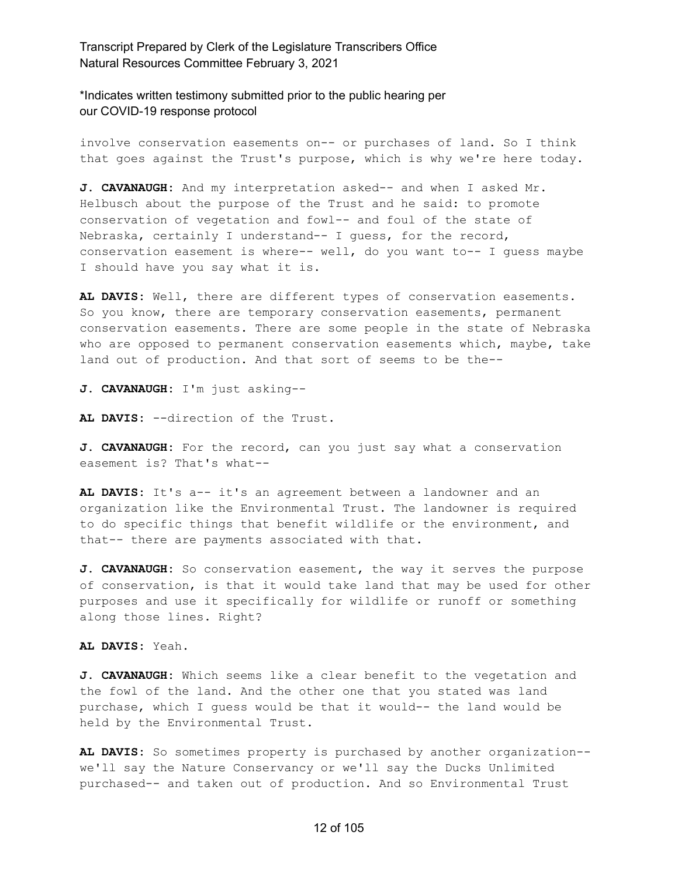involve conservation easements on-- or purchases of land. So I think that goes against the Trust's purpose, which is why we're here today.

**J. CAVANAUGH:** And my interpretation asked-- and when I asked Mr. Helbusch about the purpose of the Trust and he said: to promote conservation of vegetation and fowl-- and foul of the state of Nebraska, certainly I understand-- I guess, for the record, conservation easement is where-- well, do you want to-- I guess maybe I should have you say what it is.

**AL DAVIS:** Well, there are different types of conservation easements. So you know, there are temporary conservation easements, permanent conservation easements. There are some people in the state of Nebraska who are opposed to permanent conservation easements which, maybe, take land out of production. And that sort of seems to be the--

**J. CAVANAUGH:** I'm just asking--

**AL DAVIS:** --direction of the Trust.

**J. CAVANAUGH:** For the record, can you just say what a conservation easement is? That's what--

**AL DAVIS:** It's a-- it's an agreement between a landowner and an organization like the Environmental Trust. The landowner is required to do specific things that benefit wildlife or the environment, and that-- there are payments associated with that.

**J. CAVANAUGH:** So conservation easement, the way it serves the purpose of conservation, is that it would take land that may be used for other purposes and use it specifically for wildlife or runoff or something along those lines. Right?

**AL DAVIS:** Yeah.

**J. CAVANAUGH:** Which seems like a clear benefit to the vegetation and the fowl of the land. And the other one that you stated was land purchase, which I guess would be that it would-- the land would be held by the Environmental Trust.

**AL DAVIS:** So sometimes property is purchased by another organization-- we'll say the Nature Conservancy or we'll say the Ducks Unlimited purchased-- and taken out of production. And so Environmental Trust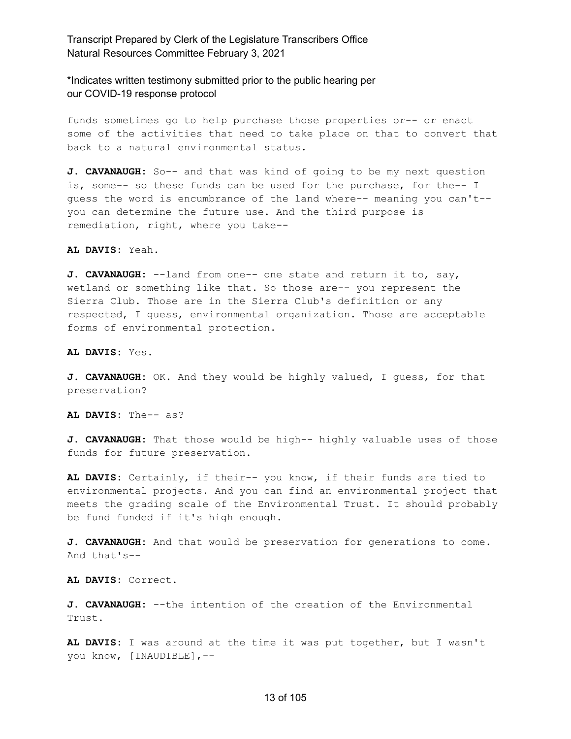funds sometimes go to help purchase those properties or-- or enact some of the activities that need to take place on that to convert that back to a natural environmental status.

**J. CAVANAUGH:** So-- and that was kind of going to be my next question is, some-- so these funds can be used for the purchase, for the-- I guess the word is encumbrance of the land where-- meaning you can't-- you can determine the future use. And the third purpose is remediation, right, where you take--

**AL DAVIS:** Yeah.

**J. CAVANAUGH:** --land from one-- one state and return it to, say, wetland or something like that. So those are-- you represent the Sierra Club. Those are in the Sierra Club's definition or any respected, I guess, environmental organization. Those are acceptable forms of environmental protection.

**AL DAVIS:** Yes.

**J. CAVANAUGH:** OK. And they would be highly valued, I guess, for that preservation?

**AL DAVIS:** The-- as?

**J. CAVANAUGH:** That those would be high-- highly valuable uses of those funds for future preservation.

**AL DAVIS:** Certainly, if their-- you know, if their funds are tied to environmental projects. And you can find an environmental project that meets the grading scale of the Environmental Trust. It should probably be fund funded if it's high enough.

**J. CAVANAUGH:** And that would be preservation for generations to come. And that's--

**AL DAVIS:** Correct.

**J. CAVANAUGH:** --the intention of the creation of the Environmental Trust.

**AL DAVIS:** I was around at the time it was put together, but I wasn't you know, [INAUDIBLE],--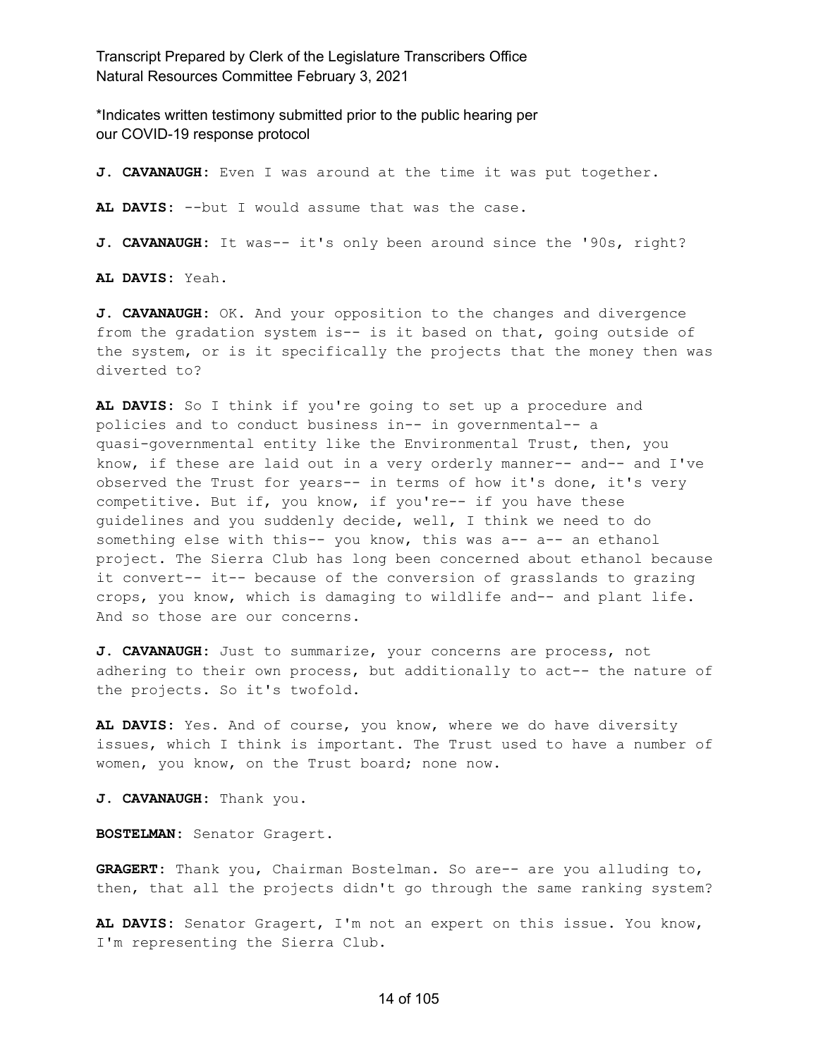*Indicates written testimony submitted prior to the public hearing per our COVID-19 response protocol

**J. CAVANAUGH:** Even I was around at the time it was put together.

**AL DAVIS:** --but I would assume that was the case.

**J. CAVANAUGH:** It was-- it's only been around since the '90s, right?

**AL DAVIS:** Yeah.

**J. CAVANAUGH:** OK. And your opposition to the changes and divergence from the gradation system is-- is it based on that, going outside of the system, or is it specifically the projects that the money then was diverted to?

**AL DAVIS:** So I think if you're going to set up a procedure and policies and to conduct business in-- in governmental-- a quasi-governmental entity like the Environmental Trust, then, you know, if these are laid out in a very orderly manner-- and-- and I've observed the Trust for years-- in terms of how it's done, it's very competitive. But if, you know, if you're-- if you have these guidelines and you suddenly decide, well, I think we need to do something else with this-- you know, this was a-- a-- an ethanol project. The Sierra Club has long been concerned about ethanol because it convert-- it-- because of the conversion of grasslands to grazing crops, you know, which is damaging to wildlife and-- and plant life. And so those are our concerns.

**J. CAVANAUGH:** Just to summarize, your concerns are process, not adhering to their own process, but additionally to act-- the nature of the projects. So it's twofold.

**AL DAVIS:** Yes. And of course, you know, where we do have diversity issues, which I think is important. The Trust used to have a number of women, you know, on the Trust board; none now.

**J. CAVANAUGH:** Thank you.

**BOSTELMAN:** Senator Gragert.

**GRAGERT:** Thank you, Chairman Bostelman. So are-- are you alluding to, then, that all the projects didn't go through the same ranking system?

**AL DAVIS:** Senator Gragert, I'm not an expert on this issue. You know, I'm representing the Sierra Club.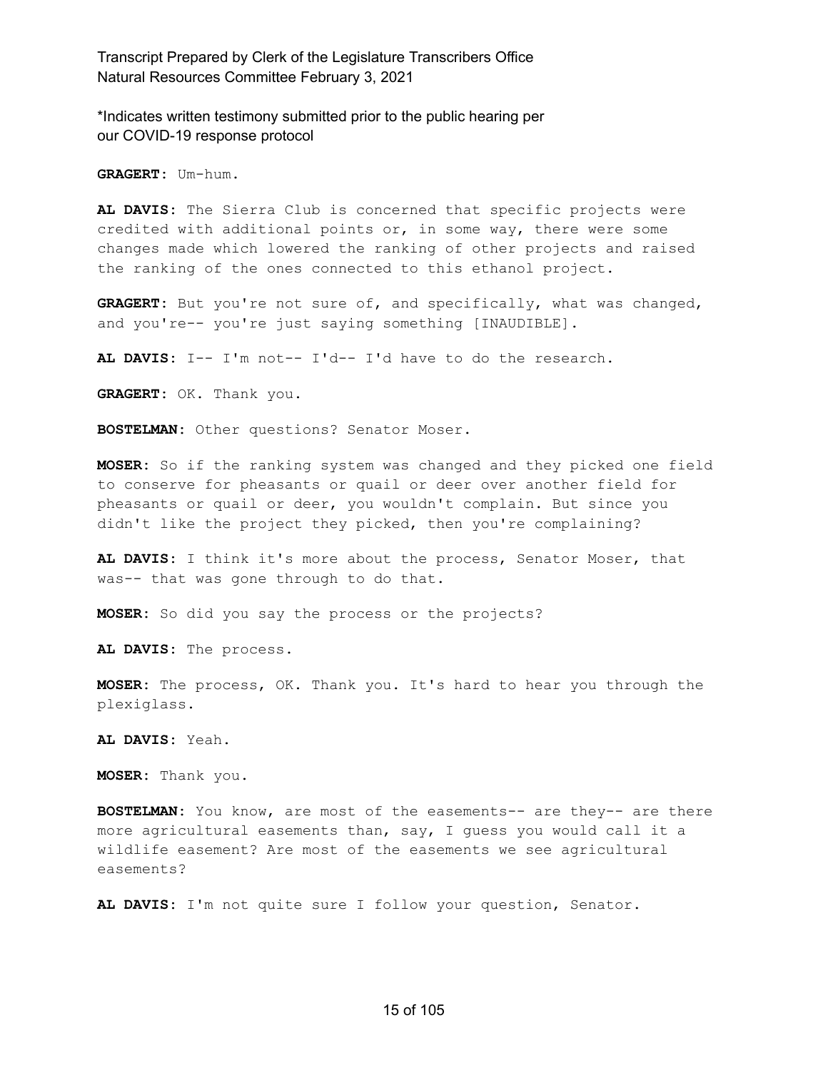**GRAGERT:** Um-hum.

**AL DAVIS:** The Sierra Club is concerned that specific projects were credited with additional points or, in some way, there were some changes made which lowered the ranking of other projects and raised the ranking of the ones connected to this ethanol project.

**GRAGERT:** But you're not sure of, and specifically, what was changed, and you're-- you're just saying something [INAUDIBLE].

**AL DAVIS:** I-- I'm not-- I'd-- I'd have to do the research.

**GRAGERT:** OK. Thank you.

**BOSTELMAN:** Other questions? Senator Moser.

**MOSER:** So if the ranking system was changed and they picked one field to conserve for pheasants or quail or deer over another field for pheasants or quail or deer, you wouldn't complain. But since you didn't like the project they picked, then you're complaining?

**AL DAVIS:** I think it's more about the process, Senator Moser, that was-- that was gone through to do that.

**MOSER:** So did you say the process or the projects?

**AL DAVIS:** The process.

**MOSER:** The process, OK. Thank you. It's hard to hear you through the plexiglass.

**AL DAVIS:** Yeah.

**MOSER:** Thank you.

**BOSTELMAN:** You know, are most of the easements-- are they-- are there more agricultural easements than, say, I guess you would call it a wildlife easement? Are most of the easements we see agricultural easements?

**AL DAVIS:** I'm not quite sure I follow your question, Senator.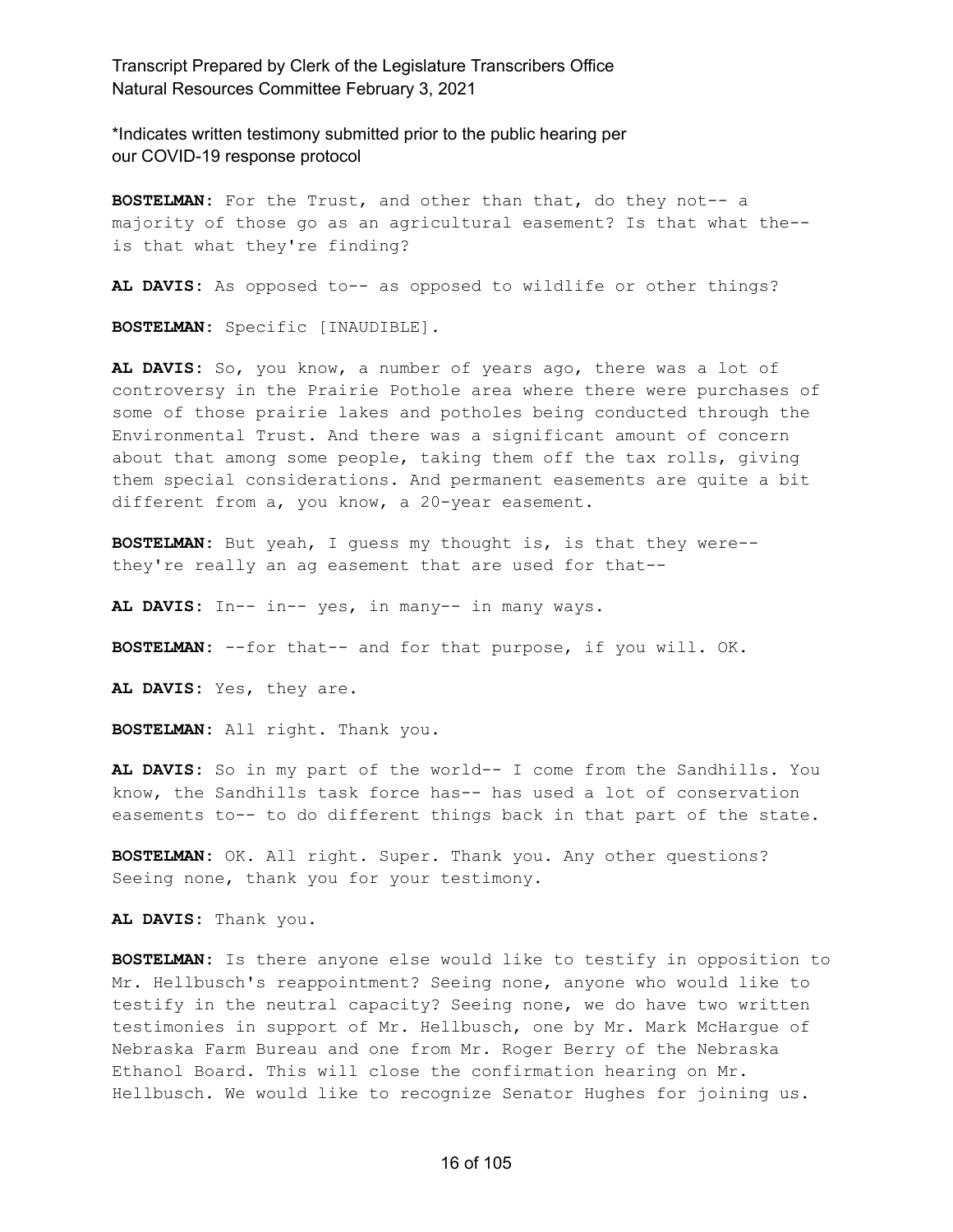**BOSTELMAN:** For the Trust, and other than that, do they not-- a majority of those go as an agricultural easement? Is that what the-- is that what they're finding?

**AL DAVIS:** As opposed to-- as opposed to wildlife or other things?

**BOSTELMAN:** Specific [INAUDIBLE].

**AL DAVIS:** So, you know, a number of years ago, there was a lot of controversy in the Prairie Pothole area where there were purchases of some of those prairie lakes and potholes being conducted through the Environmental Trust. And there was a significant amount of concern about that among some people, taking them off the tax rolls, giving them special considerations. And permanent easements are quite a bit different from a, you know, a 20-year easement.

**BOSTELMAN:** But yeah, I guess my thought is, is that they were-- they're really an ag easement that are used for that--

**AL DAVIS:** In-- in-- yes, in many-- in many ways.

**BOSTELMAN:** --for that-- and for that purpose, if you will. OK.

**AL DAVIS:** Yes, they are.

**BOSTELMAN:** All right. Thank you.

**AL DAVIS:** So in my part of the world-- I come from the Sandhills. You know, the Sandhills task force has-- has used a lot of conservation easements to-- to do different things back in that part of the state.

**BOSTELMAN:** OK. All right. Super. Thank you. Any other questions? Seeing none, thank you for your testimony.

**AL DAVIS:** Thank you.

**BOSTELMAN:** Is there anyone else would like to testify in opposition to Mr. Hellbusch's reappointment? Seeing none, anyone who would like to testify in the neutral capacity? Seeing none, we do have two written testimonies in support of Mr. Hellbusch, one by Mr. Mark McHargue of Nebraska Farm Bureau and one from Mr. Roger Berry of the Nebraska Ethanol Board. This will close the confirmation hearing on Mr. Hellbusch. We would like to recognize Senator Hughes for joining us.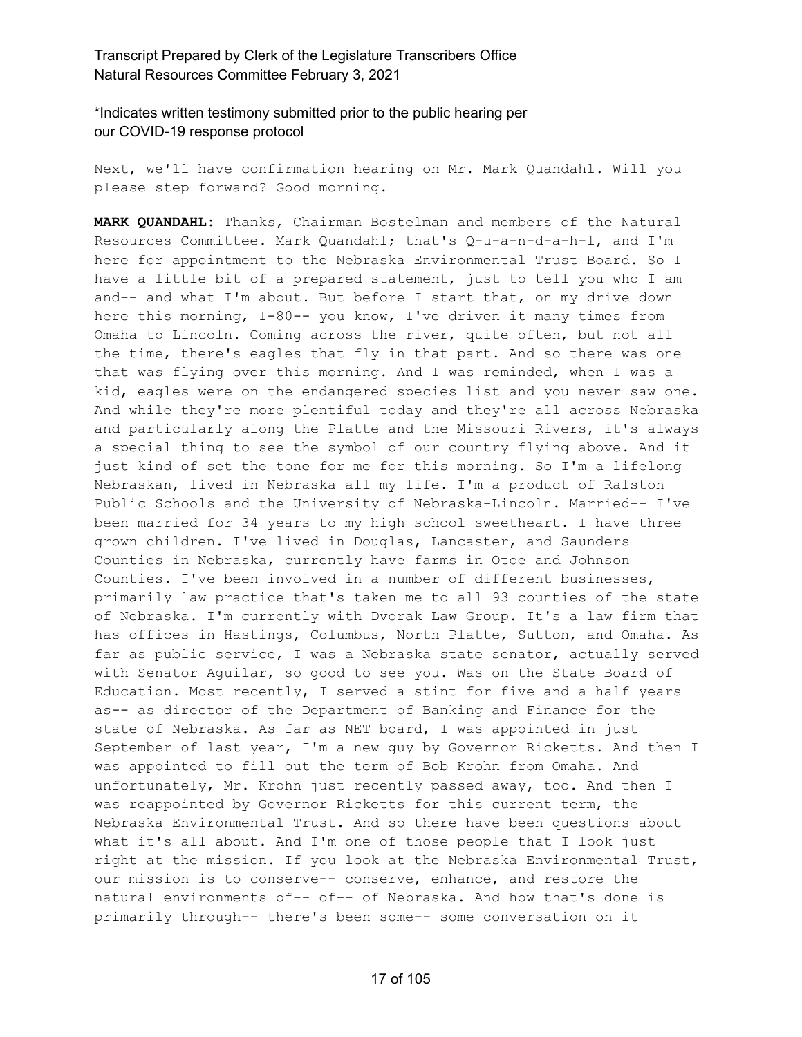Next, we'll have confirmation hearing on Mr. Mark Quandahl. Will you please step forward? Good morning.

**MARK QUANDAHL:** Thanks, Chairman Bostelman and members of the Natural Resources Committee. Mark Quandahl; that's Q-u-a-n-d-a-h-l, and I'm here for appointment to the Nebraska Environmental Trust Board. So I have a little bit of a prepared statement, just to tell you who I am and-- and what I'm about. But before I start that, on my drive down here this morning, I-80-- you know, I've driven it many times from Omaha to Lincoln. Coming across the river, quite often, but not all the time, there's eagles that fly in that part. And so there was one that was flying over this morning. And I was reminded, when I was a kid, eagles were on the endangered species list and you never saw one. And while they're more plentiful today and they're all across Nebraska and particularly along the Platte and the Missouri Rivers, it's always a special thing to see the symbol of our country flying above. And it just kind of set the tone for me for this morning. So I'm a lifelong Nebraskan, lived in Nebraska all my life. I'm a product of Ralston Public Schools and the University of Nebraska-Lincoln. Married-- I've been married for 34 years to my high school sweetheart. I have three grown children. I've lived in Douglas, Lancaster, and Saunders Counties in Nebraska, currently have farms in Otoe and Johnson Counties. I've been involved in a number of different businesses, primarily law practice that's taken me to all 93 counties of the state of Nebraska. I'm currently with Dvorak Law Group. It's a law firm that has offices in Hastings, Columbus, North Platte, Sutton, and Omaha. As far as public service, I was a Nebraska state senator, actually served with Senator Aguilar, so good to see you. Was on the State Board of Education. Most recently, I served a stint for five and a half years as-- as director of the Department of Banking and Finance for the state of Nebraska. As far as NET board, I was appointed in just September of last year, I'm a new guy by Governor Ricketts. And then I was appointed to fill out the term of Bob Krohn from Omaha. And unfortunately, Mr. Krohn just recently passed away, too. And then I was reappointed by Governor Ricketts for this current term, the Nebraska Environmental Trust. And so there have been questions about what it's all about. And I'm one of those people that I look just right at the mission. If you look at the Nebraska Environmental Trust, our mission is to conserve-- conserve, enhance, and restore the natural environments of-- of-- of Nebraska. And how that's done is primarily through-- there's been some-- some conversation on it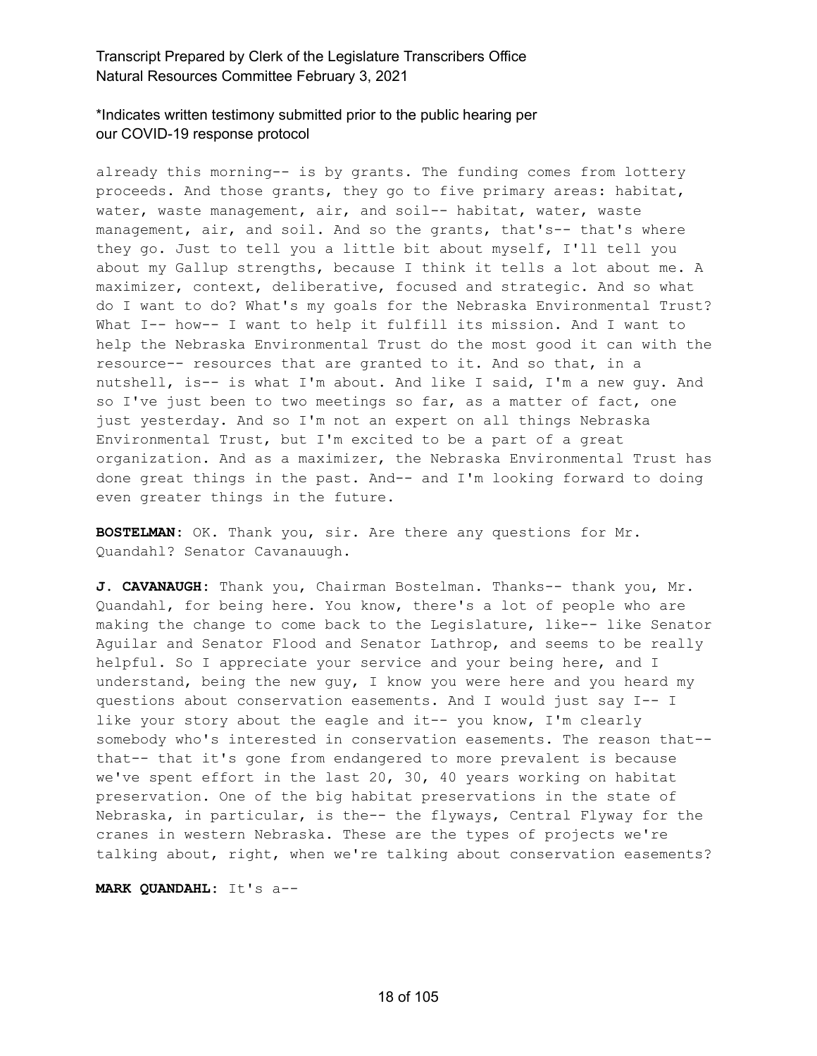already this morning-- is by grants. The funding comes from lottery proceeds. And those grants, they go to five primary areas: habitat, water, waste management, air, and soil-- habitat, water, waste management, air, and soil. And so the grants, that's-- that's where they go. Just to tell you a little bit about myself, I'll tell you about my Gallup strengths, because I think it tells a lot about me. A maximizer, context, deliberative, focused and strategic. And so what do I want to do? What's my goals for the Nebraska Environmental Trust? What I-- how-- I want to help it fulfill its mission. And I want to help the Nebraska Environmental Trust do the most good it can with the resource-- resources that are granted to it. And so that, in a nutshell, is-- is what I'm about. And like I said, I'm a new guy. And so I've just been to two meetings so far, as a matter of fact, one just yesterday. And so I'm not an expert on all things Nebraska Environmental Trust, but I'm excited to be a part of a great organization. And as a maximizer, the Nebraska Environmental Trust has done great things in the past. And-- and I'm looking forward to doing even greater things in the future.

**BOSTELMAN:** OK. Thank you, sir. Are there any questions for Mr. Quandahl? Senator Cavanauugh.

**J. CAVANAUGH:** Thank you, Chairman Bostelman. Thanks-- thank you, Mr. Quandahl, for being here. You know, there's a lot of people who are making the change to come back to the Legislature, like-- like Senator Aguilar and Senator Flood and Senator Lathrop, and seems to be really helpful. So I appreciate your service and your being here, and I understand, being the new guy, I know you were here and you heard my questions about conservation easements. And I would just say I-- I like your story about the eagle and it-- you know, I'm clearly somebody who's interested in conservation easements. The reason that-- that-- that it's gone from endangered to more prevalent is because we've spent effort in the last 20, 30, 40 years working on habitat preservation. One of the big habitat preservations in the state of Nebraska, in particular, is the-- the flyways, Central Flyway for the cranes in western Nebraska. These are the types of projects we're talking about, right, when we're talking about conservation easements?

**MARK QUANDAHL:** It's a--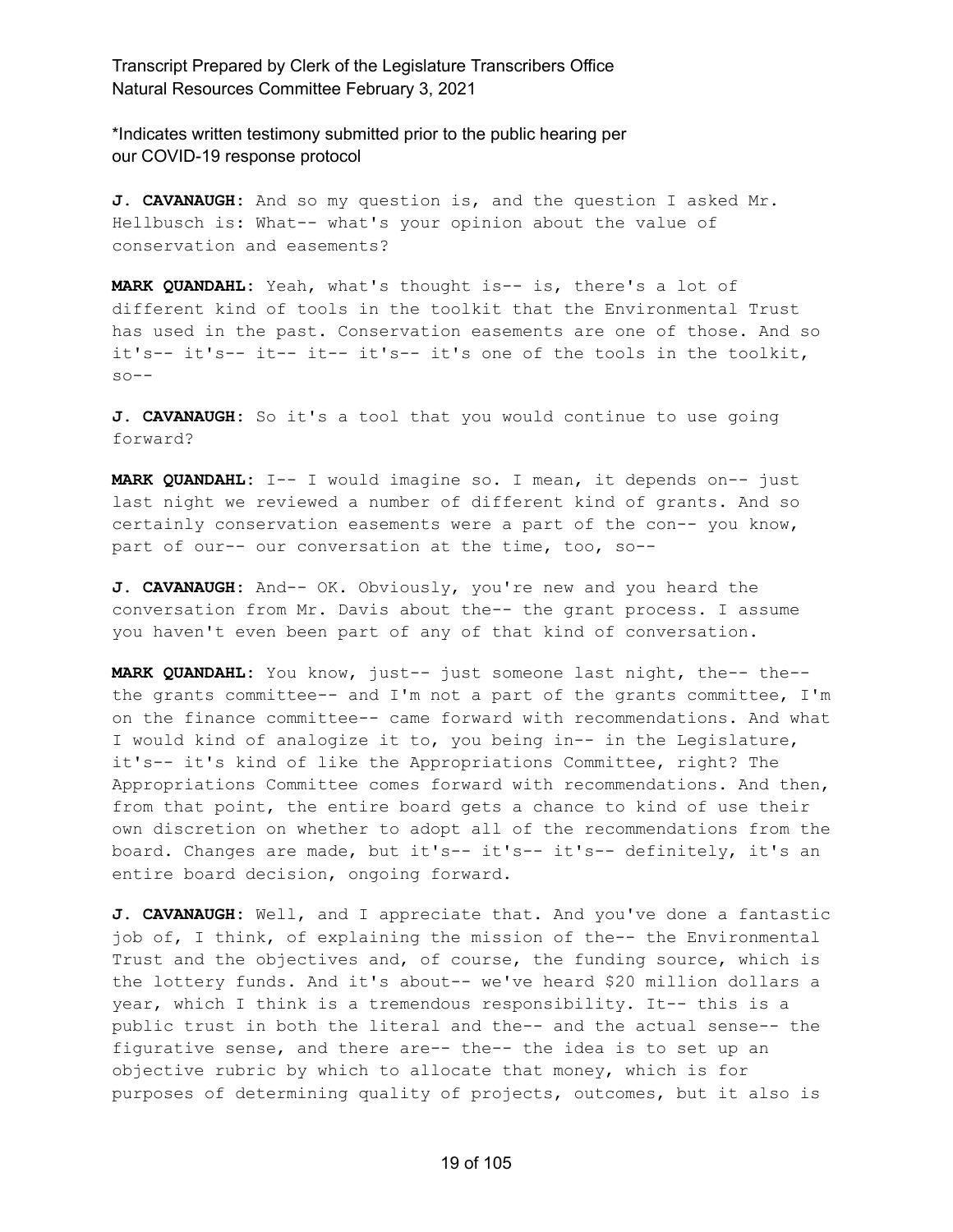*Indicates written testimony submitted prior to the public hearing per our COVID-19 response protocol

**J. CAVANAUGH:** And so my question is, and the question I asked Mr. Hellbusch is: What-- what's your opinion about the value of conservation and easements?

**MARK QUANDAHL:** Yeah, what's thought is-- is, there's a lot of different kind of tools in the toolkit that the Environmental Trust has used in the past. Conservation easements are one of those. And so it's-- it's-- it-- it-- it's-- it's one of the tools in the toolkit, so--

**J. CAVANAUGH:** So it's a tool that you would continue to use going forward?

**MARK QUANDAHL:** I-- I would imagine so. I mean, it depends on-- just last night we reviewed a number of different kind of grants. And so certainly conservation easements were a part of the con-- you know, part of our-- our conversation at the time, too, so--

**J. CAVANAUGH:** And-- OK. Obviously, you're new and you heard the conversation from Mr. Davis about the-- the grant process. I assume you haven't even been part of any of that kind of conversation.

**MARK QUANDAHL:** You know, just-- just someone last night, the-- the-- the grants committee-- and I'm not a part of the grants committee, I'm on the finance committee-- came forward with recommendations. And what I would kind of analogize it to, you being in-- in the Legislature, it's-- it's kind of like the Appropriations Committee, right? The Appropriations Committee comes forward with recommendations. And then, from that point, the entire board gets a chance to kind of use their own discretion on whether to adopt all of the recommendations from the board. Changes are made, but it's-- it's-- it's-- definitely, it's an entire board decision, ongoing forward.

**J. CAVANAUGH:** Well, and I appreciate that. And you've done a fantastic job of, I think, of explaining the mission of the-- the Environmental Trust and the objectives and, of course, the funding source, which is the lottery funds. And it's about-- we've heard $20 million dollars a year, which I think is a tremendous responsibility. It-- this is a public trust in both the literal and the-- and the actual sense-- the figurative sense, and there are-- the-- the idea is to set up an objective rubric by which to allocate that money, which is for purposes of determining quality of projects, outcomes, but it also is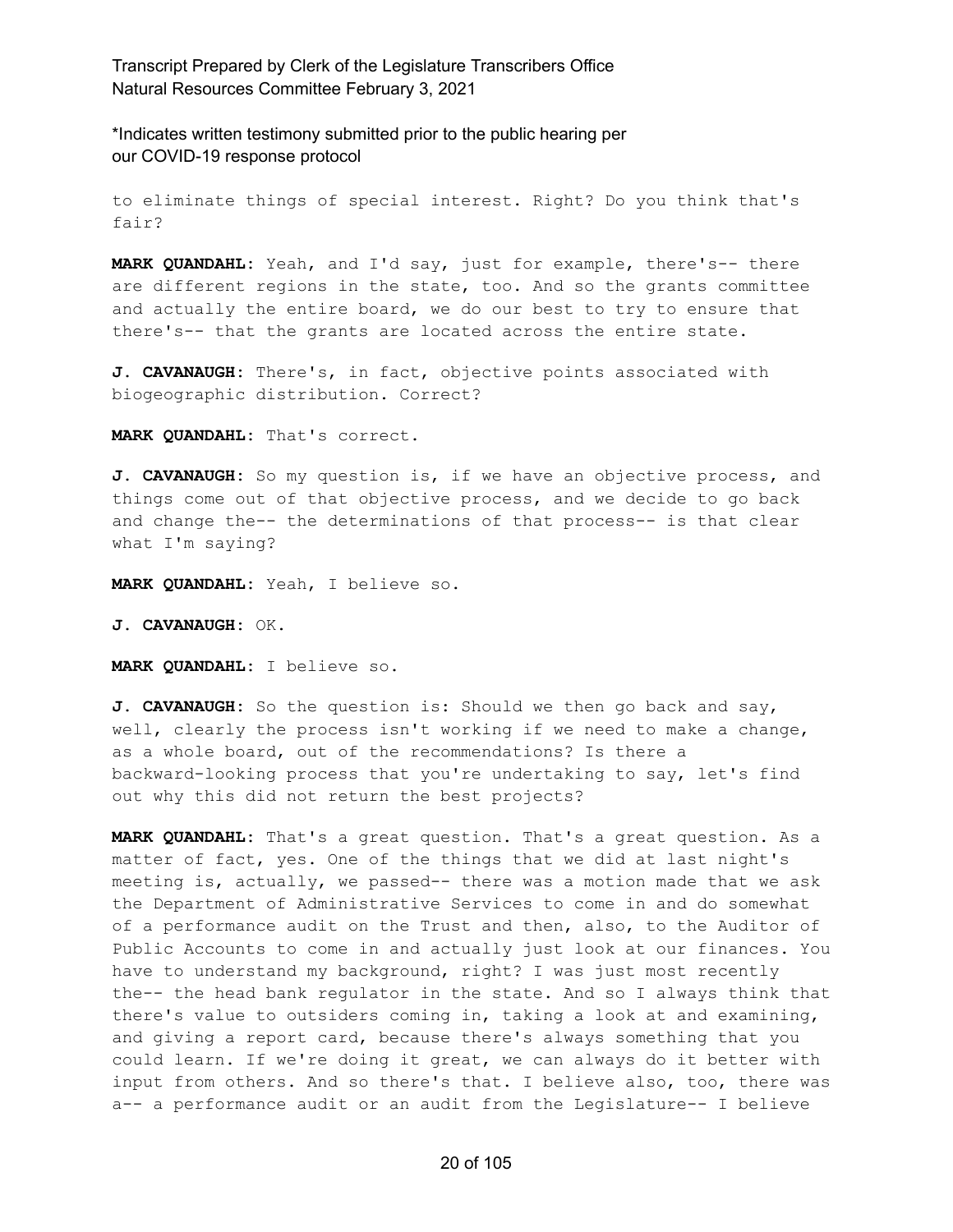to eliminate things of special interest. Right? Do you think that's fair?

**MARK QUANDAHL:** Yeah, and I'd say, just for example, there's-- there are different regions in the state, too. And so the grants committee and actually the entire board, we do our best to try to ensure that there's-- that the grants are located across the entire state.

**J. CAVANAUGH:** There's, in fact, objective points associated with biogeographic distribution. Correct?

**MARK QUANDAHL:** That's correct.

**J. CAVANAUGH:** So my question is, if we have an objective process, and things come out of that objective process, and we decide to go back and change the-- the determinations of that process-- is that clear what I'm saying?

**MARK QUANDAHL:** Yeah, I believe so.

**J. CAVANAUGH:** OK.

**MARK QUANDAHL:** I believe so.

**J. CAVANAUGH:** So the question is: Should we then go back and say, well, clearly the process isn't working if we need to make a change, as a whole board, out of the recommendations? Is there a backward-looking process that you're undertaking to say, let's find out why this did not return the best projects?

**MARK QUANDAHL:** That's a great question. That's a great question. As a matter of fact, yes. One of the things that we did at last night's meeting is, actually, we passed-- there was a motion made that we ask the Department of Administrative Services to come in and do somewhat of a performance audit on the Trust and then, also, to the Auditor of Public Accounts to come in and actually just look at our finances. You have to understand my background, right? I was just most recently the-- the head bank regulator in the state. And so I always think that there's value to outsiders coming in, taking a look at and examining, and giving a report card, because there's always something that you could learn. If we're doing it great, we can always do it better with input from others. And so there's that. I believe also, too, there was a-- a performance audit or an audit from the Legislature-- I believe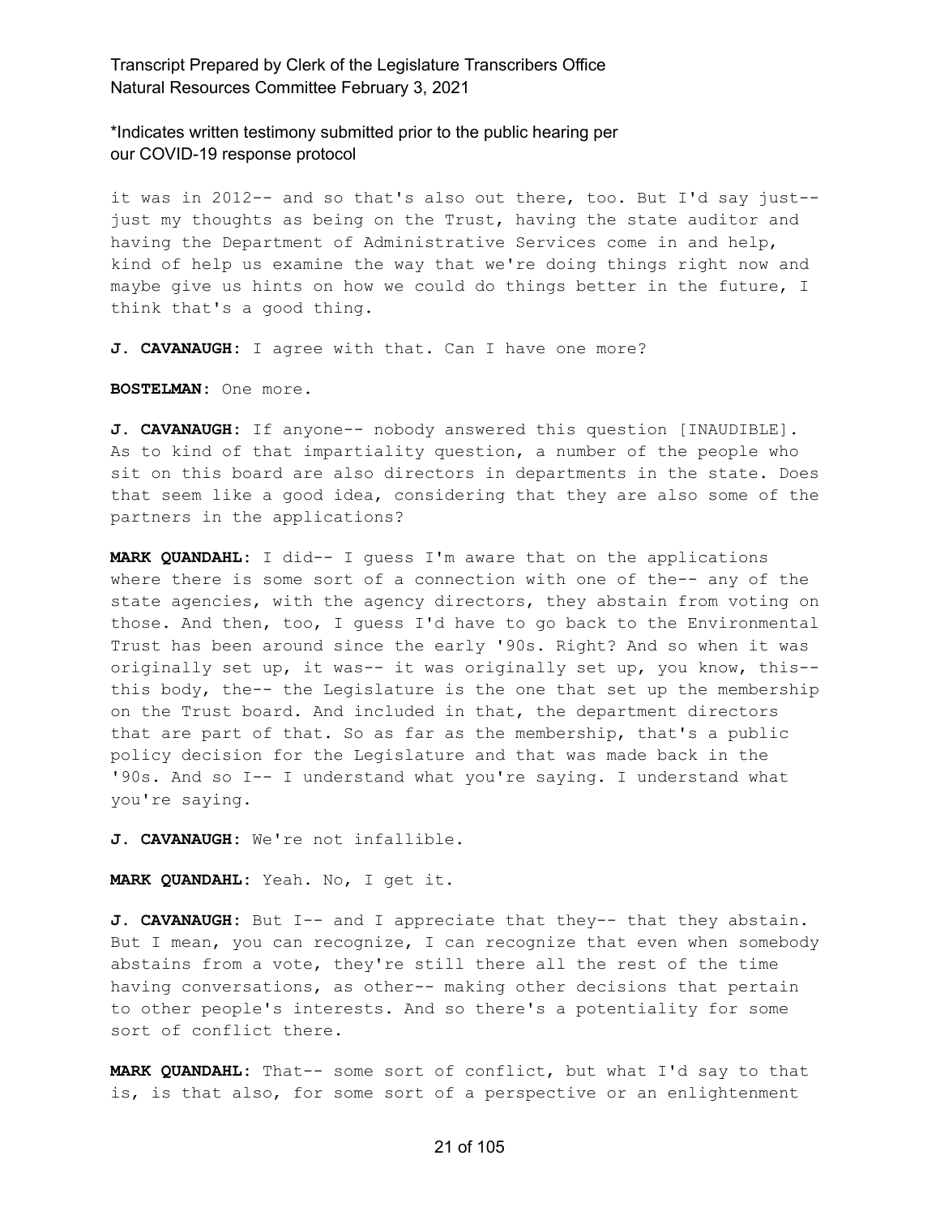it was in 2012-- and so that's also out there, too. But I'd say just-- just my thoughts as being on the Trust, having the state auditor and having the Department of Administrative Services come in and help, kind of help us examine the way that we're doing things right now and maybe give us hints on how we could do things better in the future, I think that's a good thing.

**J. CAVANAUGH:** I agree with that. Can I have one more?

**BOSTELMAN:** One more.

**J. CAVANAUGH:** If anyone-- nobody answered this question [INAUDIBLE]. As to kind of that impartiality question, a number of the people who sit on this board are also directors in departments in the state. Does that seem like a good idea, considering that they are also some of the partners in the applications?

**MARK QUANDAHL:** I did-- I guess I'm aware that on the applications where there is some sort of a connection with one of the-- any of the state agencies, with the agency directors, they abstain from voting on those. And then, too, I guess I'd have to go back to the Environmental Trust has been around since the early '90s. Right? And so when it was originally set up, it was-- it was originally set up, you know, this-- this body, the-- the Legislature is the one that set up the membership on the Trust board. And included in that, the department directors that are part of that. So as far as the membership, that's a public policy decision for the Legislature and that was made back in the '90s. And so I-- I understand what you're saying. I understand what you're saying.

**J. CAVANAUGH:** We're not infallible.

**MARK QUANDAHL:** Yeah. No, I get it.

**J. CAVANAUGH:** But I-- and I appreciate that they-- that they abstain. But I mean, you can recognize, I can recognize that even when somebody abstains from a vote, they're still there all the rest of the time having conversations, as other-- making other decisions that pertain to other people's interests. And so there's a potentiality for some sort of conflict there.

**MARK QUANDAHL:** That-- some sort of conflict, but what I'd say to that is, is that also, for some sort of a perspective or an enlightenment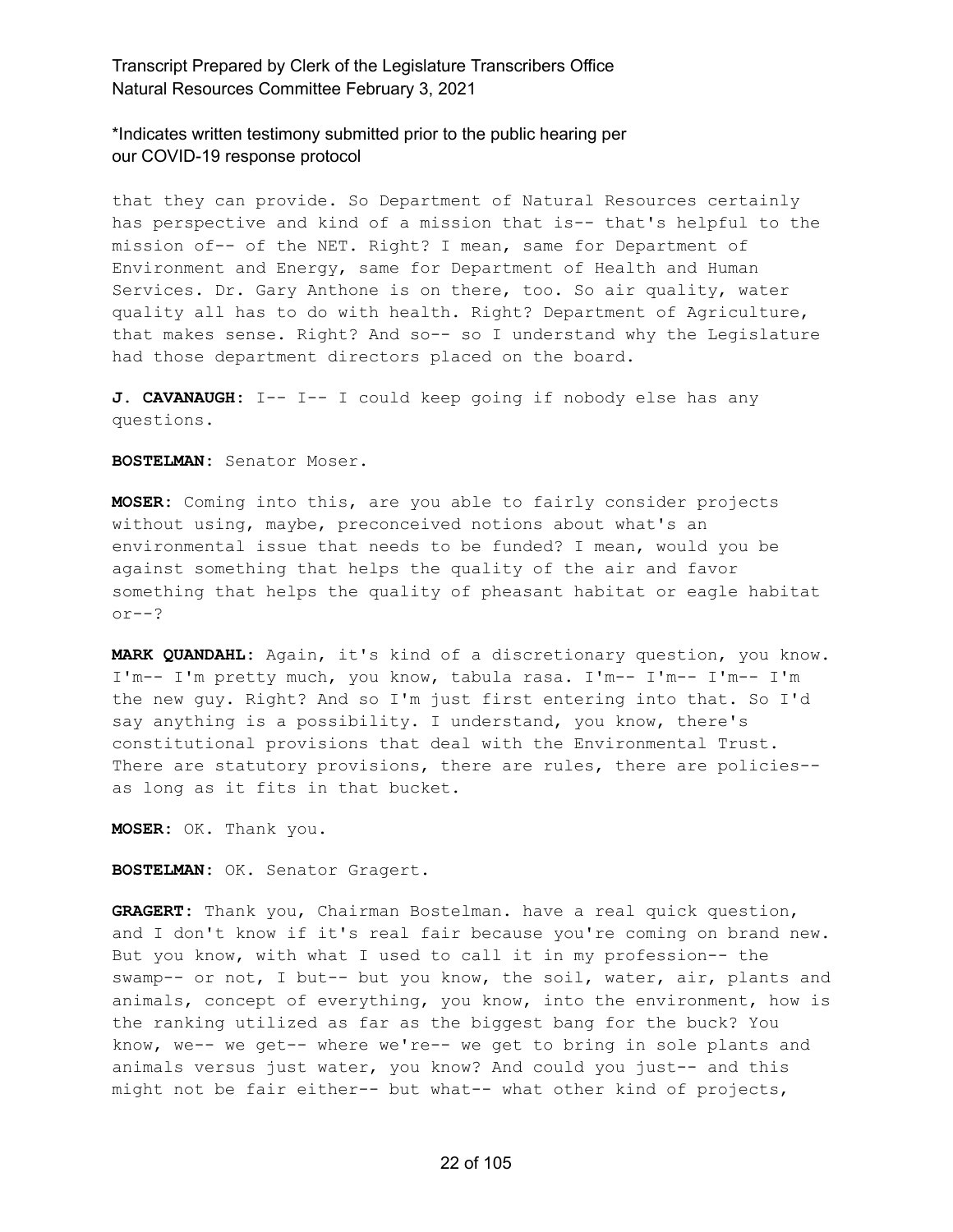that they can provide. So Department of Natural Resources certainly has perspective and kind of a mission that is-- that's helpful to the mission of-- of the NET. Right? I mean, same for Department of Environment and Energy, same for Department of Health and Human Services. Dr. Gary Anthone is on there, too. So air quality, water quality all has to do with health. Right? Department of Agriculture, that makes sense. Right? And so-- so I understand why the Legislature had those department directors placed on the board.

**J. CAVANAUGH:** I-- I-- I could keep going if nobody else has any questions.

**BOSTELMAN:** Senator Moser.

**MOSER:** Coming into this, are you able to fairly consider projects without using, maybe, preconceived notions about what's an environmental issue that needs to be funded? I mean, would you be against something that helps the quality of the air and favor something that helps the quality of pheasant habitat or eagle habitat or--?

**MARK QUANDAHL:** Again, it's kind of a discretionary question, you know. I'm-- I'm pretty much, you know, tabula rasa. I'm-- I'm-- I'm-- I'm the new guy. Right? And so I'm just first entering into that. So I'd say anything is a possibility. I understand, you know, there's constitutional provisions that deal with the Environmental Trust. There are statutory provisions, there are rules, there are policies-- as long as it fits in that bucket.

**MOSER:** OK. Thank you.

**BOSTELMAN:** OK. Senator Gragert.

**GRAGERT:** Thank you, Chairman Bostelman. have a real quick question, and I don't know if it's real fair because you're coming on brand new. But you know, with what I used to call it in my profession-- the swamp-- or not, I but-- but you know, the soil, water, air, plants and animals, concept of everything, you know, into the environment, how is the ranking utilized as far as the biggest bang for the buck? You know, we-- we get-- where we're-- we get to bring in sole plants and animals versus just water, you know? And could you just-- and this might not be fair either-- but what-- what other kind of projects,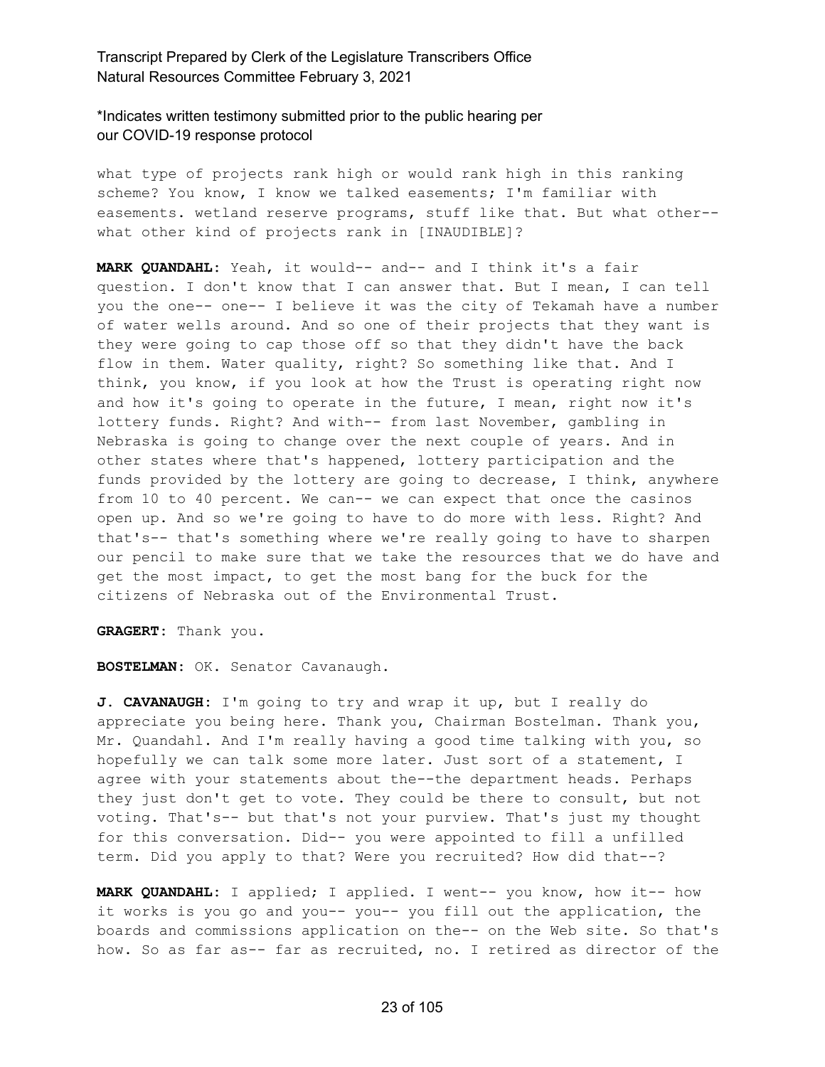what type of projects rank high or would rank high in this ranking scheme? You know, I know we talked easements; I'm familiar with easements. wetland reserve programs, stuff like that. But what other-- what other kind of projects rank in [INAUDIBLE]?

**MARK QUANDAHL:** Yeah, it would-- and-- and I think it's a fair question. I don't know that I can answer that. But I mean, I can tell you the one-- one-- I believe it was the city of Tekamah have a number of water wells around. And so one of their projects that they want is they were going to cap those off so that they didn't have the back flow in them. Water quality, right? So something like that. And I think, you know, if you look at how the Trust is operating right now and how it's going to operate in the future, I mean, right now it's lottery funds. Right? And with-- from last November, gambling in Nebraska is going to change over the next couple of years. And in other states where that's happened, lottery participation and the funds provided by the lottery are going to decrease, I think, anywhere from 10 to 40 percent. We can-- we can expect that once the casinos open up. And so we're going to have to do more with less. Right? And that's-- that's something where we're really going to have to sharpen our pencil to make sure that we take the resources that we do have and get the most impact, to get the most bang for the buck for the citizens of Nebraska out of the Environmental Trust.

**GRAGERT:** Thank you.

**BOSTELMAN:** OK. Senator Cavanaugh.

**J. CAVANAUGH:** I'm going to try and wrap it up, but I really do appreciate you being here. Thank you, Chairman Bostelman. Thank you, Mr. Quandahl. And I'm really having a good time talking with you, so hopefully we can talk some more later. Just sort of a statement, I agree with your statements about the--the department heads. Perhaps they just don't get to vote. They could be there to consult, but not voting. That's-- but that's not your purview. That's just my thought for this conversation. Did-- you were appointed to fill a unfilled term. Did you apply to that? Were you recruited? How did that--?

**MARK QUANDAHL:** I applied; I applied. I went-- you know, how it-- how it works is you go and you-- you-- you fill out the application, the boards and commissions application on the-- on the Web site. So that's how. So as far as-- far as recruited, no. I retired as director of the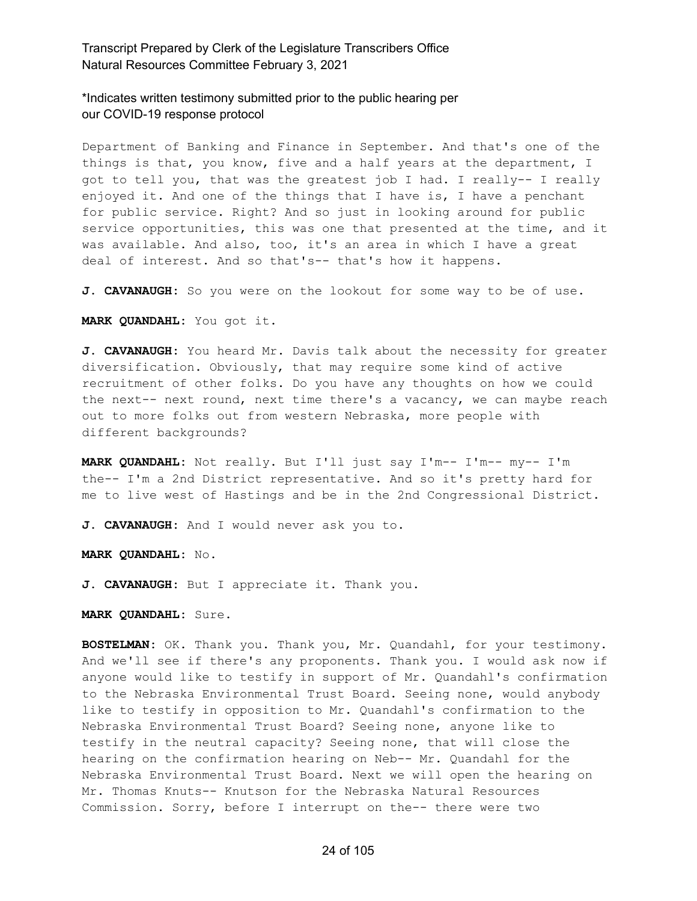Department of Banking and Finance in September. And that's one of the things is that, you know, five and a half years at the department, I got to tell you, that was the greatest job I had. I really-- I really enjoyed it. And one of the things that I have is, I have a penchant for public service. Right? And so just in looking around for public service opportunities, this was one that presented at the time, and it was available. And also, too, it's an area in which I have a great deal of interest. And so that's-- that's how it happens.

**J. CAVANAUGH:** So you were on the lookout for some way to be of use.

**MARK QUANDAHL:** You got it.

**J. CAVANAUGH:** You heard Mr. Davis talk about the necessity for greater diversification. Obviously, that may require some kind of active recruitment of other folks. Do you have any thoughts on how we could the next-- next round, next time there's a vacancy, we can maybe reach out to more folks out from western Nebraska, more people with different backgrounds?

**MARK QUANDAHL:** Not really. But I'll just say I'm-- I'm-- my-- I'm the-- I'm a 2nd District representative. And so it's pretty hard for me to live west of Hastings and be in the 2nd Congressional District.

**J. CAVANAUGH:** And I would never ask you to.

**MARK QUANDAHL:** No.

**J. CAVANAUGH:** But I appreciate it. Thank you.

**MARK QUANDAHL:** Sure.

**BOSTELMAN:** OK. Thank you. Thank you, Mr. Quandahl, for your testimony. And we'll see if there's any proponents. Thank you. I would ask now if anyone would like to testify in support of Mr. Quandahl's confirmation to the Nebraska Environmental Trust Board. Seeing none, would anybody like to testify in opposition to Mr. Quandahl's confirmation to the Nebraska Environmental Trust Board? Seeing none, anyone like to testify in the neutral capacity? Seeing none, that will close the hearing on the confirmation hearing on Neb-- Mr. Quandahl for the Nebraska Environmental Trust Board. Next we will open the hearing on Mr. Thomas Knuts-- Knutson for the Nebraska Natural Resources Commission. Sorry, before I interrupt on the-- there were two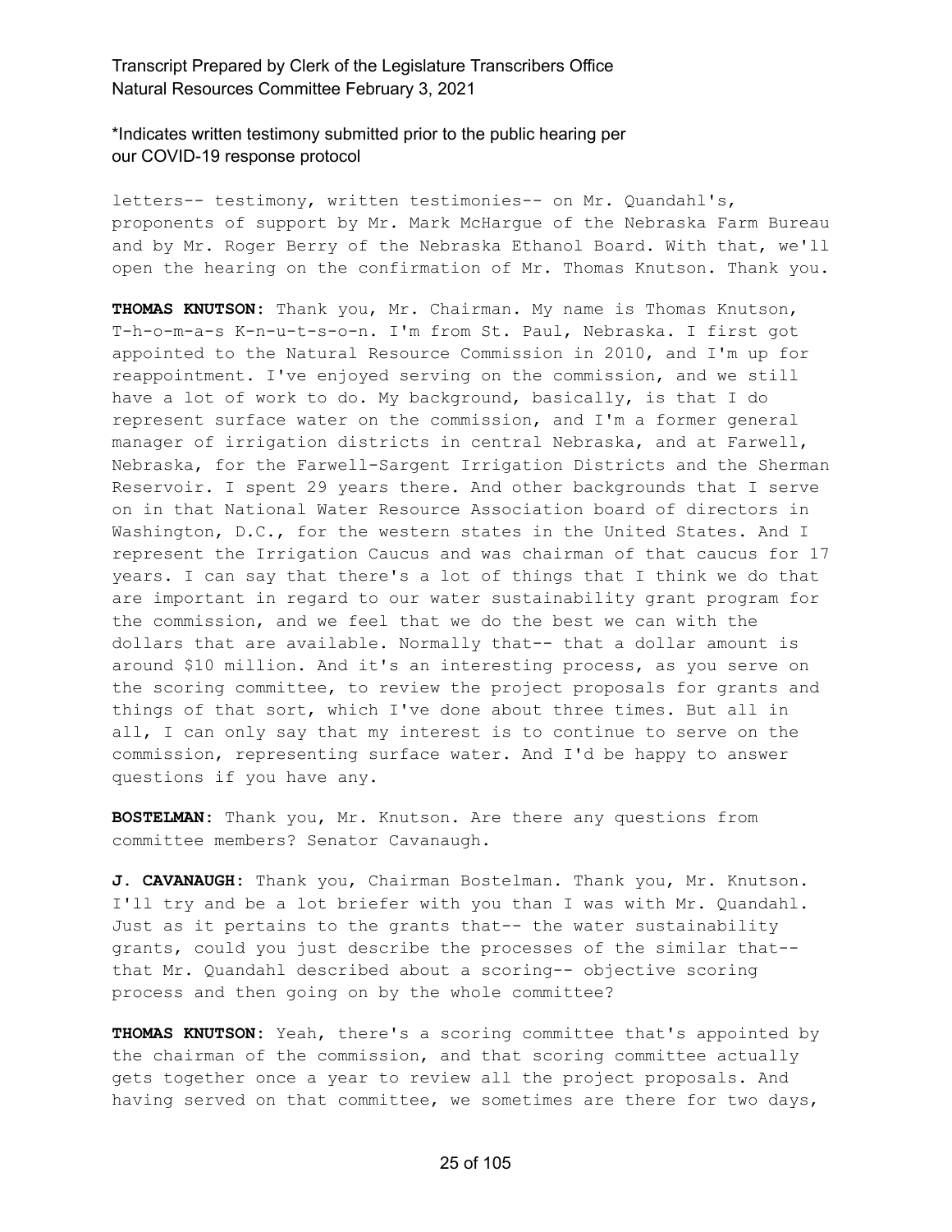letters-- testimony, written testimonies-- on Mr. Quandahl's, proponents of support by Mr. Mark McHargue of the Nebraska Farm Bureau and by Mr. Roger Berry of the Nebraska Ethanol Board. With that, we'll open the hearing on the confirmation of Mr. Thomas Knutson. Thank you.

**THOMAS KNUTSON:** Thank you, Mr. Chairman. My name is Thomas Knutson, T-h-o-m-a-s K-n-u-t-s-o-n. I'm from St. Paul, Nebraska. I first got appointed to the Natural Resource Commission in 2010, and I'm up for reappointment. I've enjoyed serving on the commission, and we still have a lot of work to do. My background, basically, is that I do represent surface water on the commission, and I'm a former general manager of irrigation districts in central Nebraska, and at Farwell, Nebraska, for the Farwell-Sargent Irrigation Districts and the Sherman Reservoir. I spent 29 years there. And other backgrounds that I serve on in that National Water Resource Association board of directors in Washington, D.C., for the western states in the United States. And I represent the Irrigation Caucus and was chairman of that caucus for 17 years. I can say that there's a lot of things that I think we do that are important in regard to our water sustainability grant program for the commission, and we feel that we do the best we can with the dollars that are available. Normally that-- that a dollar amount is around $10 million. And it's an interesting process, as you serve on the scoring committee, to review the project proposals for grants and things of that sort, which I've done about three times. But all in all, I can only say that my interest is to continue to serve on the commission, representing surface water. And I'd be happy to answer questions if you have any.

**BOSTELMAN:** Thank you, Mr. Knutson. Are there any questions from committee members? Senator Cavanaugh.

**J. CAVANAUGH:** Thank you, Chairman Bostelman. Thank you, Mr. Knutson. I'll try and be a lot briefer with you than I was with Mr. Quandahl. Just as it pertains to the grants that-- the water sustainability grants, could you just describe the processes of the similar that-- that Mr. Quandahl described about a scoring-- objective scoring process and then going on by the whole committee?

**THOMAS KNUTSON:** Yeah, there's a scoring committee that's appointed by the chairman of the commission, and that scoring committee actually gets together once a year to review all the project proposals. And having served on that committee, we sometimes are there for two days,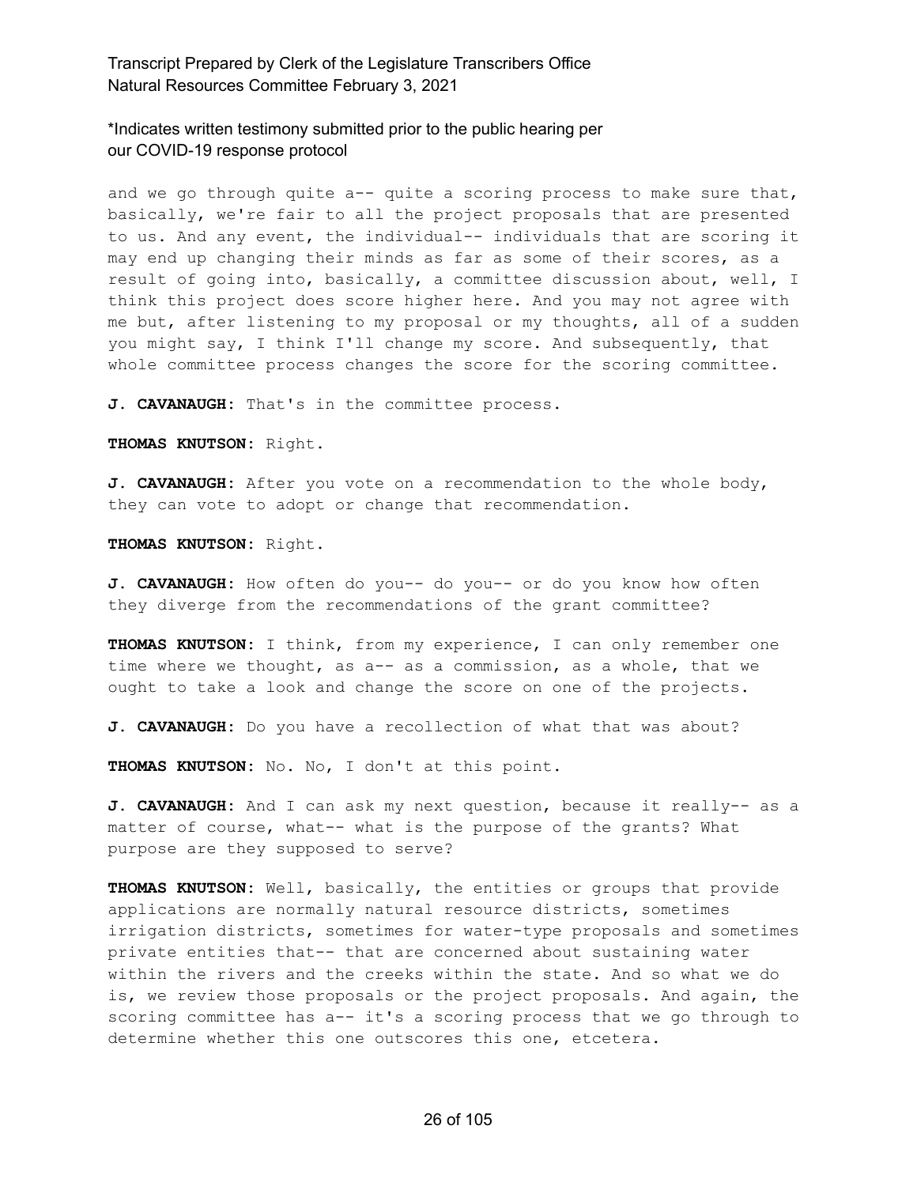and we go through quite a-- quite a scoring process to make sure that, basically, we're fair to all the project proposals that are presented to us. And any event, the individual-- individuals that are scoring it may end up changing their minds as far as some of their scores, as a result of going into, basically, a committee discussion about, well, I think this project does score higher here. And you may not agree with me but, after listening to my proposal or my thoughts, all of a sudden you might say, I think I'll change my score. And subsequently, that whole committee process changes the score for the scoring committee.

**J. CAVANAUGH:** That's in the committee process.

**THOMAS KNUTSON:** Right.

**J. CAVANAUGH:** After you vote on a recommendation to the whole body, they can vote to adopt or change that recommendation.

**THOMAS KNUTSON:** Right.

**J. CAVANAUGH:** How often do you-- do you-- or do you know how often they diverge from the recommendations of the grant committee?

**THOMAS KNUTSON:** I think, from my experience, I can only remember one time where we thought, as a-- as a commission, as a whole, that we ought to take a look and change the score on one of the projects.

**J. CAVANAUGH:** Do you have a recollection of what that was about?

**THOMAS KNUTSON:** No. No, I don't at this point.

**J. CAVANAUGH:** And I can ask my next question, because it really-- as a matter of course, what-- what is the purpose of the grants? What purpose are they supposed to serve?

**THOMAS KNUTSON:** Well, basically, the entities or groups that provide applications are normally natural resource districts, sometimes irrigation districts, sometimes for water-type proposals and sometimes private entities that-- that are concerned about sustaining water within the rivers and the creeks within the state. And so what we do is, we review those proposals or the project proposals. And again, the scoring committee has a-- it's a scoring process that we go through to determine whether this one outscores this one, etcetera.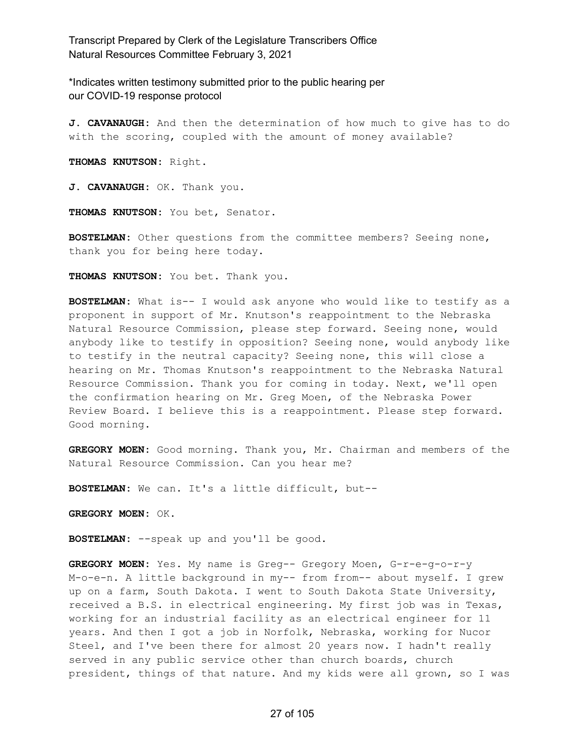*Indicates written testimony submitted prior to the public hearing per our COVID-19 response protocol

**J. CAVANAUGH:** And then the determination of how much to give has to do with the scoring, coupled with the amount of money available?

**THOMAS KNUTSON:** Right.

**J. CAVANAUGH:** OK. Thank you.

**THOMAS KNUTSON:** You bet, Senator.

**BOSTELMAN:** Other questions from the committee members? Seeing none, thank you for being here today.

**THOMAS KNUTSON:** You bet. Thank you.

**BOSTELMAN:** What is-- I would ask anyone who would like to testify as a proponent in support of Mr. Knutson's reappointment to the Nebraska Natural Resource Commission, please step forward. Seeing none, would anybody like to testify in opposition? Seeing none, would anybody like to testify in the neutral capacity? Seeing none, this will close a hearing on Mr. Thomas Knutson's reappointment to the Nebraska Natural Resource Commission. Thank you for coming in today. Next, we'll open the confirmation hearing on Mr. Greg Moen, of the Nebraska Power Review Board. I believe this is a reappointment. Please step forward. Good morning.

**GREGORY MOEN:** Good morning. Thank you, Mr. Chairman and members of the Natural Resource Commission. Can you hear me?

**BOSTELMAN:** We can. It's a little difficult, but--

**GREGORY MOEN:** OK.

**BOSTELMAN:** --speak up and you'll be good.

**GREGORY MOEN:** Yes. My name is Greg-- Gregory Moen, G-r-e-g-o-r-y M-o-e-n. A little background in my-- from from-- about myself. I grew up on a farm, South Dakota. I went to South Dakota State University, received a B.S. in electrical engineering. My first job was in Texas, working for an industrial facility as an electrical engineer for 11 years. And then I got a job in Norfolk, Nebraska, working for Nucor Steel, and I've been there for almost 20 years now. I hadn't really served in any public service other than church boards, church president, things of that nature. And my kids were all grown, so I was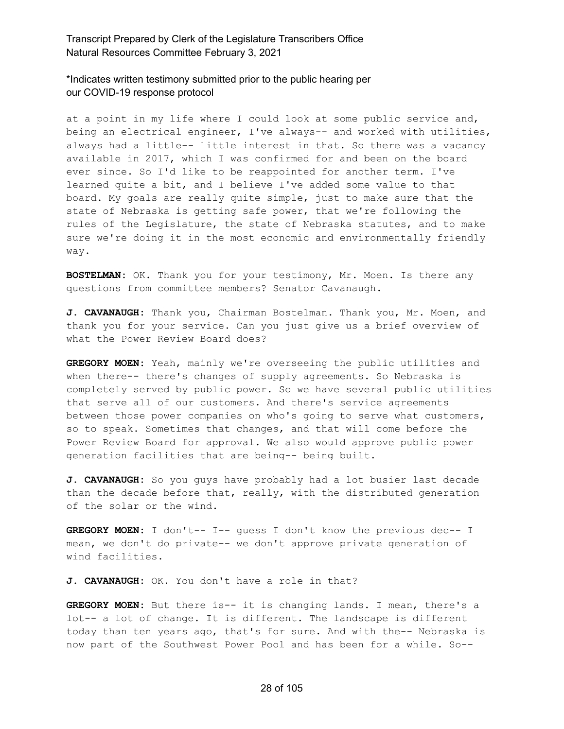at a point in my life where I could look at some public service and, being an electrical engineer, I've always-- and worked with utilities, always had a little-- little interest in that. So there was a vacancy available in 2017, which I was confirmed for and been on the board ever since. So I'd like to be reappointed for another term. I've learned quite a bit, and I believe I've added some value to that board. My goals are really quite simple, just to make sure that the state of Nebraska is getting safe power, that we're following the rules of the Legislature, the state of Nebraska statutes, and to make sure we're doing it in the most economic and environmentally friendly way.

**BOSTELMAN:** OK. Thank you for your testimony, Mr. Moen. Is there any questions from committee members? Senator Cavanaugh.

**J. CAVANAUGH:** Thank you, Chairman Bostelman. Thank you, Mr. Moen, and thank you for your service. Can you just give us a brief overview of what the Power Review Board does?

**GREGORY MOEN:** Yeah, mainly we're overseeing the public utilities and when there-- there's changes of supply agreements. So Nebraska is completely served by public power. So we have several public utilities that serve all of our customers. And there's service agreements between those power companies on who's going to serve what customers, so to speak. Sometimes that changes, and that will come before the Power Review Board for approval. We also would approve public power generation facilities that are being-- being built.

**J. CAVANAUGH:** So you guys have probably had a lot busier last decade than the decade before that, really, with the distributed generation of the solar or the wind.

**GREGORY MOEN:** I don't-- I-- guess I don't know the previous dec-- I mean, we don't do private-- we don't approve private generation of wind facilities.

**J. CAVANAUGH:** OK. You don't have a role in that?

**GREGORY MOEN:** But there is-- it is changing lands. I mean, there's a lot-- a lot of change. It is different. The landscape is different today than ten years ago, that's for sure. And with the-- Nebraska is now part of the Southwest Power Pool and has been for a while. So--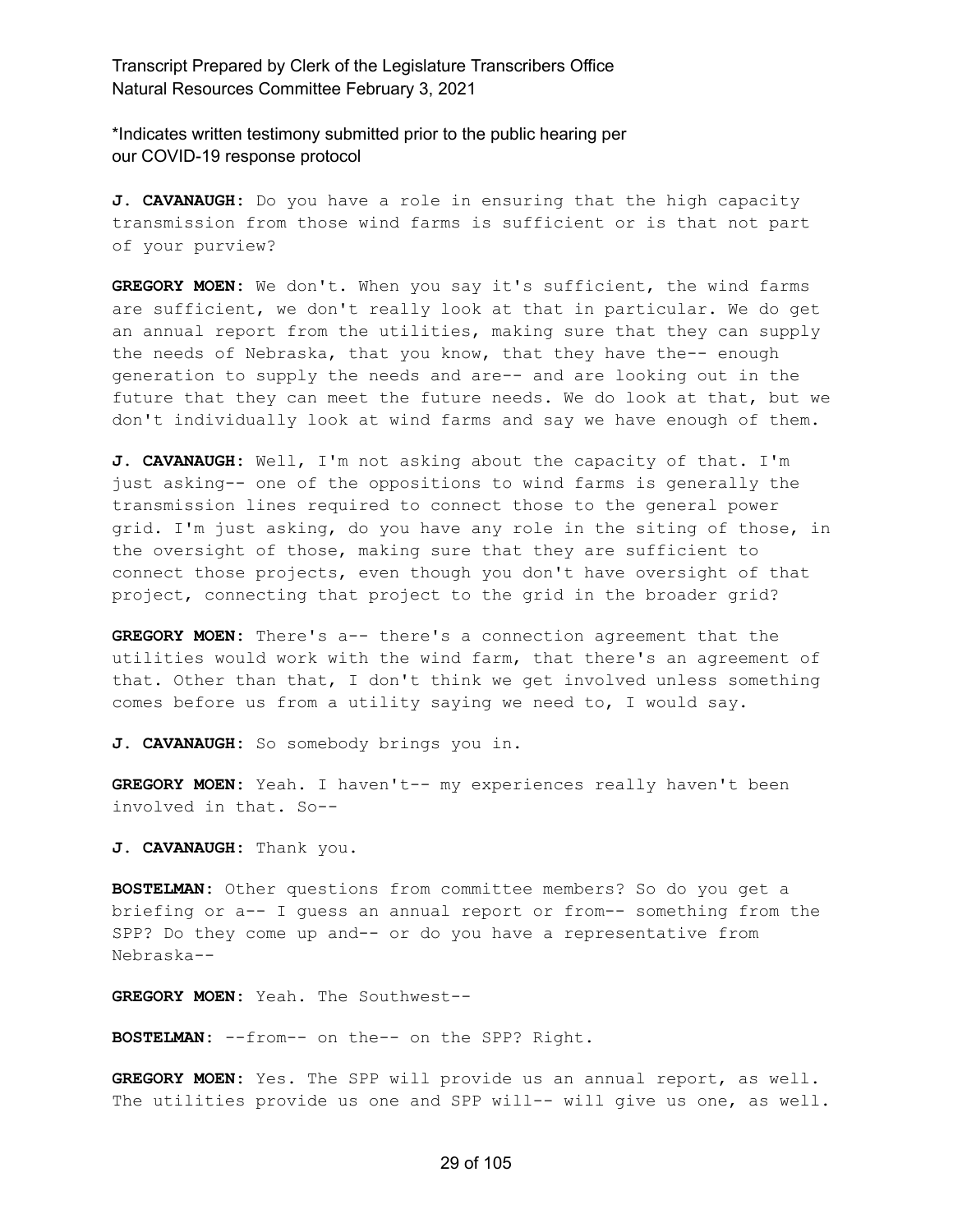**J. CAVANAUGH:** Do you have a role in ensuring that the high capacity transmission from those wind farms is sufficient or is that not part of your purview?

**GREGORY MOEN:** We don't. When you say it's sufficient, the wind farms are sufficient, we don't really look at that in particular. We do get an annual report from the utilities, making sure that they can supply the needs of Nebraska, that you know, that they have the-- enough generation to supply the needs and are-- and are looking out in the future that they can meet the future needs. We do look at that, but we don't individually look at wind farms and say we have enough of them.

**J. CAVANAUGH:** Well, I'm not asking about the capacity of that. I'm just asking-- one of the oppositions to wind farms is generally the transmission lines required to connect those to the general power grid. I'm just asking, do you have any role in the siting of those, in the oversight of those, making sure that they are sufficient to connect those projects, even though you don't have oversight of that project, connecting that project to the grid in the broader grid?

**GREGORY MOEN:** There's a-- there's a connection agreement that the utilities would work with the wind farm, that there's an agreement of that. Other than that, I don't think we get involved unless something comes before us from a utility saying we need to, I would say.

**J. CAVANAUGH:** So somebody brings you in.

**GREGORY MOEN:** Yeah. I haven't-- my experiences really haven't been involved in that. So--

**J. CAVANAUGH:** Thank you.

**BOSTELMAN:** Other questions from committee members? So do you get a briefing or a-- I guess an annual report or from-- something from the SPP? Do they come up and-- or do you have a representative from Nebraska--

**GREGORY MOEN:** Yeah. The Southwest--

**BOSTELMAN:** --from-- on the-- on the SPP? Right.

**GREGORY MOEN:** Yes. The SPP will provide us an annual report, as well. The utilities provide us one and SPP will-- will give us one, as well.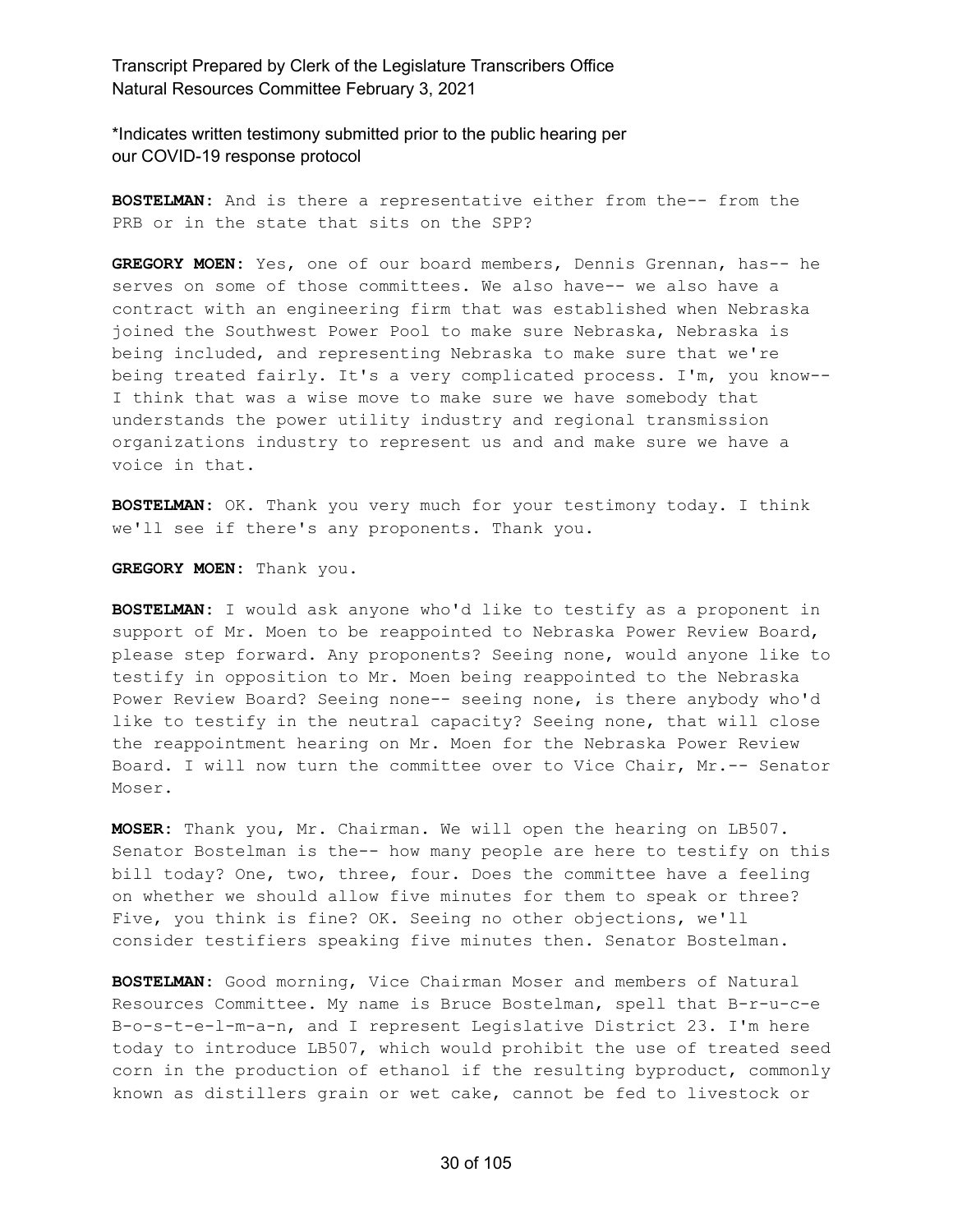\*Indicates written testimony submitted prior to the public hearing per our COVID-19 response protocol

**BOSTELMAN:** And is there a representative either from the-- from the PRB or in the state that sits on the SPP?

**GREGORY MOEN:** Yes, one of our board members, Dennis Grennan, has-- he serves on some of those committees. We also have-- we also have a contract with an engineering firm that was established when Nebraska joined the Southwest Power Pool to make sure Nebraska, Nebraska is being included, and representing Nebraska to make sure that we're being treated fairly. It's a very complicated process. I'm, you know-- I think that was a wise move to make sure we have somebody that understands the power utility industry and regional transmission organizations industry to represent us and and make sure we have a voice in that.

**BOSTELMAN:** OK. Thank you very much for your testimony today. I think we'll see if there's any proponents. Thank you.

**GREGORY MOEN:** Thank you.

**BOSTELMAN:** I would ask anyone who'd like to testify as a proponent in support of Mr. Moen to be reappointed to Nebraska Power Review Board, please step forward. Any proponents? Seeing none, would anyone like to testify in opposition to Mr. Moen being reappointed to the Nebraska Power Review Board? Seeing none-- seeing none, is there anybody who'd like to testify in the neutral capacity? Seeing none, that will close the reappointment hearing on Mr. Moen for the Nebraska Power Review Board. I will now turn the committee over to Vice Chair, Mr.-- Senator Moser.

**MOSER:** Thank you, Mr. Chairman. We will open the hearing on LB507. Senator Bostelman is the-- how many people are here to testify on this bill today? One, two, three, four. Does the committee have a feeling on whether we should allow five minutes for them to speak or three? Five, you think is fine? OK. Seeing no other objections, we'll consider testifiers speaking five minutes then. Senator Bostelman.

**BOSTELMAN:** Good morning, Vice Chairman Moser and members of Natural Resources Committee. My name is Bruce Bostelman, spell that B-r-u-c-e B-o-s-t-e-l-m-a-n, and I represent Legislative District 23. I'm here today to introduce LB507, which would prohibit the use of treated seed corn in the production of ethanol if the resulting byproduct, commonly known as distillers grain or wet cake, cannot be fed to livestock or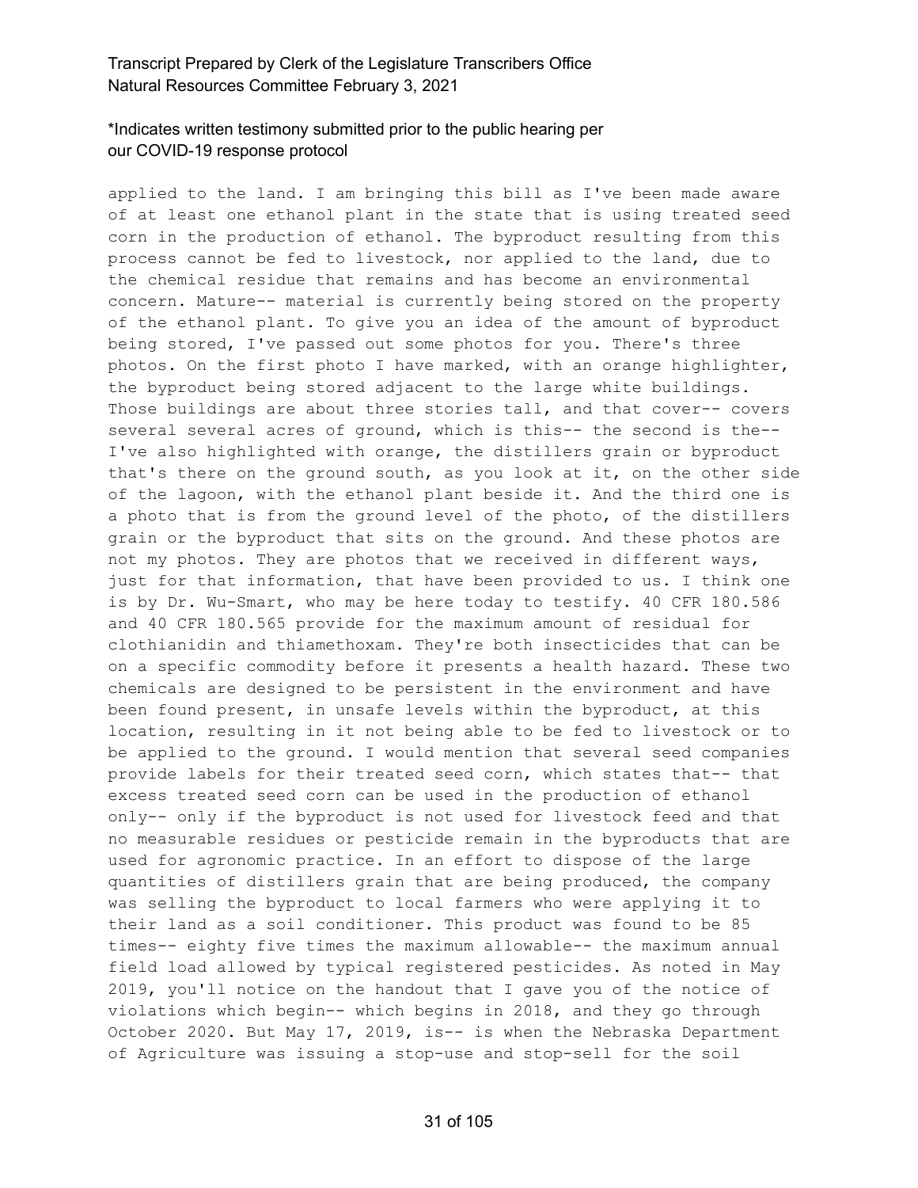applied to the land. I am bringing this bill as I've been made aware of at least one ethanol plant in the state that is using treated seed corn in the production of ethanol. The byproduct resulting from this process cannot be fed to livestock, nor applied to the land, due to the chemical residue that remains and has become an environmental concern. Mature-- material is currently being stored on the property of the ethanol plant. To give you an idea of the amount of byproduct being stored, I've passed out some photos for you. There's three photos. On the first photo I have marked, with an orange highlighter, the byproduct being stored adjacent to the large white buildings. Those buildings are about three stories tall, and that cover-- covers several several acres of ground, which is this-- the second is the-- I've also highlighted with orange, the distillers grain or byproduct that's there on the ground south, as you look at it, on the other side of the lagoon, with the ethanol plant beside it. And the third one is a photo that is from the ground level of the photo, of the distillers grain or the byproduct that sits on the ground. And these photos are not my photos. They are photos that we received in different ways, just for that information, that have been provided to us. I think one is by Dr. Wu-Smart, who may be here today to testify. 40 CFR 180.586 and 40 CFR 180.565 provide for the maximum amount of residual for clothianidin and thiamethoxam. They're both insecticides that can be on a specific commodity before it presents a health hazard. These two chemicals are designed to be persistent in the environment and have been found present, in unsafe levels within the byproduct, at this location, resulting in it not being able to be fed to livestock or to be applied to the ground. I would mention that several seed companies provide labels for their treated seed corn, which states that-- that excess treated seed corn can be used in the production of ethanol only-- only if the byproduct is not used for livestock feed and that no measurable residues or pesticide remain in the byproducts that are used for agronomic practice. In an effort to dispose of the large quantities of distillers grain that are being produced, the company was selling the byproduct to local farmers who were applying it to their land as a soil conditioner. This product was found to be 85 times-- eighty five times the maximum allowable-- the maximum annual field load allowed by typical registered pesticides. As noted in May 2019, you'll notice on the handout that I gave you of the notice of violations which begin-- which begins in 2018, and they go through October 2020. But May 17, 2019, is-- is when the Nebraska Department of Agriculture was issuing a stop-use and stop-sell for the soil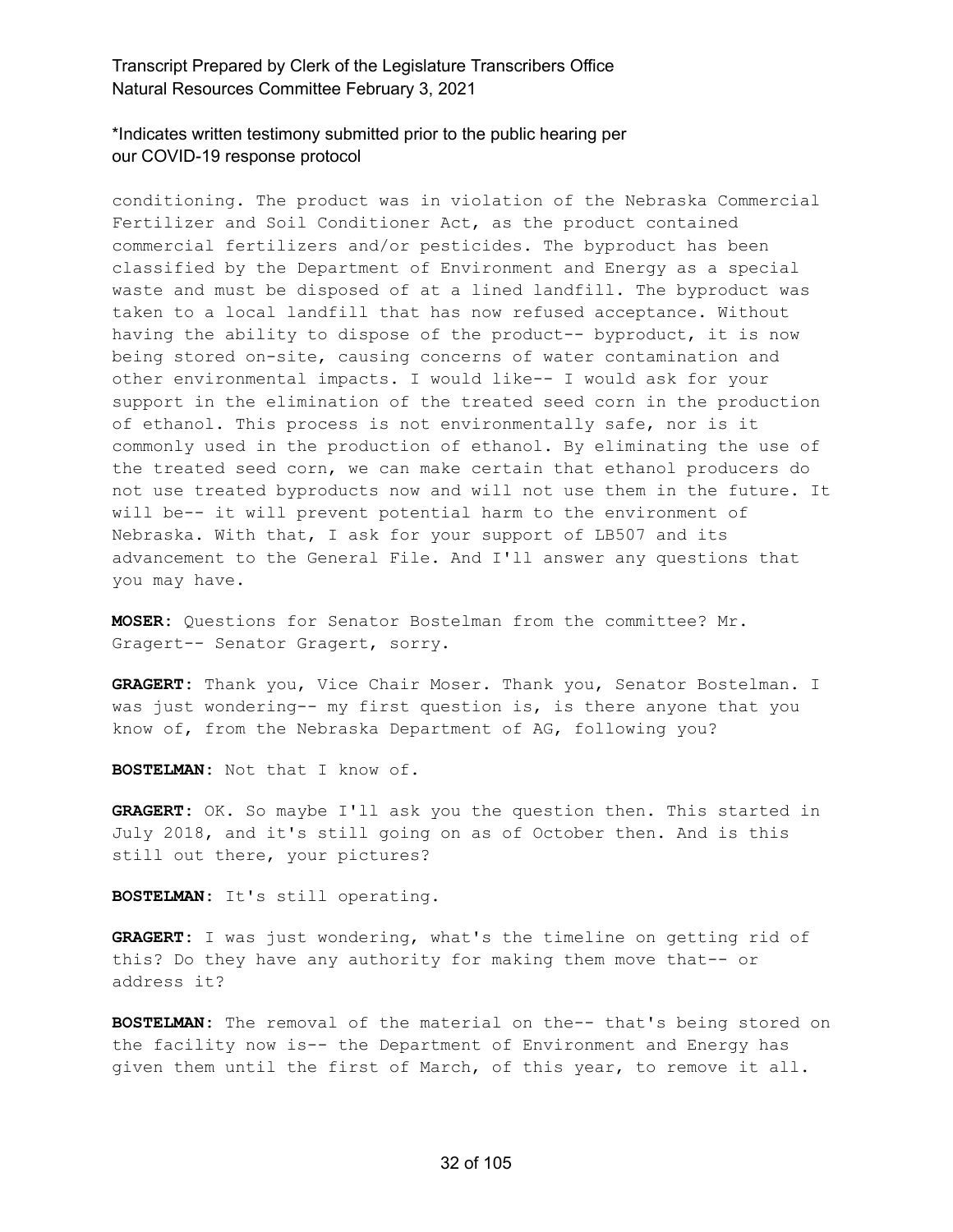conditioning. The product was in violation of the Nebraska Commercial Fertilizer and Soil Conditioner Act, as the product contained commercial fertilizers and/or pesticides. The byproduct has been classified by the Department of Environment and Energy as a special waste and must be disposed of at a lined landfill. The byproduct was taken to a local landfill that has now refused acceptance. Without having the ability to dispose of the product-- byproduct, it is now being stored on-site, causing concerns of water contamination and other environmental impacts. I would like-- I would ask for your support in the elimination of the treated seed corn in the production of ethanol. This process is not environmentally safe, nor is it commonly used in the production of ethanol. By eliminating the use of the treated seed corn, we can make certain that ethanol producers do not use treated byproducts now and will not use them in the future. It will be-- it will prevent potential harm to the environment of Nebraska. With that, I ask for your support of LB507 and its advancement to the General File. And I'll answer any questions that you may have.

**MOSER:** Questions for Senator Bostelman from the committee? Mr. Gragert-- Senator Gragert, sorry.

**GRAGERT:** Thank you, Vice Chair Moser. Thank you, Senator Bostelman. I was just wondering-- my first question is, is there anyone that you know of, from the Nebraska Department of AG, following you?

**BOSTELMAN:** Not that I know of.

**GRAGERT:** OK. So maybe I'll ask you the question then. This started in July 2018, and it's still going on as of October then. And is this still out there, your pictures?

**BOSTELMAN:** It's still operating.

**GRAGERT:** I was just wondering, what's the timeline on getting rid of this? Do they have any authority for making them move that-- or address it?

**BOSTELMAN:** The removal of the material on the-- that's being stored on the facility now is-- the Department of Environment and Energy has given them until the first of March, of this year, to remove it all.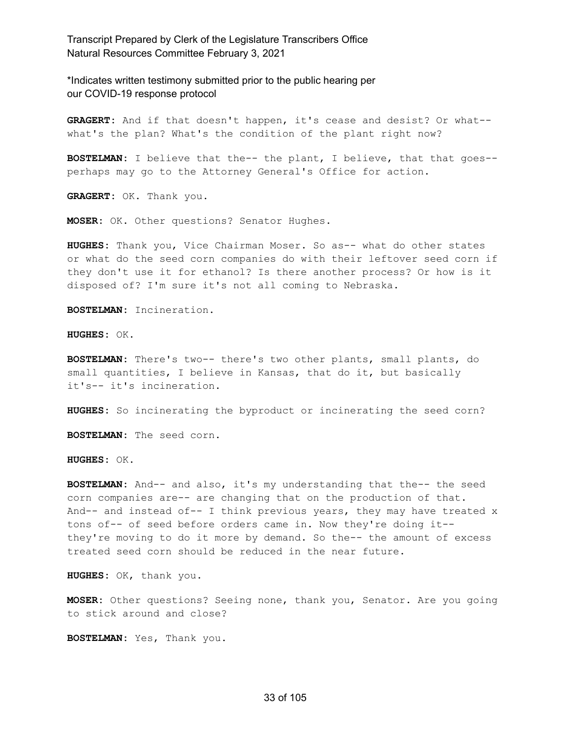\*Indicates written testimony submitted prior to the public hearing per our COVID-19 response protocol

**GRAGERT:** And if that doesn't happen, it's cease and desist? Or what-- what's the plan? What's the condition of the plant right now?

**BOSTELMAN:** I believe that the-- the plant, I believe, that that goes-- perhaps may go to the Attorney General's Office for action.

**GRAGERT:** OK. Thank you.

**MOSER:** OK. Other questions? Senator Hughes.

**HUGHES:** Thank you, Vice Chairman Moser. So as-- what do other states or what do the seed corn companies do with their leftover seed corn if they don't use it for ethanol? Is there another process? Or how is it disposed of? I'm sure it's not all coming to Nebraska.

**BOSTELMAN:** Incineration.

**HUGHES:** OK.

**BOSTELMAN:** There's two-- there's two other plants, small plants, do small quantities, I believe in Kansas, that do it, but basically it's-- it's incineration.

**HUGHES:** So incinerating the byproduct or incinerating the seed corn?

**BOSTELMAN:** The seed corn.

**HUGHES:** OK.

**BOSTELMAN:** And-- and also, it's my understanding that the-- the seed corn companies are-- are changing that on the production of that. And-- and instead of-- I think previous years, they may have treated x tons of-- of seed before orders came in. Now they're doing it-- they're moving to do it more by demand. So the-- the amount of excess treated seed corn should be reduced in the near future.

**HUGHES:** OK, thank you.

**MOSER:** Other questions? Seeing none, thank you, Senator. Are you going to stick around and close?

**BOSTELMAN:** Yes, Thank you.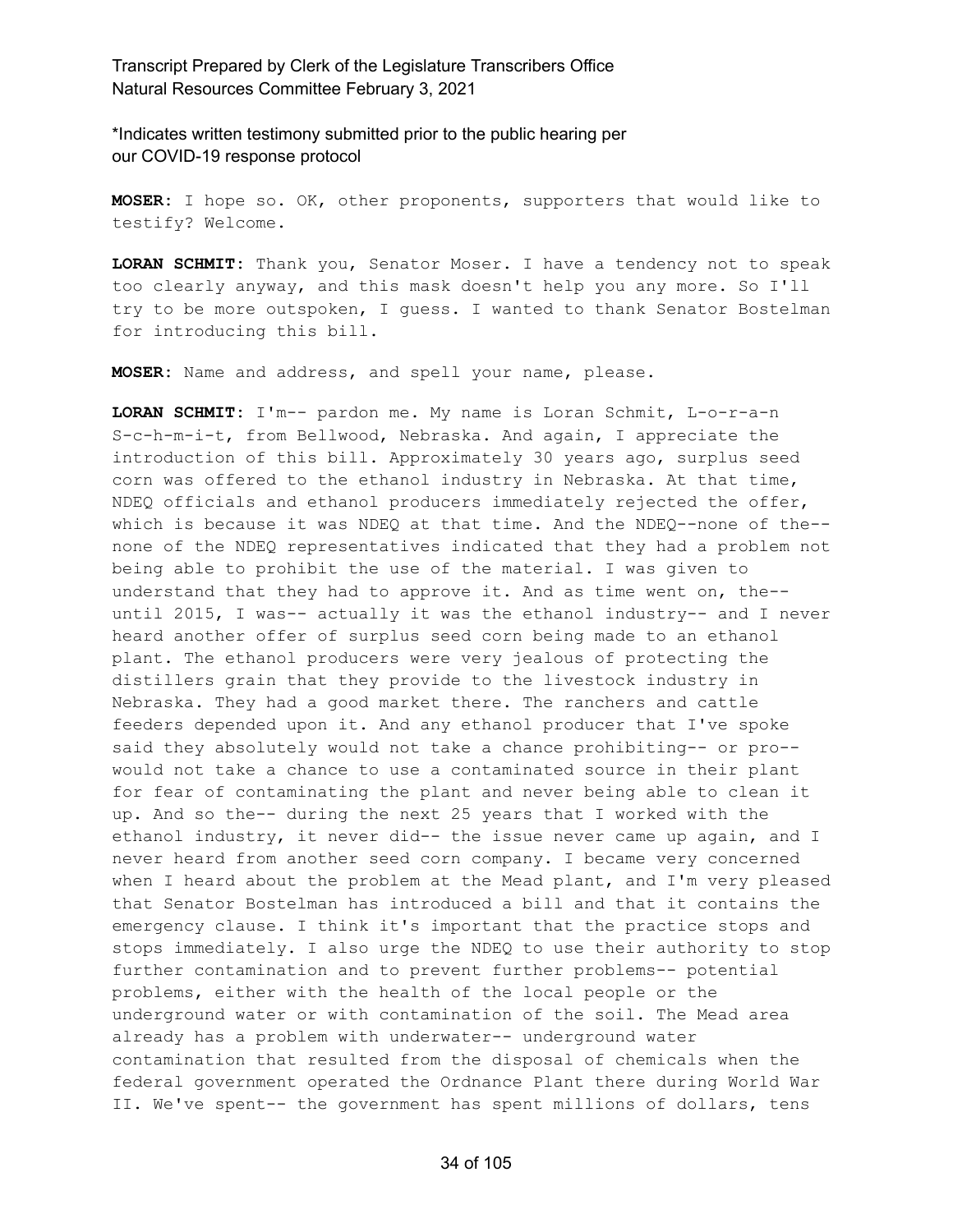*Indicates written testimony submitted prior to the public hearing per our COVID-19 response protocol

**MOSER:** I hope so. OK, other proponents, supporters that would like to testify? Welcome.

**LORAN SCHMIT:** Thank you, Senator Moser. I have a tendency not to speak too clearly anyway, and this mask doesn't help you any more. So I'll try to be more outspoken, I guess. I wanted to thank Senator Bostelman for introducing this bill.

**MOSER:** Name and address, and spell your name, please.

**LORAN SCHMIT:** I'm-- pardon me. My name is Loran Schmit, L-o-r-a-n S-c-h-m-i-t, from Bellwood, Nebraska. And again, I appreciate the introduction of this bill. Approximately 30 years ago, surplus seed corn was offered to the ethanol industry in Nebraska. At that time, NDEQ officials and ethanol producers immediately rejected the offer, which is because it was NDEQ at that time. And the NDEQ--none of the-- none of the NDEQ representatives indicated that they had a problem not being able to prohibit the use of the material. I was given to understand that they had to approve it. And as time went on, the-- until 2015, I was-- actually it was the ethanol industry-- and I never heard another offer of surplus seed corn being made to an ethanol plant. The ethanol producers were very jealous of protecting the distillers grain that they provide to the livestock industry in Nebraska. They had a good market there. The ranchers and cattle feeders depended upon it. And any ethanol producer that I've spoke said they absolutely would not take a chance prohibiting-- or pro-- would not take a chance to use a contaminated source in their plant for fear of contaminating the plant and never being able to clean it up. And so the-- during the next 25 years that I worked with the ethanol industry, it never did-- the issue never came up again, and I never heard from another seed corn company. I became very concerned when I heard about the problem at the Mead plant, and I'm very pleased that Senator Bostelman has introduced a bill and that it contains the emergency clause. I think it's important that the practice stops and stops immediately. I also urge the NDEQ to use their authority to stop further contamination and to prevent further problems-- potential problems, either with the health of the local people or the underground water or with contamination of the soil. The Mead area already has a problem with underwater-- underground water contamination that resulted from the disposal of chemicals when the federal government operated the Ordnance Plant there during World War II. We've spent-- the government has spent millions of dollars, tens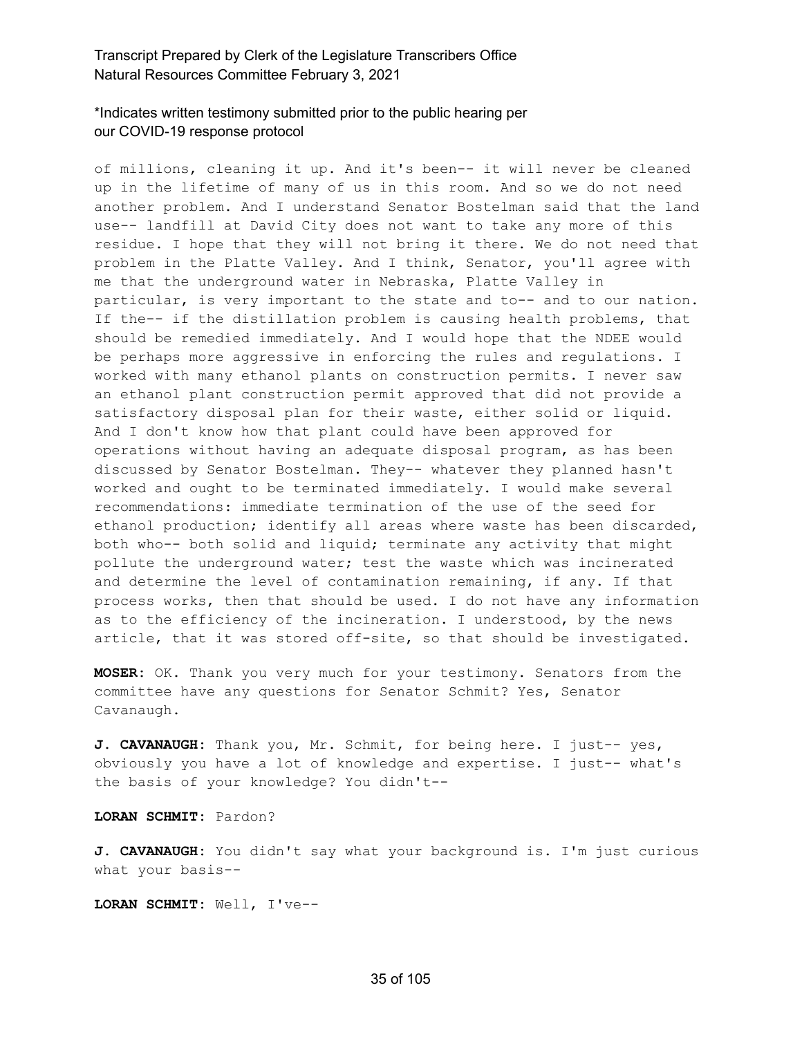of millions, cleaning it up. And it's been-- it will never be cleaned up in the lifetime of many of us in this room. And so we do not need another problem. And I understand Senator Bostelman said that the land use-- landfill at David City does not want to take any more of this residue. I hope that they will not bring it there. We do not need that problem in the Platte Valley. And I think, Senator, you'll agree with me that the underground water in Nebraska, Platte Valley in particular, is very important to the state and to-- and to our nation. If the-- if the distillation problem is causing health problems, that should be remedied immediately. And I would hope that the NDEE would be perhaps more aggressive in enforcing the rules and regulations. I worked with many ethanol plants on construction permits. I never saw an ethanol plant construction permit approved that did not provide a satisfactory disposal plan for their waste, either solid or liquid. And I don't know how that plant could have been approved for operations without having an adequate disposal program, as has been discussed by Senator Bostelman. They-- whatever they planned hasn't worked and ought to be terminated immediately. I would make several recommendations: immediate termination of the use of the seed for ethanol production; identify all areas where waste has been discarded, both who-- both solid and liquid; terminate any activity that might pollute the underground water; test the waste which was incinerated and determine the level of contamination remaining, if any. If that process works, then that should be used. I do not have any information as to the efficiency of the incineration. I understood, by the news article, that it was stored off-site, so that should be investigated.

**MOSER:** OK. Thank you very much for your testimony. Senators from the committee have any questions for Senator Schmit? Yes, Senator Cavanaugh.

**J. CAVANAUGH:** Thank you, Mr. Schmit, for being here. I just-- yes, obviously you have a lot of knowledge and expertise. I just-- what's the basis of your knowledge? You didn't--

**LORAN SCHMIT:** Pardon?

**J. CAVANAUGH:** You didn't say what your background is. I'm just curious what your basis--

**LORAN SCHMIT:** Well, I've--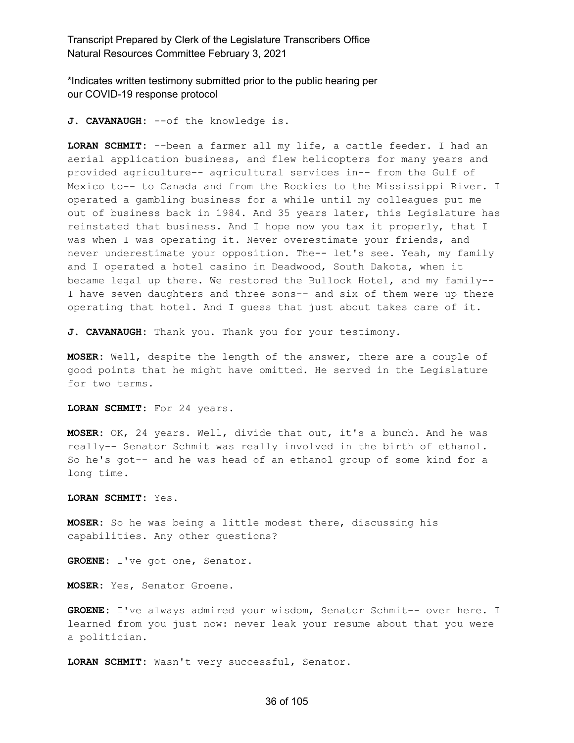*Indicates written testimony submitted prior to the public hearing per our COVID-19 response protocol

**J. CAVANAUGH:** --of the knowledge is.

**LORAN SCHMIT:** --been a farmer all my life, a cattle feeder. I had an aerial application business, and flew helicopters for many years and provided agriculture-- agricultural services in-- from the Gulf of Mexico to-- to Canada and from the Rockies to the Mississippi River. I operated a gambling business for a while until my colleagues put me out of business back in 1984. And 35 years later, this Legislature has reinstated that business. And I hope now you tax it properly, that I was when I was operating it. Never overestimate your friends, and never underestimate your opposition. The-- let's see. Yeah, my family and I operated a hotel casino in Deadwood, South Dakota, when it became legal up there. We restored the Bullock Hotel, and my family-- I have seven daughters and three sons-- and six of them were up there operating that hotel. And I guess that just about takes care of it.

**J. CAVANAUGH:** Thank you. Thank you for your testimony.

**MOSER:** Well, despite the length of the answer, there are a couple of good points that he might have omitted. He served in the Legislature for two terms.

**LORAN SCHMIT:** For 24 years.

**MOSER:** OK, 24 years. Well, divide that out, it's a bunch. And he was really-- Senator Schmit was really involved in the birth of ethanol. So he's got-- and he was head of an ethanol group of some kind for a long time.

**LORAN SCHMIT:** Yes.

**MOSER:** So he was being a little modest there, discussing his capabilities. Any other questions?

**GROENE:** I've got one, Senator.

**MOSER:** Yes, Senator Groene.

**GROENE:** I've always admired your wisdom, Senator Schmit-- over here. I learned from you just now: never leak your resume about that you were a politician.

**LORAN SCHMIT:** Wasn't very successful, Senator.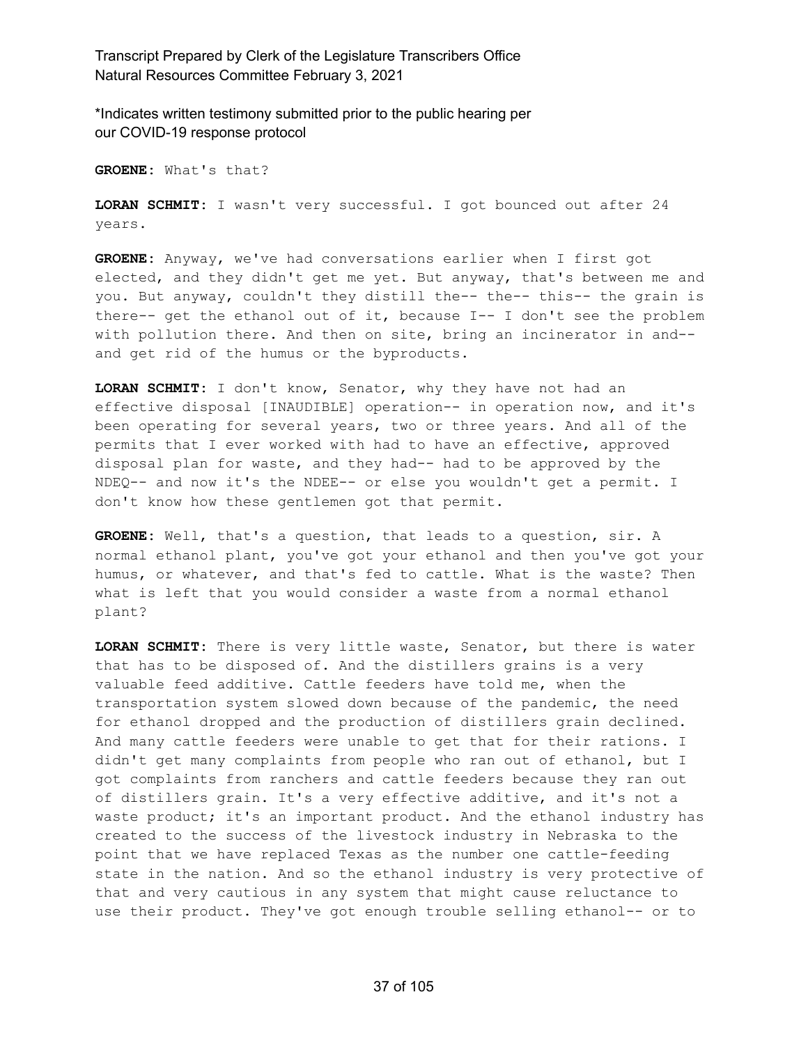**GROENE:** What's that?

**LORAN SCHMIT:** I wasn't very successful. I got bounced out after 24 years.

**GROENE:** Anyway, we've had conversations earlier when I first got elected, and they didn't get me yet. But anyway, that's between me and you. But anyway, couldn't they distill the-- the-- this-- the grain is there-- get the ethanol out of it, because I-- I don't see the problem with pollution there. And then on site, bring an incinerator in and-- and get rid of the humus or the byproducts.

**LORAN SCHMIT:** I don't know, Senator, why they have not had an effective disposal [INAUDIBLE] operation-- in operation now, and it's been operating for several years, two or three years. And all of the permits that I ever worked with had to have an effective, approved disposal plan for waste, and they had-- had to be approved by the NDEQ-- and now it's the NDEE-- or else you wouldn't get a permit. I don't know how these gentlemen got that permit.

**GROENE:** Well, that's a question, that leads to a question, sir. A normal ethanol plant, you've got your ethanol and then you've got your humus, or whatever, and that's fed to cattle. What is the waste? Then what is left that you would consider a waste from a normal ethanol plant?

**LORAN SCHMIT:** There is very little waste, Senator, but there is water that has to be disposed of. And the distillers grains is a very valuable feed additive. Cattle feeders have told me, when the transportation system slowed down because of the pandemic, the need for ethanol dropped and the production of distillers grain declined. And many cattle feeders were unable to get that for their rations. I didn't get many complaints from people who ran out of ethanol, but I got complaints from ranchers and cattle feeders because they ran out of distillers grain. It's a very effective additive, and it's not a waste product; it's an important product. And the ethanol industry has created to the success of the livestock industry in Nebraska to the point that we have replaced Texas as the number one cattle-feeding state in the nation. And so the ethanol industry is very protective of that and very cautious in any system that might cause reluctance to use their product. They've got enough trouble selling ethanol-- or to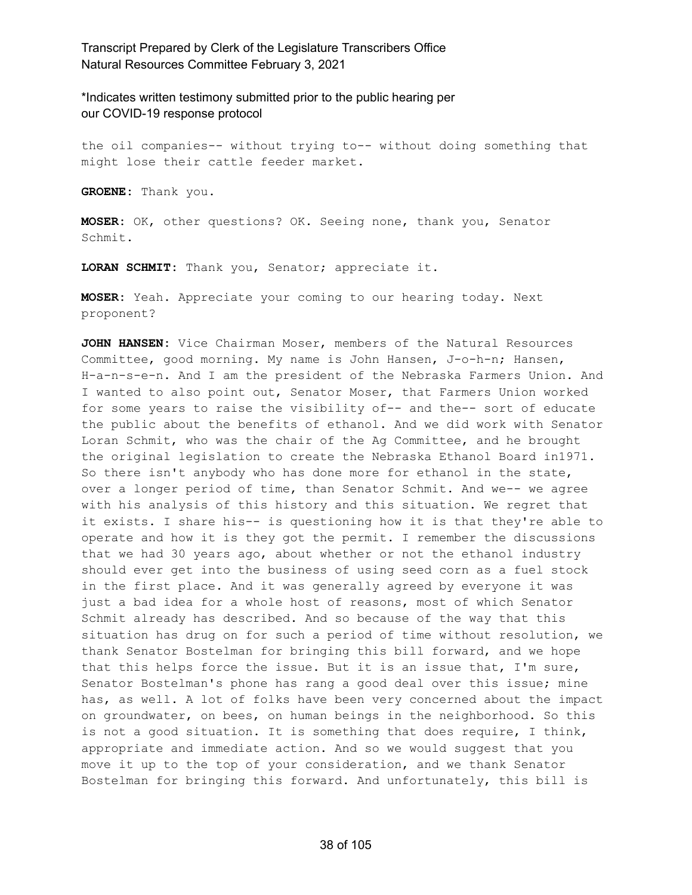the oil companies-- without trying to-- without doing something that might lose their cattle feeder market.

**GROENE:** Thank you.

**MOSER:** OK, other questions? OK. Seeing none, thank you, Senator Schmit.

**LORAN SCHMIT:** Thank you, Senator; appreciate it.

**MOSER:** Yeah. Appreciate your coming to our hearing today. Next proponent?

**JOHN HANSEN:** Vice Chairman Moser, members of the Natural Resources Committee, good morning. My name is John Hansen, J-o-h-n; Hansen, H-a-n-s-e-n. And I am the president of the Nebraska Farmers Union. And I wanted to also point out, Senator Moser, that Farmers Union worked for some years to raise the visibility of-- and the-- sort of educate the public about the benefits of ethanol. And we did work with Senator Loran Schmit, who was the chair of the Ag Committee, and he brought the original legislation to create the Nebraska Ethanol Board in1971. So there isn't anybody who has done more for ethanol in the state, over a longer period of time, than Senator Schmit. And we-- we agree with his analysis of this history and this situation. We regret that it exists. I share his-- is questioning how it is that they're able to operate and how it is they got the permit. I remember the discussions that we had 30 years ago, about whether or not the ethanol industry should ever get into the business of using seed corn as a fuel stock in the first place. And it was generally agreed by everyone it was just a bad idea for a whole host of reasons, most of which Senator Schmit already has described. And so because of the way that this situation has drug on for such a period of time without resolution, we thank Senator Bostelman for bringing this bill forward, and we hope that this helps force the issue. But it is an issue that, I'm sure, Senator Bostelman's phone has rang a good deal over this issue; mine has, as well. A lot of folks have been very concerned about the impact on groundwater, on bees, on human beings in the neighborhood. So this is not a good situation. It is something that does require, I think, appropriate and immediate action. And so we would suggest that you move it up to the top of your consideration, and we thank Senator Bostelman for bringing this forward. And unfortunately, this bill is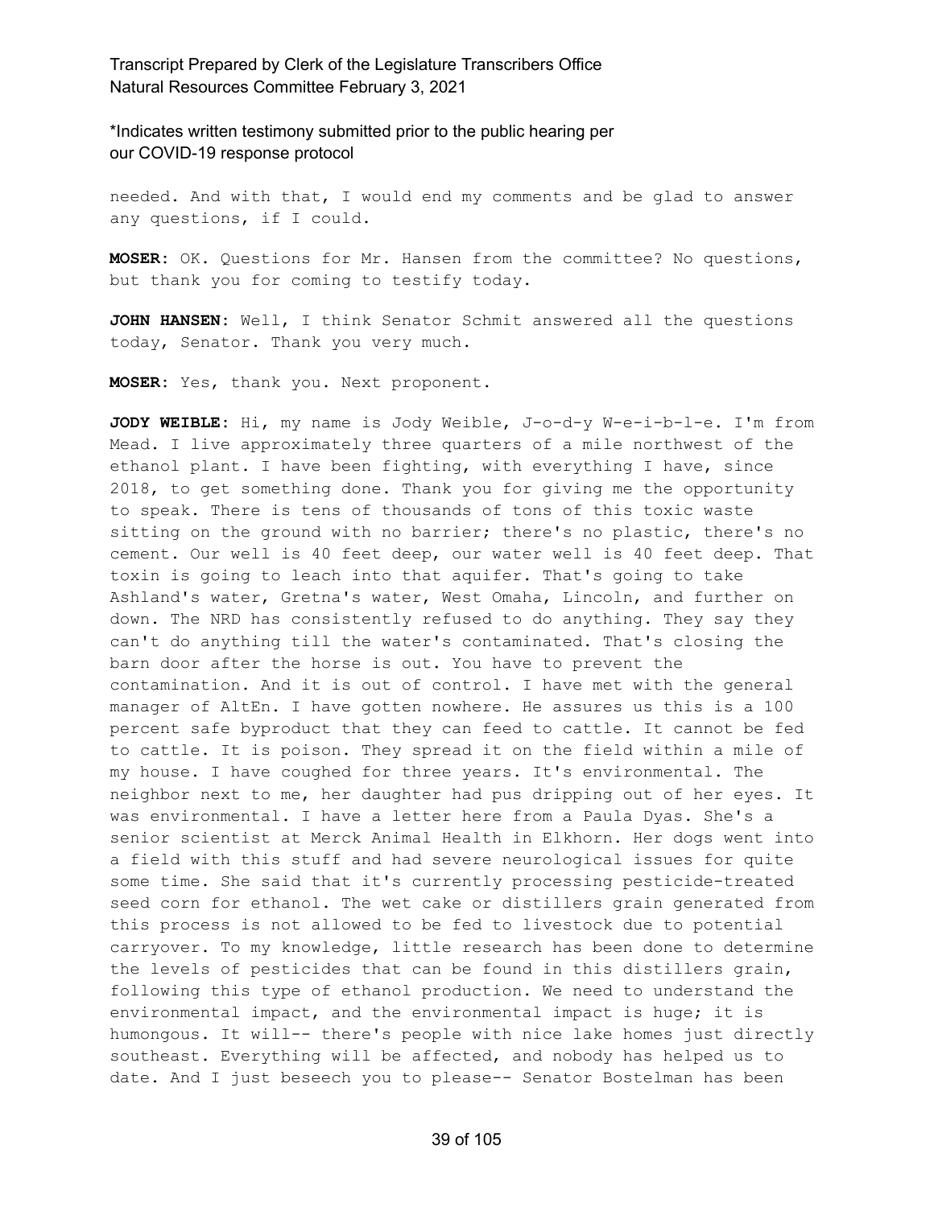needed. And with that, I would end my comments and be glad to answer any questions, if I could.

**MOSER:** OK. Questions for Mr. Hansen from the committee? No questions, but thank you for coming to testify today.

**JOHN HANSEN:** Well, I think Senator Schmit answered all the questions today, Senator. Thank you very much.

**MOSER:** Yes, thank you. Next proponent.

**JODY WEIBLE:** Hi, my name is Jody Weible, J-o-d-y W-e-i-b-l-e. I'm from Mead. I live approximately three quarters of a mile northwest of the ethanol plant. I have been fighting, with everything I have, since 2018, to get something done. Thank you for giving me the opportunity to speak. There is tens of thousands of tons of this toxic waste sitting on the ground with no barrier; there's no plastic, there's no cement. Our well is 40 feet deep, our water well is 40 feet deep. That toxin is going to leach into that aquifer. That's going to take Ashland's water, Gretna's water, West Omaha, Lincoln, and further on down. The NRD has consistently refused to do anything. They say they can't do anything till the water's contaminated. That's closing the barn door after the horse is out. You have to prevent the contamination. And it is out of control. I have met with the general manager of AltEn. I have gotten nowhere. He assures us this is a 100 percent safe byproduct that they can feed to cattle. It cannot be fed to cattle. It is poison. They spread it on the field within a mile of my house. I have coughed for three years. It's environmental. The neighbor next to me, her daughter had pus dripping out of her eyes. It was environmental. I have a letter here from a Paula Dyas. She's a senior scientist at Merck Animal Health in Elkhorn. Her dogs went into a field with this stuff and had severe neurological issues for quite some time. She said that it's currently processing pesticide-treated seed corn for ethanol. The wet cake or distillers grain generated from this process is not allowed to be fed to livestock due to potential carryover. To my knowledge, little research has been done to determine the levels of pesticides that can be found in this distillers grain, following this type of ethanol production. We need to understand the environmental impact, and the environmental impact is huge; it is humongous. It will-- there's people with nice lake homes just directly southeast. Everything will be affected, and nobody has helped us to date. And I just beseech you to please-- Senator Bostelman has been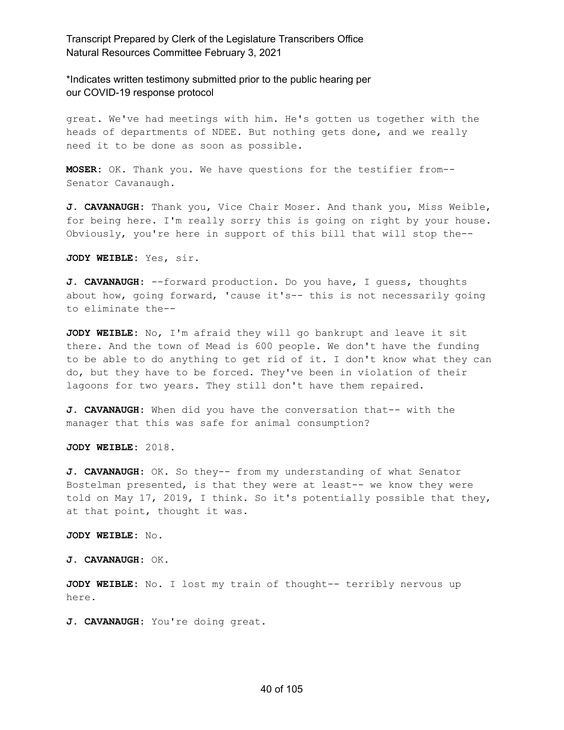great. We've had meetings with him. He's gotten us together with the heads of departments of NDEE. But nothing gets done, and we really need it to be done as soon as possible.

**MOSER:** OK. Thank you. We have questions for the testifier from-- Senator Cavanaugh.

**J. CAVANAUGH:** Thank you, Vice Chair Moser. And thank you, Miss Weible, for being here. I'm really sorry this is going on right by your house. Obviously, you're here in support of this bill that will stop the--

**JODY WEIBLE:** Yes, sir.

**J. CAVANAUGH:** --forward production. Do you have, I guess, thoughts about how, going forward, 'cause it's-- this is not necessarily going to eliminate the--

**JODY WEIBLE:** No, I'm afraid they will go bankrupt and leave it sit there. And the town of Mead is 600 people. We don't have the funding to be able to do anything to get rid of it. I don't know what they can do, but they have to be forced. They've been in violation of their lagoons for two years. They still don't have them repaired.

**J. CAVANAUGH:** When did you have the conversation that-- with the manager that this was safe for animal consumption?

**JODY WEIBLE:** 2018.

**J. CAVANAUGH:** OK. So they-- from my understanding of what Senator Bostelman presented, is that they were at least-- we know they were told on May 17, 2019, I think. So it's potentially possible that they, at that point, thought it was.

**JODY WEIBLE:** No.

**J. CAVANAUGH:** OK.

**JODY WEIBLE:** No. I lost my train of thought-- terribly nervous up here.

**J. CAVANAUGH:** You're doing great.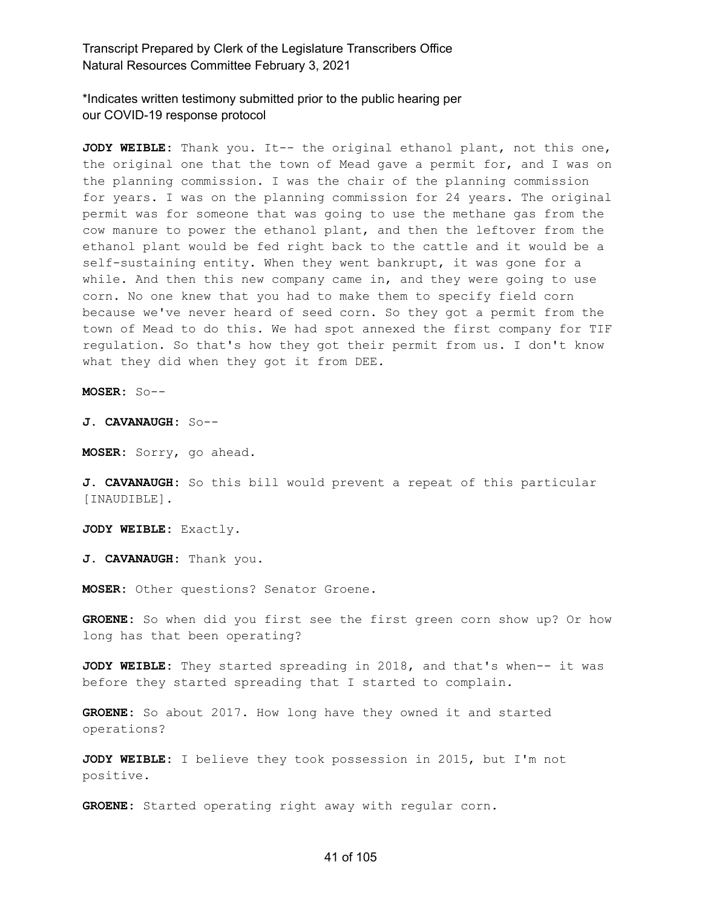**JODY WEIBLE:** Thank you. It-- the original ethanol plant, not this one, the original one that the town of Mead gave a permit for, and I was on the planning commission. I was the chair of the planning commission for years. I was on the planning commission for 24 years. The original permit was for someone that was going to use the methane gas from the cow manure to power the ethanol plant, and then the leftover from the ethanol plant would be fed right back to the cattle and it would be a self-sustaining entity. When they went bankrupt, it was gone for a while. And then this new company came in, and they were going to use corn. No one knew that you had to make them to specify field corn because we've never heard of seed corn. So they got a permit from the town of Mead to do this. We had spot annexed the first company for TIF regulation. So that's how they got their permit from us. I don't know what they did when they got it from DEE.

**MOSER:** So--

**J. CAVANAUGH:** So--

**MOSER:** Sorry, go ahead.

**J. CAVANAUGH:** So this bill would prevent a repeat of this particular [INAUDIBLE].

**JODY WEIBLE:** Exactly.

**J. CAVANAUGH:** Thank you.

**MOSER:** Other questions? Senator Groene.

**GROENE:** So when did you first see the first green corn show up? Or how long has that been operating?

**JODY WEIBLE:** They started spreading in 2018, and that's when-- it was before they started spreading that I started to complain.

**GROENE:** So about 2017. How long have they owned it and started operations?

**JODY WEIBLE:** I believe they took possession in 2015, but I'm not positive.

**GROENE:** Started operating right away with regular corn.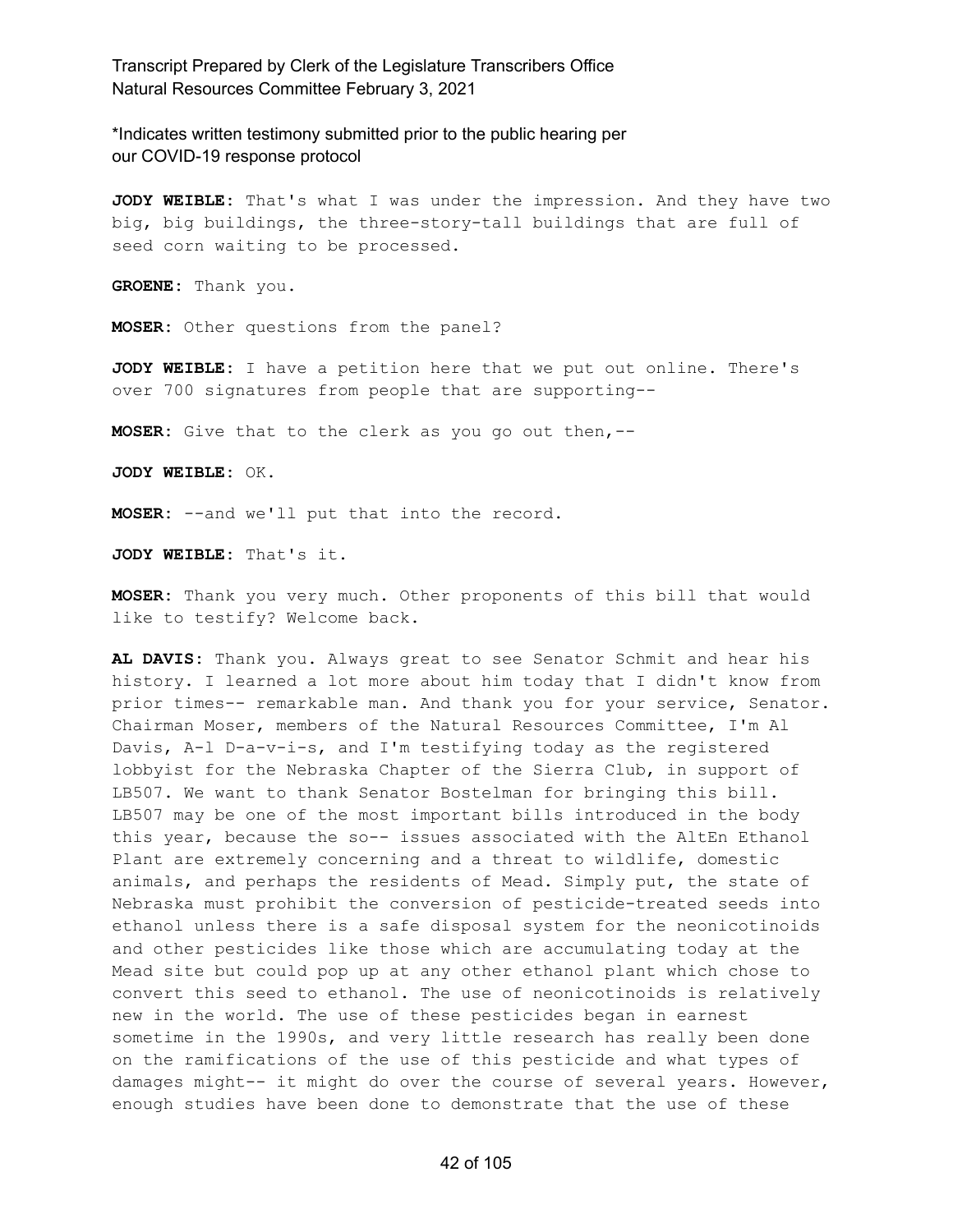\*Indicates written testimony submitted prior to the public hearing per our COVID-19 response protocol

**JODY WEIBLE:** That's what I was under the impression. And they have two big, big buildings, the three-story-tall buildings that are full of seed corn waiting to be processed.

**GROENE:** Thank you.

**MOSER:** Other questions from the panel?

**JODY WEIBLE:** I have a petition here that we put out online. There's over 700 signatures from people that are supporting--

**MOSER:** Give that to the clerk as you go out then,--

**JODY WEIBLE:** OK.

**MOSER:** --and we'll put that into the record.

**JODY WEIBLE:** That's it.

**MOSER:** Thank you very much. Other proponents of this bill that would like to testify? Welcome back.

**AL DAVIS:** Thank you. Always great to see Senator Schmit and hear his history. I learned a lot more about him today that I didn't know from prior times-- remarkable man. And thank you for your service, Senator. Chairman Moser, members of the Natural Resources Committee, I'm Al Davis, A-l D-a-v-i-s, and I'm testifying today as the registered lobbyist for the Nebraska Chapter of the Sierra Club, in support of LB507. We want to thank Senator Bostelman for bringing this bill. LB507 may be one of the most important bills introduced in the body this year, because the so-- issues associated with the AltEn Ethanol Plant are extremely concerning and a threat to wildlife, domestic animals, and perhaps the residents of Mead. Simply put, the state of Nebraska must prohibit the conversion of pesticide-treated seeds into ethanol unless there is a safe disposal system for the neonicotinoids and other pesticides like those which are accumulating today at the Mead site but could pop up at any other ethanol plant which chose to convert this seed to ethanol. The use of neonicotinoids is relatively new in the world. The use of these pesticides began in earnest sometime in the 1990s, and very little research has really been done on the ramifications of the use of this pesticide and what types of damages might-- it might do over the course of several years. However, enough studies have been done to demonstrate that the use of these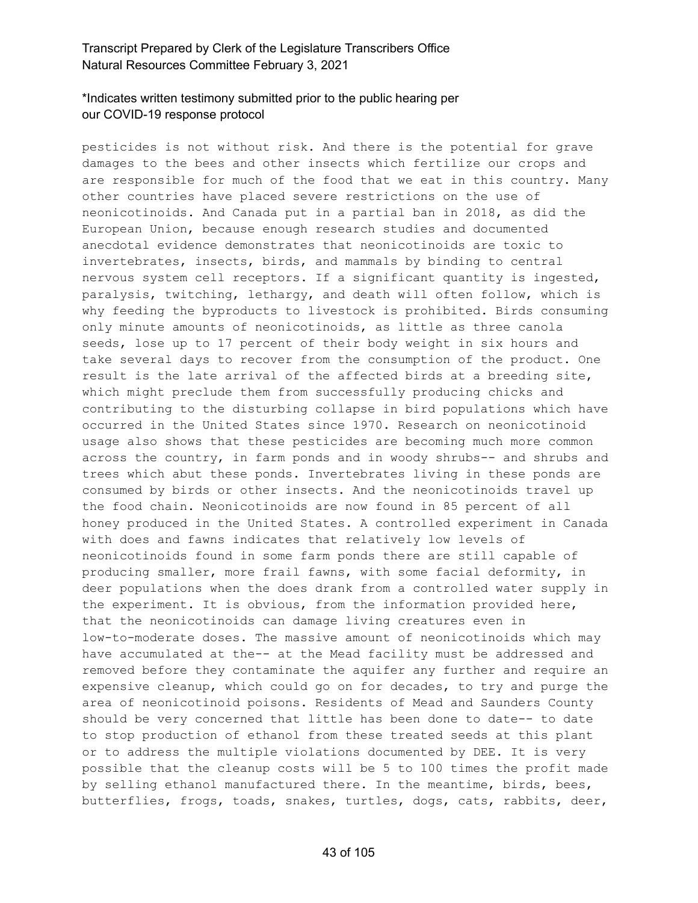pesticides is not without risk. And there is the potential for grave damages to the bees and other insects which fertilize our crops and are responsible for much of the food that we eat in this country. Many other countries have placed severe restrictions on the use of neonicotinoids. And Canada put in a partial ban in 2018, as did the European Union, because enough research studies and documented anecdotal evidence demonstrates that neonicotinoids are toxic to invertebrates, insects, birds, and mammals by binding to central nervous system cell receptors. If a significant quantity is ingested, paralysis, twitching, lethargy, and death will often follow, which is why feeding the byproducts to livestock is prohibited. Birds consuming only minute amounts of neonicotinoids, as little as three canola seeds, lose up to 17 percent of their body weight in six hours and take several days to recover from the consumption of the product. One result is the late arrival of the affected birds at a breeding site, which might preclude them from successfully producing chicks and contributing to the disturbing collapse in bird populations which have occurred in the United States since 1970. Research on neonicotinoid usage also shows that these pesticides are becoming much more common across the country, in farm ponds and in woody shrubs-- and shrubs and trees which abut these ponds. Invertebrates living in these ponds are consumed by birds or other insects. And the neonicotinoids travel up the food chain. Neonicotinoids are now found in 85 percent of all honey produced in the United States. A controlled experiment in Canada with does and fawns indicates that relatively low levels of neonicotinoids found in some farm ponds there are still capable of producing smaller, more frail fawns, with some facial deformity, in deer populations when the does drank from a controlled water supply in the experiment. It is obvious, from the information provided here, that the neonicotinoids can damage living creatures even in low-to-moderate doses. The massive amount of neonicotinoids which may have accumulated at the-- at the Mead facility must be addressed and removed before they contaminate the aquifer any further and require an expensive cleanup, which could go on for decades, to try and purge the area of neonicotinoid poisons. Residents of Mead and Saunders County should be very concerned that little has been done to date-- to date to stop production of ethanol from these treated seeds at this plant or to address the multiple violations documented by DEE. It is very possible that the cleanup costs will be 5 to 100 times the profit made by selling ethanol manufactured there. In the meantime, birds, bees, butterflies, frogs, toads, snakes, turtles, dogs, cats, rabbits, deer,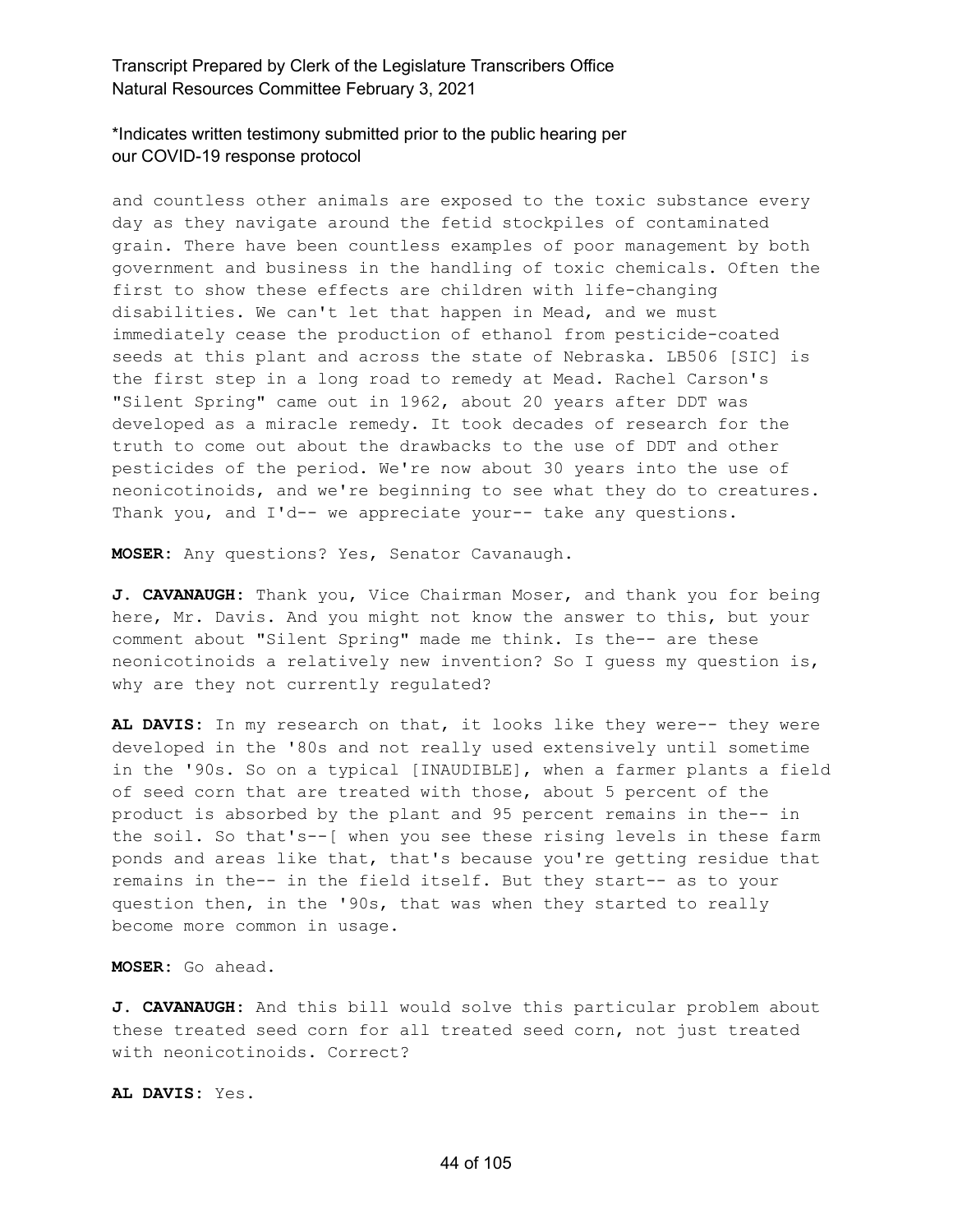and countless other animals are exposed to the toxic substance every day as they navigate around the fetid stockpiles of contaminated grain. There have been countless examples of poor management by both government and business in the handling of toxic chemicals. Often the first to show these effects are children with life-changing disabilities. We can't let that happen in Mead, and we must immediately cease the production of ethanol from pesticide-coated seeds at this plant and across the state of Nebraska. LB506 [SIC] is the first step in a long road to remedy at Mead. Rachel Carson's "Silent Spring" came out in 1962, about 20 years after DDT was developed as a miracle remedy. It took decades of research for the truth to come out about the drawbacks to the use of DDT and other pesticides of the period. We're now about 30 years into the use of neonicotinoids, and we're beginning to see what they do to creatures. Thank you, and I'd-- we appreciate your-- take any questions.

**MOSER:** Any questions? Yes, Senator Cavanaugh.

**J. CAVANAUGH:** Thank you, Vice Chairman Moser, and thank you for being here, Mr. Davis. And you might not know the answer to this, but your comment about "Silent Spring" made me think. Is the-- are these neonicotinoids a relatively new invention? So I guess my question is, why are they not currently regulated?

**AL DAVIS:** In my research on that, it looks like they were-- they were developed in the '80s and not really used extensively until sometime in the '90s. So on a typical [INAUDIBLE], when a farmer plants a field of seed corn that are treated with those, about 5 percent of the product is absorbed by the plant and 95 percent remains in the-- in the soil. So that's--[ when you see these rising levels in these farm ponds and areas like that, that's because you're getting residue that remains in the-- in the field itself. But they start-- as to your question then, in the '90s, that was when they started to really become more common in usage.

**MOSER:** Go ahead.

**J. CAVANAUGH:** And this bill would solve this particular problem about these treated seed corn for all treated seed corn, not just treated with neonicotinoids. Correct?

**AL DAVIS:** Yes.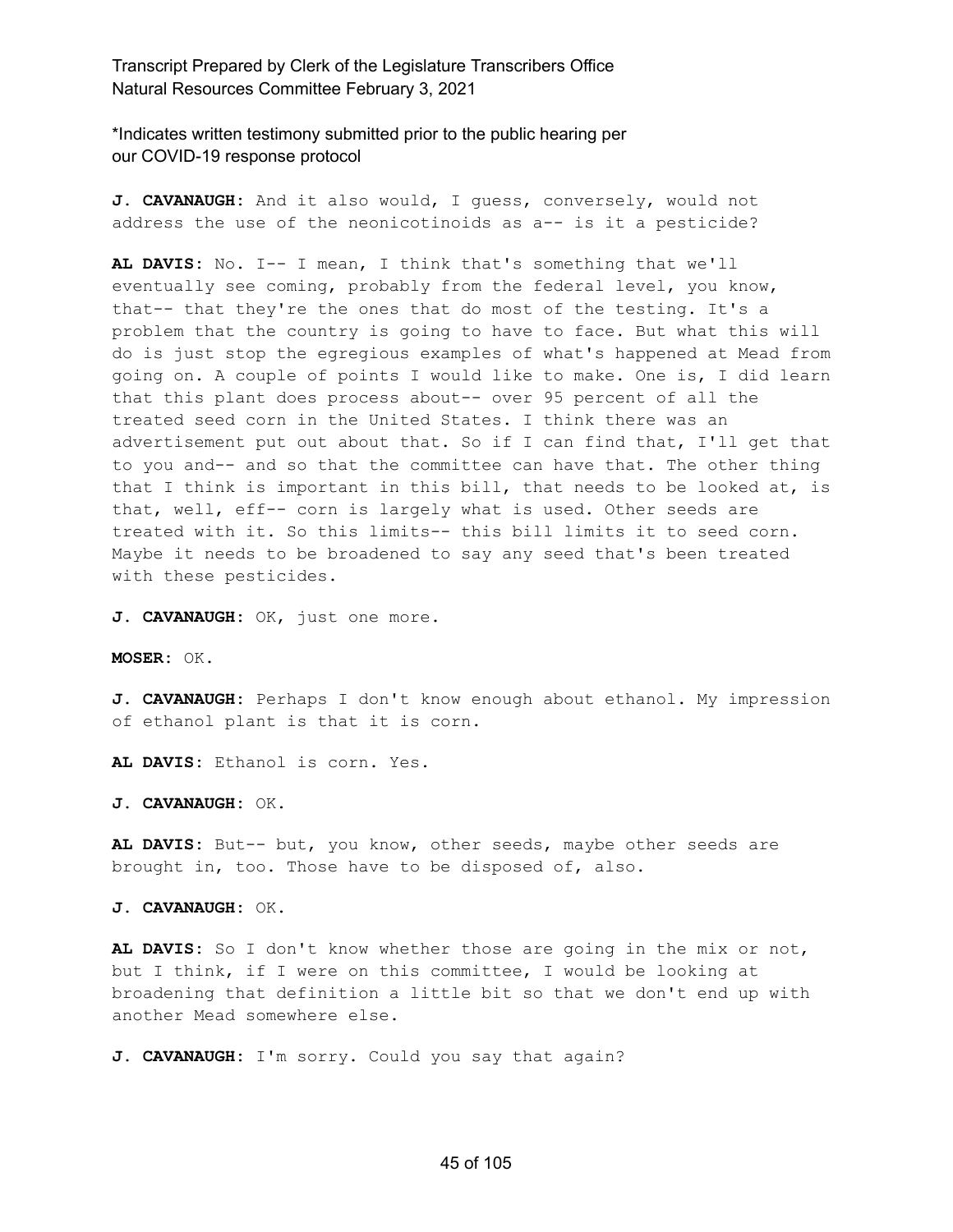*Indicates written testimony submitted prior to the public hearing per our COVID-19 response protocol

**J. CAVANAUGH:** And it also would, I guess, conversely, would not address the use of the neonicotinoids as a-- is it a pesticide?

**AL DAVIS:** No. I-- I mean, I think that's something that we'll eventually see coming, probably from the federal level, you know, that-- that they're the ones that do most of the testing. It's a problem that the country is going to have to face. But what this will do is just stop the egregious examples of what's happened at Mead from going on. A couple of points I would like to make. One is, I did learn that this plant does process about-- over 95 percent of all the treated seed corn in the United States. I think there was an advertisement put out about that. So if I can find that, I'll get that to you and-- and so that the committee can have that. The other thing that I think is important in this bill, that needs to be looked at, is that, well, eff-- corn is largely what is used. Other seeds are treated with it. So this limits-- this bill limits it to seed corn. Maybe it needs to be broadened to say any seed that's been treated with these pesticides.

**J. CAVANAUGH:** OK, just one more.

**MOSER:** OK.

**J. CAVANAUGH:** Perhaps I don't know enough about ethanol. My impression of ethanol plant is that it is corn.

**AL DAVIS:** Ethanol is corn. Yes.

**J. CAVANAUGH:** OK.

**AL DAVIS:** But-- but, you know, other seeds, maybe other seeds are brought in, too. Those have to be disposed of, also.

**J. CAVANAUGH:** OK.

**AL DAVIS:** So I don't know whether those are going in the mix or not, but I think, if I were on this committee, I would be looking at broadening that definition a little bit so that we don't end up with another Mead somewhere else.

**J. CAVANAUGH:** I'm sorry. Could you say that again?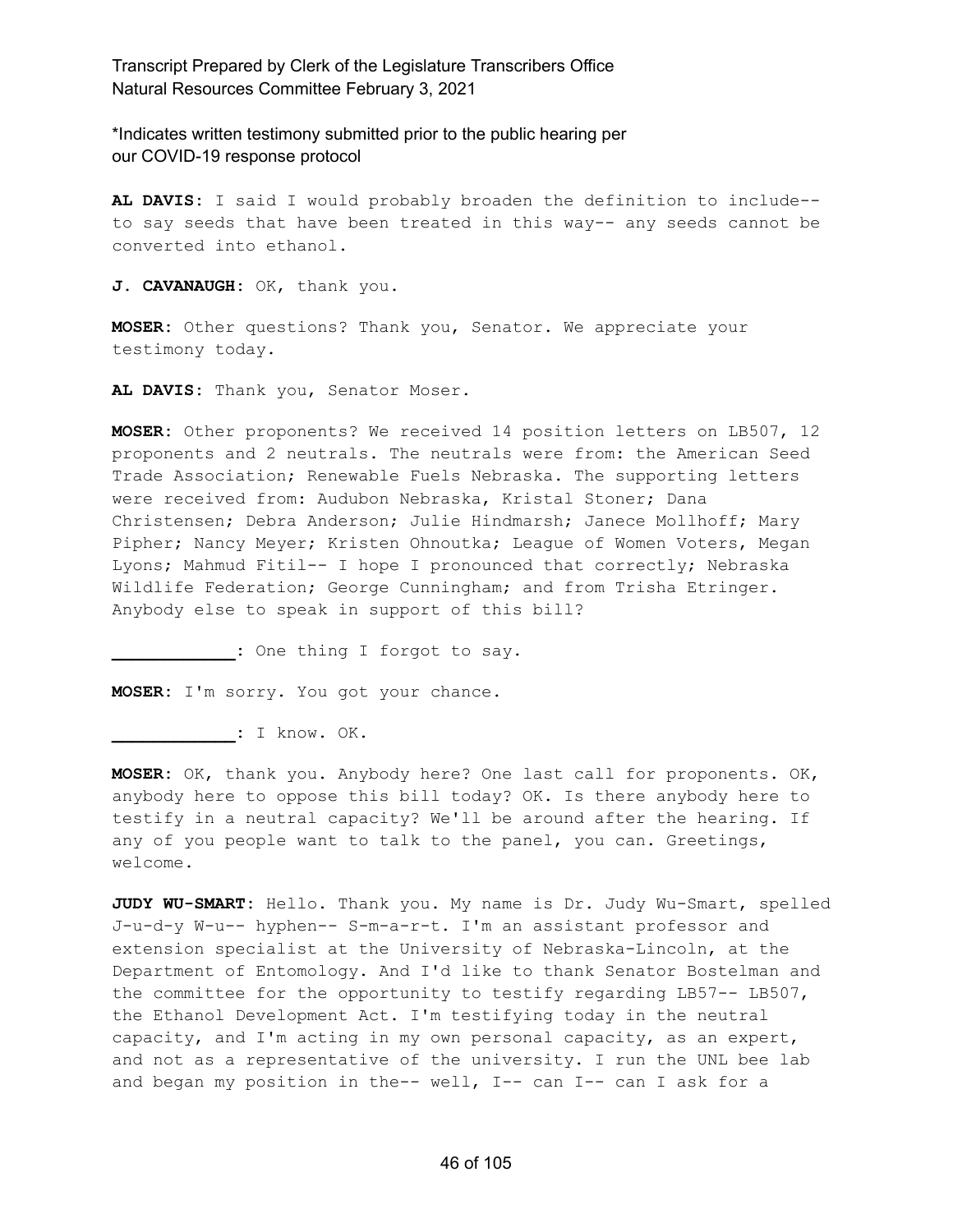*Indicates written testimony submitted prior to the public hearing per our COVID-19 response protocol

**AL DAVIS:** I said I would probably broaden the definition to include-- to say seeds that have been treated in this way-- any seeds cannot be converted into ethanol.

**J. CAVANAUGH:** OK, thank you.

**MOSER:** Other questions? Thank you, Senator. We appreciate your testimony today.

**AL DAVIS:** Thank you, Senator Moser.

**MOSER:** Other proponents? We received 14 position letters on LB507, 12 proponents and 2 neutrals. The neutrals were from: the American Seed Trade Association; Renewable Fuels Nebraska. The supporting letters were received from: Audubon Nebraska, Kristal Stoner; Dana Christensen; Debra Anderson; Julie Hindmarsh; Janece Mollhoff; Mary Pipher; Nancy Meyer; Kristen Ohnoutka; League of Women Voters, Megan Lyons; Mahmud Fitil-- I hope I pronounced that correctly; Nebraska Wildlife Federation; George Cunningham; and from Trisha Etringer. Anybody else to speak in support of this bill?

**____________:** One thing I forgot to say.

**MOSER:** I'm sorry. You got your chance.

**____________:** I know. OK.

**MOSER:** OK, thank you. Anybody here? One last call for proponents. OK, anybody here to oppose this bill today? OK. Is there anybody here to testify in a neutral capacity? We'll be around after the hearing. If any of you people want to talk to the panel, you can. Greetings, welcome.

**JUDY WU-SMART:** Hello. Thank you. My name is Dr. Judy Wu-Smart, spelled J-u-d-y W-u-- hyphen-- S-m-a-r-t. I'm an assistant professor and extension specialist at the University of Nebraska-Lincoln, at the Department of Entomology. And I'd like to thank Senator Bostelman and the committee for the opportunity to testify regarding LB57-- LB507, the Ethanol Development Act. I'm testifying today in the neutral capacity, and I'm acting in my own personal capacity, as an expert, and not as a representative of the university. I run the UNL bee lab and began my position in the-- well, I-- can I-- can I ask for a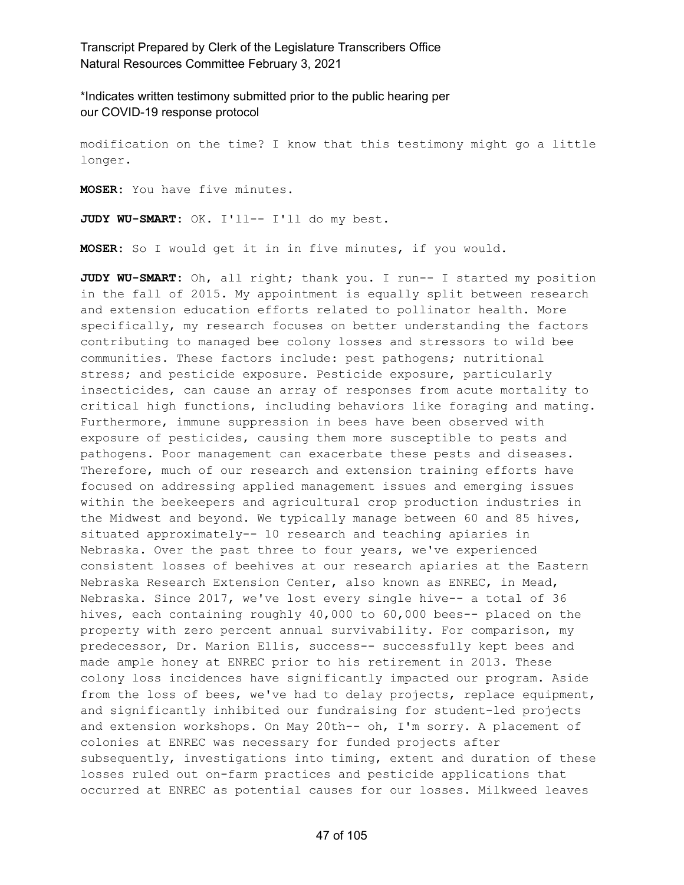*Indicates written testimony submitted prior to the public hearing per our COVID-19 response protocol

modification on the time? I know that this testimony might go a little longer.

**MOSER:** You have five minutes.

**JUDY WU-SMART:** OK. I'll-- I'll do my best.

**MOSER:** So I would get it in in five minutes, if you would.

**JUDY WU-SMART:** Oh, all right; thank you. I run-- I started my position in the fall of 2015. My appointment is equally split between research and extension education efforts related to pollinator health. More specifically, my research focuses on better understanding the factors contributing to managed bee colony losses and stressors to wild bee communities. These factors include: pest pathogens; nutritional stress; and pesticide exposure. Pesticide exposure, particularly insecticides, can cause an array of responses from acute mortality to critical high functions, including behaviors like foraging and mating. Furthermore, immune suppression in bees have been observed with exposure of pesticides, causing them more susceptible to pests and pathogens. Poor management can exacerbate these pests and diseases. Therefore, much of our research and extension training efforts have focused on addressing applied management issues and emerging issues within the beekeepers and agricultural crop production industries in the Midwest and beyond. We typically manage between 60 and 85 hives, situated approximately-- 10 research and teaching apiaries in Nebraska. Over the past three to four years, we've experienced consistent losses of beehives at our research apiaries at the Eastern Nebraska Research Extension Center, also known as ENREC, in Mead, Nebraska. Since 2017, we've lost every single hive-- a total of 36 hives, each containing roughly 40,000 to 60,000 bees-- placed on the property with zero percent annual survivability. For comparison, my predecessor, Dr. Marion Ellis, success-- successfully kept bees and made ample honey at ENREC prior to his retirement in 2013. These colony loss incidences have significantly impacted our program. Aside from the loss of bees, we've had to delay projects, replace equipment, and significantly inhibited our fundraising for student-led projects and extension workshops. On May 20th-- oh, I'm sorry. A placement of colonies at ENREC was necessary for funded projects after subsequently, investigations into timing, extent and duration of these losses ruled out on-farm practices and pesticide applications that occurred at ENREC as potential causes for our losses. Milkweed leaves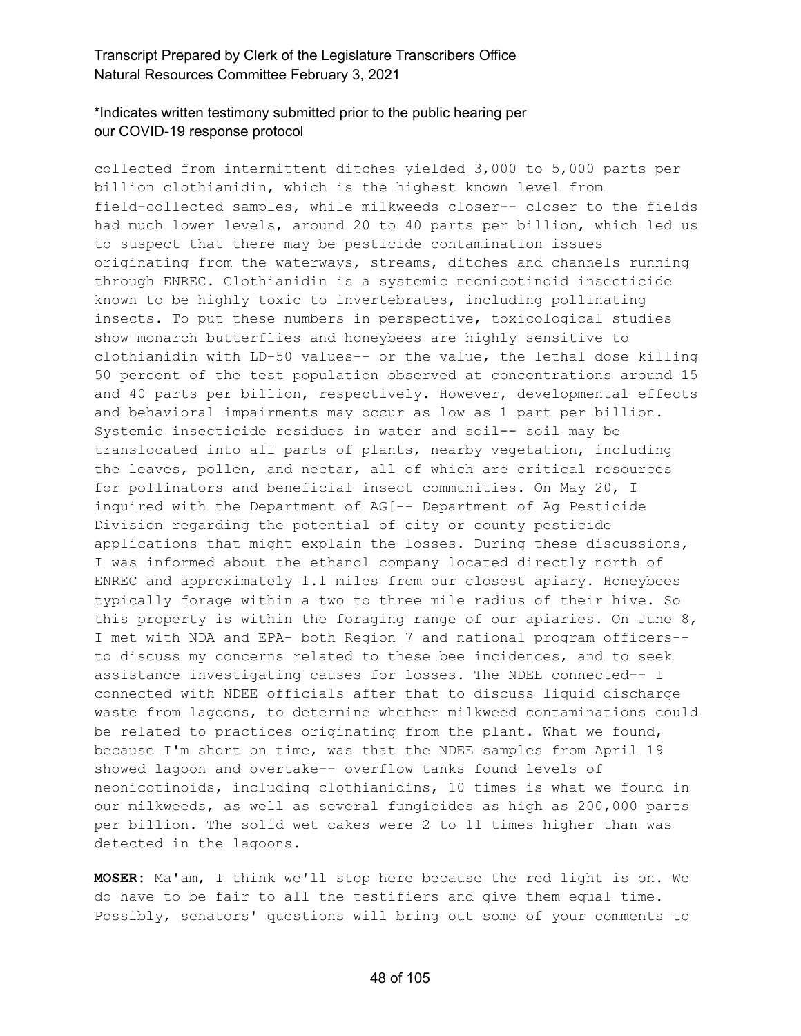collected from intermittent ditches yielded 3,000 to 5,000 parts per billion clothianidin, which is the highest known level from field-collected samples, while milkweeds closer-- closer to the fields had much lower levels, around 20 to 40 parts per billion, which led us to suspect that there may be pesticide contamination issues originating from the waterways, streams, ditches and channels running through ENREC. Clothianidin is a systemic neonicotinoid insecticide known to be highly toxic to invertebrates, including pollinating insects. To put these numbers in perspective, toxicological studies show monarch butterflies and honeybees are highly sensitive to clothianidin with LD-50 values-- or the value, the lethal dose killing 50 percent of the test population observed at concentrations around 15 and 40 parts per billion, respectively. However, developmental effects and behavioral impairments may occur as low as 1 part per billion. Systemic insecticide residues in water and soil-- soil may be translocated into all parts of plants, nearby vegetation, including the leaves, pollen, and nectar, all of which are critical resources for pollinators and beneficial insect communities. On May 20, I inquired with the Department of AG[-- Department of Ag Pesticide Division regarding the potential of city or county pesticide applications that might explain the losses. During these discussions, I was informed about the ethanol company located directly north of ENREC and approximately 1.1 miles from our closest apiary. Honeybees typically forage within a two to three mile radius of their hive. So this property is within the foraging range of our apiaries. On June 8, I met with NDA and EPA- both Region 7 and national program officers-- to discuss my concerns related to these bee incidences, and to seek assistance investigating causes for losses. The NDEE connected-- I connected with NDEE officials after that to discuss liquid discharge waste from lagoons, to determine whether milkweed contaminations could be related to practices originating from the plant. What we found, because I'm short on time, was that the NDEE samples from April 19 showed lagoon and overtake-- overflow tanks found levels of neonicotinoids, including clothianidins, 10 times is what we found in our milkweeds, as well as several fungicides as high as 200,000 parts per billion. The solid wet cakes were 2 to 11 times higher than was detected in the lagoons.

**MOSER:** Ma'am, I think we'll stop here because the red light is on. We do have to be fair to all the testifiers and give them equal time. Possibly, senators' questions will bring out some of your comments to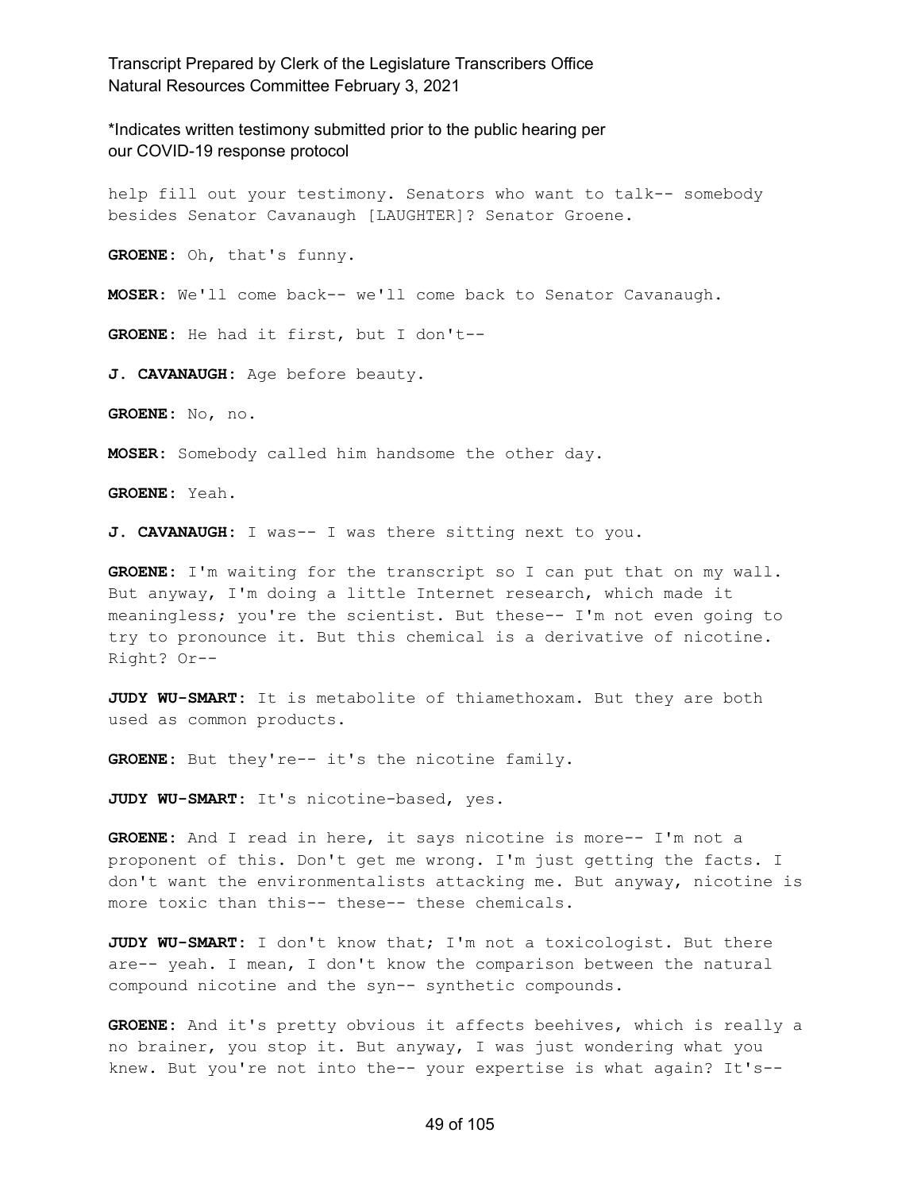help fill out your testimony. Senators who want to talk-- somebody besides Senator Cavanaugh [LAUGHTER]? Senator Groene.

**GROENE:** Oh, that's funny.

**MOSER:** We'll come back-- we'll come back to Senator Cavanaugh.

**GROENE:** He had it first, but I don't--

**J. CAVANAUGH:** Age before beauty.

**GROENE:** No, no.

**MOSER:** Somebody called him handsome the other day.

**GROENE:** Yeah.

**J. CAVANAUGH:** I was-- I was there sitting next to you.

**GROENE:** I'm waiting for the transcript so I can put that on my wall. But anyway, I'm doing a little Internet research, which made it meaningless; you're the scientist. But these-- I'm not even going to try to pronounce it. But this chemical is a derivative of nicotine. Right? Or--

**JUDY WU-SMART:** It is metabolite of thiamethoxam. But they are both used as common products.

**GROENE:** But they're-- it's the nicotine family.

**JUDY WU-SMART:** It's nicotine-based, yes.

**GROENE:** And I read in here, it says nicotine is more-- I'm not a proponent of this. Don't get me wrong. I'm just getting the facts. I don't want the environmentalists attacking me. But anyway, nicotine is more toxic than this-- these-- these chemicals.

**JUDY WU-SMART:** I don't know that; I'm not a toxicologist. But there are-- yeah. I mean, I don't know the comparison between the natural compound nicotine and the syn-- synthetic compounds.

**GROENE:** And it's pretty obvious it affects beehives, which is really a no brainer, you stop it. But anyway, I was just wondering what you knew. But you're not into the-- your expertise is what again? It's--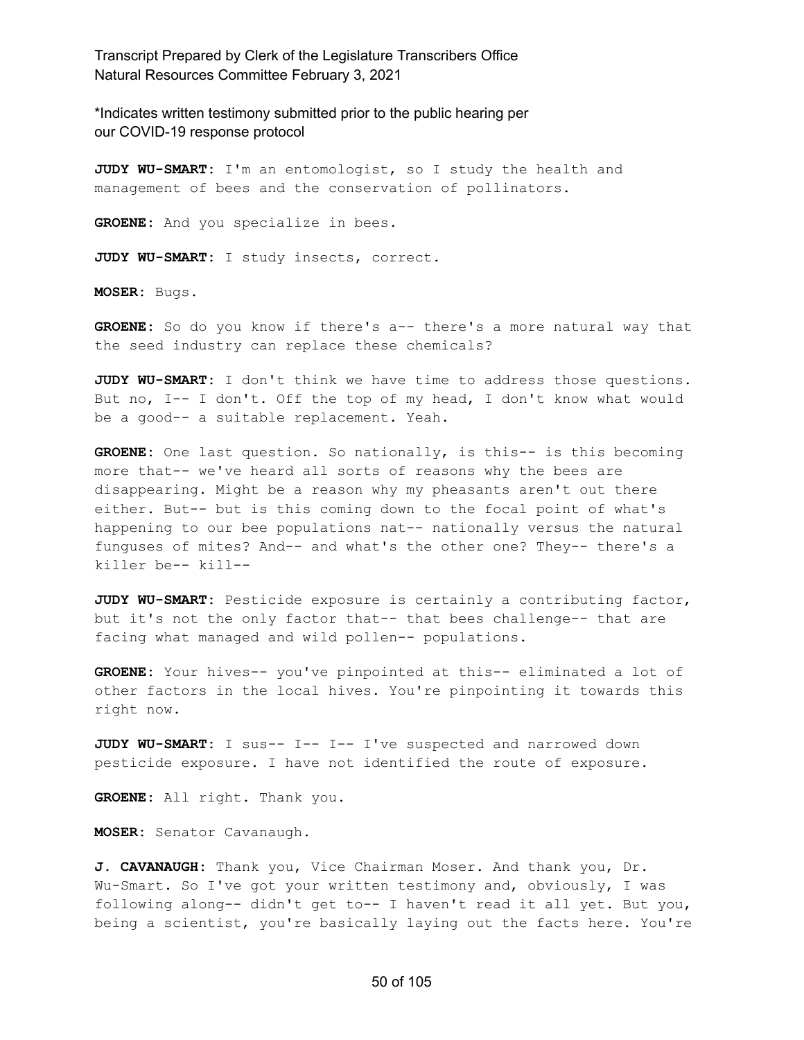*Indicates written testimony submitted prior to the public hearing per our COVID-19 response protocol

**JUDY WU-SMART:** I'm an entomologist, so I study the health and management of bees and the conservation of pollinators.

**GROENE:** And you specialize in bees.

**JUDY WU-SMART:** I study insects, correct.

**MOSER:** Bugs.

**GROENE:** So do you know if there's a-- there's a more natural way that the seed industry can replace these chemicals?

**JUDY WU-SMART:** I don't think we have time to address those questions. But no, I-- I don't. Off the top of my head, I don't know what would be a good-- a suitable replacement. Yeah.

**GROENE:** One last question. So nationally, is this-- is this becoming more that-- we've heard all sorts of reasons why the bees are disappearing. Might be a reason why my pheasants aren't out there either. But-- but is this coming down to the focal point of what's happening to our bee populations nat-- nationally versus the natural funguses of mites? And-- and what's the other one? They-- there's a killer be-- kill--

**JUDY WU-SMART:** Pesticide exposure is certainly a contributing factor, but it's not the only factor that-- that bees challenge-- that are facing what managed and wild pollen-- populations.

**GROENE:** Your hives-- you've pinpointed at this-- eliminated a lot of other factors in the local hives. You're pinpointing it towards this right now.

**JUDY WU-SMART:** I sus-- I-- I-- I've suspected and narrowed down pesticide exposure. I have not identified the route of exposure.

**GROENE:** All right. Thank you.

**MOSER:** Senator Cavanaugh.

**J. CAVANAUGH:** Thank you, Vice Chairman Moser. And thank you, Dr. Wu-Smart. So I've got your written testimony and, obviously, I was following along-- didn't get to-- I haven't read it all yet. But you, being a scientist, you're basically laying out the facts here. You're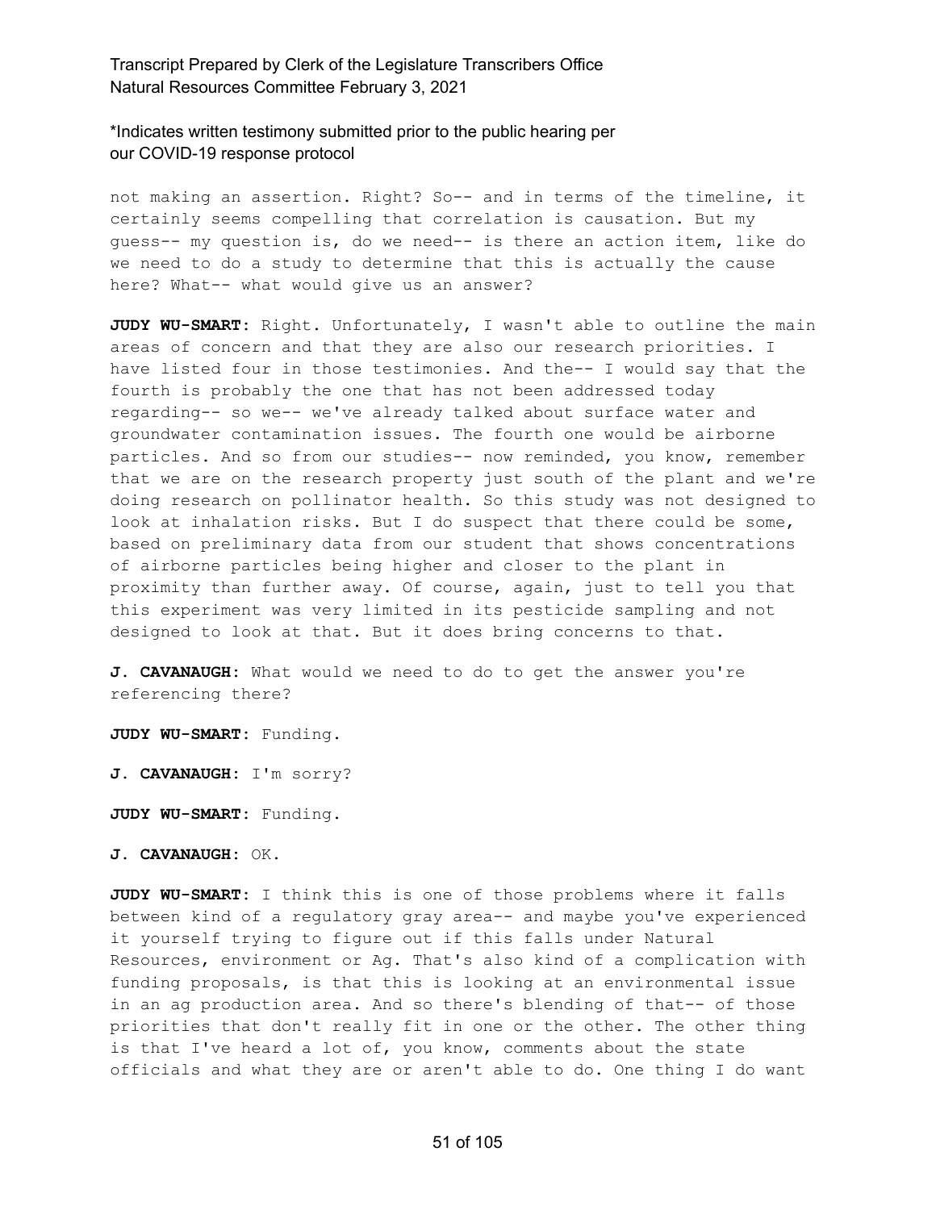not making an assertion. Right? So-- and in terms of the timeline, it certainly seems compelling that correlation is causation. But my guess-- my question is, do we need-- is there an action item, like do we need to do a study to determine that this is actually the cause here? What-- what would give us an answer?

**JUDY WU-SMART:** Right. Unfortunately, I wasn't able to outline the main areas of concern and that they are also our research priorities. I have listed four in those testimonies. And the-- I would say that the fourth is probably the one that has not been addressed today regarding-- so we-- we've already talked about surface water and groundwater contamination issues. The fourth one would be airborne particles. And so from our studies-- now reminded, you know, remember that we are on the research property just south of the plant and we're doing research on pollinator health. So this study was not designed to look at inhalation risks. But I do suspect that there could be some, based on preliminary data from our student that shows concentrations of airborne particles being higher and closer to the plant in proximity than further away. Of course, again, just to tell you that this experiment was very limited in its pesticide sampling and not designed to look at that. But it does bring concerns to that.

**J. CAVANAUGH:** What would we need to do to get the answer you're referencing there?

**JUDY WU-SMART:** Funding.

**J. CAVANAUGH:** I'm sorry?

**JUDY WU-SMART:** Funding.

**J. CAVANAUGH:** OK.

**JUDY WU-SMART:** I think this is one of those problems where it falls between kind of a regulatory gray area-- and maybe you've experienced it yourself trying to figure out if this falls under Natural Resources, environment or Ag. That's also kind of a complication with funding proposals, is that this is looking at an environmental issue in an ag production area. And so there's blending of that-- of those priorities that don't really fit in one or the other. The other thing is that I've heard a lot of, you know, comments about the state officials and what they are or aren't able to do. One thing I do want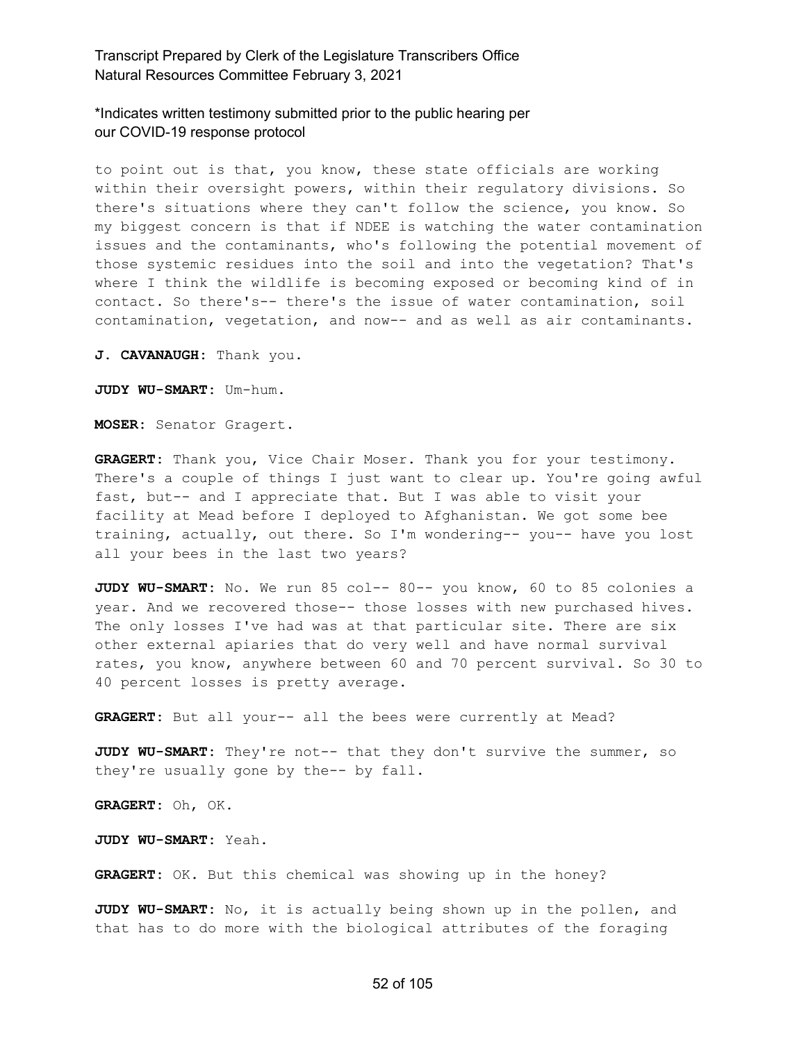to point out is that, you know, these state officials are working within their oversight powers, within their regulatory divisions. So there's situations where they can't follow the science, you know. So my biggest concern is that if NDEE is watching the water contamination issues and the contaminants, who's following the potential movement of those systemic residues into the soil and into the vegetation? That's where I think the wildlife is becoming exposed or becoming kind of in contact. So there's-- there's the issue of water contamination, soil contamination, vegetation, and now-- and as well as air contaminants.

**J. CAVANAUGH:** Thank you.

**JUDY WU-SMART:** Um-hum.

**MOSER:** Senator Gragert.

**GRAGERT:** Thank you, Vice Chair Moser. Thank you for your testimony. There's a couple of things I just want to clear up. You're going awful fast, but-- and I appreciate that. But I was able to visit your facility at Mead before I deployed to Afghanistan. We got some bee training, actually, out there. So I'm wondering-- you-- have you lost all your bees in the last two years?

**JUDY WU-SMART:** No. We run 85 col-- 80-- you know, 60 to 85 colonies a year. And we recovered those-- those losses with new purchased hives. The only losses I've had was at that particular site. There are six other external apiaries that do very well and have normal survival rates, you know, anywhere between 60 and 70 percent survival. So 30 to 40 percent losses is pretty average.

**GRAGERT:** But all your-- all the bees were currently at Mead?

**JUDY WU-SMART:** They're not-- that they don't survive the summer, so they're usually gone by the-- by fall.

**GRAGERT:** Oh, OK.

**JUDY WU-SMART:** Yeah.

**GRAGERT:** OK. But this chemical was showing up in the honey?

**JUDY WU-SMART:** No, it is actually being shown up in the pollen, and that has to do more with the biological attributes of the foraging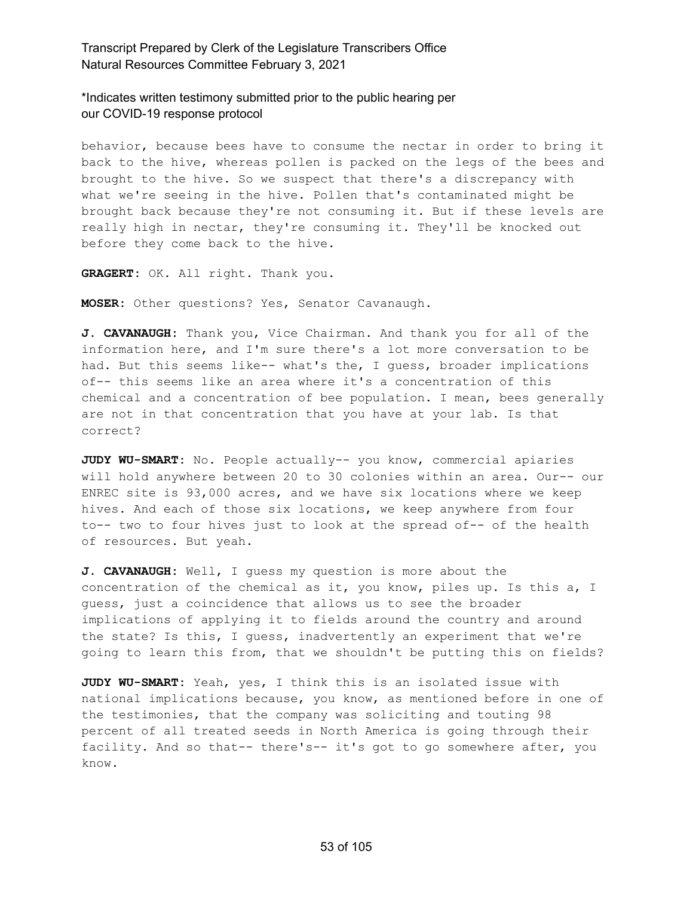behavior, because bees have to consume the nectar in order to bring it back to the hive, whereas pollen is packed on the legs of the bees and brought to the hive. So we suspect that there's a discrepancy with what we're seeing in the hive. Pollen that's contaminated might be brought back because they're not consuming it. But if these levels are really high in nectar, they're consuming it. They'll be knocked out before they come back to the hive.

**GRAGERT:** OK. All right. Thank you.

**MOSER:** Other questions? Yes, Senator Cavanaugh.

**J. CAVANAUGH:** Thank you, Vice Chairman. And thank you for all of the information here, and I'm sure there's a lot more conversation to be had. But this seems like-- what's the, I guess, broader implications of-- this seems like an area where it's a concentration of this chemical and a concentration of bee population. I mean, bees generally are not in that concentration that you have at your lab. Is that correct?

**JUDY WU-SMART:** No. People actually-- you know, commercial apiaries will hold anywhere between 20 to 30 colonies within an area. Our-- our ENREC site is 93,000 acres, and we have six locations where we keep hives. And each of those six locations, we keep anywhere from four to-- two to four hives just to look at the spread of-- of the health of resources. But yeah.

**J. CAVANAUGH:** Well, I guess my question is more about the concentration of the chemical as it, you know, piles up. Is this a, I guess, just a coincidence that allows us to see the broader implications of applying it to fields around the country and around the state? Is this, I guess, inadvertently an experiment that we're going to learn this from, that we shouldn't be putting this on fields?

**JUDY WU-SMART:** Yeah, yes, I think this is an isolated issue with national implications because, you know, as mentioned before in one of the testimonies, that the company was soliciting and touting 98 percent of all treated seeds in North America is going through their facility. And so that-- there's-- it's got to go somewhere after, you know.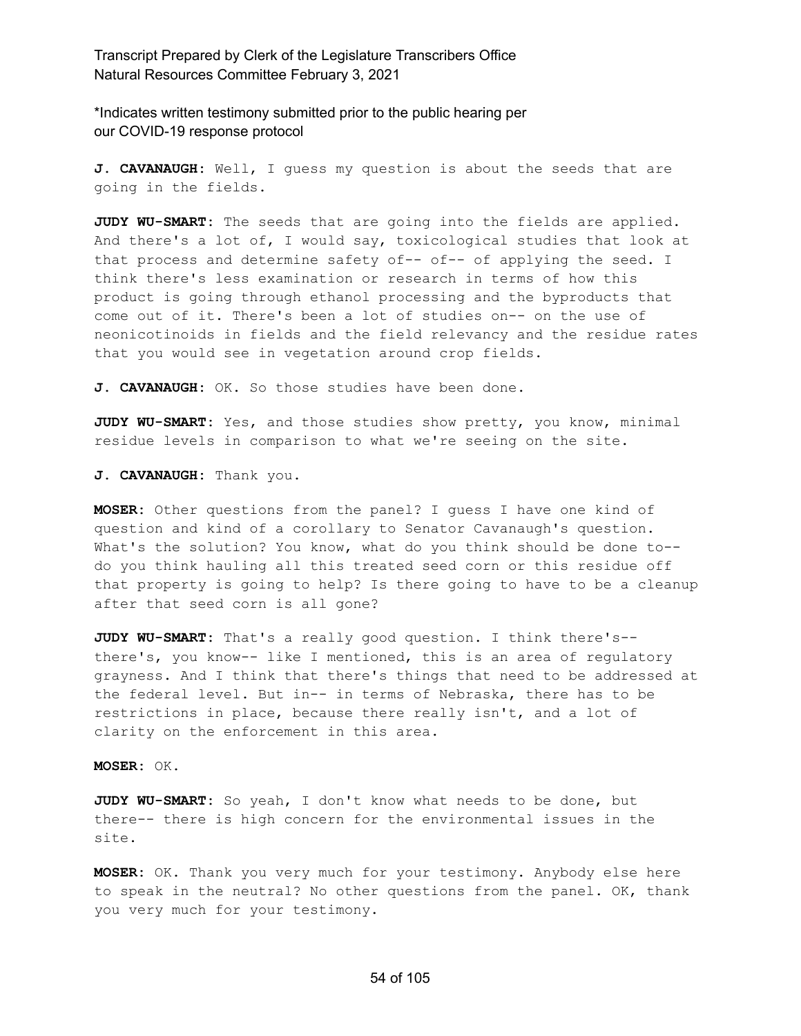\*Indicates written testimony submitted prior to the public hearing per our COVID-19 response protocol

**J. CAVANAUGH:** Well, I guess my question is about the seeds that are going in the fields.

**JUDY WU-SMART:** The seeds that are going into the fields are applied. And there's a lot of, I would say, toxicological studies that look at that process and determine safety of-- of-- of applying the seed. I think there's less examination or research in terms of how this product is going through ethanol processing and the byproducts that come out of it. There's been a lot of studies on-- on the use of neonicotinoids in fields and the field relevancy and the residue rates that you would see in vegetation around crop fields.

**J. CAVANAUGH:** OK. So those studies have been done.

**JUDY WU-SMART:** Yes, and those studies show pretty, you know, minimal residue levels in comparison to what we're seeing on the site.

**J. CAVANAUGH:** Thank you.

**MOSER:** Other questions from the panel? I guess I have one kind of question and kind of a corollary to Senator Cavanaugh's question. What's the solution? You know, what do you think should be done to-- do you think hauling all this treated seed corn or this residue off that property is going to help? Is there going to have to be a cleanup after that seed corn is all gone?

**JUDY WU-SMART:** That's a really good question. I think there's-- there's, you know-- like I mentioned, this is an area of regulatory grayness. And I think that there's things that need to be addressed at the federal level. But in-- in terms of Nebraska, there has to be restrictions in place, because there really isn't, and a lot of clarity on the enforcement in this area.

**MOSER:** OK.

**JUDY WU-SMART:** So yeah, I don't know what needs to be done, but there-- there is high concern for the environmental issues in the site.

**MOSER:** OK. Thank you very much for your testimony. Anybody else here to speak in the neutral? No other questions from the panel. OK, thank you very much for your testimony.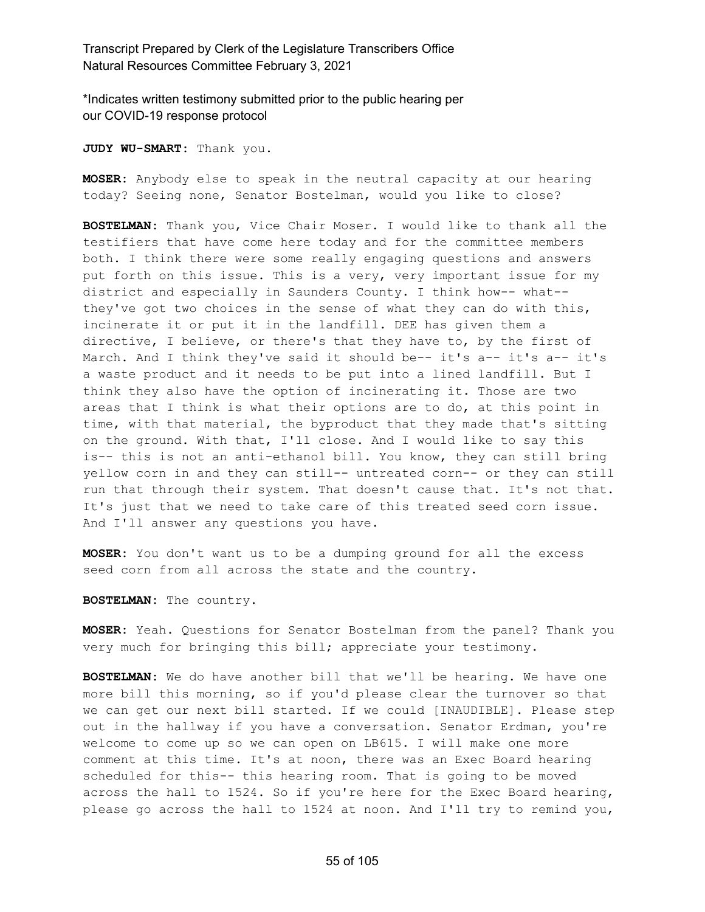\*Indicates written testimony submitted prior to the public hearing per our COVID-19 response protocol

**JUDY WU-SMART:** Thank you.

**MOSER:** Anybody else to speak in the neutral capacity at our hearing today? Seeing none, Senator Bostelman, would you like to close?

**BOSTELMAN:** Thank you, Vice Chair Moser. I would like to thank all the testifiers that have come here today and for the committee members both. I think there were some really engaging questions and answers put forth on this issue. This is a very, very important issue for my district and especially in Saunders County. I think how-- what-- they've got two choices in the sense of what they can do with this, incinerate it or put it in the landfill. DEE has given them a directive, I believe, or there's that they have to, by the first of March. And I think they've said it should be-- it's a-- it's a-- it's a waste product and it needs to be put into a lined landfill. But I think they also have the option of incinerating it. Those are two areas that I think is what their options are to do, at this point in time, with that material, the byproduct that they made that's sitting on the ground. With that, I'll close. And I would like to say this is-- this is not an anti-ethanol bill. You know, they can still bring yellow corn in and they can still-- untreated corn-- or they can still run that through their system. That doesn't cause that. It's not that. It's just that we need to take care of this treated seed corn issue. And I'll answer any questions you have.

**MOSER:** You don't want us to be a dumping ground for all the excess seed corn from all across the state and the country.

**BOSTELMAN:** The country.

**MOSER:** Yeah. Questions for Senator Bostelman from the panel? Thank you very much for bringing this bill; appreciate your testimony.

**BOSTELMAN:** We do have another bill that we'll be hearing. We have one more bill this morning, so if you'd please clear the turnover so that we can get our next bill started. If we could [INAUDIBLE]. Please step out in the hallway if you have a conversation. Senator Erdman, you're welcome to come up so we can open on LB615. I will make one more comment at this time. It's at noon, there was an Exec Board hearing scheduled for this-- this hearing room. That is going to be moved across the hall to 1524. So if you're here for the Exec Board hearing, please go across the hall to 1524 at noon. And I'll try to remind you,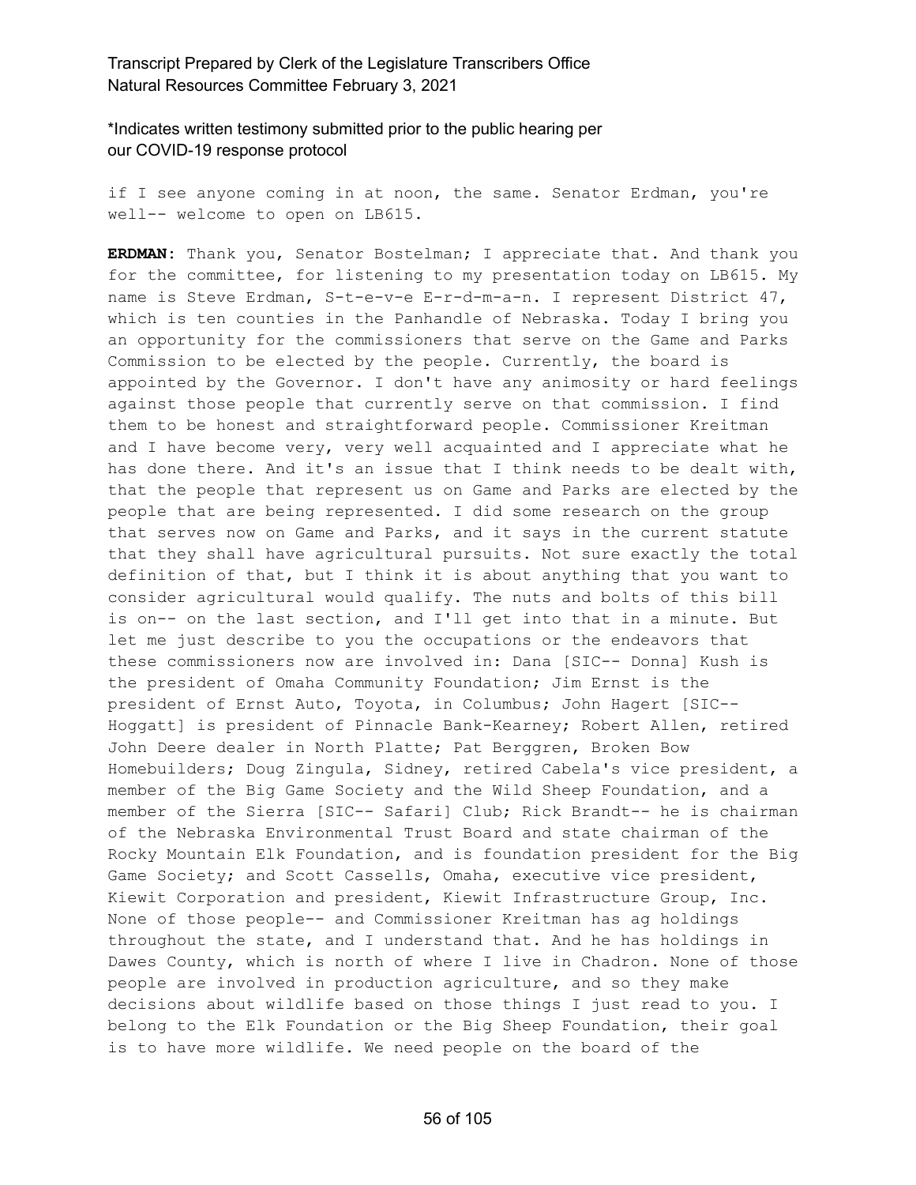\*Indicates written testimony submitted prior to the public hearing per our COVID-19 response protocol

if I see anyone coming in at noon, the same. Senator Erdman, you're well-- welcome to open on LB615.

**ERDMAN**: Thank you, Senator Bostelman; I appreciate that. And thank you for the committee, for listening to my presentation today on LB615. My name is Steve Erdman, S-t-e-v-e E-r-d-m-a-n. I represent District 47, which is ten counties in the Panhandle of Nebraska. Today I bring you an opportunity for the commissioners that serve on the Game and Parks Commission to be elected by the people. Currently, the board is appointed by the Governor. I don't have any animosity or hard feelings against those people that currently serve on that commission. I find them to be honest and straightforward people. Commissioner Kreitman and I have become very, very well acquainted and I appreciate what he has done there. And it's an issue that I think needs to be dealt with, that the people that represent us on Game and Parks are elected by the people that are being represented. I did some research on the group that serves now on Game and Parks, and it says in the current statute that they shall have agricultural pursuits. Not sure exactly the total definition of that, but I think it is about anything that you want to consider agricultural would qualify. The nuts and bolts of this bill is on-- on the last section, and I'll get into that in a minute. But let me just describe to you the occupations or the endeavors that these commissioners now are involved in: Dana [SIC-- Donna] Kush is the president of Omaha Community Foundation; Jim Ernst is the president of Ernst Auto, Toyota, in Columbus; John Hagert [SIC-- Hoggatt] is president of Pinnacle Bank-Kearney; Robert Allen, retired John Deere dealer in North Platte; Pat Berggren, Broken Bow Homebuilders; Doug Zingula, Sidney, retired Cabela's vice president, a member of the Big Game Society and the Wild Sheep Foundation, and a member of the Sierra [SIC-- Safari] Club; Rick Brandt-- he is chairman of the Nebraska Environmental Trust Board and state chairman of the Rocky Mountain Elk Foundation, and is foundation president for the Big Game Society; and Scott Cassells, Omaha, executive vice president, Kiewit Corporation and president, Kiewit Infrastructure Group, Inc. None of those people-- and Commissioner Kreitman has ag holdings throughout the state, and I understand that. And he has holdings in Dawes County, which is north of where I live in Chadron. None of those people are involved in production agriculture, and so they make decisions about wildlife based on those things I just read to you. I belong to the Elk Foundation or the Big Sheep Foundation, their goal is to have more wildlife. We need people on the board of the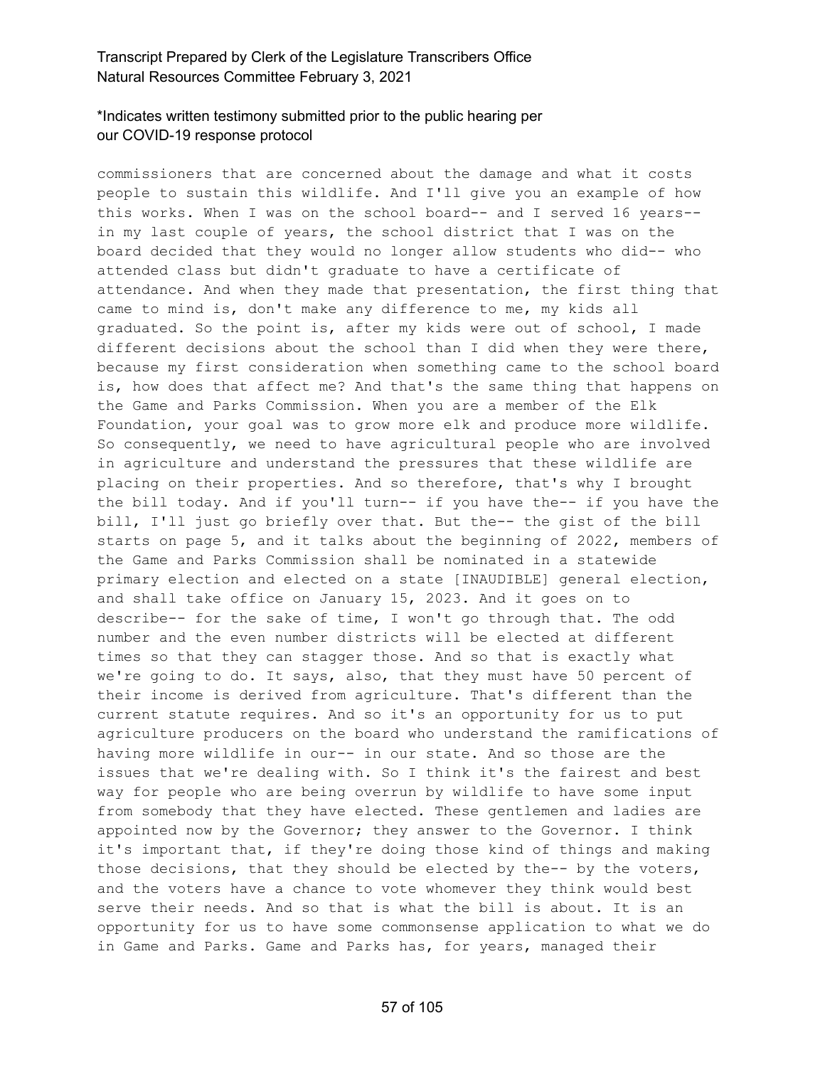commissioners that are concerned about the damage and what it costs people to sustain this wildlife. And I'll give you an example of how this works. When I was on the school board-- and I served 16 years-- in my last couple of years, the school district that I was on the board decided that they would no longer allow students who did-- who attended class but didn't graduate to have a certificate of attendance. And when they made that presentation, the first thing that came to mind is, don't make any difference to me, my kids all graduated. So the point is, after my kids were out of school, I made different decisions about the school than I did when they were there, because my first consideration when something came to the school board is, how does that affect me? And that's the same thing that happens on the Game and Parks Commission. When you are a member of the Elk Foundation, your goal was to grow more elk and produce more wildlife. So consequently, we need to have agricultural people who are involved in agriculture and understand the pressures that these wildlife are placing on their properties. And so therefore, that's why I brought the bill today. And if you'll turn-- if you have the-- if you have the bill, I'll just go briefly over that. But the-- the gist of the bill starts on page 5, and it talks about the beginning of 2022, members of the Game and Parks Commission shall be nominated in a statewide primary election and elected on a state [INAUDIBLE] general election, and shall take office on January 15, 2023. And it goes on to describe-- for the sake of time, I won't go through that. The odd number and the even number districts will be elected at different times so that they can stagger those. And so that is exactly what we're going to do. It says, also, that they must have 50 percent of their income is derived from agriculture. That's different than the current statute requires. And so it's an opportunity for us to put agriculture producers on the board who understand the ramifications of having more wildlife in our-- in our state. And so those are the issues that we're dealing with. So I think it's the fairest and best way for people who are being overrun by wildlife to have some input from somebody that they have elected. These gentlemen and ladies are appointed now by the Governor; they answer to the Governor. I think it's important that, if they're doing those kind of things and making those decisions, that they should be elected by the-- by the voters, and the voters have a chance to vote whomever they think would best serve their needs. And so that is what the bill is about. It is an opportunity for us to have some commonsense application to what we do in Game and Parks. Game and Parks has, for years, managed their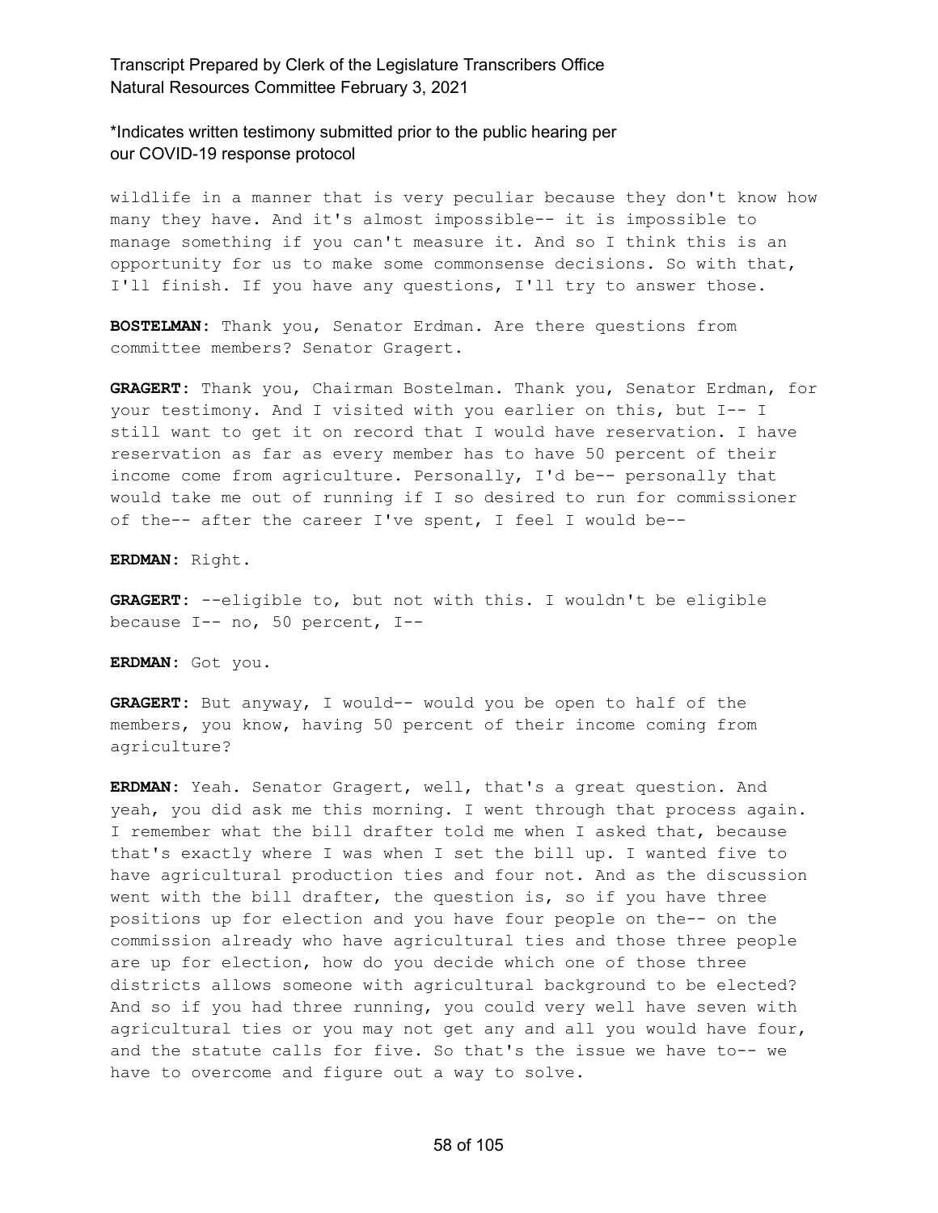wildlife in a manner that is very peculiar because they don't know how many they have. And it's almost impossible-- it is impossible to manage something if you can't measure it. And so I think this is an opportunity for us to make some commonsense decisions. So with that, I'll finish. If you have any questions, I'll try to answer those.

**BOSTELMAN:** Thank you, Senator Erdman. Are there questions from committee members? Senator Gragert.

**GRAGERT:** Thank you, Chairman Bostelman. Thank you, Senator Erdman, for your testimony. And I visited with you earlier on this, but I-- I still want to get it on record that I would have reservation. I have reservation as far as every member has to have 50 percent of their income come from agriculture. Personally, I'd be-- personally that would take me out of running if I so desired to run for commissioner of the-- after the career I've spent, I feel I would be--

**ERDMAN:** Right.

**GRAGERT:** --eligible to, but not with this. I wouldn't be eligible because I-- no, 50 percent, I--

**ERDMAN:** Got you.

**GRAGERT:** But anyway, I would-- would you be open to half of the members, you know, having 50 percent of their income coming from agriculture?

**ERDMAN:** Yeah. Senator Gragert, well, that's a great question. And yeah, you did ask me this morning. I went through that process again. I remember what the bill drafter told me when I asked that, because that's exactly where I was when I set the bill up. I wanted five to have agricultural production ties and four not. And as the discussion went with the bill drafter, the question is, so if you have three positions up for election and you have four people on the-- on the commission already who have agricultural ties and those three people are up for election, how do you decide which one of those three districts allows someone with agricultural background to be elected? And so if you had three running, you could very well have seven with agricultural ties or you may not get any and all you would have four, and the statute calls for five. So that's the issue we have to-- we have to overcome and figure out a way to solve.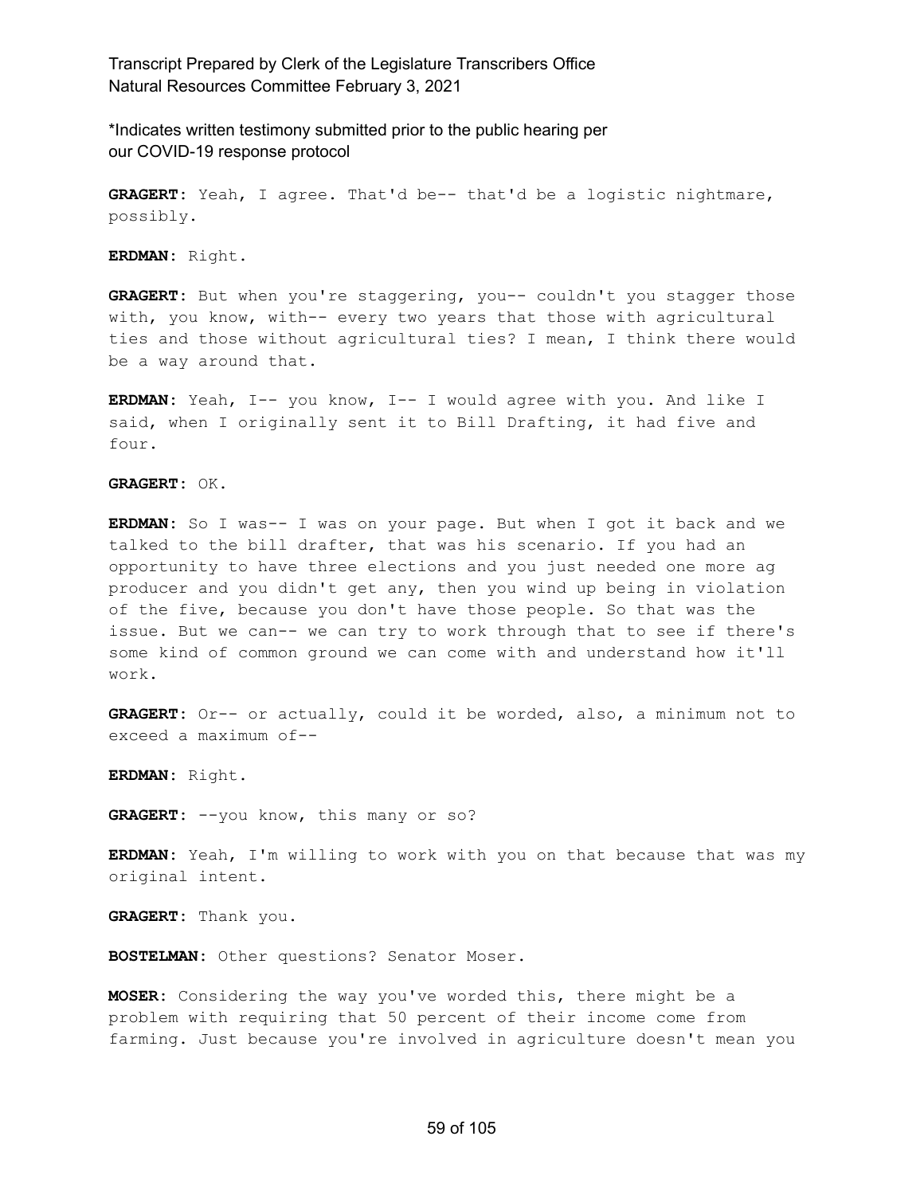*Indicates written testimony submitted prior to the public hearing per our COVID-19 response protocol

**GRAGERT:** Yeah, I agree. That'd be-- that'd be a logistic nightmare, possibly.

**ERDMAN:** Right.

**GRAGERT:** But when you're staggering, you-- couldn't you stagger those with, you know, with-- every two years that those with agricultural ties and those without agricultural ties? I mean, I think there would be a way around that.

**ERDMAN:** Yeah, I-- you know, I-- I would agree with you. And like I said, when I originally sent it to Bill Drafting, it had five and four.

**GRAGERT:** OK.

**ERDMAN:** So I was-- I was on your page. But when I got it back and we talked to the bill drafter, that was his scenario. If you had an opportunity to have three elections and you just needed one more ag producer and you didn't get any, then you wind up being in violation of the five, because you don't have those people. So that was the issue. But we can-- we can try to work through that to see if there's some kind of common ground we can come with and understand how it'll work.

**GRAGERT:** Or-- or actually, could it be worded, also, a minimum not to exceed a maximum of--

**ERDMAN:** Right.

**GRAGERT:** --you know, this many or so?

**ERDMAN:** Yeah, I'm willing to work with you on that because that was my original intent.

**GRAGERT:** Thank you.

**BOSTELMAN:** Other questions? Senator Moser.

**MOSER:** Considering the way you've worded this, there might be a problem with requiring that 50 percent of their income come from farming. Just because you're involved in agriculture doesn't mean you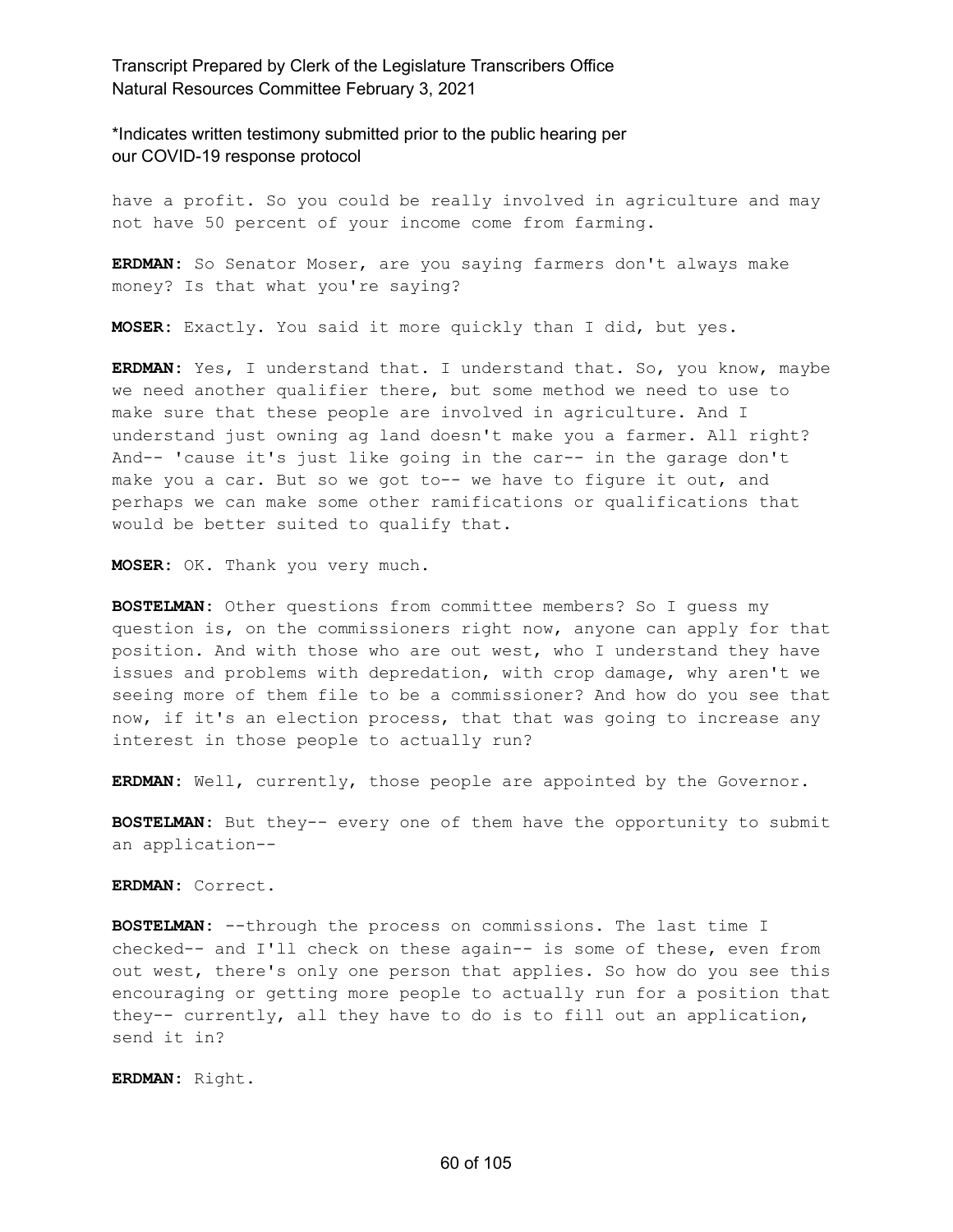have a profit. So you could be really involved in agriculture and may not have 50 percent of your income come from farming.

**ERDMAN:** So Senator Moser, are you saying farmers don't always make money? Is that what you're saying?

**MOSER:** Exactly. You said it more quickly than I did, but yes.

**ERDMAN:** Yes, I understand that. I understand that. So, you know, maybe we need another qualifier there, but some method we need to use to make sure that these people are involved in agriculture. And I understand just owning ag land doesn't make you a farmer. All right? And-- 'cause it's just like going in the car-- in the garage don't make you a car. But so we got to-- we have to figure it out, and perhaps we can make some other ramifications or qualifications that would be better suited to qualify that.

**MOSER:** OK. Thank you very much.

**BOSTELMAN:** Other questions from committee members? So I guess my question is, on the commissioners right now, anyone can apply for that position. And with those who are out west, who I understand they have issues and problems with depredation, with crop damage, why aren't we seeing more of them file to be a commissioner? And how do you see that now, if it's an election process, that that was going to increase any interest in those people to actually run?

**ERDMAN:** Well, currently, those people are appointed by the Governor.

**BOSTELMAN:** But they-- every one of them have the opportunity to submit an application--

**ERDMAN:** Correct.

**BOSTELMAN:** --through the process on commissions. The last time I checked-- and I'll check on these again-- is some of these, even from out west, there's only one person that applies. So how do you see this encouraging or getting more people to actually run for a position that they-- currently, all they have to do is to fill out an application, send it in?

**ERDMAN:** Right.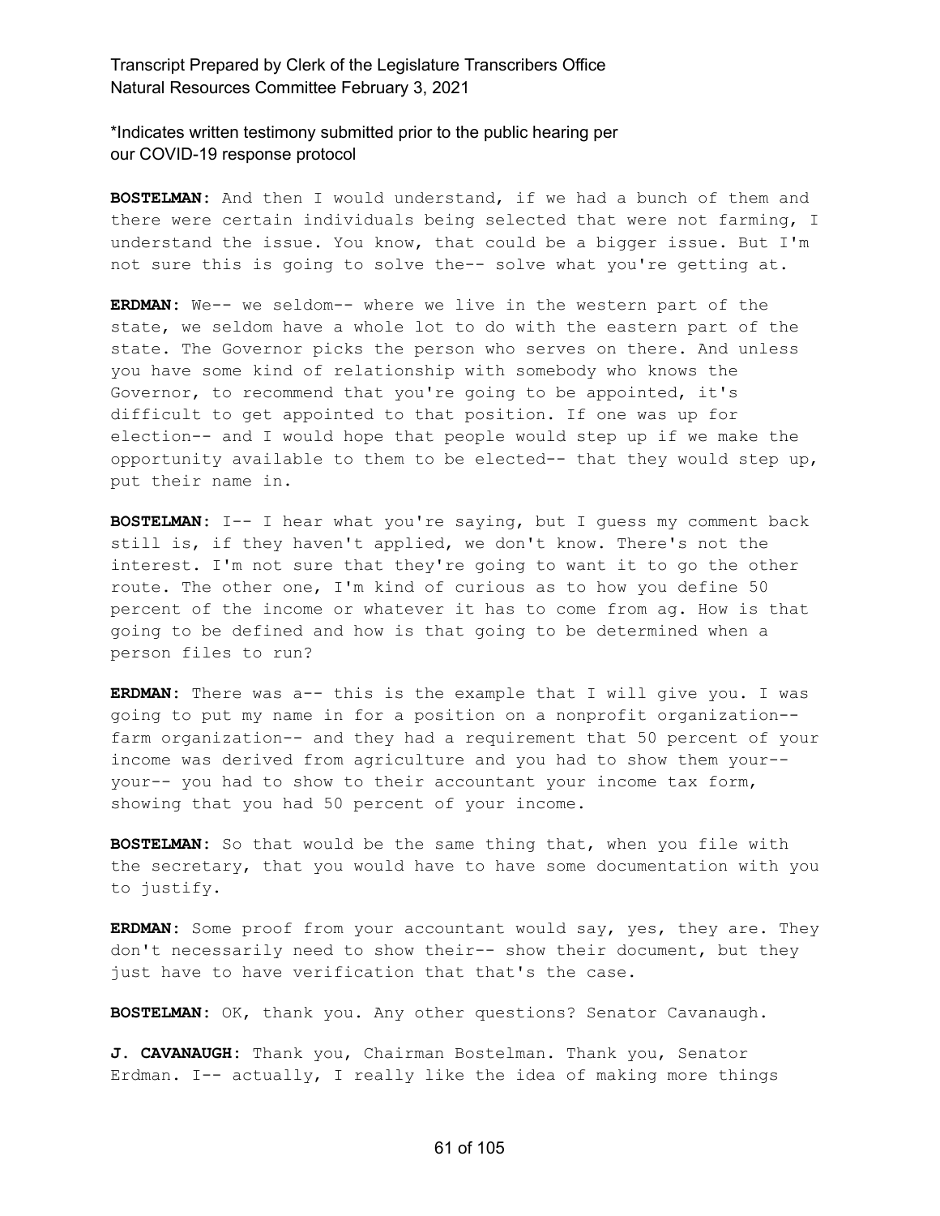**BOSTELMAN:** And then I would understand, if we had a bunch of them and there were certain individuals being selected that were not farming, I understand the issue. You know, that could be a bigger issue. But I'm not sure this is going to solve the-- solve what you're getting at.

**ERDMAN:** We-- we seldom-- where we live in the western part of the state, we seldom have a whole lot to do with the eastern part of the state. The Governor picks the person who serves on there. And unless you have some kind of relationship with somebody who knows the Governor, to recommend that you're going to be appointed, it's difficult to get appointed to that position. If one was up for election-- and I would hope that people would step up if we make the opportunity available to them to be elected-- that they would step up, put their name in.

**BOSTELMAN:** I-- I hear what you're saying, but I guess my comment back still is, if they haven't applied, we don't know. There's not the interest. I'm not sure that they're going to want it to go the other route. The other one, I'm kind of curious as to how you define 50 percent of the income or whatever it has to come from ag. How is that going to be defined and how is that going to be determined when a person files to run?

**ERDMAN:** There was a-- this is the example that I will give you. I was going to put my name in for a position on a nonprofit organization-- farm organization-- and they had a requirement that 50 percent of your income was derived from agriculture and you had to show them your-- your-- you had to show to their accountant your income tax form, showing that you had 50 percent of your income.

**BOSTELMAN:** So that would be the same thing that, when you file with the secretary, that you would have to have some documentation with you to justify.

**ERDMAN:** Some proof from your accountant would say, yes, they are. They don't necessarily need to show their-- show their document, but they just have to have verification that that's the case.

**BOSTELMAN:** OK, thank you. Any other questions? Senator Cavanaugh.

**J. CAVANAUGH:** Thank you, Chairman Bostelman. Thank you, Senator Erdman. I-- actually, I really like the idea of making more things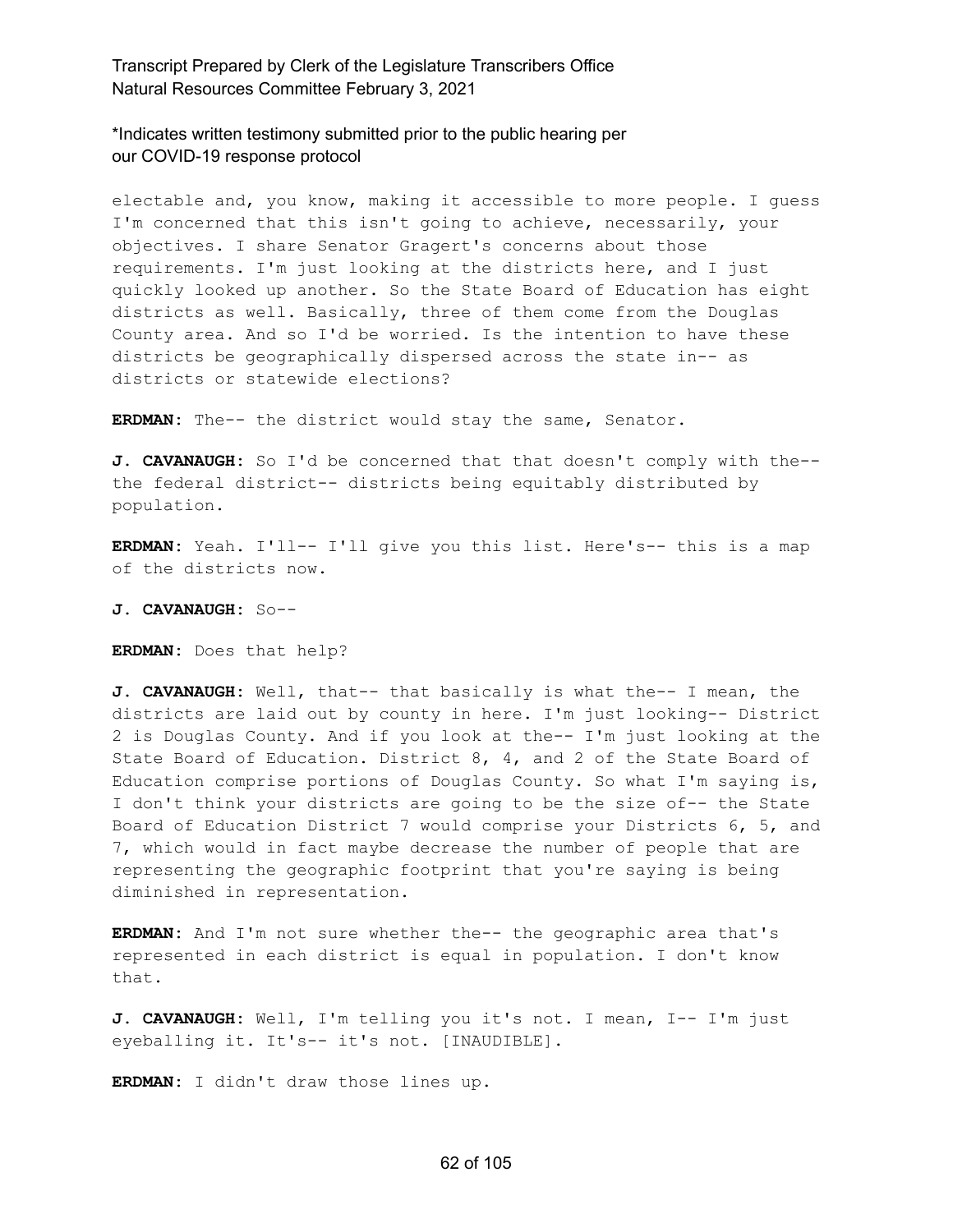electable and, you know, making it accessible to more people. I guess I'm concerned that this isn't going to achieve, necessarily, your objectives. I share Senator Gragert's concerns about those requirements. I'm just looking at the districts here, and I just quickly looked up another. So the State Board of Education has eight districts as well. Basically, three of them come from the Douglas County area. And so I'd be worried. Is the intention to have these districts be geographically dispersed across the state in-- as districts or statewide elections?

**ERDMAN:** The-- the district would stay the same, Senator.

**J. CAVANAUGH:** So I'd be concerned that that doesn't comply with the-- the federal district-- districts being equitably distributed by population.

**ERDMAN:** Yeah. I'll-- I'll give you this list. Here's-- this is a map of the districts now.

**J. CAVANAUGH:** So--

**ERDMAN:** Does that help?

**J. CAVANAUGH:** Well, that-- that basically is what the-- I mean, the districts are laid out by county in here. I'm just looking-- District 2 is Douglas County. And if you look at the-- I'm just looking at the State Board of Education. District 8, 4, and 2 of the State Board of Education comprise portions of Douglas County. So what I'm saying is, I don't think your districts are going to be the size of-- the State Board of Education District 7 would comprise your Districts 6, 5, and 7, which would in fact maybe decrease the number of people that are representing the geographic footprint that you're saying is being diminished in representation.

**ERDMAN:** And I'm not sure whether the-- the geographic area that's represented in each district is equal in population. I don't know that.

**J. CAVANAUGH:** Well, I'm telling you it's not. I mean, I-- I'm just eyeballing it. It's-- it's not. [INAUDIBLE].

**ERDMAN:** I didn't draw those lines up.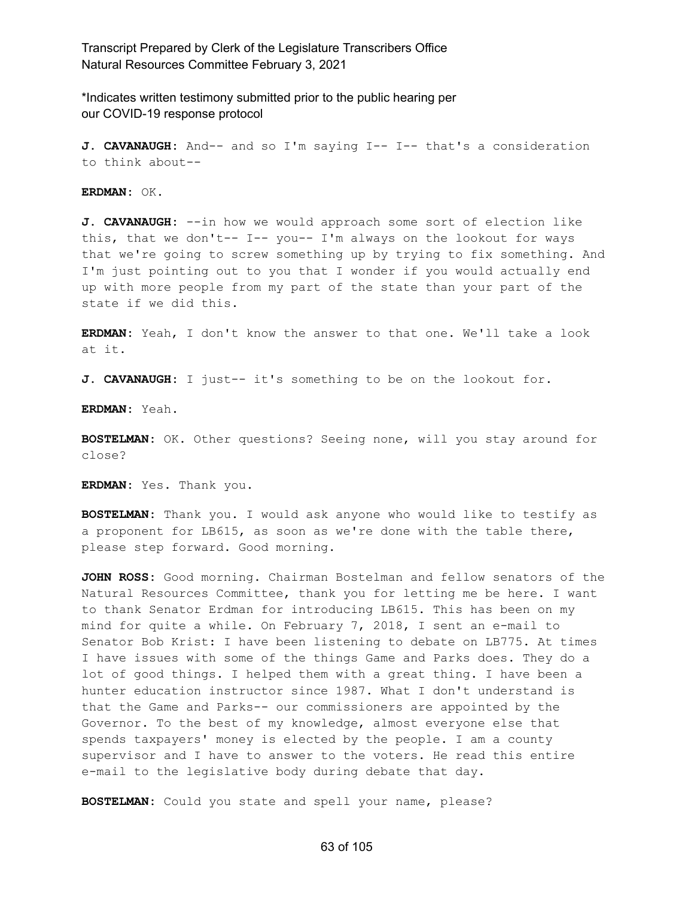*Indicates written testimony submitted prior to the public hearing per our COVID-19 response protocol

**J. CAVANAUGH:** And-- and so I'm saying I-- I-- that's a consideration to think about--

**ERDMAN:** OK.

**J. CAVANAUGH:** --in how we would approach some sort of election like this, that we don't-- I-- you-- I'm always on the lookout for ways that we're going to screw something up by trying to fix something. And I'm just pointing out to you that I wonder if you would actually end up with more people from my part of the state than your part of the state if we did this.

**ERDMAN:** Yeah, I don't know the answer to that one. We'll take a look at it.

**J. CAVANAUGH:** I just-- it's something to be on the lookout for.

**ERDMAN:** Yeah.

**BOSTELMAN:** OK. Other questions? Seeing none, will you stay around for close?

**ERDMAN:** Yes. Thank you.

**BOSTELMAN:** Thank you. I would ask anyone who would like to testify as a proponent for LB615, as soon as we're done with the table there, please step forward. Good morning.

**JOHN ROSS:** Good morning. Chairman Bostelman and fellow senators of the Natural Resources Committee, thank you for letting me be here. I want to thank Senator Erdman for introducing LB615. This has been on my mind for quite a while. On February 7, 2018, I sent an e-mail to Senator Bob Krist: I have been listening to debate on LB775. At times I have issues with some of the things Game and Parks does. They do a lot of good things. I helped them with a great thing. I have been a hunter education instructor since 1987. What I don't understand is that the Game and Parks-- our commissioners are appointed by the Governor. To the best of my knowledge, almost everyone else that spends taxpayers' money is elected by the people. I am a county supervisor and I have to answer to the voters. He read this entire e-mail to the legislative body during debate that day.

**BOSTELMAN:** Could you state and spell your name, please?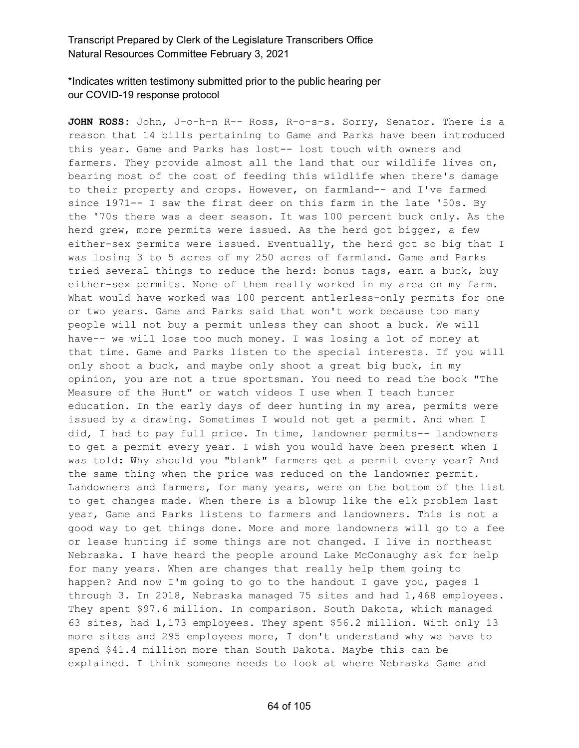*Indicates written testimony submitted prior to the public hearing per our COVID-19 response protocol

**JOHN ROSS:** John, J-o-h-n R-- Ross, R-o-s-s. Sorry, Senator. There is a reason that 14 bills pertaining to Game and Parks have been introduced this year. Game and Parks has lost-- lost touch with owners and farmers. They provide almost all the land that our wildlife lives on, bearing most of the cost of feeding this wildlife when there's damage to their property and crops. However, on farmland-- and I've farmed since 1971-- I saw the first deer on this farm in the late '50s. By the '70s there was a deer season. It was 100 percent buck only. As the herd grew, more permits were issued. As the herd got bigger, a few either-sex permits were issued. Eventually, the herd got so big that I was losing 3 to 5 acres of my 250 acres of farmland. Game and Parks tried several things to reduce the herd: bonus tags, earn a buck, buy either-sex permits. None of them really worked in my area on my farm. What would have worked was 100 percent antlerless-only permits for one or two years. Game and Parks said that won't work because too many people will not buy a permit unless they can shoot a buck. We will have-- we will lose too much money. I was losing a lot of money at that time. Game and Parks listen to the special interests. If you will only shoot a buck, and maybe only shoot a great big buck, in my opinion, you are not a true sportsman. You need to read the book "The Measure of the Hunt" or watch videos I use when I teach hunter education. In the early days of deer hunting in my area, permits were issued by a drawing. Sometimes I would not get a permit. And when I did, I had to pay full price. In time, landowner permits-- landowners to get a permit every year. I wish you would have been present when I was told: Why should you "blank" farmers get a permit every year? And the same thing when the price was reduced on the landowner permit. Landowners and farmers, for many years, were on the bottom of the list to get changes made. When there is a blowup like the elk problem last year, Game and Parks listens to farmers and landowners. This is not a good way to get things done. More and more landowners will go to a fee or lease hunting if some things are not changed. I live in northeast Nebraska. I have heard the people around Lake McConaughy ask for help for many years. When are changes that really help them going to happen? And now I'm going to go to the handout I gave you, pages 1 through 3. In 2018, Nebraska managed 75 sites and had 1,468 employees. They spent $97.6 million. In comparison. South Dakota, which managed 63 sites, had 1,173 employees. They spent $56.2 million. With only 13 more sites and 295 employees more, I don't understand why we have to spend $41.4 million more than South Dakota. Maybe this can be explained. I think someone needs to look at where Nebraska Game and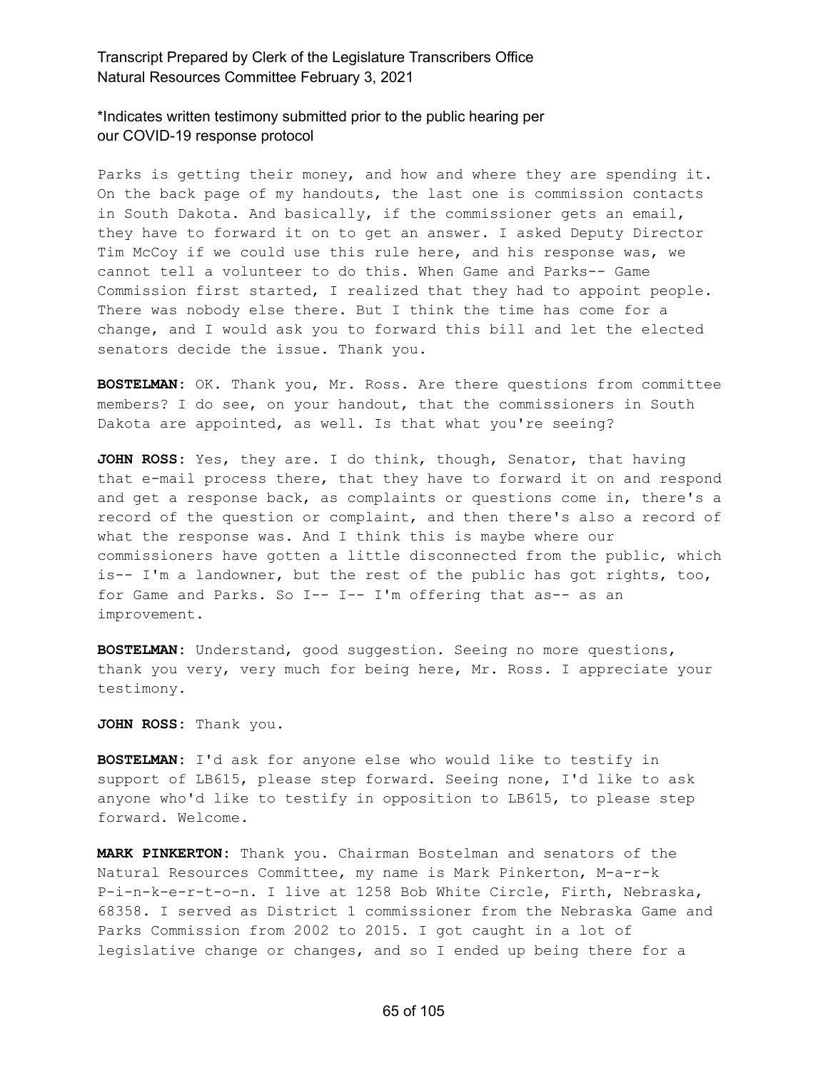Parks is getting their money, and how and where they are spending it. On the back page of my handouts, the last one is commission contacts in South Dakota. And basically, if the commissioner gets an email, they have to forward it on to get an answer. I asked Deputy Director Tim McCoy if we could use this rule here, and his response was, we cannot tell a volunteer to do this. When Game and Parks-- Game Commission first started, I realized that they had to appoint people. There was nobody else there. But I think the time has come for a change, and I would ask you to forward this bill and let the elected senators decide the issue. Thank you.

**BOSTELMAN:** OK. Thank you, Mr. Ross. Are there questions from committee members? I do see, on your handout, that the commissioners in South Dakota are appointed, as well. Is that what you're seeing?

**JOHN ROSS:** Yes, they are. I do think, though, Senator, that having that e-mail process there, that they have to forward it on and respond and get a response back, as complaints or questions come in, there's a record of the question or complaint, and then there's also a record of what the response was. And I think this is maybe where our commissioners have gotten a little disconnected from the public, which is-- I'm a landowner, but the rest of the public has got rights, too, for Game and Parks. So I-- I-- I'm offering that as-- as an improvement.

**BOSTELMAN:** Understand, good suggestion. Seeing no more questions, thank you very, very much for being here, Mr. Ross. I appreciate your testimony.

**JOHN ROSS:** Thank you.

**BOSTELMAN:** I'd ask for anyone else who would like to testify in support of LB615, please step forward. Seeing none, I'd like to ask anyone who'd like to testify in opposition to LB615, to please step forward. Welcome.

**MARK PINKERTON:** Thank you. Chairman Bostelman and senators of the Natural Resources Committee, my name is Mark Pinkerton, M-a-r-k P-i-n-k-e-r-t-o-n. I live at 1258 Bob White Circle, Firth, Nebraska, 68358. I served as District 1 commissioner from the Nebraska Game and Parks Commission from 2002 to 2015. I got caught in a lot of legislative change or changes, and so I ended up being there for a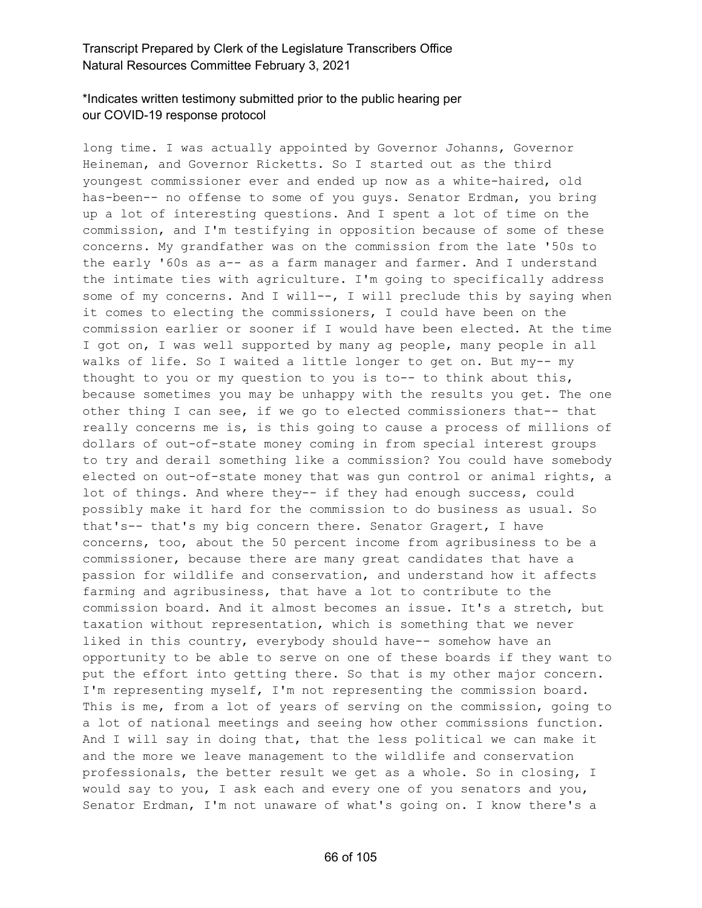long time. I was actually appointed by Governor Johanns, Governor Heineman, and Governor Ricketts. So I started out as the third youngest commissioner ever and ended up now as a white-haired, old has-been-- no offense to some of you guys. Senator Erdman, you bring up a lot of interesting questions. And I spent a lot of time on the commission, and I'm testifying in opposition because of some of these concerns. My grandfather was on the commission from the late '50s to the early '60s as a-- as a farm manager and farmer. And I understand the intimate ties with agriculture. I'm going to specifically address some of my concerns. And I will--, I will preclude this by saying when it comes to electing the commissioners, I could have been on the commission earlier or sooner if I would have been elected. At the time I got on, I was well supported by many ag people, many people in all walks of life. So I waited a little longer to get on. But my-- my thought to you or my question to you is to-- to think about this, because sometimes you may be unhappy with the results you get. The one other thing I can see, if we go to elected commissioners that-- that really concerns me is, is this going to cause a process of millions of dollars of out-of-state money coming in from special interest groups to try and derail something like a commission? You could have somebody elected on out-of-state money that was gun control or animal rights, a lot of things. And where they-- if they had enough success, could possibly make it hard for the commission to do business as usual. So that's-- that's my big concern there. Senator Gragert, I have concerns, too, about the 50 percent income from agribusiness to be a commissioner, because there are many great candidates that have a passion for wildlife and conservation, and understand how it affects farming and agribusiness, that have a lot to contribute to the commission board. And it almost becomes an issue. It's a stretch, but taxation without representation, which is something that we never liked in this country, everybody should have-- somehow have an opportunity to be able to serve on one of these boards if they want to put the effort into getting there. So that is my other major concern. I'm representing myself, I'm not representing the commission board. This is me, from a lot of years of serving on the commission, going to a lot of national meetings and seeing how other commissions function. And I will say in doing that, that the less political we can make it and the more we leave management to the wildlife and conservation professionals, the better result we get as a whole. So in closing, I would say to you, I ask each and every one of you senators and you, Senator Erdman, I'm not unaware of what's going on. I know there's a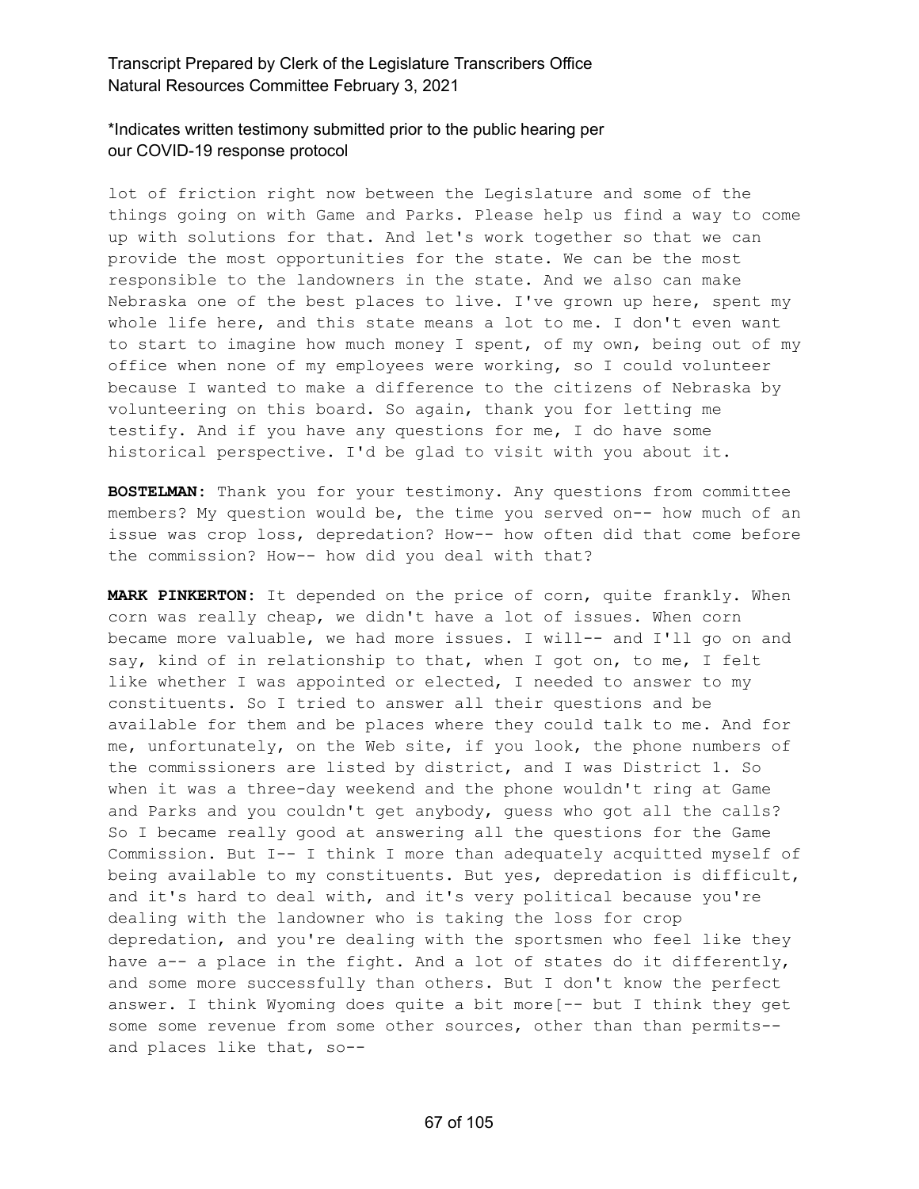lot of friction right now between the Legislature and some of the things going on with Game and Parks. Please help us find a way to come up with solutions for that. And let's work together so that we can provide the most opportunities for the state. We can be the most responsible to the landowners in the state. And we also can make Nebraska one of the best places to live. I've grown up here, spent my whole life here, and this state means a lot to me. I don't even want to start to imagine how much money I spent, of my own, being out of my office when none of my employees were working, so I could volunteer because I wanted to make a difference to the citizens of Nebraska by volunteering on this board. So again, thank you for letting me testify. And if you have any questions for me, I do have some historical perspective. I'd be glad to visit with you about it.

**BOSTELMAN:** Thank you for your testimony. Any questions from committee members? My question would be, the time you served on-- how much of an issue was crop loss, depredation? How-- how often did that come before the commission? How-- how did you deal with that?

**MARK PINKERTON:** It depended on the price of corn, quite frankly. When corn was really cheap, we didn't have a lot of issues. When corn became more valuable, we had more issues. I will-- and I'll go on and say, kind of in relationship to that, when I got on, to me, I felt like whether I was appointed or elected, I needed to answer to my constituents. So I tried to answer all their questions and be available for them and be places where they could talk to me. And for me, unfortunately, on the Web site, if you look, the phone numbers of the commissioners are listed by district, and I was District 1. So when it was a three-day weekend and the phone wouldn't ring at Game and Parks and you couldn't get anybody, guess who got all the calls? So I became really good at answering all the questions for the Game Commission. But I-- I think I more than adequately acquitted myself of being available to my constituents. But yes, depredation is difficult, and it's hard to deal with, and it's very political because you're dealing with the landowner who is taking the loss for crop depredation, and you're dealing with the sportsmen who feel like they have a-- a place in the fight. And a lot of states do it differently, and some more successfully than others. But I don't know the perfect answer. I think Wyoming does quite a bit more[-- but I think they get some some revenue from some other sources, other than than permits-- and places like that, so--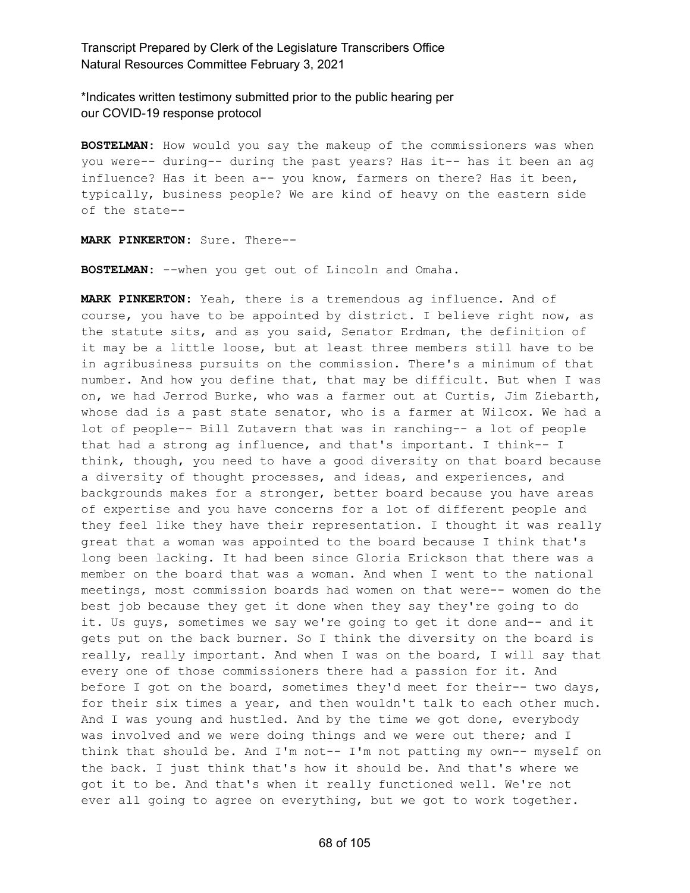\*Indicates written testimony submitted prior to the public hearing per our COVID-19 response protocol

**BOSTELMAN:** How would you say the makeup of the commissioners was when you were-- during-- during the past years? Has it-- has it been an ag influence? Has it been a-- you know, farmers on there? Has it been, typically, business people? We are kind of heavy on the eastern side of the state--

**MARK PINKERTON:** Sure. There--

**BOSTELMAN:** --when you get out of Lincoln and Omaha.

**MARK PINKERTON:** Yeah, there is a tremendous ag influence. And of course, you have to be appointed by district. I believe right now, as the statute sits, and as you said, Senator Erdman, the definition of it may be a little loose, but at least three members still have to be in agribusiness pursuits on the commission. There's a minimum of that number. And how you define that, that may be difficult. But when I was on, we had Jerrod Burke, who was a farmer out at Curtis, Jim Ziebarth, whose dad is a past state senator, who is a farmer at Wilcox. We had a lot of people-- Bill Zutavern that was in ranching-- a lot of people that had a strong ag influence, and that's important. I think-- I think, though, you need to have a good diversity on that board because a diversity of thought processes, and ideas, and experiences, and backgrounds makes for a stronger, better board because you have areas of expertise and you have concerns for a lot of different people and they feel like they have their representation. I thought it was really great that a woman was appointed to the board because I think that's long been lacking. It had been since Gloria Erickson that there was a member on the board that was a woman. And when I went to the national meetings, most commission boards had women on that were-- women do the best job because they get it done when they say they're going to do it. Us guys, sometimes we say we're going to get it done and-- and it gets put on the back burner. So I think the diversity on the board is really, really important. And when I was on the board, I will say that every one of those commissioners there had a passion for it. And before I got on the board, sometimes they'd meet for their-- two days, for their six times a year, and then wouldn't talk to each other much. And I was young and hustled. And by the time we got done, everybody was involved and we were doing things and we were out there; and I think that should be. And I'm not-- I'm not patting my own-- myself on the back. I just think that's how it should be. And that's where we got it to be. And that's when it really functioned well. We're not ever all going to agree on everything, but we got to work together.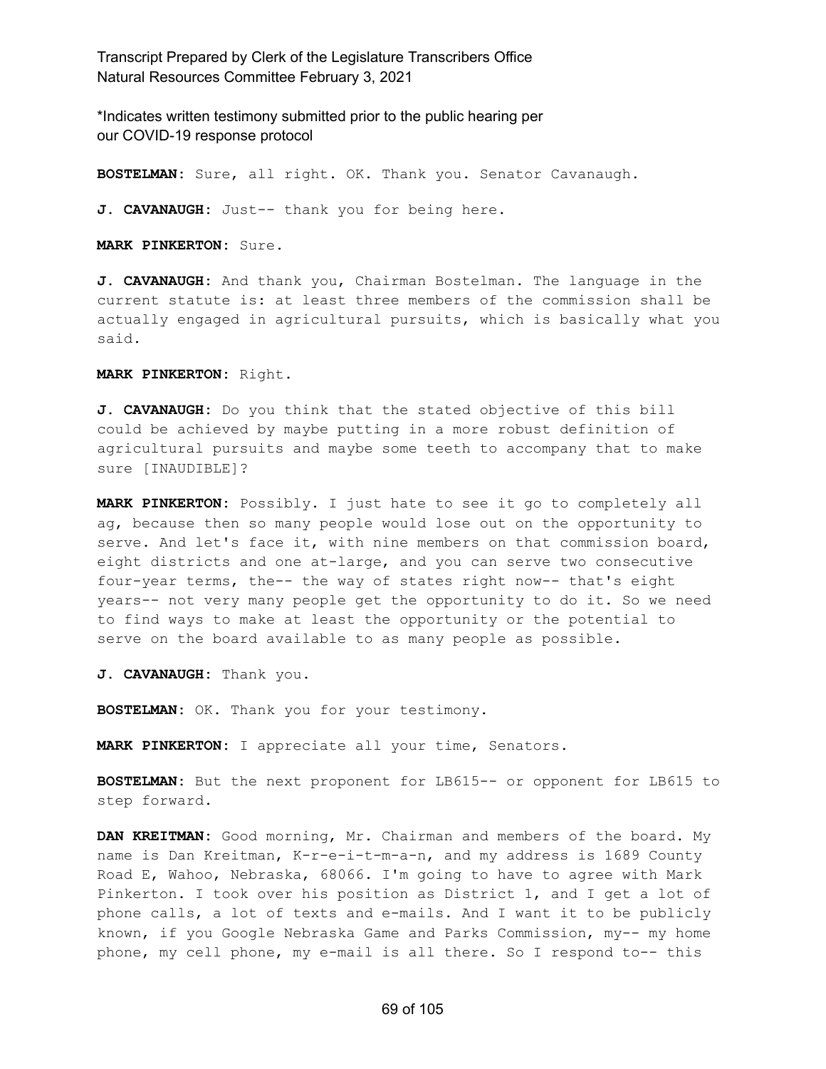**BOSTELMAN:** Sure, all right. OK. Thank you. Senator Cavanaugh.

**J. CAVANAUGH:** Just-- thank you for being here.

**MARK PINKERTON:** Sure.

**J. CAVANAUGH:** And thank you, Chairman Bostelman. The language in the current statute is: at least three members of the commission shall be actually engaged in agricultural pursuits, which is basically what you said.

**MARK PINKERTON:** Right.

**J. CAVANAUGH:** Do you think that the stated objective of this bill could be achieved by maybe putting in a more robust definition of agricultural pursuits and maybe some teeth to accompany that to make sure [INAUDIBLE]?

**MARK PINKERTON:** Possibly. I just hate to see it go to completely all ag, because then so many people would lose out on the opportunity to serve. And let's face it, with nine members on that commission board, eight districts and one at-large, and you can serve two consecutive four-year terms, the-- the way of states right now-- that's eight years-- not very many people get the opportunity to do it. So we need to find ways to make at least the opportunity or the potential to serve on the board available to as many people as possible.

**J. CAVANAUGH:** Thank you.

**BOSTELMAN:** OK. Thank you for your testimony.

**MARK PINKERTON:** I appreciate all your time, Senators.

**BOSTELMAN:** But the next proponent for LB615-- or opponent for LB615 to step forward.

**DAN KREITMAN:** Good morning, Mr. Chairman and members of the board. My name is Dan Kreitman, K-r-e-i-t-m-a-n, and my address is 1689 County Road E, Wahoo, Nebraska, 68066. I'm going to have to agree with Mark Pinkerton. I took over his position as District 1, and I get a lot of phone calls, a lot of texts and e-mails. And I want it to be publicly known, if you Google Nebraska Game and Parks Commission, my-- my home phone, my cell phone, my e-mail is all there. So I respond to-- this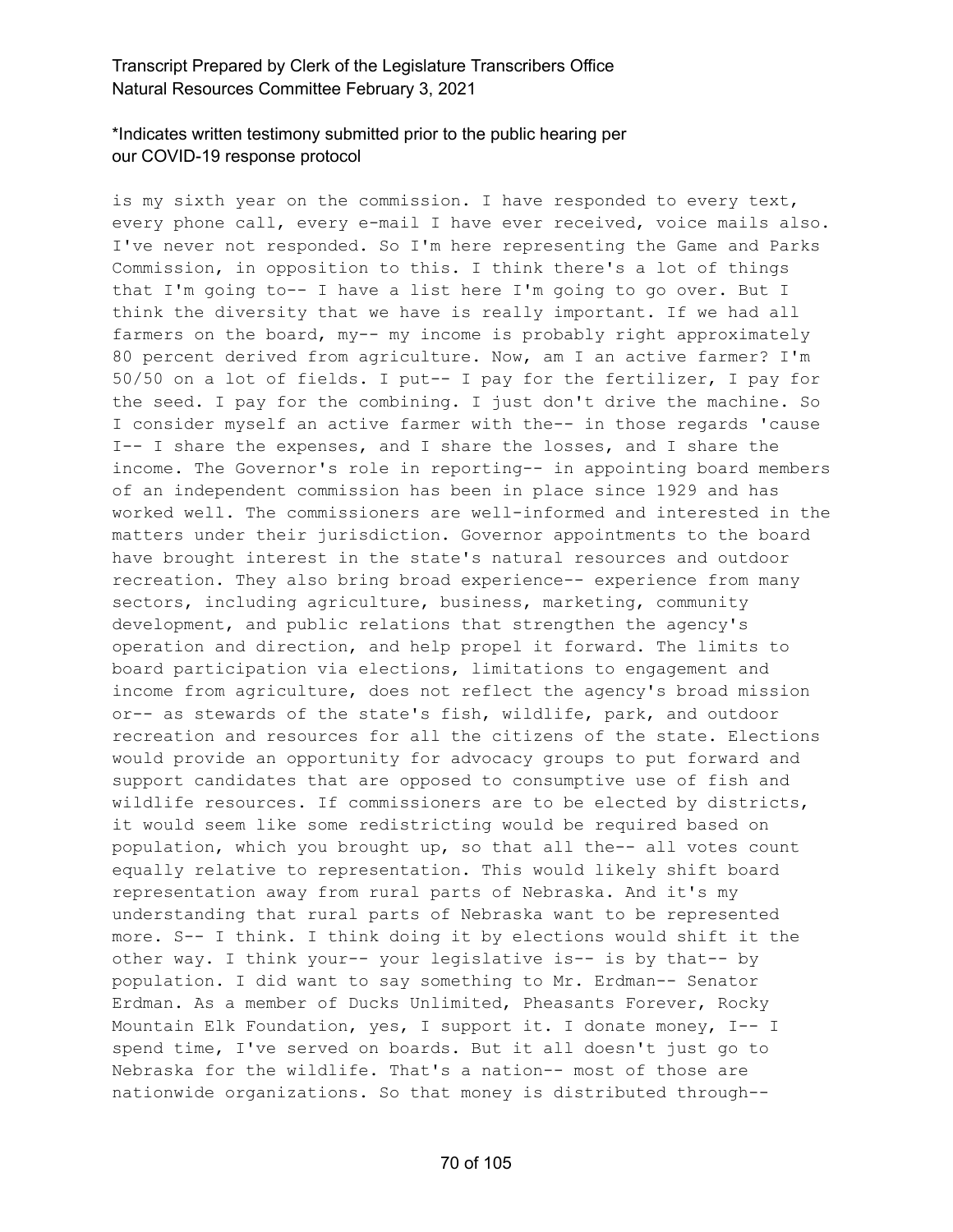*Indicates written testimony submitted prior to the public hearing per our COVID-19 response protocol

is my sixth year on the commission. I have responded to every text, every phone call, every e-mail I have ever received, voice mails also. I've never not responded. So I'm here representing the Game and Parks Commission, in opposition to this. I think there's a lot of things that I'm going to-- I have a list here I'm going to go over. But I think the diversity that we have is really important. If we had all farmers on the board, my-- my income is probably right approximately 80 percent derived from agriculture. Now, am I an active farmer? I'm 50/50 on a lot of fields. I put-- I pay for the fertilizer, I pay for the seed. I pay for the combining. I just don't drive the machine. So I consider myself an active farmer with the-- in those regards 'cause I-- I share the expenses, and I share the losses, and I share the income. The Governor's role in reporting-- in appointing board members of an independent commission has been in place since 1929 and has worked well. The commissioners are well-informed and interested in the matters under their jurisdiction. Governor appointments to the board have brought interest in the state's natural resources and outdoor recreation. They also bring broad experience-- experience from many sectors, including agriculture, business, marketing, community development, and public relations that strengthen the agency's operation and direction, and help propel it forward. The limits to board participation via elections, limitations to engagement and income from agriculture, does not reflect the agency's broad mission or-- as stewards of the state's fish, wildlife, park, and outdoor recreation and resources for all the citizens of the state. Elections would provide an opportunity for advocacy groups to put forward and support candidates that are opposed to consumptive use of fish and wildlife resources. If commissioners are to be elected by districts, it would seem like some redistricting would be required based on population, which you brought up, so that all the-- all votes count equally relative to representation. This would likely shift board representation away from rural parts of Nebraska. And it's my understanding that rural parts of Nebraska want to be represented more. S-- I think. I think doing it by elections would shift it the other way. I think your-- your legislative is-- is by that-- by population. I did want to say something to Mr. Erdman-- Senator Erdman. As a member of Ducks Unlimited, Pheasants Forever, Rocky Mountain Elk Foundation, yes, I support it. I donate money, I-- I spend time, I've served on boards. But it all doesn't just go to Nebraska for the wildlife. That's a nation-- most of those are nationwide organizations. So that money is distributed through--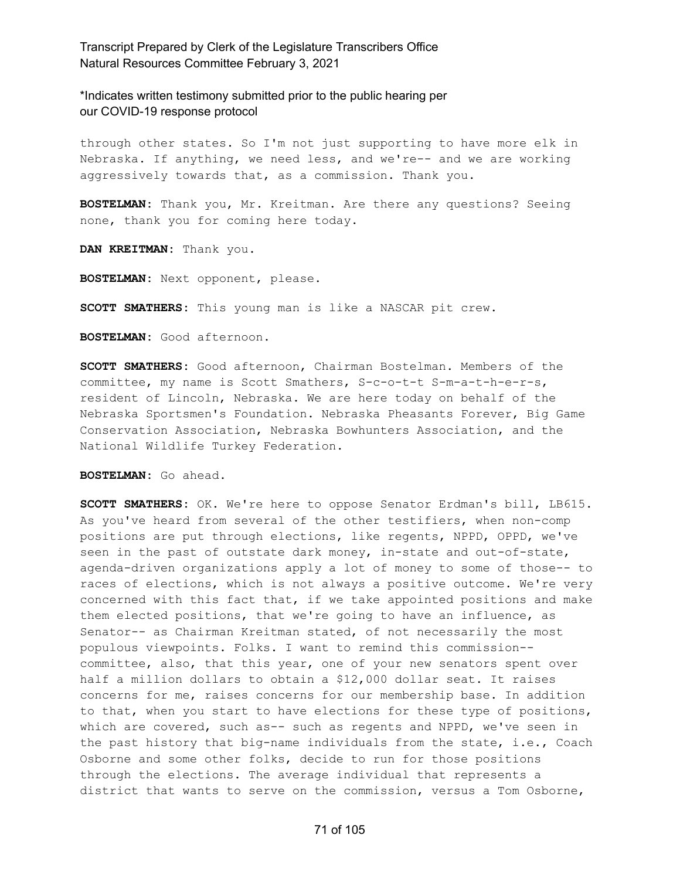*Indicates written testimony submitted prior to the public hearing per our COVID-19 response protocol

through other states. So I'm not just supporting to have more elk in Nebraska. If anything, we need less, and we're-- and we are working aggressively towards that, as a commission. Thank you.

**BOSTELMAN:** Thank you, Mr. Kreitman. Are there any questions? Seeing none, thank you for coming here today.

**DAN KREITMAN:** Thank you.

**BOSTELMAN:** Next opponent, please.

**SCOTT SMATHERS:** This young man is like a NASCAR pit crew.

**BOSTELMAN:** Good afternoon.

**SCOTT SMATHERS:** Good afternoon, Chairman Bostelman. Members of the committee, my name is Scott Smathers, S-c-o-t-t S-m-a-t-h-e-r-s, resident of Lincoln, Nebraska. We are here today on behalf of the Nebraska Sportsmen's Foundation. Nebraska Pheasants Forever, Big Game Conservation Association, Nebraska Bowhunters Association, and the National Wildlife Turkey Federation.

**BOSTELMAN:** Go ahead.

**SCOTT SMATHERS:** OK. We're here to oppose Senator Erdman's bill, LB615. As you've heard from several of the other testifiers, when non-comp positions are put through elections, like regents, NPPD, OPPD, we've seen in the past of outstate dark money, in-state and out-of-state, agenda-driven organizations apply a lot of money to some of those-- to races of elections, which is not always a positive outcome. We're very concerned with this fact that, if we take appointed positions and make them elected positions, that we're going to have an influence, as Senator-- as Chairman Kreitman stated, of not necessarily the most populous viewpoints. Folks. I want to remind this commission-- committee, also, that this year, one of your new senators spent over half a million dollars to obtain a $12,000 dollar seat. It raises concerns for me, raises concerns for our membership base. In addition to that, when you start to have elections for these type of positions, which are covered, such as-- such as regents and NPPD, we've seen in the past history that big-name individuals from the state, i.e., Coach Osborne and some other folks, decide to run for those positions through the elections. The average individual that represents a district that wants to serve on the commission, versus a Tom Osborne,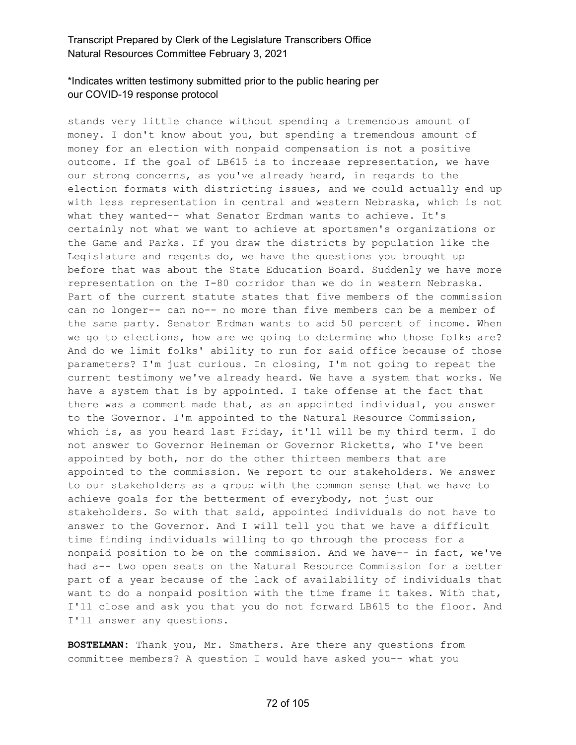stands very little chance without spending a tremendous amount of money. I don't know about you, but spending a tremendous amount of money for an election with nonpaid compensation is not a positive outcome. If the goal of LB615 is to increase representation, we have our strong concerns, as you've already heard, in regards to the election formats with districting issues, and we could actually end up with less representation in central and western Nebraska, which is not what they wanted-- what Senator Erdman wants to achieve. It's certainly not what we want to achieve at sportsmen's organizations or the Game and Parks. If you draw the districts by population like the Legislature and regents do, we have the questions you brought up before that was about the State Education Board. Suddenly we have more representation on the I-80 corridor than we do in western Nebraska. Part of the current statute states that five members of the commission can no longer-- can no-- no more than five members can be a member of the same party. Senator Erdman wants to add 50 percent of income. When we go to elections, how are we going to determine who those folks are? And do we limit folks' ability to run for said office because of those parameters? I'm just curious. In closing, I'm not going to repeat the current testimony we've already heard. We have a system that works. We have a system that is by appointed. I take offense at the fact that there was a comment made that, as an appointed individual, you answer to the Governor. I'm appointed to the Natural Resource Commission, which is, as you heard last Friday, it'll will be my third term. I do not answer to Governor Heineman or Governor Ricketts, who I've been appointed by both, nor do the other thirteen members that are appointed to the commission. We report to our stakeholders. We answer to our stakeholders as a group with the common sense that we have to achieve goals for the betterment of everybody, not just our stakeholders. So with that said, appointed individuals do not have to answer to the Governor. And I will tell you that we have a difficult time finding individuals willing to go through the process for a nonpaid position to be on the commission. And we have-- in fact, we've had a-- two open seats on the Natural Resource Commission for a better part of a year because of the lack of availability of individuals that want to do a nonpaid position with the time frame it takes. With that, I'll close and ask you that you do not forward LB615 to the floor. And I'll answer any questions.

**BOSTELMAN:** Thank you, Mr. Smathers. Are there any questions from committee members? A question I would have asked you-- what you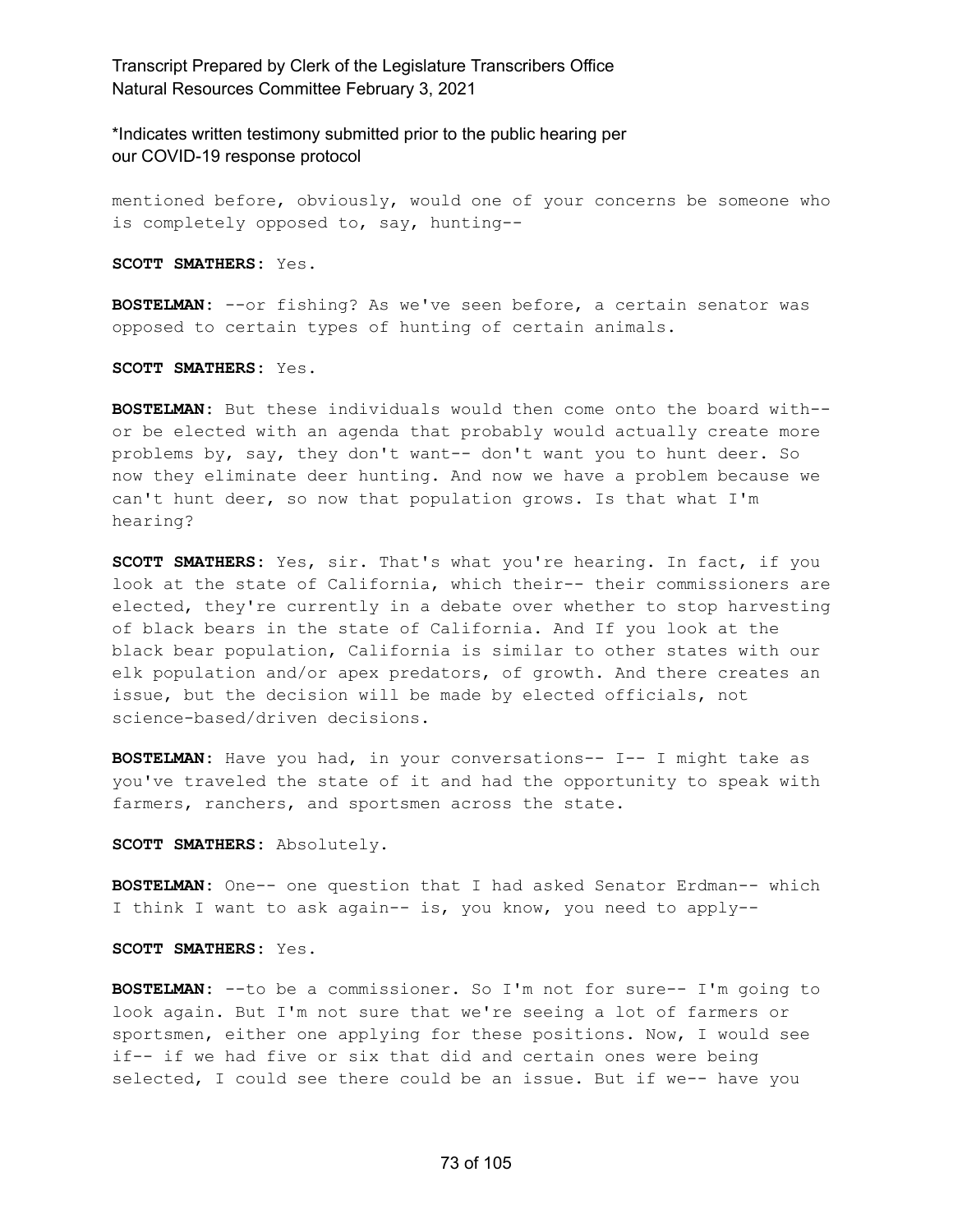mentioned before, obviously, would one of your concerns be someone who is completely opposed to, say, hunting--

**SCOTT SMATHERS:** Yes.

**BOSTELMAN:** --or fishing? As we've seen before, a certain senator was opposed to certain types of hunting of certain animals.

**SCOTT SMATHERS:** Yes.

**BOSTELMAN:** But these individuals would then come onto the board with-- or be elected with an agenda that probably would actually create more problems by, say, they don't want-- don't want you to hunt deer. So now they eliminate deer hunting. And now we have a problem because we can't hunt deer, so now that population grows. Is that what I'm hearing?

**SCOTT SMATHERS:** Yes, sir. That's what you're hearing. In fact, if you look at the state of California, which their-- their commissioners are elected, they're currently in a debate over whether to stop harvesting of black bears in the state of California. And If you look at the black bear population, California is similar to other states with our elk population and/or apex predators, of growth. And there creates an issue, but the decision will be made by elected officials, not science-based/driven decisions.

**BOSTELMAN:** Have you had, in your conversations-- I-- I might take as you've traveled the state of it and had the opportunity to speak with farmers, ranchers, and sportsmen across the state.

**SCOTT SMATHERS:** Absolutely.

**BOSTELMAN:** One-- one question that I had asked Senator Erdman-- which I think I want to ask again-- is, you know, you need to apply--

**SCOTT SMATHERS:** Yes.

**BOSTELMAN:** --to be a commissioner. So I'm not for sure-- I'm going to look again. But I'm not sure that we're seeing a lot of farmers or sportsmen, either one applying for these positions. Now, I would see if-- if we had five or six that did and certain ones were being selected, I could see there could be an issue. But if we-- have you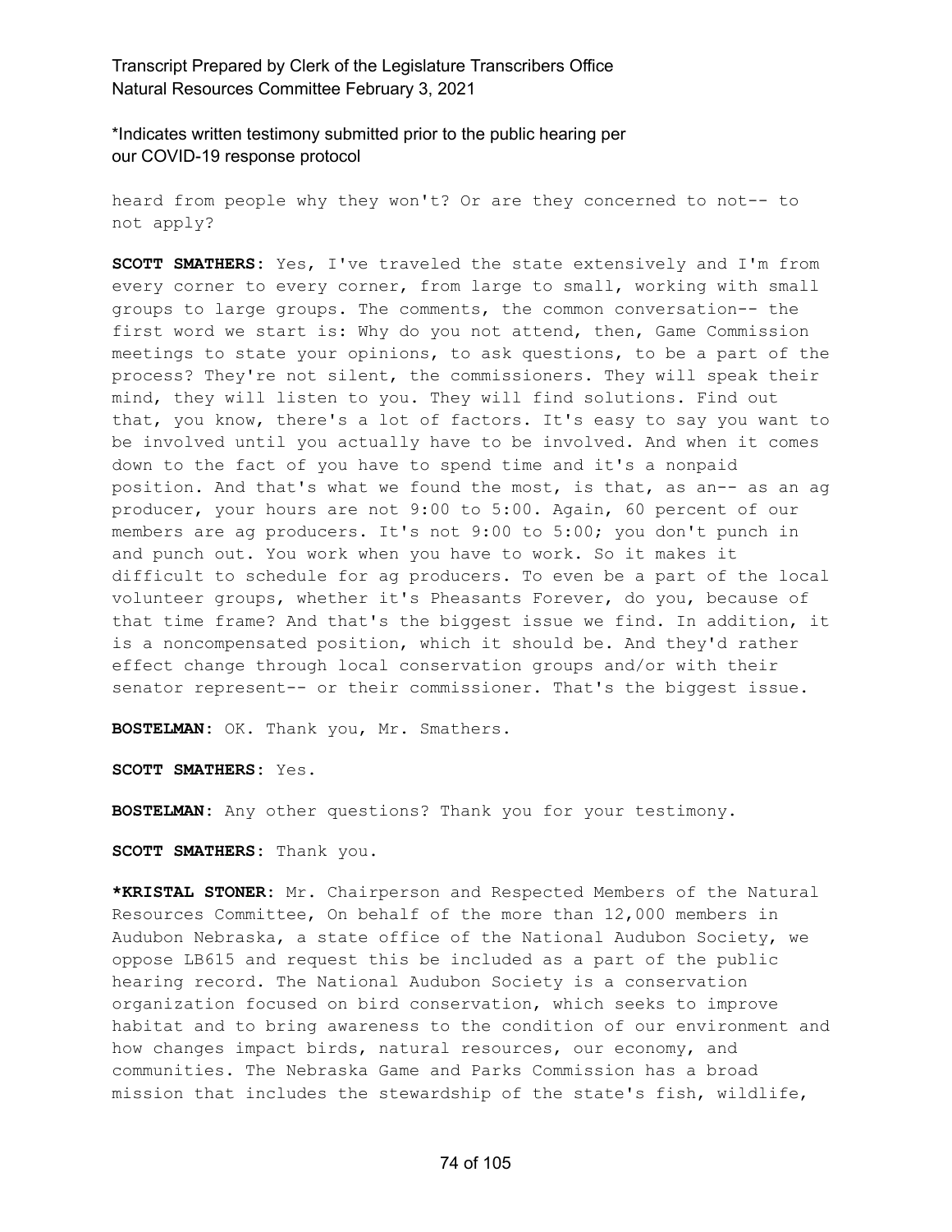heard from people why they won't? Or are they concerned to not-- to not apply?

**SCOTT SMATHERS:** Yes, I've traveled the state extensively and I'm from every corner to every corner, from large to small, working with small groups to large groups. The comments, the common conversation-- the first word we start is: Why do you not attend, then, Game Commission meetings to state your opinions, to ask questions, to be a part of the process? They're not silent, the commissioners. They will speak their mind, they will listen to you. They will find solutions. Find out that, you know, there's a lot of factors. It's easy to say you want to be involved until you actually have to be involved. And when it comes down to the fact of you have to spend time and it's a nonpaid position. And that's what we found the most, is that, as an-- as an ag producer, your hours are not 9:00 to 5:00. Again, 60 percent of our members are ag producers. It's not 9:00 to 5:00; you don't punch in and punch out. You work when you have to work. So it makes it difficult to schedule for ag producers. To even be a part of the local volunteer groups, whether it's Pheasants Forever, do you, because of that time frame? And that's the biggest issue we find. In addition, it is a noncompensated position, which it should be. And they'd rather effect change through local conservation groups and/or with their senator represent-- or their commissioner. That's the biggest issue.

**BOSTELMAN:** OK. Thank you, Mr. Smathers.

**SCOTT SMATHERS:** Yes.

**BOSTELMAN:** Any other questions? Thank you for your testimony.

**SCOTT SMATHERS:** Thank you.

***KRISTAL STONER:** Mr. Chairperson and Respected Members of the Natural Resources Committee, On behalf of the more than 12,000 members in Audubon Nebraska, a state office of the National Audubon Society, we oppose LB615 and request this be included as a part of the public hearing record. The National Audubon Society is a conservation organization focused on bird conservation, which seeks to improve habitat and to bring awareness to the condition of our environment and how changes impact birds, natural resources, our economy, and communities. The Nebraska Game and Parks Commission has a broad mission that includes the stewardship of the state's fish, wildlife,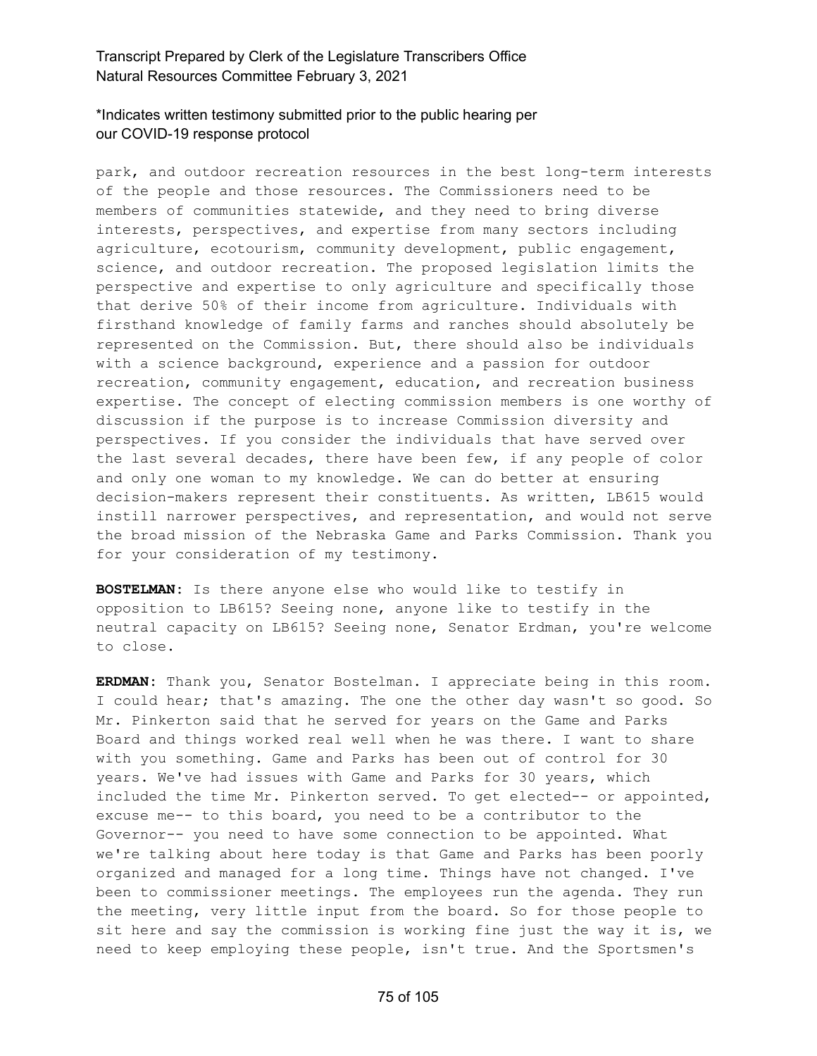park, and outdoor recreation resources in the best long-term interests of the people and those resources. The Commissioners need to be members of communities statewide, and they need to bring diverse interests, perspectives, and expertise from many sectors including agriculture, ecotourism, community development, public engagement, science, and outdoor recreation. The proposed legislation limits the perspective and expertise to only agriculture and specifically those that derive 50% of their income from agriculture. Individuals with firsthand knowledge of family farms and ranches should absolutely be represented on the Commission. But, there should also be individuals with a science background, experience and a passion for outdoor recreation, community engagement, education, and recreation business expertise. The concept of electing commission members is one worthy of discussion if the purpose is to increase Commission diversity and perspectives. If you consider the individuals that have served over the last several decades, there have been few, if any people of color and only one woman to my knowledge. We can do better at ensuring decision-makers represent their constituents. As written, LB615 would instill narrower perspectives, and representation, and would not serve the broad mission of the Nebraska Game and Parks Commission. Thank you for your consideration of my testimony.

**BOSTELMAN:** Is there anyone else who would like to testify in opposition to LB615? Seeing none, anyone like to testify in the neutral capacity on LB615? Seeing none, Senator Erdman, you're welcome to close.

**ERDMAN:** Thank you, Senator Bostelman. I appreciate being in this room. I could hear; that's amazing. The one the other day wasn't so good. So Mr. Pinkerton said that he served for years on the Game and Parks Board and things worked real well when he was there. I want to share with you something. Game and Parks has been out of control for 30 years. We've had issues with Game and Parks for 30 years, which included the time Mr. Pinkerton served. To get elected-- or appointed, excuse me-- to this board, you need to be a contributor to the Governor-- you need to have some connection to be appointed. What we're talking about here today is that Game and Parks has been poorly organized and managed for a long time. Things have not changed. I've been to commissioner meetings. The employees run the agenda. They run the meeting, very little input from the board. So for those people to sit here and say the commission is working fine just the way it is, we need to keep employing these people, isn't true. And the Sportsmen's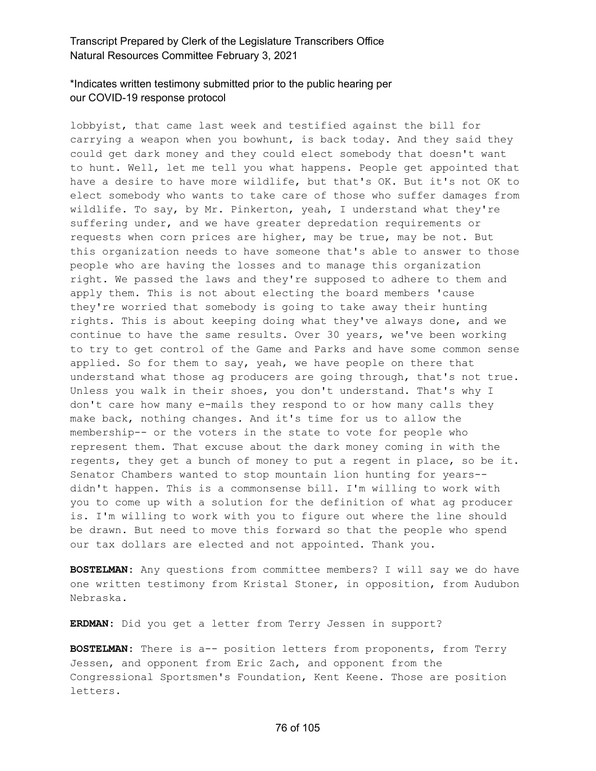lobbyist, that came last week and testified against the bill for carrying a weapon when you bowhunt, is back today. And they said they could get dark money and they could elect somebody that doesn't want to hunt. Well, let me tell you what happens. People get appointed that have a desire to have more wildlife, but that's OK. But it's not OK to elect somebody who wants to take care of those who suffer damages from wildlife. To say, by Mr. Pinkerton, yeah, I understand what they're suffering under, and we have greater depredation requirements or requests when corn prices are higher, may be true, may be not. But this organization needs to have someone that's able to answer to those people who are having the losses and to manage this organization right. We passed the laws and they're supposed to adhere to them and apply them. This is not about electing the board members 'cause they're worried that somebody is going to take away their hunting rights. This is about keeping doing what they've always done, and we continue to have the same results. Over 30 years, we've been working to try to get control of the Game and Parks and have some common sense applied. So for them to say, yeah, we have people on there that understand what those ag producers are going through, that's not true. Unless you walk in their shoes, you don't understand. That's why I don't care how many e-mails they respond to or how many calls they make back, nothing changes. And it's time for us to allow the membership-- or the voters in the state to vote for people who represent them. That excuse about the dark money coming in with the regents, they get a bunch of money to put a regent in place, so be it. Senator Chambers wanted to stop mountain lion hunting for years-- didn't happen. This is a commonsense bill. I'm willing to work with you to come up with a solution for the definition of what ag producer is. I'm willing to work with you to figure out where the line should be drawn. But need to move this forward so that the people who spend our tax dollars are elected and not appointed. Thank you.

**BOSTELMAN:** Any questions from committee members? I will say we do have one written testimony from Kristal Stoner, in opposition, from Audubon Nebraska.

**ERDMAN:** Did you get a letter from Terry Jessen in support?

**BOSTELMAN:** There is a-- position letters from proponents, from Terry Jessen, and opponent from Eric Zach, and opponent from the Congressional Sportsmen's Foundation, Kent Keene. Those are position letters.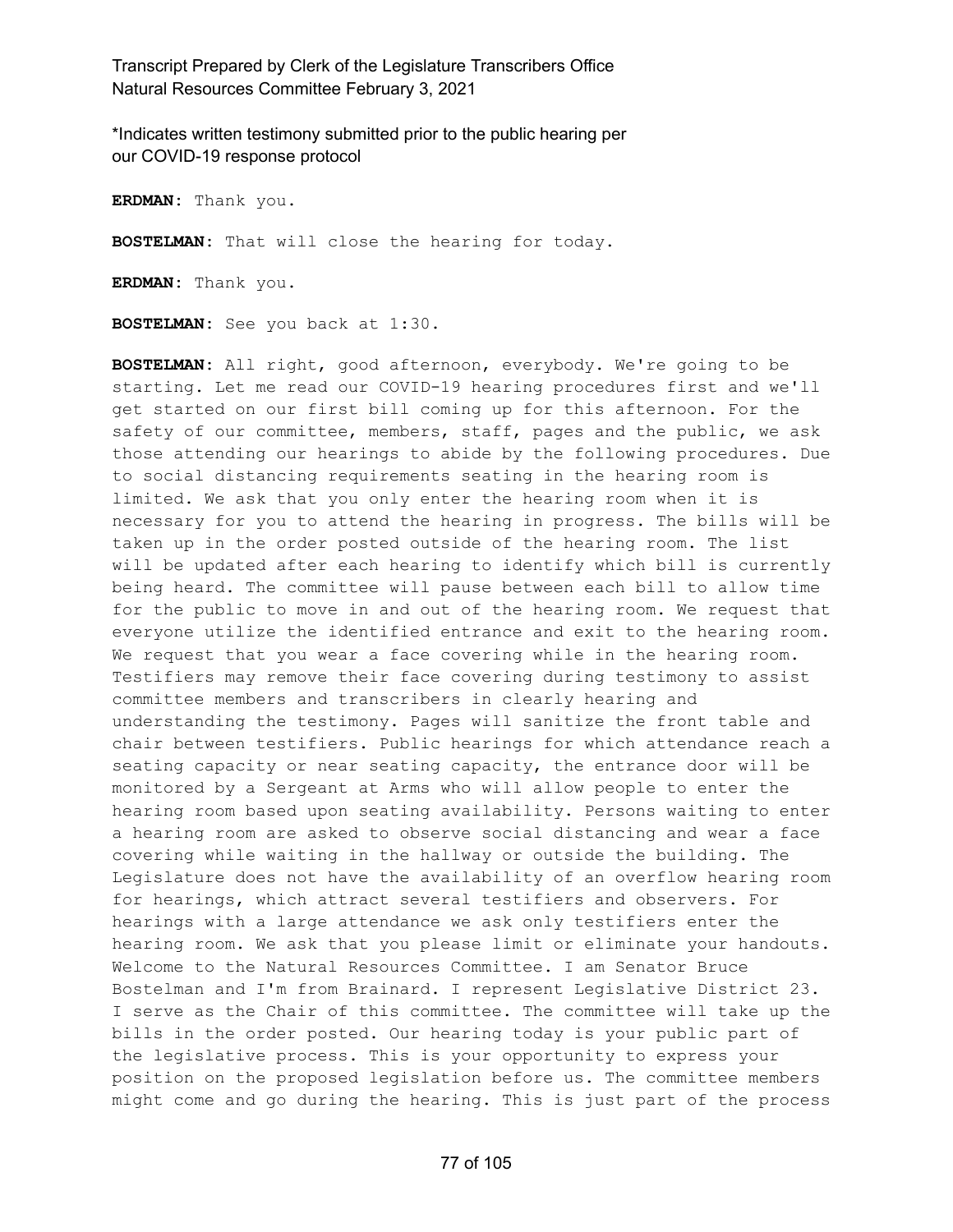*Indicates written testimony submitted prior to the public hearing per our COVID-19 response protocol

**ERDMAN:** Thank you.

**BOSTELMAN:** That will close the hearing for today.

**ERDMAN:** Thank you.

**BOSTELMAN:** See you back at 1:30.

**BOSTELMAN:** All right, good afternoon, everybody. We're going to be starting. Let me read our COVID-19 hearing procedures first and we'll get started on our first bill coming up for this afternoon. For the safety of our committee, members, staff, pages and the public, we ask those attending our hearings to abide by the following procedures. Due to social distancing requirements seating in the hearing room is limited. We ask that you only enter the hearing room when it is necessary for you to attend the hearing in progress. The bills will be taken up in the order posted outside of the hearing room. The list will be updated after each hearing to identify which bill is currently being heard. The committee will pause between each bill to allow time for the public to move in and out of the hearing room. We request that everyone utilize the identified entrance and exit to the hearing room. We request that you wear a face covering while in the hearing room. Testifiers may remove their face covering during testimony to assist committee members and transcribers in clearly hearing and understanding the testimony. Pages will sanitize the front table and chair between testifiers. Public hearings for which attendance reach a seating capacity or near seating capacity, the entrance door will be monitored by a Sergeant at Arms who will allow people to enter the hearing room based upon seating availability. Persons waiting to enter a hearing room are asked to observe social distancing and wear a face covering while waiting in the hallway or outside the building. The Legislature does not have the availability of an overflow hearing room for hearings, which attract several testifiers and observers. For hearings with a large attendance we ask only testifiers enter the hearing room. We ask that you please limit or eliminate your handouts. Welcome to the Natural Resources Committee. I am Senator Bruce Bostelman and I'm from Brainard. I represent Legislative District 23. I serve as the Chair of this committee. The committee will take up the bills in the order posted. Our hearing today is your public part of the legislative process. This is your opportunity to express your position on the proposed legislation before us. The committee members might come and go during the hearing. This is just part of the process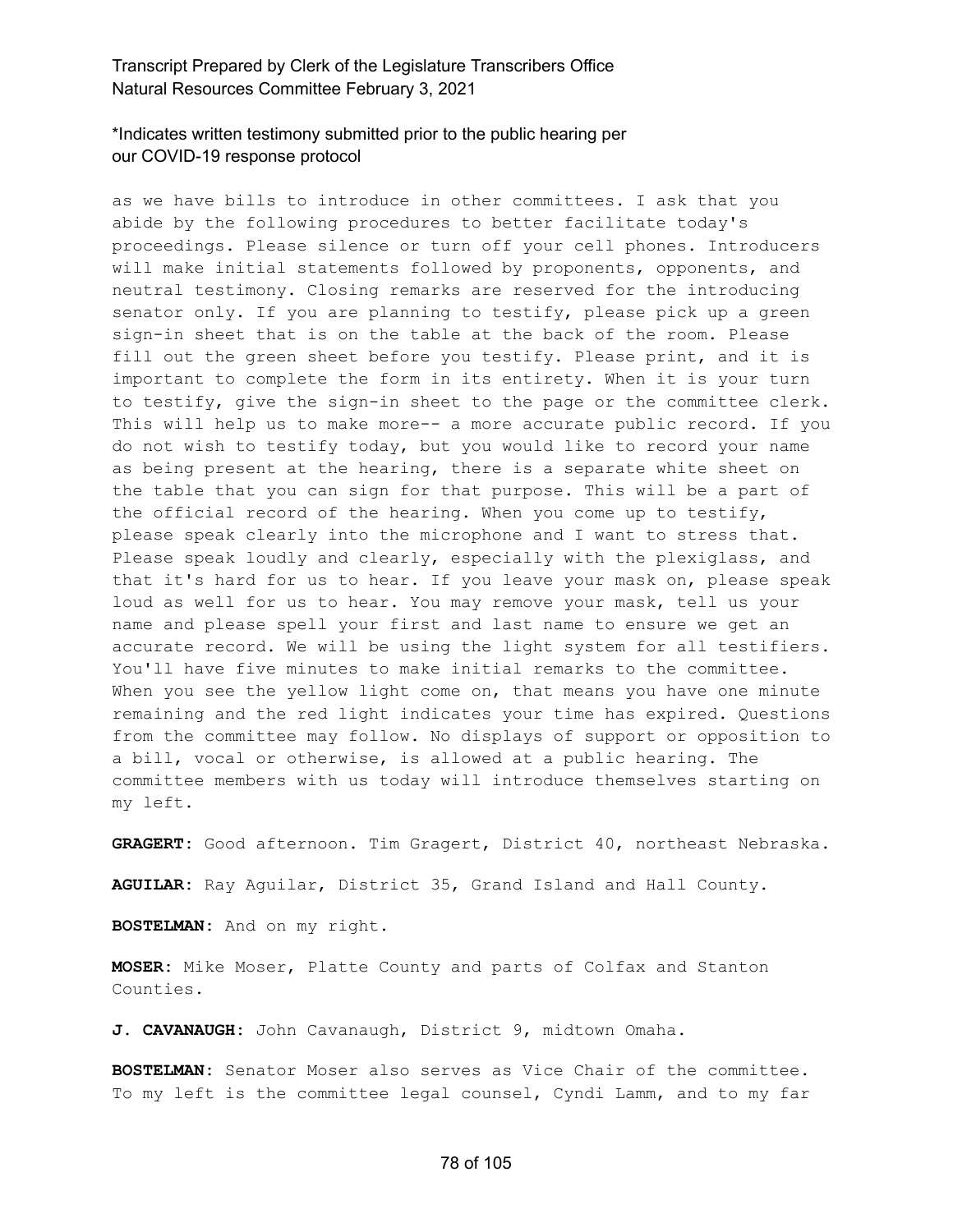*Indicates written testimony submitted prior to the public hearing per our COVID-19 response protocol

as we have bills to introduce in other committees. I ask that you abide by the following procedures to better facilitate today's proceedings. Please silence or turn off your cell phones. Introducers will make initial statements followed by proponents, opponents, and neutral testimony. Closing remarks are reserved for the introducing senator only. If you are planning to testify, please pick up a green sign-in sheet that is on the table at the back of the room. Please fill out the green sheet before you testify. Please print, and it is important to complete the form in its entirety. When it is your turn to testify, give the sign-in sheet to the page or the committee clerk. This will help us to make more-- a more accurate public record. If you do not wish to testify today, but you would like to record your name as being present at the hearing, there is a separate white sheet on the table that you can sign for that purpose. This will be a part of the official record of the hearing. When you come up to testify, please speak clearly into the microphone and I want to stress that. Please speak loudly and clearly, especially with the plexiglass, and that it's hard for us to hear. If you leave your mask on, please speak loud as well for us to hear. You may remove your mask, tell us your name and please spell your first and last name to ensure we get an accurate record. We will be using the light system for all testifiers. You'll have five minutes to make initial remarks to the committee. When you see the yellow light come on, that means you have one minute remaining and the red light indicates your time has expired. Questions from the committee may follow. No displays of support or opposition to a bill, vocal or otherwise, is allowed at a public hearing. The committee members with us today will introduce themselves starting on my left.

**GRAGERT:** Good afternoon. Tim Gragert, District 40, northeast Nebraska.

**AGUILAR:** Ray Aguilar, District 35, Grand Island and Hall County.

**BOSTELMAN:** And on my right.

**MOSER:** Mike Moser, Platte County and parts of Colfax and Stanton Counties.

**J. CAVANAUGH:** John Cavanaugh, District 9, midtown Omaha.

**BOSTELMAN:** Senator Moser also serves as Vice Chair of the committee. To my left is the committee legal counsel, Cyndi Lamm, and to my far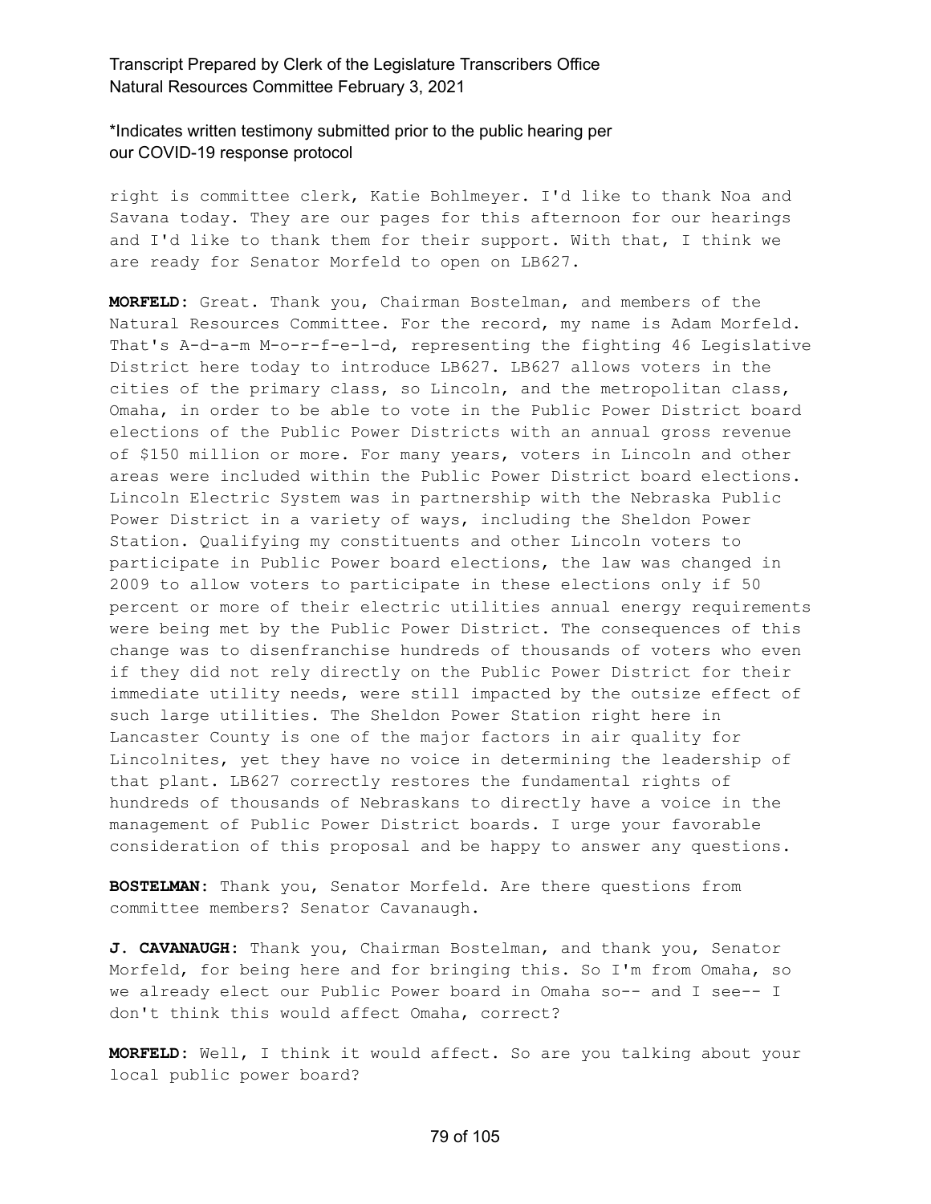\*Indicates written testimony submitted prior to the public hearing per our COVID-19 response protocol

right is committee clerk, Katie Bohlmeyer. I'd like to thank Noa and Savana today. They are our pages for this afternoon for our hearings and I'd like to thank them for their support. With that, I think we are ready for Senator Morfeld to open on LB627.

**MORFELD:** Great. Thank you, Chairman Bostelman, and members of the Natural Resources Committee. For the record, my name is Adam Morfeld. That's A-d-a-m M-o-r-f-e-l-d, representing the fighting 46 Legislative District here today to introduce LB627. LB627 allows voters in the cities of the primary class, so Lincoln, and the metropolitan class, Omaha, in order to be able to vote in the Public Power District board elections of the Public Power Districts with an annual gross revenue of $150 million or more. For many years, voters in Lincoln and other areas were included within the Public Power District board elections. Lincoln Electric System was in partnership with the Nebraska Public Power District in a variety of ways, including the Sheldon Power Station. Qualifying my constituents and other Lincoln voters to participate in Public Power board elections, the law was changed in 2009 to allow voters to participate in these elections only if 50 percent or more of their electric utilities annual energy requirements were being met by the Public Power District. The consequences of this change was to disenfranchise hundreds of thousands of voters who even if they did not rely directly on the Public Power District for their immediate utility needs, were still impacted by the outsize effect of such large utilities. The Sheldon Power Station right here in Lancaster County is one of the major factors in air quality for Lincolnites, yet they have no voice in determining the leadership of that plant. LB627 correctly restores the fundamental rights of hundreds of thousands of Nebraskans to directly have a voice in the management of Public Power District boards. I urge your favorable consideration of this proposal and be happy to answer any questions.

**BOSTELMAN:** Thank you, Senator Morfeld. Are there questions from committee members? Senator Cavanaugh.

**J. CAVANAUGH:** Thank you, Chairman Bostelman, and thank you, Senator Morfeld, for being here and for bringing this. So I'm from Omaha, so we already elect our Public Power board in Omaha so-- and I see-- I don't think this would affect Omaha, correct?

**MORFELD:** Well, I think it would affect. So are you talking about your local public power board?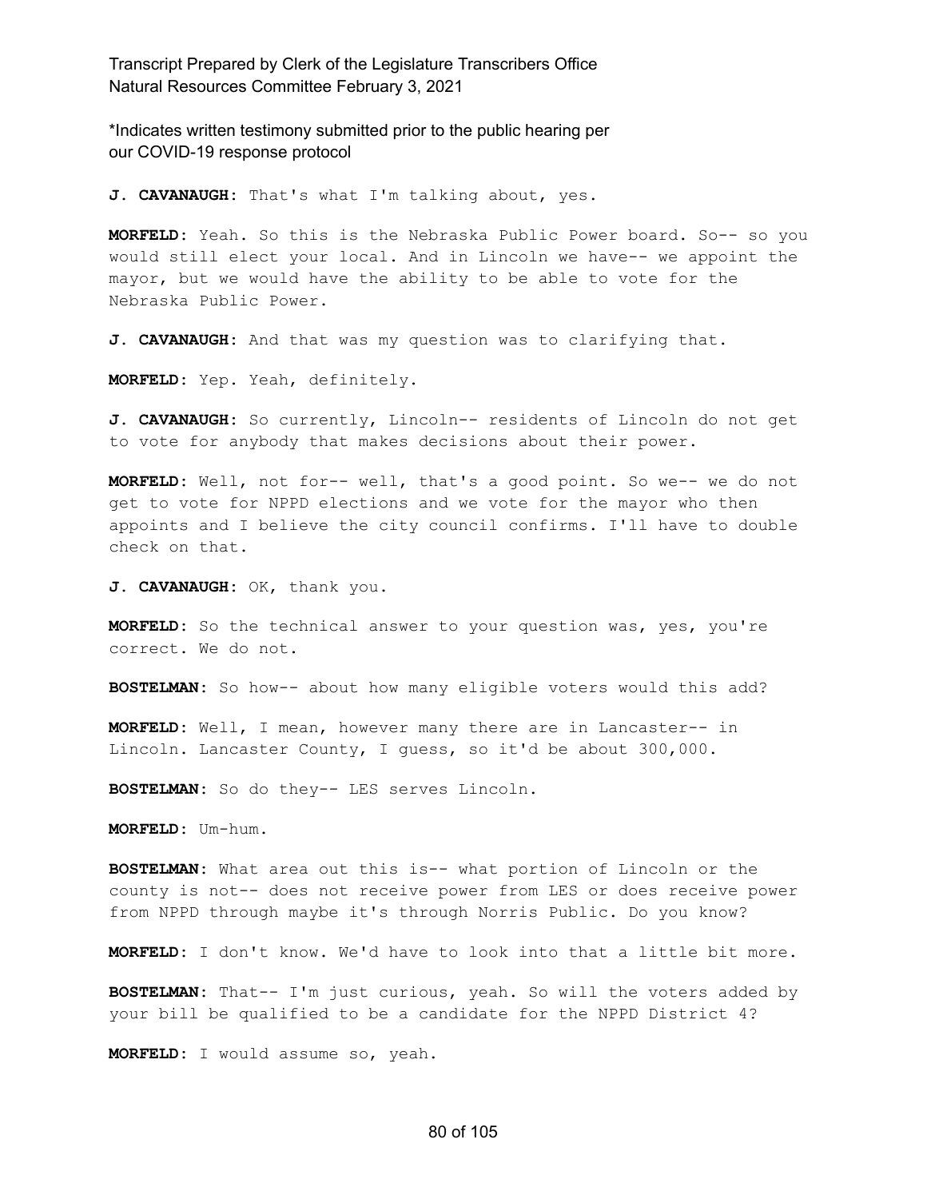**J. CAVANAUGH:** That's what I'm talking about, yes.

**MORFELD:** Yeah. So this is the Nebraska Public Power board. So-- so you would still elect your local. And in Lincoln we have-- we appoint the mayor, but we would have the ability to be able to vote for the Nebraska Public Power.

**J. CAVANAUGH:** And that was my question was to clarifying that.

**MORFELD:** Yep. Yeah, definitely.

**J. CAVANAUGH:** So currently, Lincoln-- residents of Lincoln do not get to vote for anybody that makes decisions about their power.

**MORFELD:** Well, not for-- well, that's a good point. So we-- we do not get to vote for NPPD elections and we vote for the mayor who then appoints and I believe the city council confirms. I'll have to double check on that.

**J. CAVANAUGH:** OK, thank you.

**MORFELD:** So the technical answer to your question was, yes, you're correct. We do not.

**BOSTELMAN:** So how-- about how many eligible voters would this add?

**MORFELD:** Well, I mean, however many there are in Lancaster-- in Lincoln. Lancaster County, I guess, so it'd be about 300,000.

**BOSTELMAN:** So do they-- LES serves Lincoln.

**MORFELD:** Um-hum.

**BOSTELMAN:** What area out this is-- what portion of Lincoln or the county is not-- does not receive power from LES or does receive power from NPPD through maybe it's through Norris Public. Do you know?

**MORFELD:** I don't know. We'd have to look into that a little bit more.

**BOSTELMAN:** That-- I'm just curious, yeah. So will the voters added by your bill be qualified to be a candidate for the NPPD District 4?

**MORFELD:** I would assume so, yeah.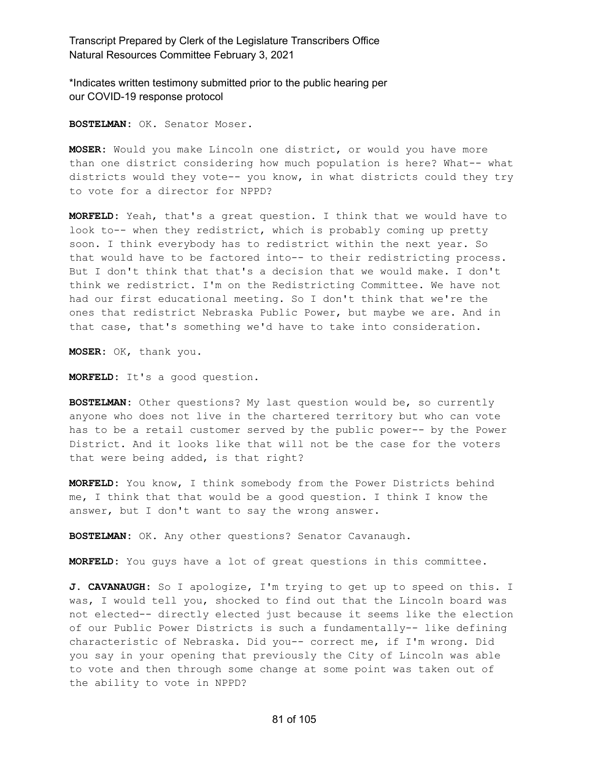\*Indicates written testimony submitted prior to the public hearing per our COVID-19 response protocol

**BOSTELMAN:** OK. Senator Moser.

**MOSER:** Would you make Lincoln one district, or would you have more than one district considering how much population is here? What-- what districts would they vote-- you know, in what districts could they try to vote for a director for NPPD?

**MORFELD:** Yeah, that's a great question. I think that we would have to look to-- when they redistrict, which is probably coming up pretty soon. I think everybody has to redistrict within the next year. So that would have to be factored into-- to their redistricting process. But I don't think that that's a decision that we would make. I don't think we redistrict. I'm on the Redistricting Committee. We have not had our first educational meeting. So I don't think that we're the ones that redistrict Nebraska Public Power, but maybe we are. And in that case, that's something we'd have to take into consideration.

**MOSER:** OK, thank you.

**MORFELD:** It's a good question.

**BOSTELMAN:** Other questions? My last question would be, so currently anyone who does not live in the chartered territory but who can vote has to be a retail customer served by the public power-- by the Power District. And it looks like that will not be the case for the voters that were being added, is that right?

**MORFELD:** You know, I think somebody from the Power Districts behind me, I think that that would be a good question. I think I know the answer, but I don't want to say the wrong answer.

**BOSTELMAN:** OK. Any other questions? Senator Cavanaugh.

**MORFELD:** You guys have a lot of great questions in this committee.

**J. CAVANAUGH:** So I apologize, I'm trying to get up to speed on this. I was, I would tell you, shocked to find out that the Lincoln board was not elected-- directly elected just because it seems like the election of our Public Power Districts is such a fundamentally-- like defining characteristic of Nebraska. Did you-- correct me, if I'm wrong. Did you say in your opening that previously the City of Lincoln was able to vote and then through some change at some point was taken out of the ability to vote in NPPD?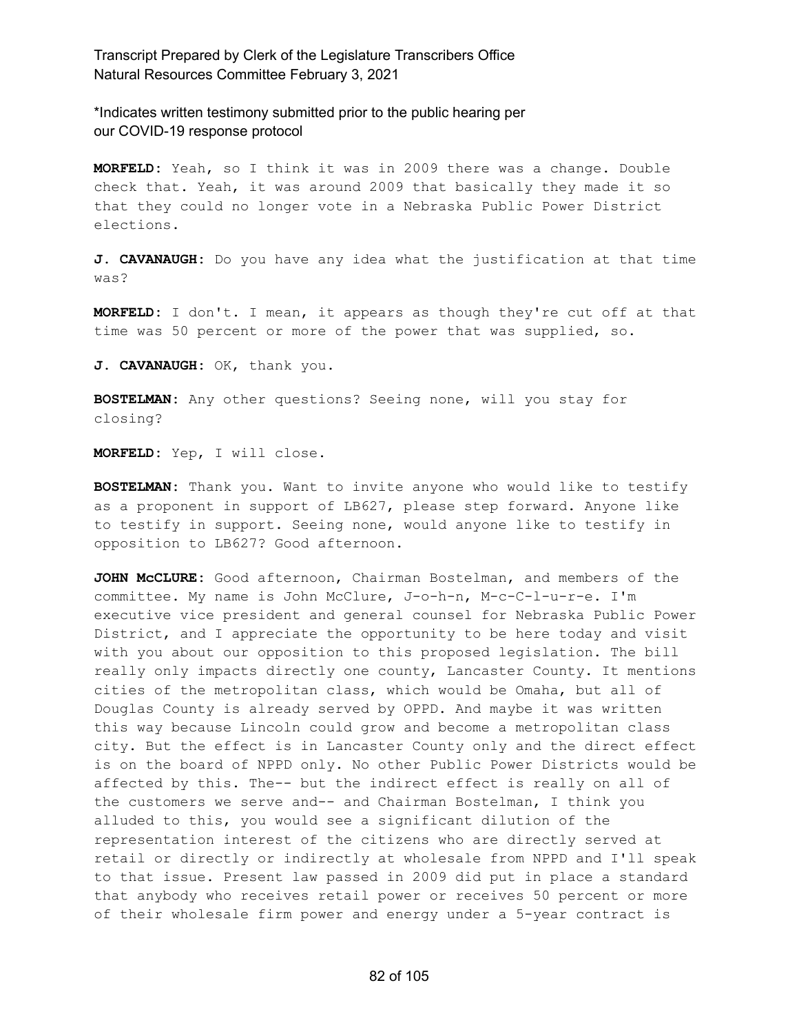\*Indicates written testimony submitted prior to the public hearing per our COVID-19 response protocol

**MORFELD:** Yeah, so I think it was in 2009 there was a change. Double check that. Yeah, it was around 2009 that basically they made it so that they could no longer vote in a Nebraska Public Power District elections.

**J. CAVANAUGH:** Do you have any idea what the justification at that time was?

**MORFELD:** I don't. I mean, it appears as though they're cut off at that time was 50 percent or more of the power that was supplied, so.

**J. CAVANAUGH:** OK, thank you.

**BOSTELMAN:** Any other questions? Seeing none, will you stay for closing?

**MORFELD:** Yep, I will close.

**BOSTELMAN:** Thank you. Want to invite anyone who would like to testify as a proponent in support of LB627, please step forward. Anyone like to testify in support. Seeing none, would anyone like to testify in opposition to LB627? Good afternoon.

**JOHN McCLURE:** Good afternoon, Chairman Bostelman, and members of the committee. My name is John McClure, J-o-h-n, M-c-C-l-u-r-e. I'm executive vice president and general counsel for Nebraska Public Power District, and I appreciate the opportunity to be here today and visit with you about our opposition to this proposed legislation. The bill really only impacts directly one county, Lancaster County. It mentions cities of the metropolitan class, which would be Omaha, but all of Douglas County is already served by OPPD. And maybe it was written this way because Lincoln could grow and become a metropolitan class city. But the effect is in Lancaster County only and the direct effect is on the board of NPPD only. No other Public Power Districts would be affected by this. The-- but the indirect effect is really on all of the customers we serve and-- and Chairman Bostelman, I think you alluded to this, you would see a significant dilution of the representation interest of the citizens who are directly served at retail or directly or indirectly at wholesale from NPPD and I'll speak to that issue. Present law passed in 2009 did put in place a standard that anybody who receives retail power or receives 50 percent or more of their wholesale firm power and energy under a 5-year contract is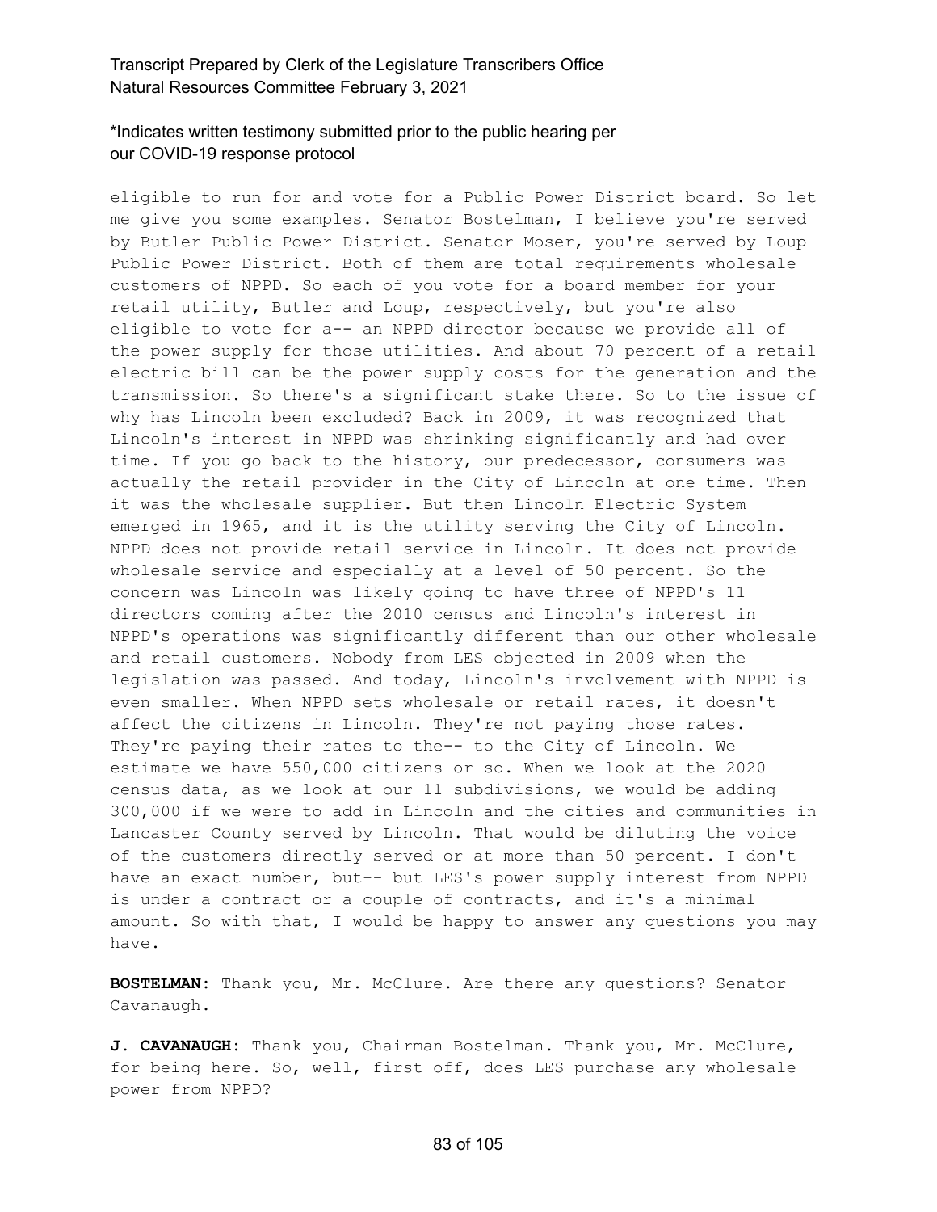eligible to run for and vote for a Public Power District board. So let me give you some examples. Senator Bostelman, I believe you're served by Butler Public Power District. Senator Moser, you're served by Loup Public Power District. Both of them are total requirements wholesale customers of NPPD. So each of you vote for a board member for your retail utility, Butler and Loup, respectively, but you're also eligible to vote for a-- an NPPD director because we provide all of the power supply for those utilities. And about 70 percent of a retail electric bill can be the power supply costs for the generation and the transmission. So there's a significant stake there. So to the issue of why has Lincoln been excluded? Back in 2009, it was recognized that Lincoln's interest in NPPD was shrinking significantly and had over time. If you go back to the history, our predecessor, consumers was actually the retail provider in the City of Lincoln at one time. Then it was the wholesale supplier. But then Lincoln Electric System emerged in 1965, and it is the utility serving the City of Lincoln. NPPD does not provide retail service in Lincoln. It does not provide wholesale service and especially at a level of 50 percent. So the concern was Lincoln was likely going to have three of NPPD's 11 directors coming after the 2010 census and Lincoln's interest in NPPD's operations was significantly different than our other wholesale and retail customers. Nobody from LES objected in 2009 when the legislation was passed. And today, Lincoln's involvement with NPPD is even smaller. When NPPD sets wholesale or retail rates, it doesn't affect the citizens in Lincoln. They're not paying those rates. They're paying their rates to the-- to the City of Lincoln. We estimate we have 550,000 citizens or so. When we look at the 2020 census data, as we look at our 11 subdivisions, we would be adding 300,000 if we were to add in Lincoln and the cities and communities in Lancaster County served by Lincoln. That would be diluting the voice of the customers directly served or at more than 50 percent. I don't have an exact number, but-- but LES's power supply interest from NPPD is under a contract or a couple of contracts, and it's a minimal amount. So with that, I would be happy to answer any questions you may have.

**BOSTELMAN:** Thank you, Mr. McClure. Are there any questions? Senator Cavanaugh.

**J. CAVANAUGH:** Thank you, Chairman Bostelman. Thank you, Mr. McClure, for being here. So, well, first off, does LES purchase any wholesale power from NPPD?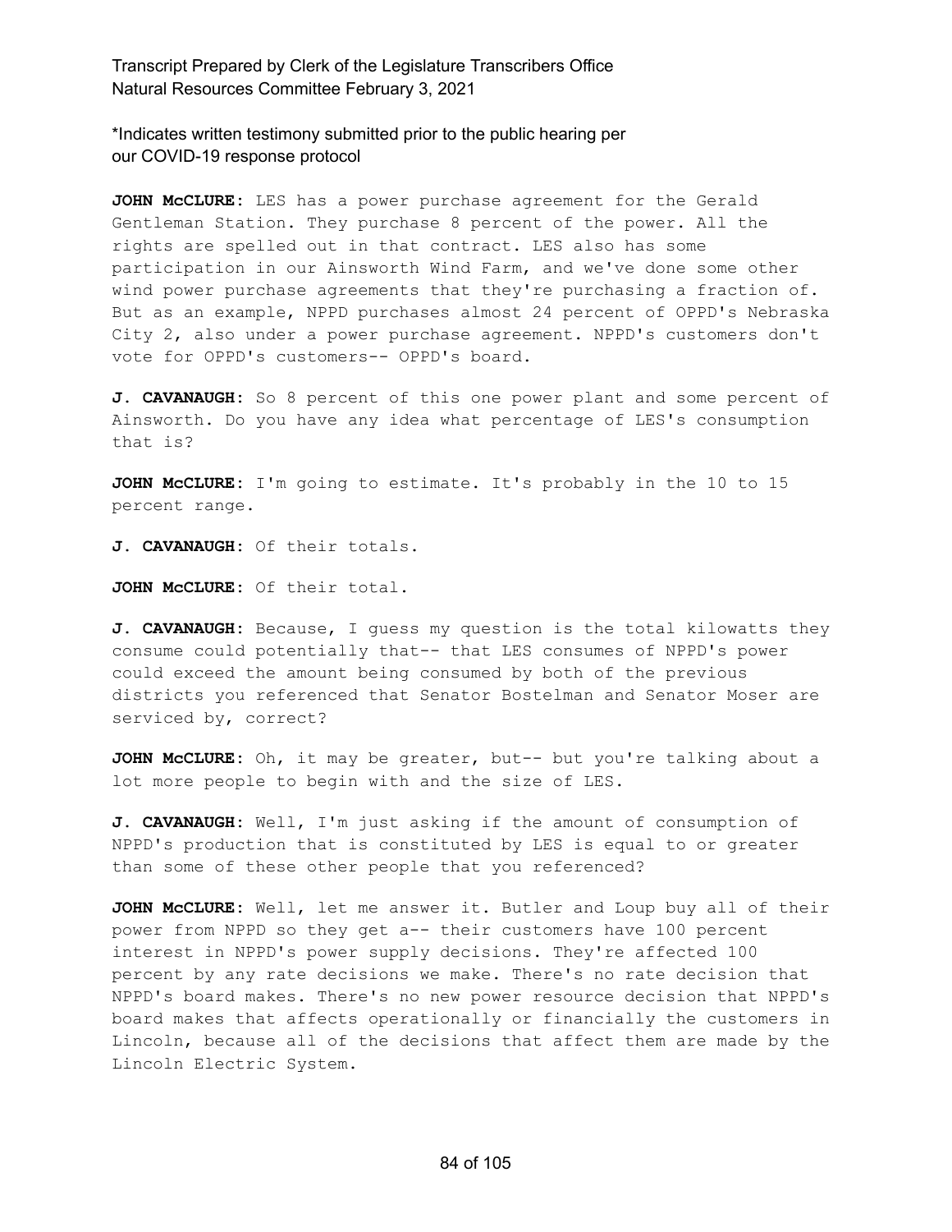**JOHN McCLURE:** LES has a power purchase agreement for the Gerald Gentleman Station. They purchase 8 percent of the power. All the rights are spelled out in that contract. LES also has some participation in our Ainsworth Wind Farm, and we've done some other wind power purchase agreements that they're purchasing a fraction of. But as an example, NPPD purchases almost 24 percent of OPPD's Nebraska City 2, also under a power purchase agreement. NPPD's customers don't vote for OPPD's customers-- OPPD's board.

**J. CAVANAUGH:** So 8 percent of this one power plant and some percent of Ainsworth. Do you have any idea what percentage of LES's consumption that is?

**JOHN McCLURE:** I'm going to estimate. It's probably in the 10 to 15 percent range.

**J. CAVANAUGH:** Of their totals.

**JOHN McCLURE:** Of their total.

**J. CAVANAUGH:** Because, I guess my question is the total kilowatts they consume could potentially that-- that LES consumes of NPPD's power could exceed the amount being consumed by both of the previous districts you referenced that Senator Bostelman and Senator Moser are serviced by, correct?

**JOHN McCLURE:** Oh, it may be greater, but-- but you're talking about a lot more people to begin with and the size of LES.

**J. CAVANAUGH:** Well, I'm just asking if the amount of consumption of NPPD's production that is constituted by LES is equal to or greater than some of these other people that you referenced?

**JOHN McCLURE:** Well, let me answer it. Butler and Loup buy all of their power from NPPD so they get a-- their customers have 100 percent interest in NPPD's power supply decisions. They're affected 100 percent by any rate decisions we make. There's no rate decision that NPPD's board makes. There's no new power resource decision that NPPD's board makes that affects operationally or financially the customers in Lincoln, because all of the decisions that affect them are made by the Lincoln Electric System.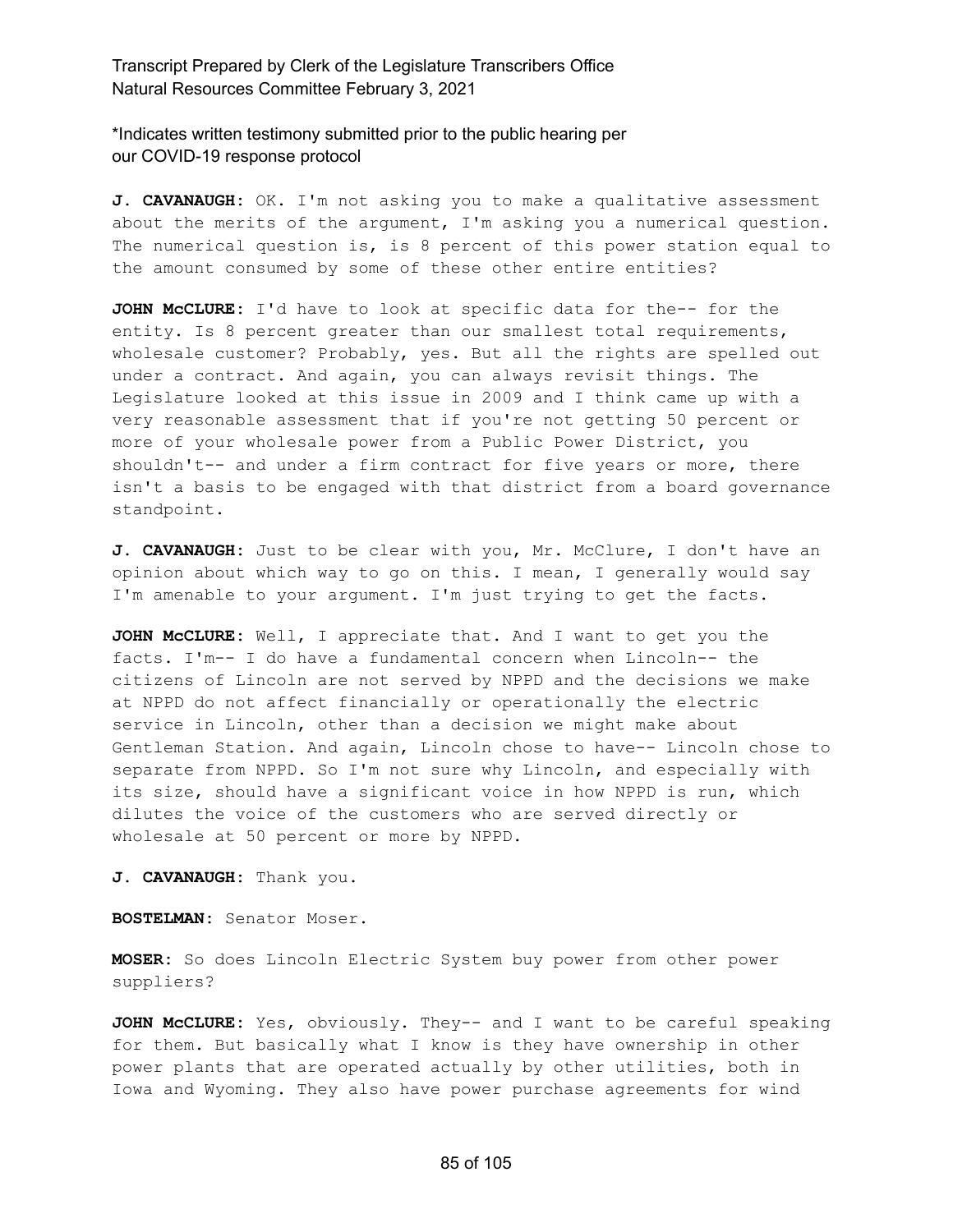**J. CAVANAUGH:** OK. I'm not asking you to make a qualitative assessment about the merits of the argument, I'm asking you a numerical question. The numerical question is, is 8 percent of this power station equal to the amount consumed by some of these other entire entities?

**JOHN McCLURE:** I'd have to look at specific data for the-- for the entity. Is 8 percent greater than our smallest total requirements, wholesale customer? Probably, yes. But all the rights are spelled out under a contract. And again, you can always revisit things. The Legislature looked at this issue in 2009 and I think came up with a very reasonable assessment that if you're not getting 50 percent or more of your wholesale power from a Public Power District, you shouldn't-- and under a firm contract for five years or more, there isn't a basis to be engaged with that district from a board governance standpoint.

**J. CAVANAUGH:** Just to be clear with you, Mr. McClure, I don't have an opinion about which way to go on this. I mean, I generally would say I'm amenable to your argument. I'm just trying to get the facts.

**JOHN McCLURE:** Well, I appreciate that. And I want to get you the facts. I'm-- I do have a fundamental concern when Lincoln-- the citizens of Lincoln are not served by NPPD and the decisions we make at NPPD do not affect financially or operationally the electric service in Lincoln, other than a decision we might make about Gentleman Station. And again, Lincoln chose to have-- Lincoln chose to separate from NPPD. So I'm not sure why Lincoln, and especially with its size, should have a significant voice in how NPPD is run, which dilutes the voice of the customers who are served directly or wholesale at 50 percent or more by NPPD.

**J. CAVANAUGH:** Thank you.

**BOSTELMAN:** Senator Moser.

**MOSER:** So does Lincoln Electric System buy power from other power suppliers?

**JOHN McCLURE:** Yes, obviously. They-- and I want to be careful speaking for them. But basically what I know is they have ownership in other power plants that are operated actually by other utilities, both in Iowa and Wyoming. They also have power purchase agreements for wind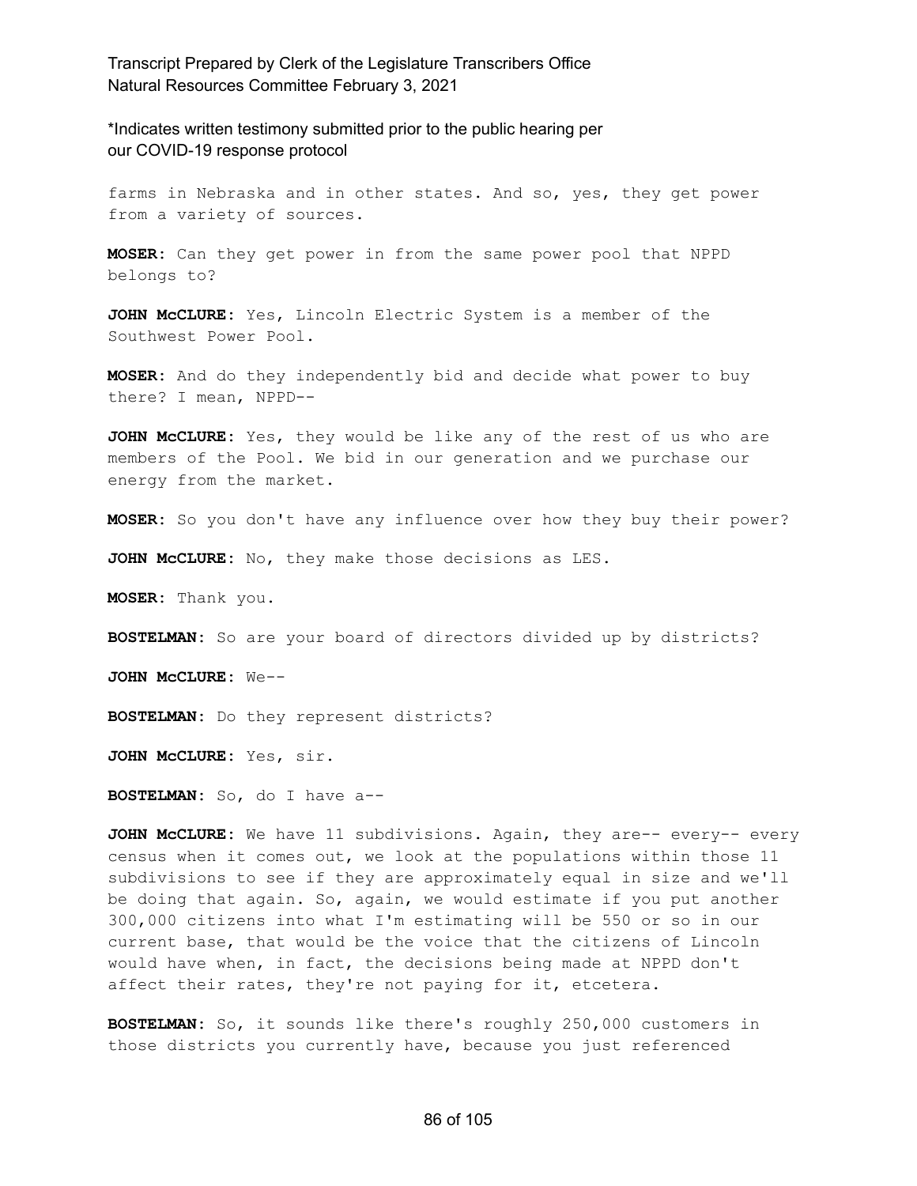farms in Nebraska and in other states. And so, yes, they get power from a variety of sources.

**MOSER:** Can they get power in from the same power pool that NPPD belongs to?

**JOHN McCLURE:** Yes, Lincoln Electric System is a member of the Southwest Power Pool.

**MOSER:** And do they independently bid and decide what power to buy there? I mean, NPPD--

**JOHN McCLURE:** Yes, they would be like any of the rest of us who are members of the Pool. We bid in our generation and we purchase our energy from the market.

**MOSER:** So you don't have any influence over how they buy their power?

**JOHN McCLURE:** No, they make those decisions as LES.

**MOSER:** Thank you.

**BOSTELMAN:** So are your board of directors divided up by districts?

**JOHN McCLURE:** We--

**BOSTELMAN:** Do they represent districts?

**JOHN McCLURE:** Yes, sir.

**BOSTELMAN:** So, do I have a--

**JOHN McCLURE:** We have 11 subdivisions. Again, they are-- every-- every census when it comes out, we look at the populations within those 11 subdivisions to see if they are approximately equal in size and we'll be doing that again. So, again, we would estimate if you put another 300,000 citizens into what I'm estimating will be 550 or so in our current base, that would be the voice that the citizens of Lincoln would have when, in fact, the decisions being made at NPPD don't affect their rates, they're not paying for it, etcetera.

**BOSTELMAN:** So, it sounds like there's roughly 250,000 customers in those districts you currently have, because you just referenced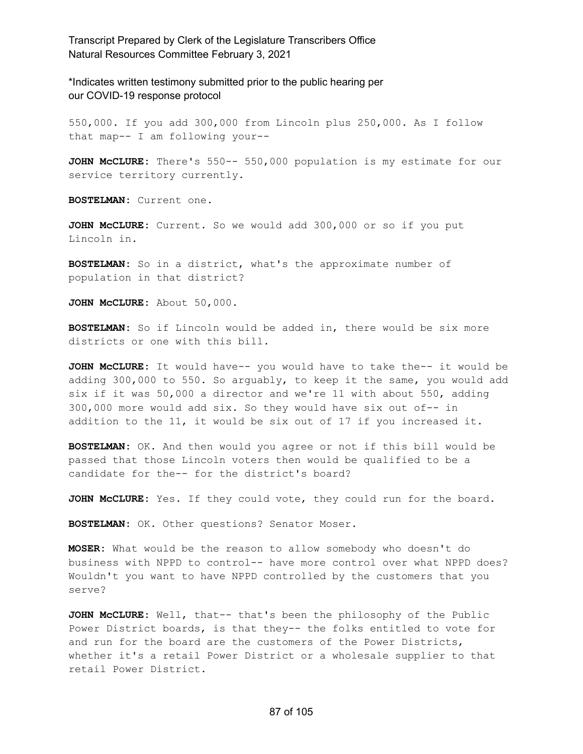550,000. If you add 300,000 from Lincoln plus 250,000. As I follow that map-- I am following your--

**JOHN McCLURE:** There's 550-- 550,000 population is my estimate for our service territory currently.

**BOSTELMAN:** Current one.

**JOHN McCLURE:** Current. So we would add 300,000 or so if you put Lincoln in.

**BOSTELMAN:** So in a district, what's the approximate number of population in that district?

**JOHN McCLURE:** About 50,000.

**BOSTELMAN:** So if Lincoln would be added in, there would be six more districts or one with this bill.

**JOHN McCLURE:** It would have-- you would have to take the-- it would be adding 300,000 to 550. So arguably, to keep it the same, you would add six if it was 50,000 a director and we're 11 with about 550, adding 300,000 more would add six. So they would have six out of-- in addition to the 11, it would be six out of 17 if you increased it.

**BOSTELMAN:** OK. And then would you agree or not if this bill would be passed that those Lincoln voters then would be qualified to be a candidate for the-- for the district's board?

**JOHN McCLURE:** Yes. If they could vote, they could run for the board.

**BOSTELMAN:** OK. Other questions? Senator Moser.

**MOSER:** What would be the reason to allow somebody who doesn't do business with NPPD to control-- have more control over what NPPD does? Wouldn't you want to have NPPD controlled by the customers that you serve?

**JOHN McCLURE:** Well, that-- that's been the philosophy of the Public Power District boards, is that they-- the folks entitled to vote for and run for the board are the customers of the Power Districts, whether it's a retail Power District or a wholesale supplier to that retail Power District.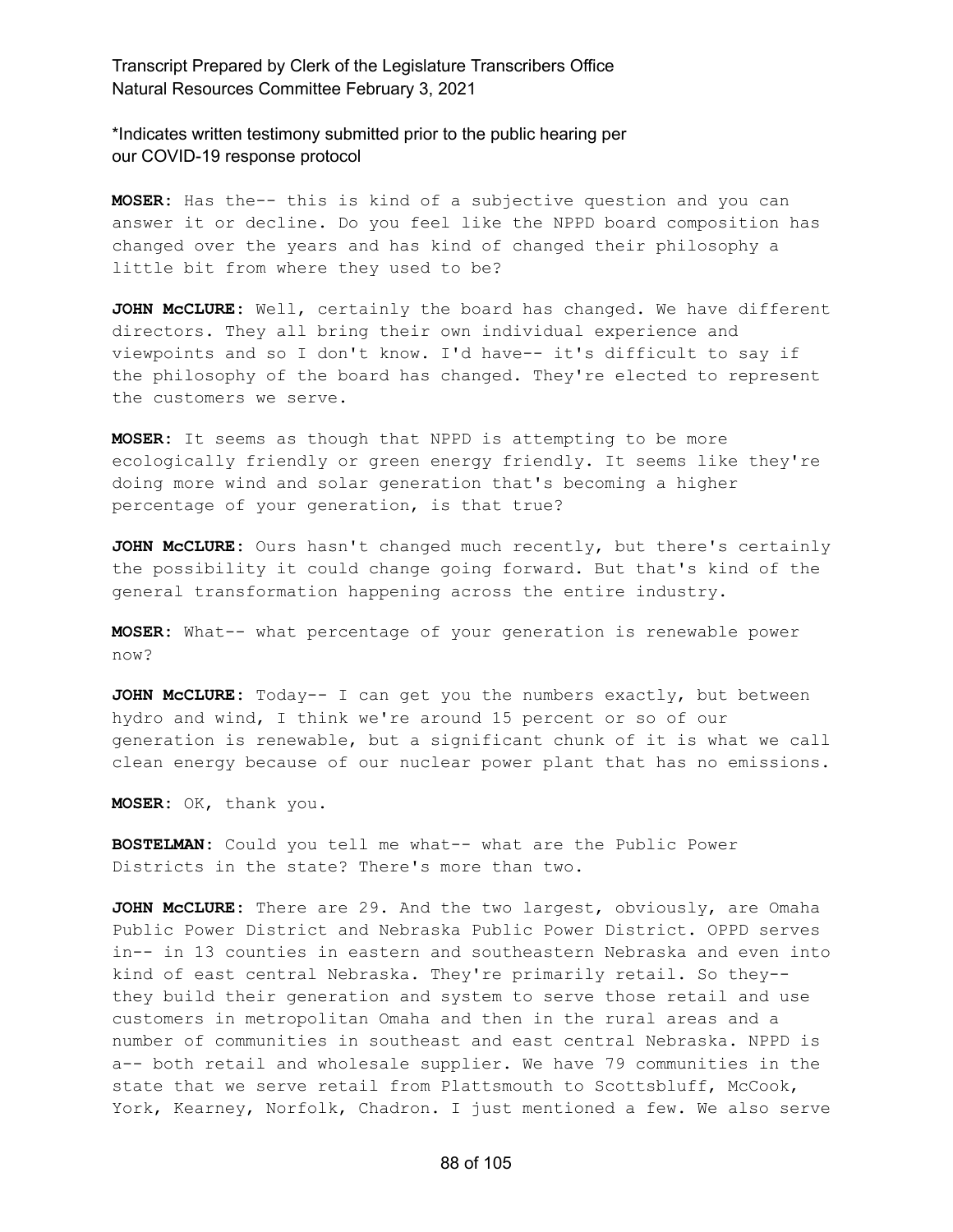\*Indicates written testimony submitted prior to the public hearing per our COVID-19 response protocol

**MOSER:** Has the-- this is kind of a subjective question and you can answer it or decline. Do you feel like the NPPD board composition has changed over the years and has kind of changed their philosophy a little bit from where they used to be?

**JOHN McCLURE:** Well, certainly the board has changed. We have different directors. They all bring their own individual experience and viewpoints and so I don't know. I'd have-- it's difficult to say if the philosophy of the board has changed. They're elected to represent the customers we serve.

**MOSER:** It seems as though that NPPD is attempting to be more ecologically friendly or green energy friendly. It seems like they're doing more wind and solar generation that's becoming a higher percentage of your generation, is that true?

**JOHN McCLURE:** Ours hasn't changed much recently, but there's certainly the possibility it could change going forward. But that's kind of the general transformation happening across the entire industry.

**MOSER:** What-- what percentage of your generation is renewable power now?

**JOHN McCLURE:** Today-- I can get you the numbers exactly, but between hydro and wind, I think we're around 15 percent or so of our generation is renewable, but a significant chunk of it is what we call clean energy because of our nuclear power plant that has no emissions.

**MOSER:** OK, thank you.

**BOSTELMAN:** Could you tell me what-- what are the Public Power Districts in the state? There's more than two.

**JOHN McCLURE:** There are 29. And the two largest, obviously, are Omaha Public Power District and Nebraska Public Power District. OPPD serves in-- in 13 counties in eastern and southeastern Nebraska and even into kind of east central Nebraska. They're primarily retail. So they-- they build their generation and system to serve those retail and use customers in metropolitan Omaha and then in the rural areas and a number of communities in southeast and east central Nebraska. NPPD is a-- both retail and wholesale supplier. We have 79 communities in the state that we serve retail from Plattsmouth to Scottsbluff, McCook, York, Kearney, Norfolk, Chadron. I just mentioned a few. We also serve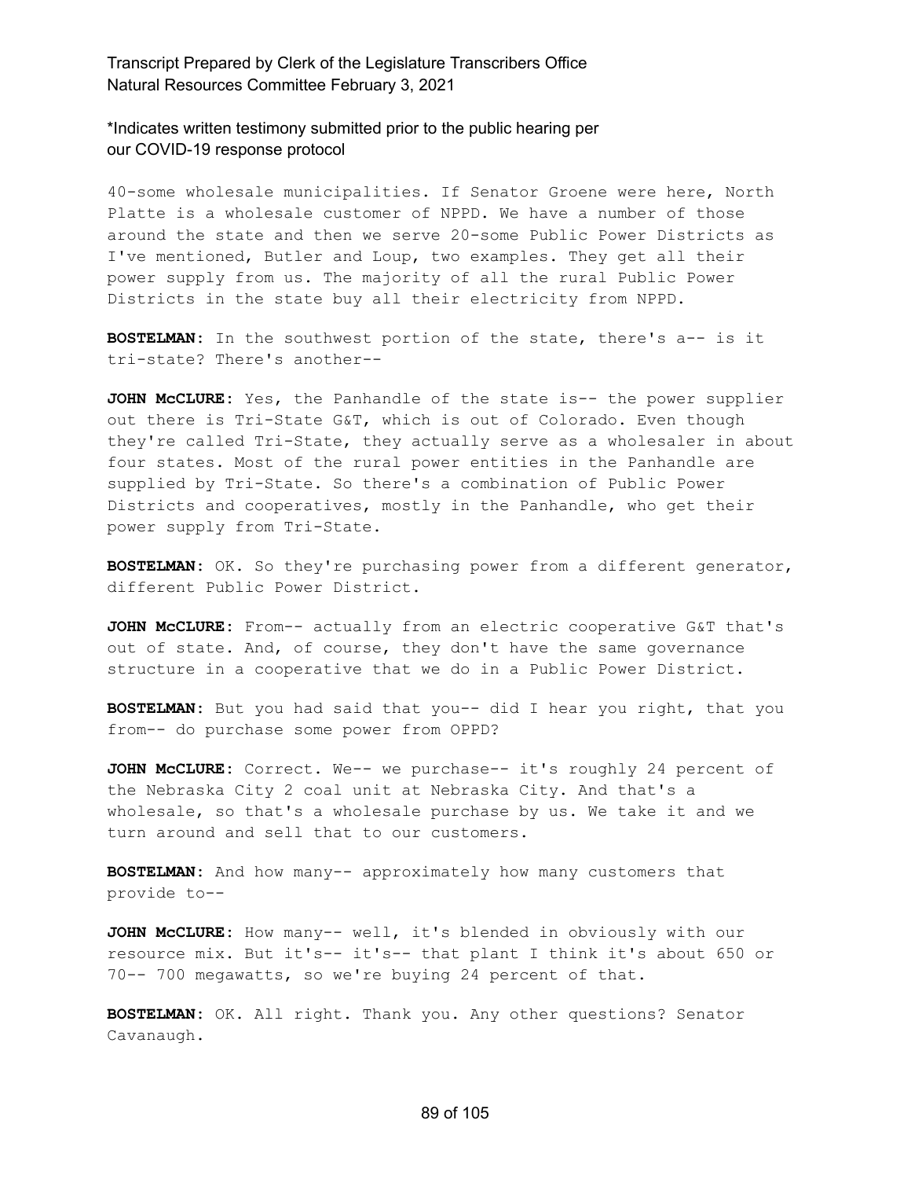40-some wholesale municipalities. If Senator Groene were here, North Platte is a wholesale customer of NPPD. We have a number of those around the state and then we serve 20-some Public Power Districts as I've mentioned, Butler and Loup, two examples. They get all their power supply from us. The majority of all the rural Public Power Districts in the state buy all their electricity from NPPD.

**BOSTELMAN:** In the southwest portion of the state, there's a-- is it tri-state? There's another--

**JOHN McCLURE:** Yes, the Panhandle of the state is-- the power supplier out there is Tri-State G&T, which is out of Colorado. Even though they're called Tri-State, they actually serve as a wholesaler in about four states. Most of the rural power entities in the Panhandle are supplied by Tri-State. So there's a combination of Public Power Districts and cooperatives, mostly in the Panhandle, who get their power supply from Tri-State.

**BOSTELMAN:** OK. So they're purchasing power from a different generator, different Public Power District.

**JOHN McCLURE:** From-- actually from an electric cooperative G&T that's out of state. And, of course, they don't have the same governance structure in a cooperative that we do in a Public Power District.

**BOSTELMAN:** But you had said that you-- did I hear you right, that you from-- do purchase some power from OPPD?

**JOHN McCLURE:** Correct. We-- we purchase-- it's roughly 24 percent of the Nebraska City 2 coal unit at Nebraska City. And that's a wholesale, so that's a wholesale purchase by us. We take it and we turn around and sell that to our customers.

**BOSTELMAN:** And how many-- approximately how many customers that provide to--

**JOHN McCLURE:** How many-- well, it's blended in obviously with our resource mix. But it's-- it's-- that plant I think it's about 650 or 70-- 700 megawatts, so we're buying 24 percent of that.

**BOSTELMAN:** OK. All right. Thank you. Any other questions? Senator Cavanaugh.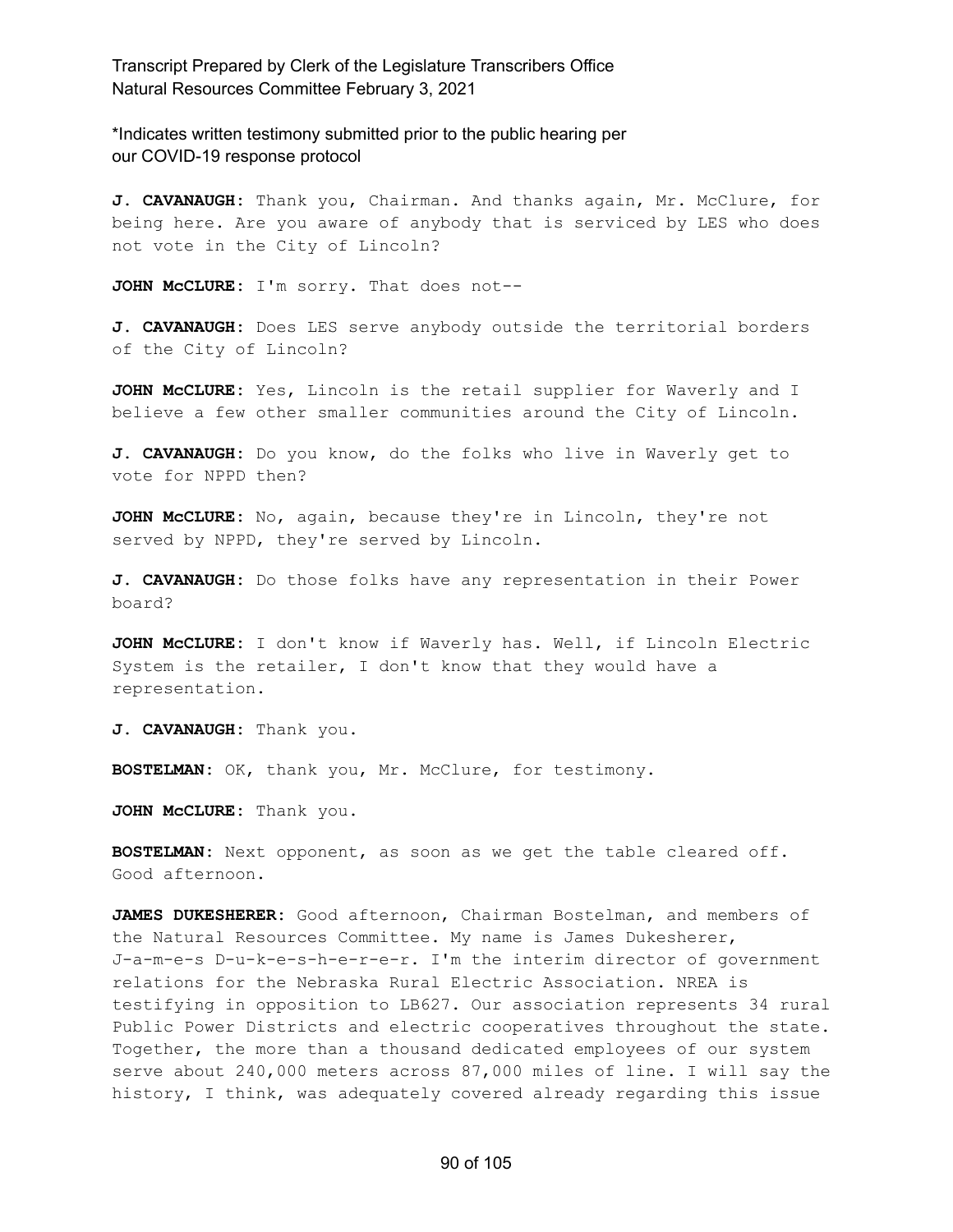*Indicates written testimony submitted prior to the public hearing per our COVID-19 response protocol

**J. CAVANAUGH:** Thank you, Chairman. And thanks again, Mr. McClure, for being here. Are you aware of anybody that is serviced by LES who does not vote in the City of Lincoln?

**JOHN McCLURE:** I'm sorry. That does not--

**J. CAVANAUGH:** Does LES serve anybody outside the territorial borders of the City of Lincoln?

**JOHN McCLURE:** Yes, Lincoln is the retail supplier for Waverly and I believe a few other smaller communities around the City of Lincoln.

**J. CAVANAUGH:** Do you know, do the folks who live in Waverly get to vote for NPPD then?

**JOHN McCLURE:** No, again, because they're in Lincoln, they're not served by NPPD, they're served by Lincoln.

**J. CAVANAUGH:** Do those folks have any representation in their Power board?

**JOHN McCLURE:** I don't know if Waverly has. Well, if Lincoln Electric System is the retailer, I don't know that they would have a representation.

**J. CAVANAUGH:** Thank you.

**BOSTELMAN:** OK, thank you, Mr. McClure, for testimony.

**JOHN McCLURE:** Thank you.

**BOSTELMAN:** Next opponent, as soon as we get the table cleared off. Good afternoon.

**JAMES DUKESHERER:** Good afternoon, Chairman Bostelman, and members of the Natural Resources Committee. My name is James Dukesherer, J-a-m-e-s D-u-k-e-s-h-e-r-e-r. I'm the interim director of government relations for the Nebraska Rural Electric Association. NREA is testifying in opposition to LB627. Our association represents 34 rural Public Power Districts and electric cooperatives throughout the state. Together, the more than a thousand dedicated employees of our system serve about 240,000 meters across 87,000 miles of line. I will say the history, I think, was adequately covered already regarding this issue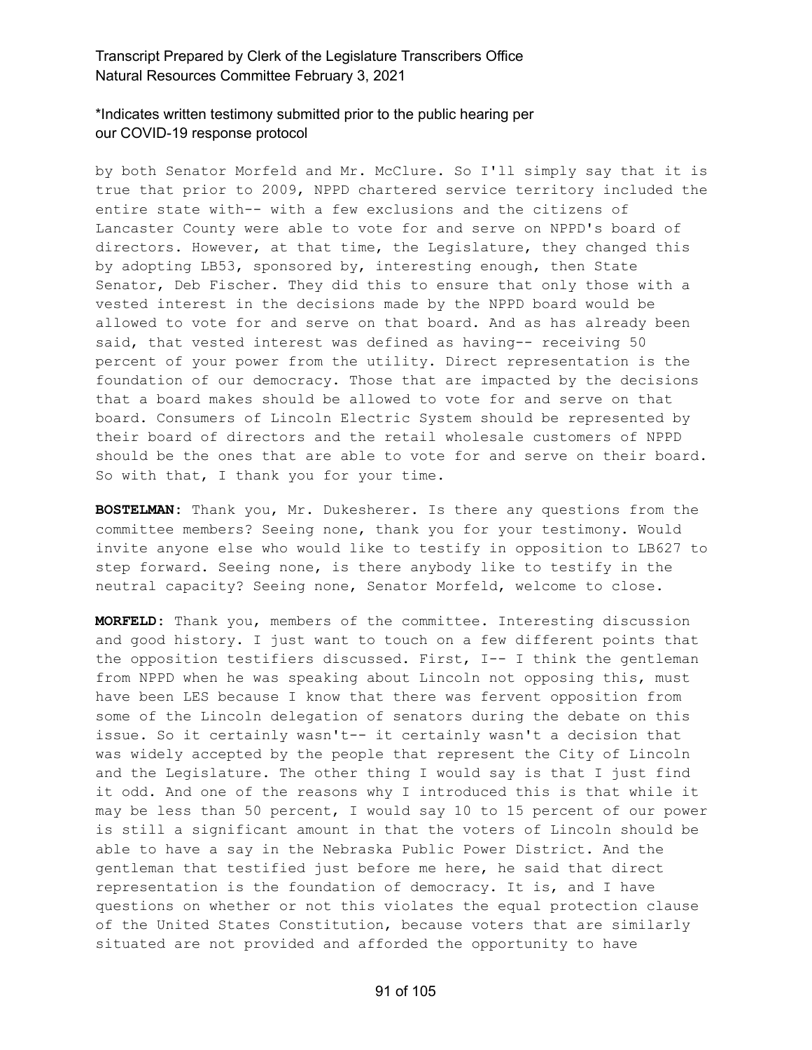\*Indicates written testimony submitted prior to the public hearing per our COVID-19 response protocol

by both Senator Morfeld and Mr. McClure. So I'll simply say that it is true that prior to 2009, NPPD chartered service territory included the entire state with-- with a few exclusions and the citizens of Lancaster County were able to vote for and serve on NPPD's board of directors. However, at that time, the Legislature, they changed this by adopting LB53, sponsored by, interesting enough, then State Senator, Deb Fischer. They did this to ensure that only those with a vested interest in the decisions made by the NPPD board would be allowed to vote for and serve on that board. And as has already been said, that vested interest was defined as having-- receiving 50 percent of your power from the utility. Direct representation is the foundation of our democracy. Those that are impacted by the decisions that a board makes should be allowed to vote for and serve on that board. Consumers of Lincoln Electric System should be represented by their board of directors and the retail wholesale customers of NPPD should be the ones that are able to vote for and serve on their board. So with that, I thank you for your time.

**BOSTELMAN:** Thank you, Mr. Dukesherer. Is there any questions from the committee members? Seeing none, thank you for your testimony. Would invite anyone else who would like to testify in opposition to LB627 to step forward. Seeing none, is there anybody like to testify in the neutral capacity? Seeing none, Senator Morfeld, welcome to close.

**MORFELD:** Thank you, members of the committee. Interesting discussion and good history. I just want to touch on a few different points that the opposition testifiers discussed. First, I-- I think the gentleman from NPPD when he was speaking about Lincoln not opposing this, must have been LES because I know that there was fervent opposition from some of the Lincoln delegation of senators during the debate on this issue. So it certainly wasn't-- it certainly wasn't a decision that was widely accepted by the people that represent the City of Lincoln and the Legislature. The other thing I would say is that I just find it odd. And one of the reasons why I introduced this is that while it may be less than 50 percent, I would say 10 to 15 percent of our power is still a significant amount in that the voters of Lincoln should be able to have a say in the Nebraska Public Power District. And the gentleman that testified just before me here, he said that direct representation is the foundation of democracy. It is, and I have questions on whether or not this violates the equal protection clause of the United States Constitution, because voters that are similarly situated are not provided and afforded the opportunity to have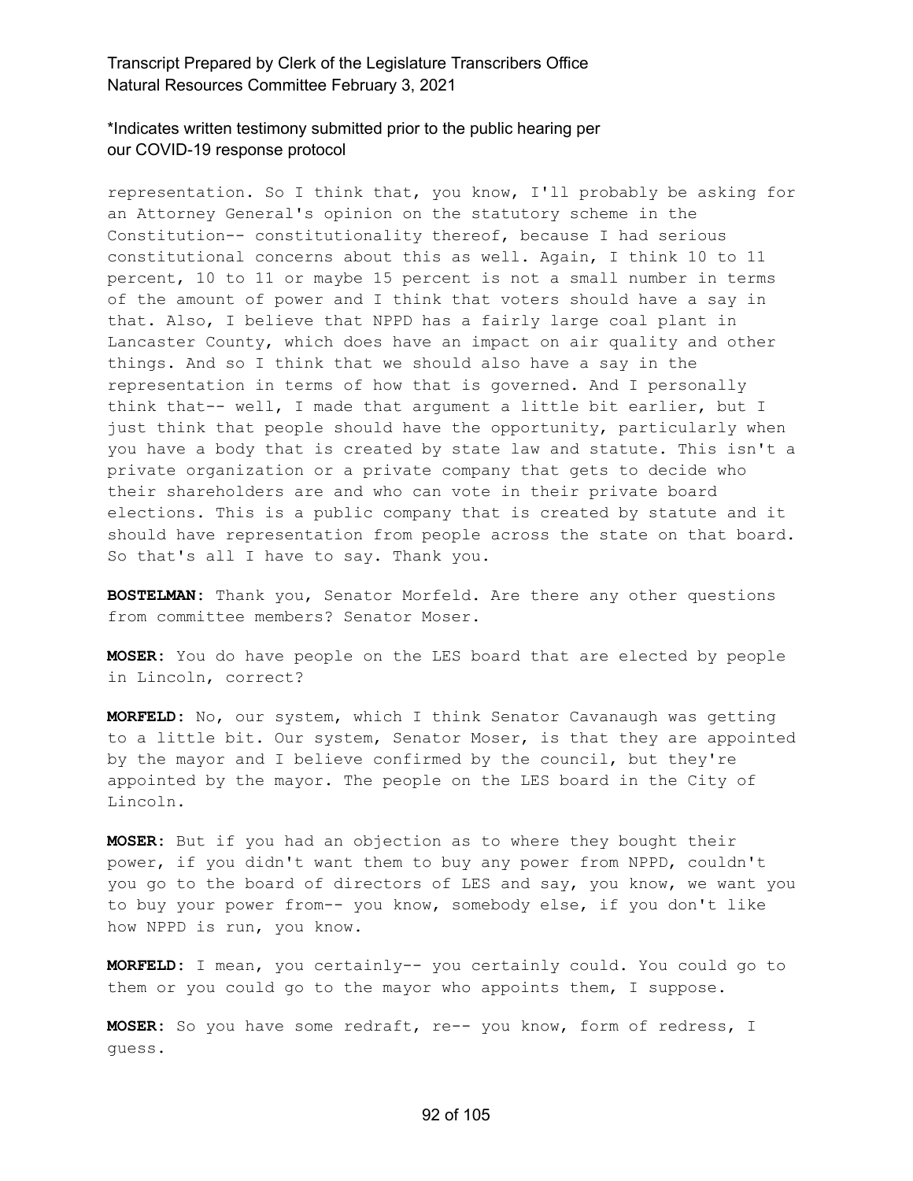representation. So I think that, you know, I'll probably be asking for an Attorney General's opinion on the statutory scheme in the Constitution-- constitutionality thereof, because I had serious constitutional concerns about this as well. Again, I think 10 to 11 percent, 10 to 11 or maybe 15 percent is not a small number in terms of the amount of power and I think that voters should have a say in that. Also, I believe that NPPD has a fairly large coal plant in Lancaster County, which does have an impact on air quality and other things. And so I think that we should also have a say in the representation in terms of how that is governed. And I personally think that-- well, I made that argument a little bit earlier, but I just think that people should have the opportunity, particularly when you have a body that is created by state law and statute. This isn't a private organization or a private company that gets to decide who their shareholders are and who can vote in their private board elections. This is a public company that is created by statute and it should have representation from people across the state on that board. So that's all I have to say. Thank you.

**BOSTELMAN:** Thank you, Senator Morfeld. Are there any other questions from committee members? Senator Moser.

**MOSER:** You do have people on the LES board that are elected by people in Lincoln, correct?

**MORFELD:** No, our system, which I think Senator Cavanaugh was getting to a little bit. Our system, Senator Moser, is that they are appointed by the mayor and I believe confirmed by the council, but they're appointed by the mayor. The people on the LES board in the City of Lincoln.

**MOSER:** But if you had an objection as to where they bought their power, if you didn't want them to buy any power from NPPD, couldn't you go to the board of directors of LES and say, you know, we want you to buy your power from-- you know, somebody else, if you don't like how NPPD is run, you know.

**MORFELD:** I mean, you certainly-- you certainly could. You could go to them or you could go to the mayor who appoints them, I suppose.

**MOSER:** So you have some redraft, re-- you know, form of redress, I guess.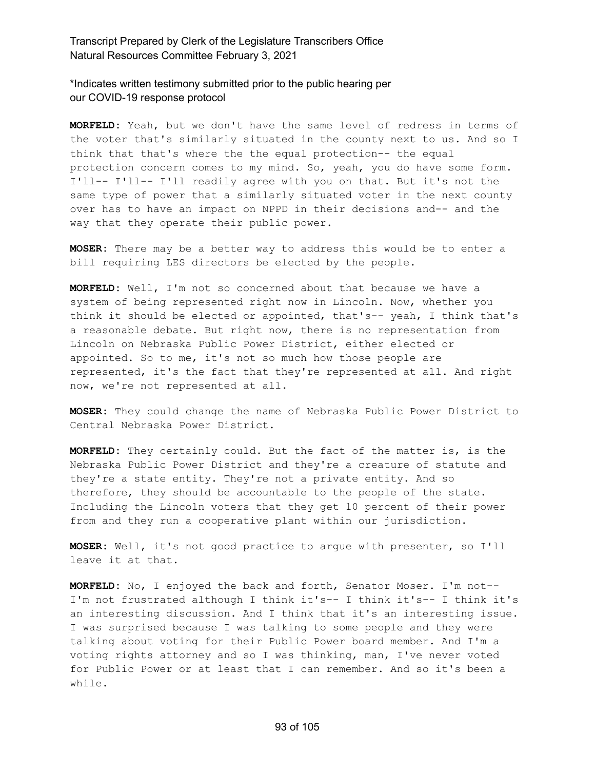*Indicates written testimony submitted prior to the public hearing per our COVID-19 response protocol

**MORFELD:** Yeah, but we don't have the same level of redress in terms of the voter that's similarly situated in the county next to us. And so I think that that's where the the equal protection-- the equal protection concern comes to my mind. So, yeah, you do have some form. I'll-- I'll-- I'll readily agree with you on that. But it's not the same type of power that a similarly situated voter in the next county over has to have an impact on NPPD in their decisions and-- and the way that they operate their public power.

**MOSER:** There may be a better way to address this would be to enter a bill requiring LES directors be elected by the people.

**MORFELD:** Well, I'm not so concerned about that because we have a system of being represented right now in Lincoln. Now, whether you think it should be elected or appointed, that's-- yeah, I think that's a reasonable debate. But right now, there is no representation from Lincoln on Nebraska Public Power District, either elected or appointed. So to me, it's not so much how those people are represented, it's the fact that they're represented at all. And right now, we're not represented at all.

**MOSER:** They could change the name of Nebraska Public Power District to Central Nebraska Power District.

**MORFELD:** They certainly could. But the fact of the matter is, is the Nebraska Public Power District and they're a creature of statute and they're a state entity. They're not a private entity. And so therefore, they should be accountable to the people of the state. Including the Lincoln voters that they get 10 percent of their power from and they run a cooperative plant within our jurisdiction.

**MOSER:** Well, it's not good practice to argue with presenter, so I'll leave it at that.

**MORFELD:** No, I enjoyed the back and forth, Senator Moser. I'm not-- I'm not frustrated although I think it's-- I think it's-- I think it's an interesting discussion. And I think that it's an interesting issue. I was surprised because I was talking to some people and they were talking about voting for their Public Power board member. And I'm a voting rights attorney and so I was thinking, man, I've never voted for Public Power or at least that I can remember. And so it's been a while.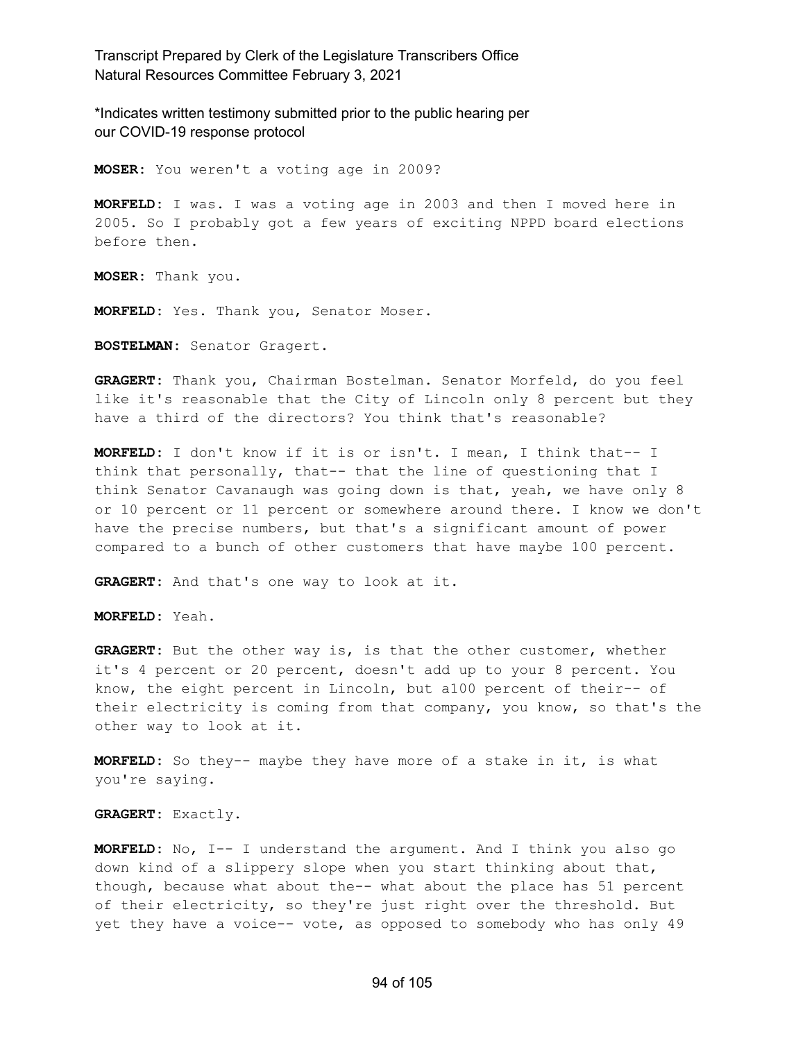\*Indicates written testimony submitted prior to the public hearing per our COVID-19 response protocol

**MOSER:** You weren't a voting age in 2009?

**MORFELD:** I was. I was a voting age in 2003 and then I moved here in 2005. So I probably got a few years of exciting NPPD board elections before then.

**MOSER:** Thank you.

**MORFELD:** Yes. Thank you, Senator Moser.

**BOSTELMAN:** Senator Gragert.

**GRAGERT:** Thank you, Chairman Bostelman. Senator Morfeld, do you feel like it's reasonable that the City of Lincoln only 8 percent but they have a third of the directors? You think that's reasonable?

**MORFELD:** I don't know if it is or isn't. I mean, I think that-- I think that personally, that-- that the line of questioning that I think Senator Cavanaugh was going down is that, yeah, we have only 8 or 10 percent or 11 percent or somewhere around there. I know we don't have the precise numbers, but that's a significant amount of power compared to a bunch of other customers that have maybe 100 percent.

**GRAGERT:** And that's one way to look at it.

**MORFELD:** Yeah.

**GRAGERT:** But the other way is, is that the other customer, whether it's 4 percent or 20 percent, doesn't add up to your 8 percent. You know, the eight percent in Lincoln, but a100 percent of their-- of their electricity is coming from that company, you know, so that's the other way to look at it.

**MORFELD:** So they-- maybe they have more of a stake in it, is what you're saying.

**GRAGERT:** Exactly.

**MORFELD:** No, I-- I understand the argument. And I think you also go down kind of a slippery slope when you start thinking about that, though, because what about the-- what about the place has 51 percent of their electricity, so they're just right over the threshold. But yet they have a voice-- vote, as opposed to somebody who has only 49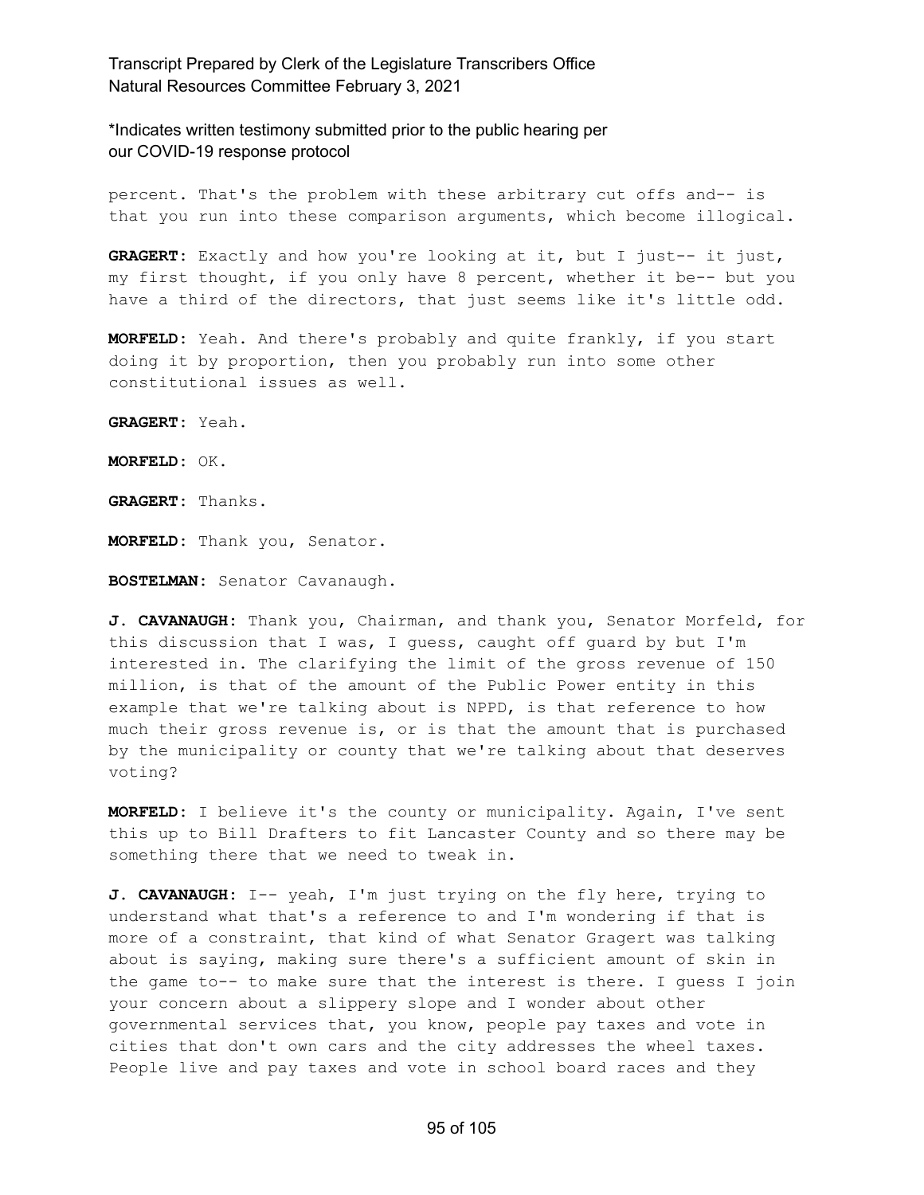percent. That's the problem with these arbitrary cut offs and-- is that you run into these comparison arguments, which become illogical.

**GRAGERT:** Exactly and how you're looking at it, but I just-- it just, my first thought, if you only have 8 percent, whether it be-- but you have a third of the directors, that just seems like it's little odd.

**MORFELD:** Yeah. And there's probably and quite frankly, if you start doing it by proportion, then you probably run into some other constitutional issues as well.

**GRAGERT:** Yeah.

**MORFELD:** OK.

**GRAGERT:** Thanks.

**MORFELD:** Thank you, Senator.

**BOSTELMAN:** Senator Cavanaugh.

**J. CAVANAUGH:** Thank you, Chairman, and thank you, Senator Morfeld, for this discussion that I was, I guess, caught off guard by but I'm interested in. The clarifying the limit of the gross revenue of 150 million, is that of the amount of the Public Power entity in this example that we're talking about is NPPD, is that reference to how much their gross revenue is, or is that the amount that is purchased by the municipality or county that we're talking about that deserves voting?

**MORFELD:** I believe it's the county or municipality. Again, I've sent this up to Bill Drafters to fit Lancaster County and so there may be something there that we need to tweak in.

**J. CAVANAUGH:** I-- yeah, I'm just trying on the fly here, trying to understand what that's a reference to and I'm wondering if that is more of a constraint, that kind of what Senator Gragert was talking about is saying, making sure there's a sufficient amount of skin in the game to-- to make sure that the interest is there. I guess I join your concern about a slippery slope and I wonder about other governmental services that, you know, people pay taxes and vote in cities that don't own cars and the city addresses the wheel taxes. People live and pay taxes and vote in school board races and they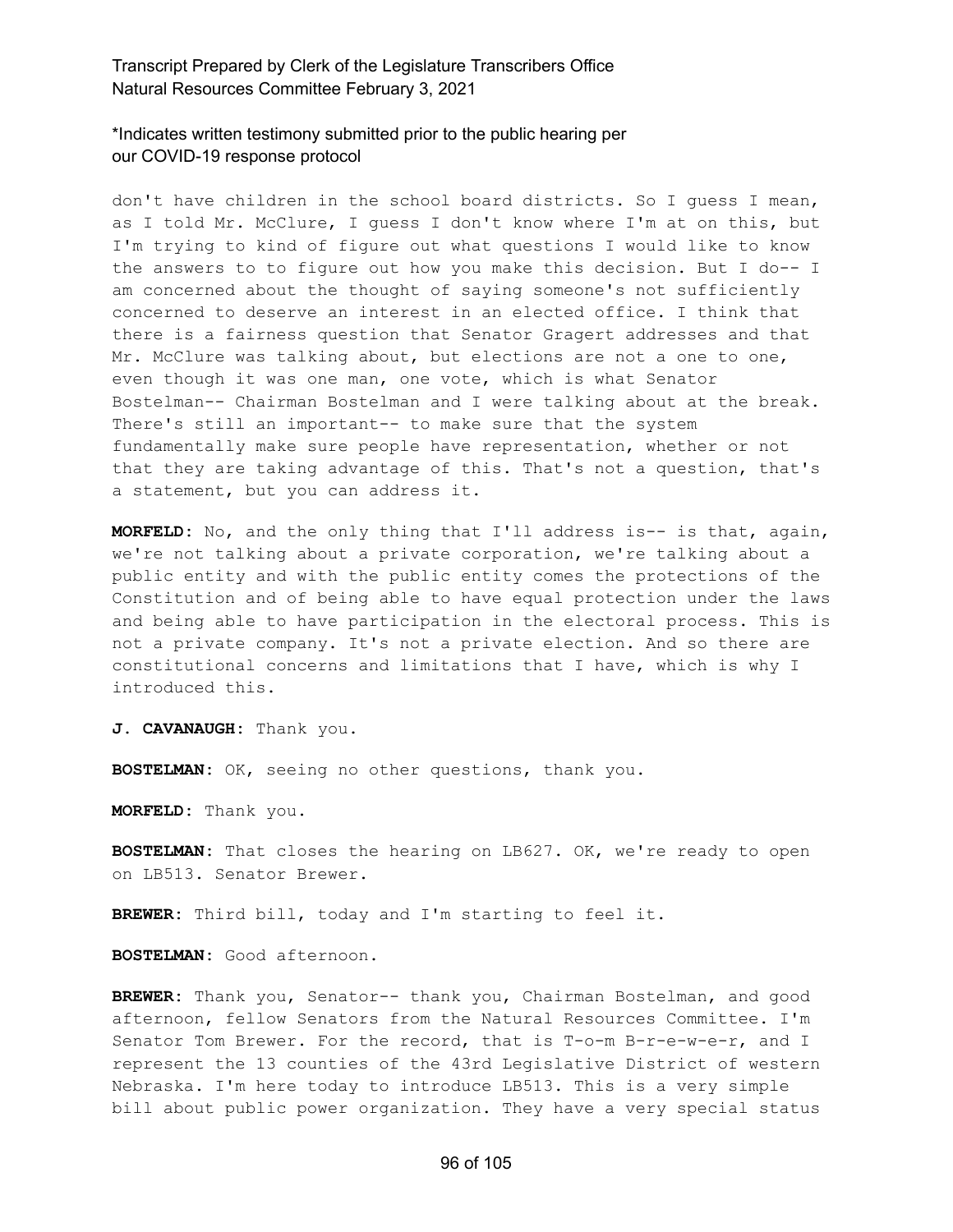don't have children in the school board districts. So I guess I mean, as I told Mr. McClure, I guess I don't know where I'm at on this, but I'm trying to kind of figure out what questions I would like to know the answers to to figure out how you make this decision. But I do-- I am concerned about the thought of saying someone's not sufficiently concerned to deserve an interest in an elected office. I think that there is a fairness question that Senator Gragert addresses and that Mr. McClure was talking about, but elections are not a one to one, even though it was one man, one vote, which is what Senator Bostelman-- Chairman Bostelman and I were talking about at the break. There's still an important-- to make sure that the system fundamentally make sure people have representation, whether or not that they are taking advantage of this. That's not a question, that's a statement, but you can address it.

**MORFELD:** No, and the only thing that I'll address is-- is that, again, we're not talking about a private corporation, we're talking about a public entity and with the public entity comes the protections of the Constitution and of being able to have equal protection under the laws and being able to have participation in the electoral process. This is not a private company. It's not a private election. And so there are constitutional concerns and limitations that I have, which is why I introduced this.

**J. CAVANAUGH:** Thank you.

**BOSTELMAN:** OK, seeing no other questions, thank you.

**MORFELD:** Thank you.

**BOSTELMAN:** That closes the hearing on LB627. OK, we're ready to open on LB513. Senator Brewer.

**BREWER:** Third bill, today and I'm starting to feel it.

**BOSTELMAN:** Good afternoon.

**BREWER:** Thank you, Senator-- thank you, Chairman Bostelman, and good afternoon, fellow Senators from the Natural Resources Committee. I'm Senator Tom Brewer. For the record, that is T-o-m B-r-e-w-e-r, and I represent the 13 counties of the 43rd Legislative District of western Nebraska. I'm here today to introduce LB513. This is a very simple bill about public power organization. They have a very special status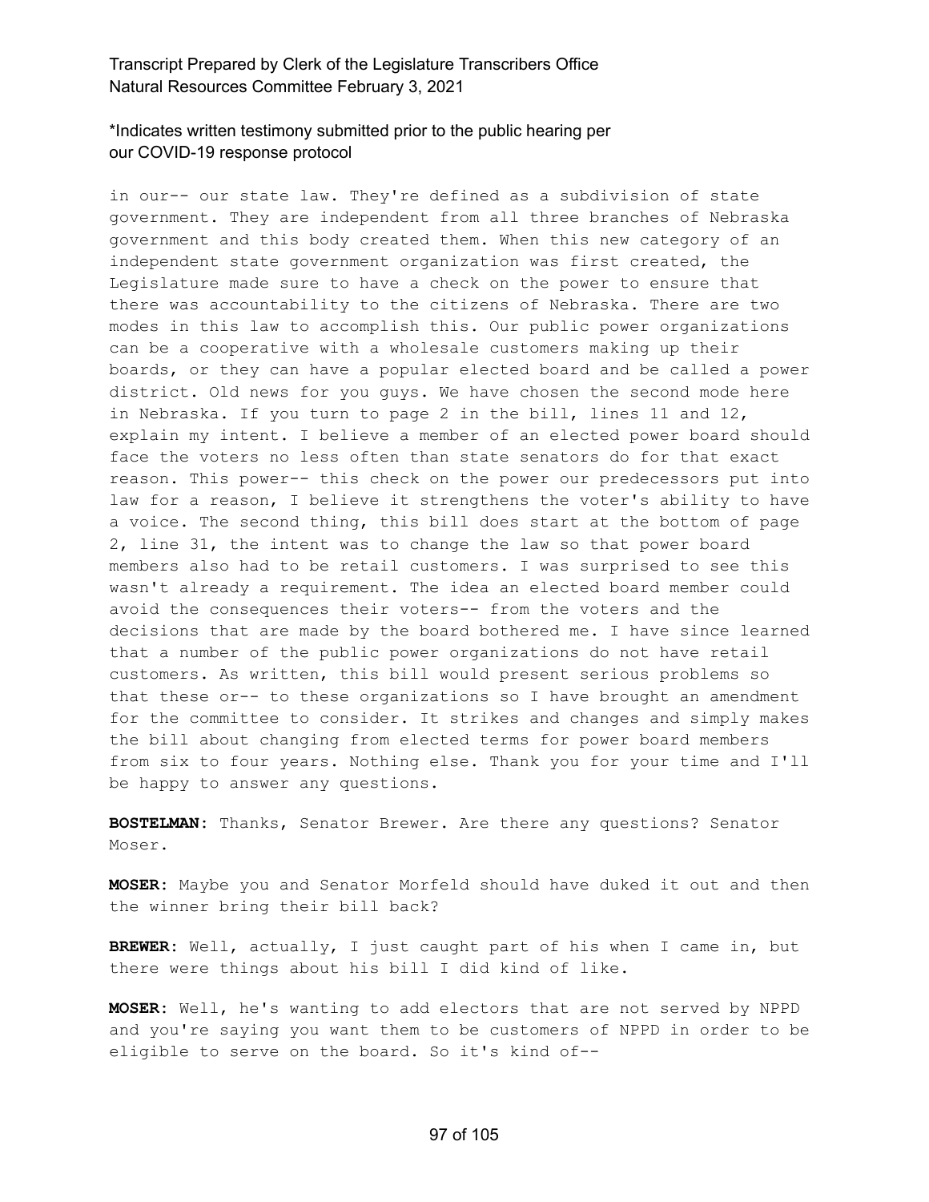\*Indicates written testimony submitted prior to the public hearing per our COVID-19 response protocol

in our-- our state law. They're defined as a subdivision of state government. They are independent from all three branches of Nebraska government and this body created them. When this new category of an independent state government organization was first created, the Legislature made sure to have a check on the power to ensure that there was accountability to the citizens of Nebraska. There are two modes in this law to accomplish this. Our public power organizations can be a cooperative with a wholesale customers making up their boards, or they can have a popular elected board and be called a power district. Old news for you guys. We have chosen the second mode here in Nebraska. If you turn to page 2 in the bill, lines 11 and 12, explain my intent. I believe a member of an elected power board should face the voters no less often than state senators do for that exact reason. This power-- this check on the power our predecessors put into law for a reason, I believe it strengthens the voter's ability to have a voice. The second thing, this bill does start at the bottom of page 2, line 31, the intent was to change the law so that power board members also had to be retail customers. I was surprised to see this wasn't already a requirement. The idea an elected board member could avoid the consequences their voters-- from the voters and the decisions that are made by the board bothered me. I have since learned that a number of the public power organizations do not have retail customers. As written, this bill would present serious problems so that these or-- to these organizations so I have brought an amendment for the committee to consider. It strikes and changes and simply makes the bill about changing from elected terms for power board members from six to four years. Nothing else. Thank you for your time and I'll be happy to answer any questions.

**BOSTELMAN:** Thanks, Senator Brewer. Are there any questions? Senator Moser.

**MOSER:** Maybe you and Senator Morfeld should have duked it out and then the winner bring their bill back?

**BREWER:** Well, actually, I just caught part of his when I came in, but there were things about his bill I did kind of like.

**MOSER:** Well, he's wanting to add electors that are not served by NPPD and you're saying you want them to be customers of NPPD in order to be eligible to serve on the board. So it's kind of--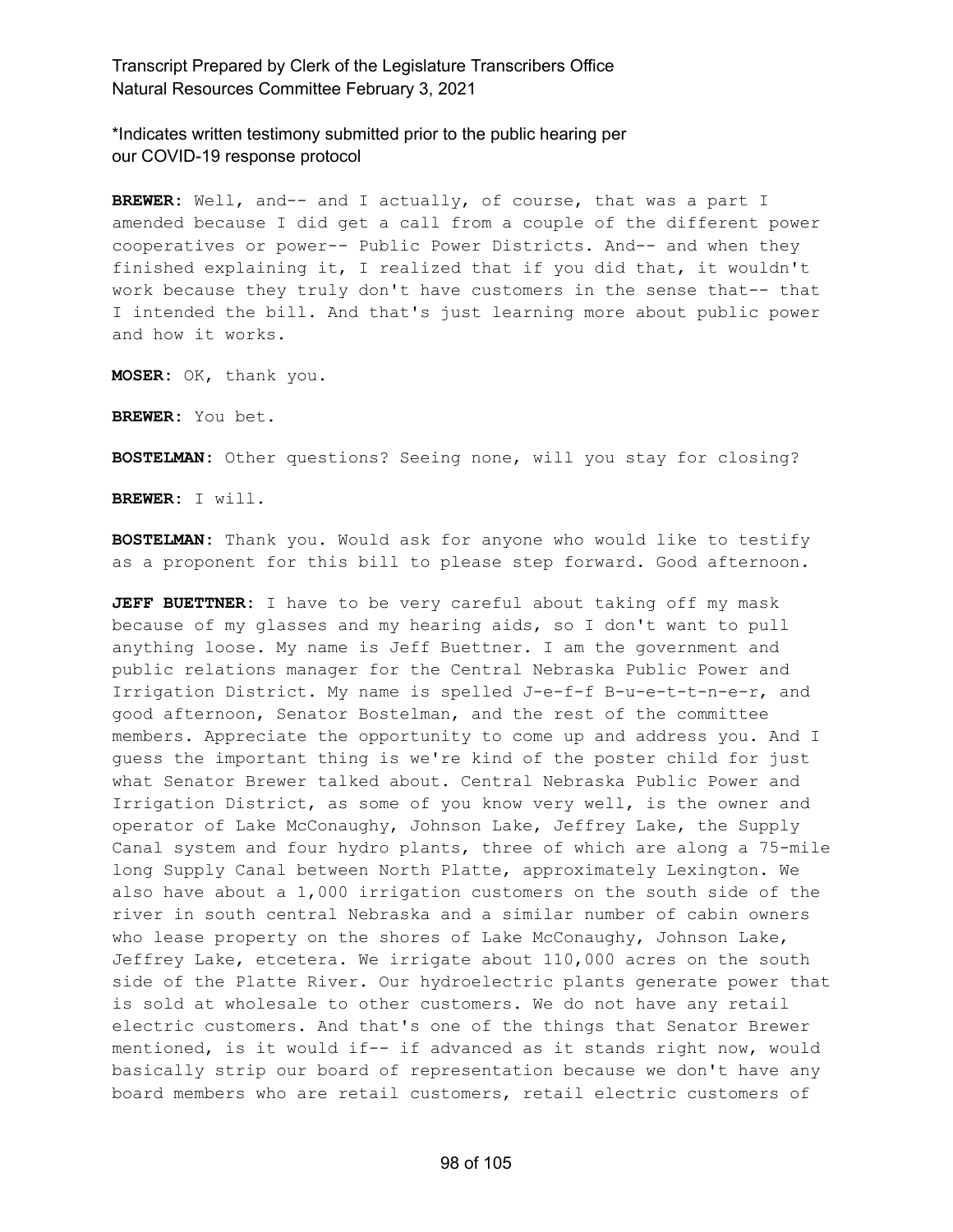*Indicates written testimony submitted prior to the public hearing per our COVID-19 response protocol

**BREWER:** Well, and-- and I actually, of course, that was a part I amended because I did get a call from a couple of the different power cooperatives or power-- Public Power Districts. And-- and when they finished explaining it, I realized that if you did that, it wouldn't work because they truly don't have customers in the sense that-- that I intended the bill. And that's just learning more about public power and how it works.

**MOSER:** OK, thank you.

**BREWER:** You bet.

**BOSTELMAN:** Other questions? Seeing none, will you stay for closing?

**BREWER:** I will.

**BOSTELMAN:** Thank you. Would ask for anyone who would like to testify as a proponent for this bill to please step forward. Good afternoon.

**JEFF BUETTNER:** I have to be very careful about taking off my mask because of my glasses and my hearing aids, so I don't want to pull anything loose. My name is Jeff Buettner. I am the government and public relations manager for the Central Nebraska Public Power and Irrigation District. My name is spelled J-e-f-f B-u-e-t-t-n-e-r, and good afternoon, Senator Bostelman, and the rest of the committee members. Appreciate the opportunity to come up and address you. And I guess the important thing is we're kind of the poster child for just what Senator Brewer talked about. Central Nebraska Public Power and Irrigation District, as some of you know very well, is the owner and operator of Lake McConaughy, Johnson Lake, Jeffrey Lake, the Supply Canal system and four hydro plants, three of which are along a 75-mile long Supply Canal between North Platte, approximately Lexington. We also have about a 1,000 irrigation customers on the south side of the river in south central Nebraska and a similar number of cabin owners who lease property on the shores of Lake McConaughy, Johnson Lake, Jeffrey Lake, etcetera. We irrigate about 110,000 acres on the south side of the Platte River. Our hydroelectric plants generate power that is sold at wholesale to other customers. We do not have any retail electric customers. And that's one of the things that Senator Brewer mentioned, is it would if-- if advanced as it stands right now, would basically strip our board of representation because we don't have any board members who are retail customers, retail electric customers of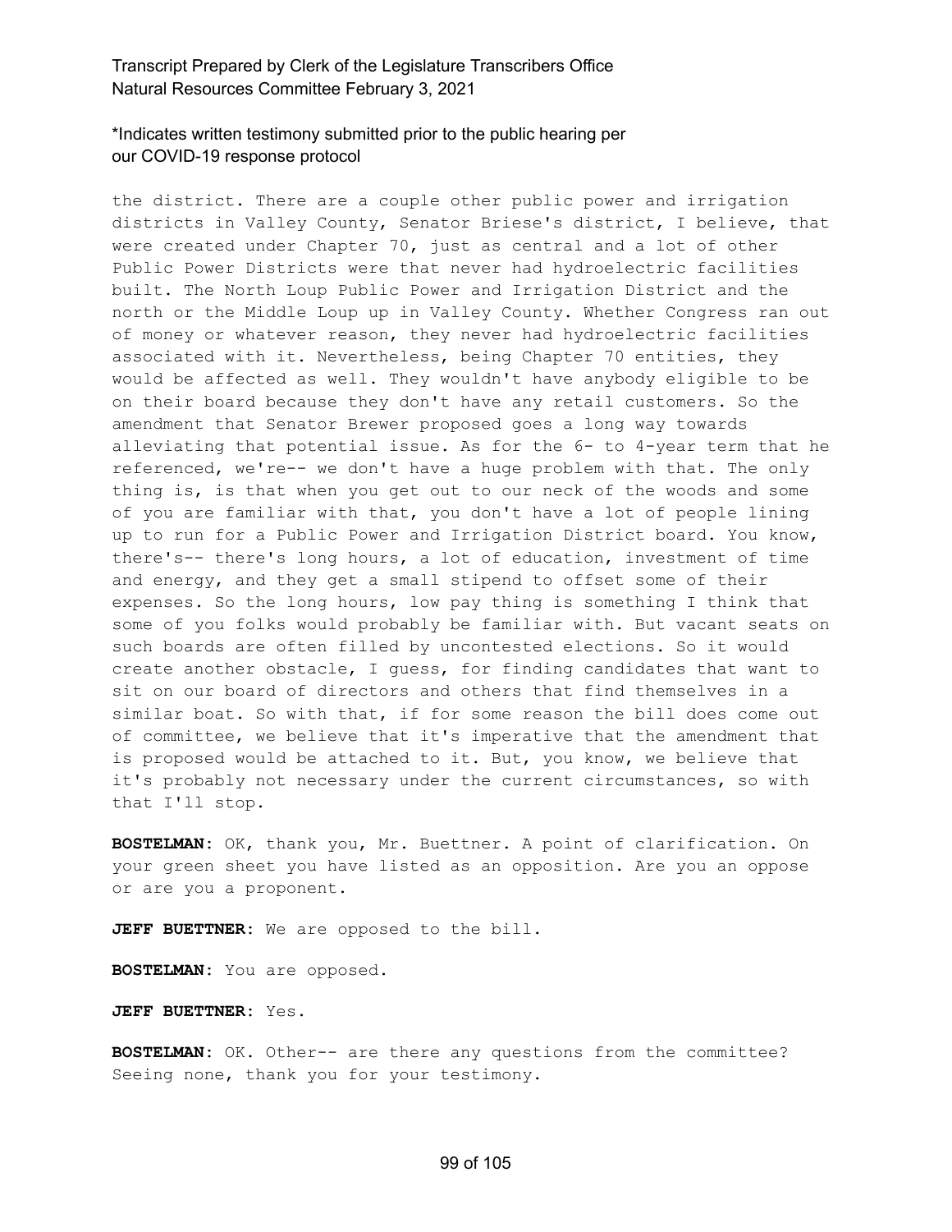\*Indicates written testimony submitted prior to the public hearing per our COVID-19 response protocol

the district. There are a couple other public power and irrigation districts in Valley County, Senator Briese's district, I believe, that were created under Chapter 70, just as central and a lot of other Public Power Districts were that never had hydroelectric facilities built. The North Loup Public Power and Irrigation District and the north or the Middle Loup up in Valley County. Whether Congress ran out of money or whatever reason, they never had hydroelectric facilities associated with it. Nevertheless, being Chapter 70 entities, they would be affected as well. They wouldn't have anybody eligible to be on their board because they don't have any retail customers. So the amendment that Senator Brewer proposed goes a long way towards alleviating that potential issue. As for the 6- to 4-year term that he referenced, we're-- we don't have a huge problem with that. The only thing is, is that when you get out to our neck of the woods and some of you are familiar with that, you don't have a lot of people lining up to run for a Public Power and Irrigation District board. You know, there's-- there's long hours, a lot of education, investment of time and energy, and they get a small stipend to offset some of their expenses. So the long hours, low pay thing is something I think that some of you folks would probably be familiar with. But vacant seats on such boards are often filled by uncontested elections. So it would create another obstacle, I guess, for finding candidates that want to sit on our board of directors and others that find themselves in a similar boat. So with that, if for some reason the bill does come out of committee, we believe that it's imperative that the amendment that is proposed would be attached to it. But, you know, we believe that it's probably not necessary under the current circumstances, so with that I'll stop.

**BOSTELMAN:** OK, thank you, Mr. Buettner. A point of clarification. On your green sheet you have listed as an opposition. Are you an oppose or are you a proponent.

**JEFF BUETTNER:** We are opposed to the bill.

**BOSTELMAN:** You are opposed.

**JEFF BUETTNER:** Yes.

**BOSTELMAN:** OK. Other-- are there any questions from the committee? Seeing none, thank you for your testimony.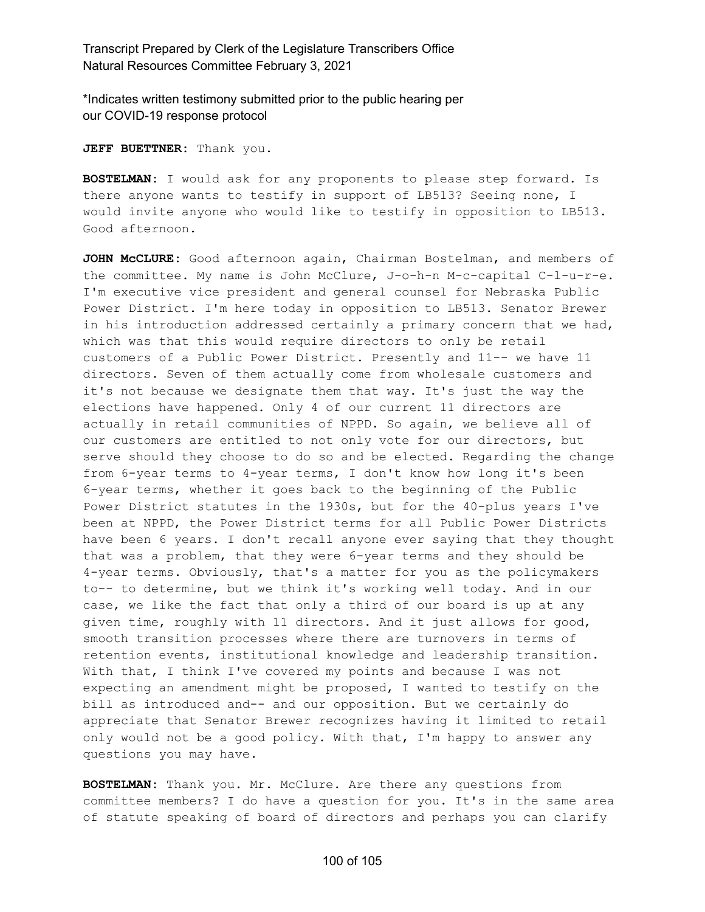\*Indicates written testimony submitted prior to the public hearing per our COVID-19 response protocol

**JEFF BUETTNER:** Thank you.

**BOSTELMAN:** I would ask for any proponents to please step forward. Is there anyone wants to testify in support of LB513? Seeing none, I would invite anyone who would like to testify in opposition to LB513. Good afternoon.

**JOHN McCLURE:** Good afternoon again, Chairman Bostelman, and members of the committee. My name is John McClure, J-o-h-n M-c-capital C-l-u-r-e. I'm executive vice president and general counsel for Nebraska Public Power District. I'm here today in opposition to LB513. Senator Brewer in his introduction addressed certainly a primary concern that we had, which was that this would require directors to only be retail customers of a Public Power District. Presently and 11-- we have 11 directors. Seven of them actually come from wholesale customers and it's not because we designate them that way. It's just the way the elections have happened. Only 4 of our current 11 directors are actually in retail communities of NPPD. So again, we believe all of our customers are entitled to not only vote for our directors, but serve should they choose to do so and be elected. Regarding the change from 6-year terms to 4-year terms, I don't know how long it's been 6-year terms, whether it goes back to the beginning of the Public Power District statutes in the 1930s, but for the 40-plus years I've been at NPPD, the Power District terms for all Public Power Districts have been 6 years. I don't recall anyone ever saying that they thought that was a problem, that they were 6-year terms and they should be 4-year terms. Obviously, that's a matter for you as the policymakers to-- to determine, but we think it's working well today. And in our case, we like the fact that only a third of our board is up at any given time, roughly with 11 directors. And it just allows for good, smooth transition processes where there are turnovers in terms of retention events, institutional knowledge and leadership transition. With that, I think I've covered my points and because I was not expecting an amendment might be proposed, I wanted to testify on the bill as introduced and-- and our opposition. But we certainly do appreciate that Senator Brewer recognizes having it limited to retail only would not be a good policy. With that, I'm happy to answer any questions you may have.

**BOSTELMAN:** Thank you. Mr. McClure. Are there any questions from committee members? I do have a question for you. It's in the same area of statute speaking of board of directors and perhaps you can clarify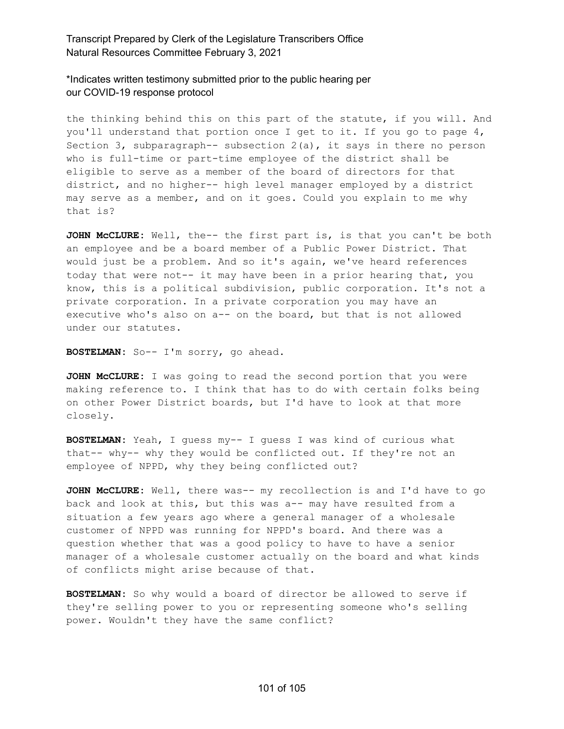the thinking behind this on this part of the statute, if you will. And you'll understand that portion once I get to it. If you go to page 4, Section 3, subparagraph-- subsection 2(a), it says in there no person who is full-time or part-time employee of the district shall be eligible to serve as a member of the board of directors for that district, and no higher-- high level manager employed by a district may serve as a member, and on it goes. Could you explain to me why that is?

**JOHN McCLURE:** Well, the-- the first part is, is that you can't be both an employee and be a board member of a Public Power District. That would just be a problem. And so it's again, we've heard references today that were not-- it may have been in a prior hearing that, you know, this is a political subdivision, public corporation. It's not a private corporation. In a private corporation you may have an executive who's also on a-- on the board, but that is not allowed under our statutes.

**BOSTELMAN:** So-- I'm sorry, go ahead.

**JOHN McCLURE:** I was going to read the second portion that you were making reference to. I think that has to do with certain folks being on other Power District boards, but I'd have to look at that more closely.

**BOSTELMAN:** Yeah, I guess my-- I guess I was kind of curious what that-- why-- why they would be conflicted out. If they're not an employee of NPPD, why they being conflicted out?

**JOHN McCLURE:** Well, there was-- my recollection is and I'd have to go back and look at this, but this was a-- may have resulted from a situation a few years ago where a general manager of a wholesale customer of NPPD was running for NPPD's board. And there was a question whether that was a good policy to have to have a senior manager of a wholesale customer actually on the board and what kinds of conflicts might arise because of that.

**BOSTELMAN:** So why would a board of director be allowed to serve if they're selling power to you or representing someone who's selling power. Wouldn't they have the same conflict?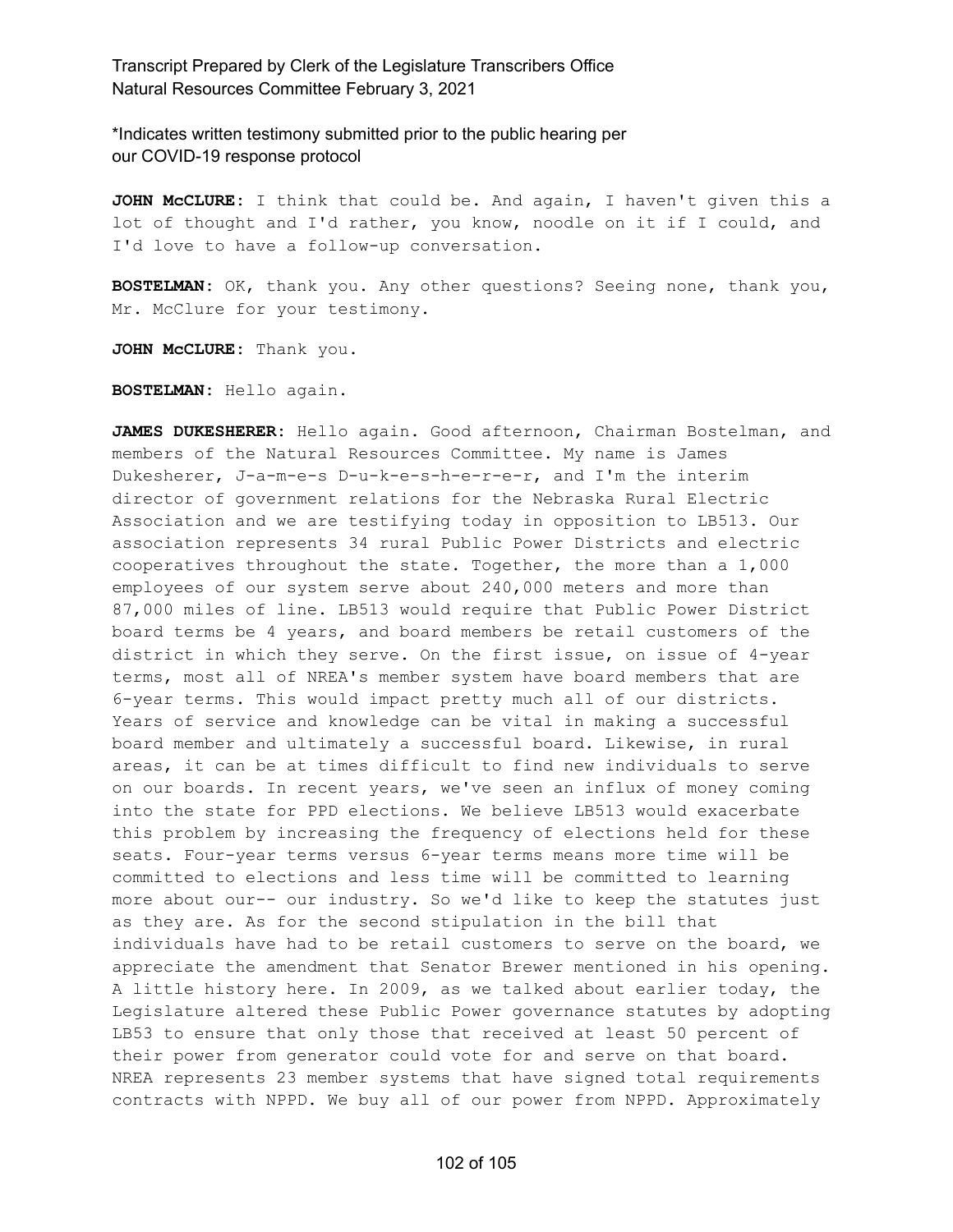\*Indicates written testimony submitted prior to the public hearing per our COVID-19 response protocol

**JOHN McCLURE:** I think that could be. And again, I haven't given this a lot of thought and I'd rather, you know, noodle on it if I could, and I'd love to have a follow-up conversation.

**BOSTELMAN:** OK, thank you. Any other questions? Seeing none, thank you, Mr. McClure for your testimony.

**JOHN McCLURE:** Thank you.

**BOSTELMAN:** Hello again.

**JAMES DUKESHERER:** Hello again. Good afternoon, Chairman Bostelman, and members of the Natural Resources Committee. My name is James Dukesherer, J-a-m-e-s D-u-k-e-s-h-e-r-e-r, and I'm the interim director of government relations for the Nebraska Rural Electric Association and we are testifying today in opposition to LB513. Our association represents 34 rural Public Power Districts and electric cooperatives throughout the state. Together, the more than a 1,000 employees of our system serve about 240,000 meters and more than 87,000 miles of line. LB513 would require that Public Power District board terms be 4 years, and board members be retail customers of the district in which they serve. On the first issue, on issue of 4-year terms, most all of NREA's member system have board members that are 6-year terms. This would impact pretty much all of our districts. Years of service and knowledge can be vital in making a successful board member and ultimately a successful board. Likewise, in rural areas, it can be at times difficult to find new individuals to serve on our boards. In recent years, we've seen an influx of money coming into the state for PPD elections. We believe LB513 would exacerbate this problem by increasing the frequency of elections held for these seats. Four-year terms versus 6-year terms means more time will be committed to elections and less time will be committed to learning more about our-- our industry. So we'd like to keep the statutes just as they are. As for the second stipulation in the bill that individuals have had to be retail customers to serve on the board, we appreciate the amendment that Senator Brewer mentioned in his opening. A little history here. In 2009, as we talked about earlier today, the Legislature altered these Public Power governance statutes by adopting LB53 to ensure that only those that received at least 50 percent of their power from generator could vote for and serve on that board. NREA represents 23 member systems that have signed total requirements contracts with NPPD. We buy all of our power from NPPD. Approximately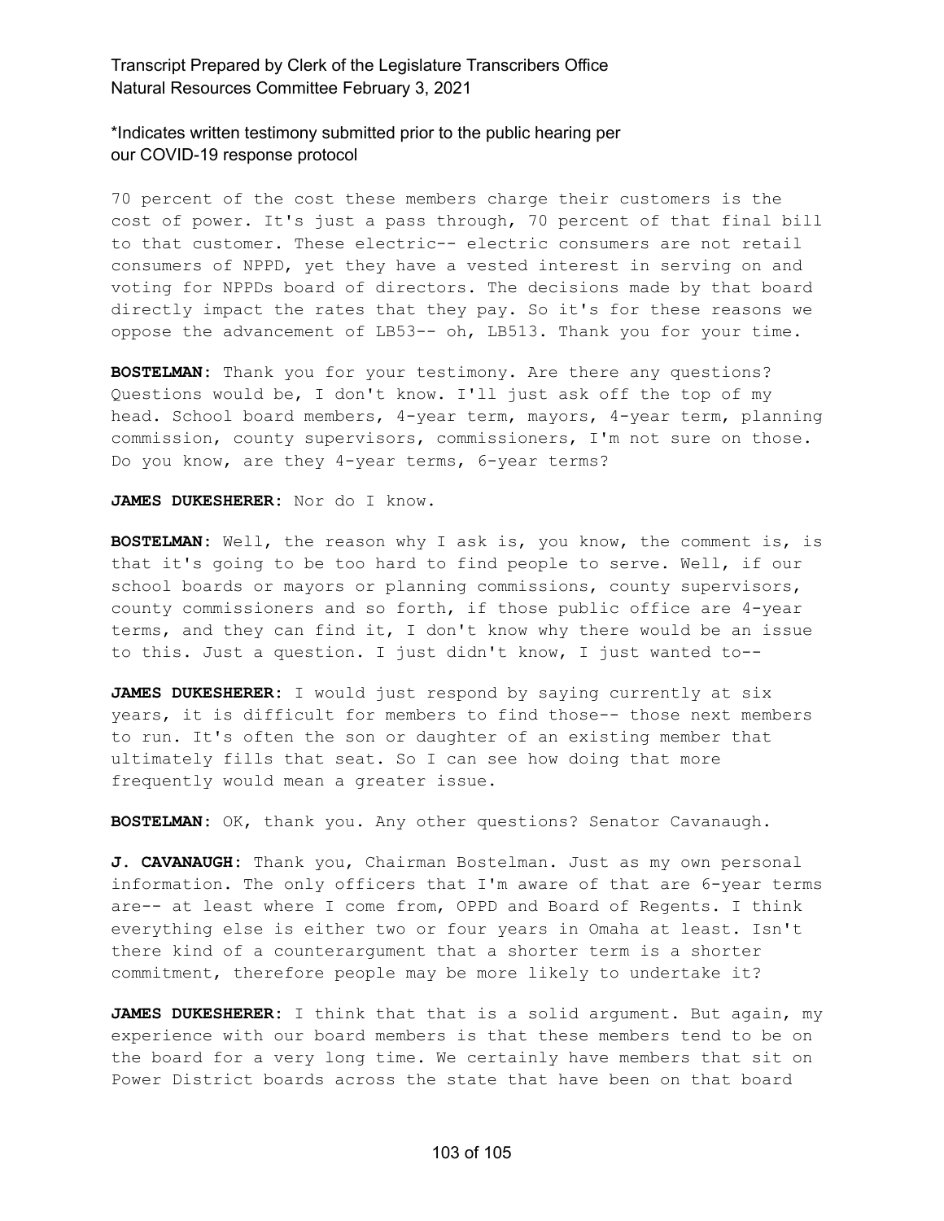\*Indicates written testimony submitted prior to the public hearing per our COVID-19 response protocol

70 percent of the cost these members charge their customers is the cost of power. It's just a pass through, 70 percent of that final bill to that customer. These electric-- electric consumers are not retail consumers of NPPD, yet they have a vested interest in serving on and voting for NPPDs board of directors. The decisions made by that board directly impact the rates that they pay. So it's for these reasons we oppose the advancement of LB53-- oh, LB513. Thank you for your time.

**BOSTELMAN:** Thank you for your testimony. Are there any questions? Questions would be, I don't know. I'll just ask off the top of my head. School board members, 4-year term, mayors, 4-year term, planning commission, county supervisors, commissioners, I'm not sure on those. Do you know, are they 4-year terms, 6-year terms?

**JAMES DUKESHERER:** Nor do I know.

**BOSTELMAN:** Well, the reason why I ask is, you know, the comment is, is that it's going to be too hard to find people to serve. Well, if our school boards or mayors or planning commissions, county supervisors, county commissioners and so forth, if those public office are 4-year terms, and they can find it, I don't know why there would be an issue to this. Just a question. I just didn't know, I just wanted to--

**JAMES DUKESHERER:** I would just respond by saying currently at six years, it is difficult for members to find those-- those next members to run. It's often the son or daughter of an existing member that ultimately fills that seat. So I can see how doing that more frequently would mean a greater issue.

**BOSTELMAN:** OK, thank you. Any other questions? Senator Cavanaugh.

**J. CAVANAUGH:** Thank you, Chairman Bostelman. Just as my own personal information. The only officers that I'm aware of that are 6-year terms are-- at least where I come from, OPPD and Board of Regents. I think everything else is either two or four years in Omaha at least. Isn't there kind of a counterargument that a shorter term is a shorter commitment, therefore people may be more likely to undertake it?

**JAMES DUKESHERER:** I think that that is a solid argument. But again, my experience with our board members is that these members tend to be on the board for a very long time. We certainly have members that sit on Power District boards across the state that have been on that board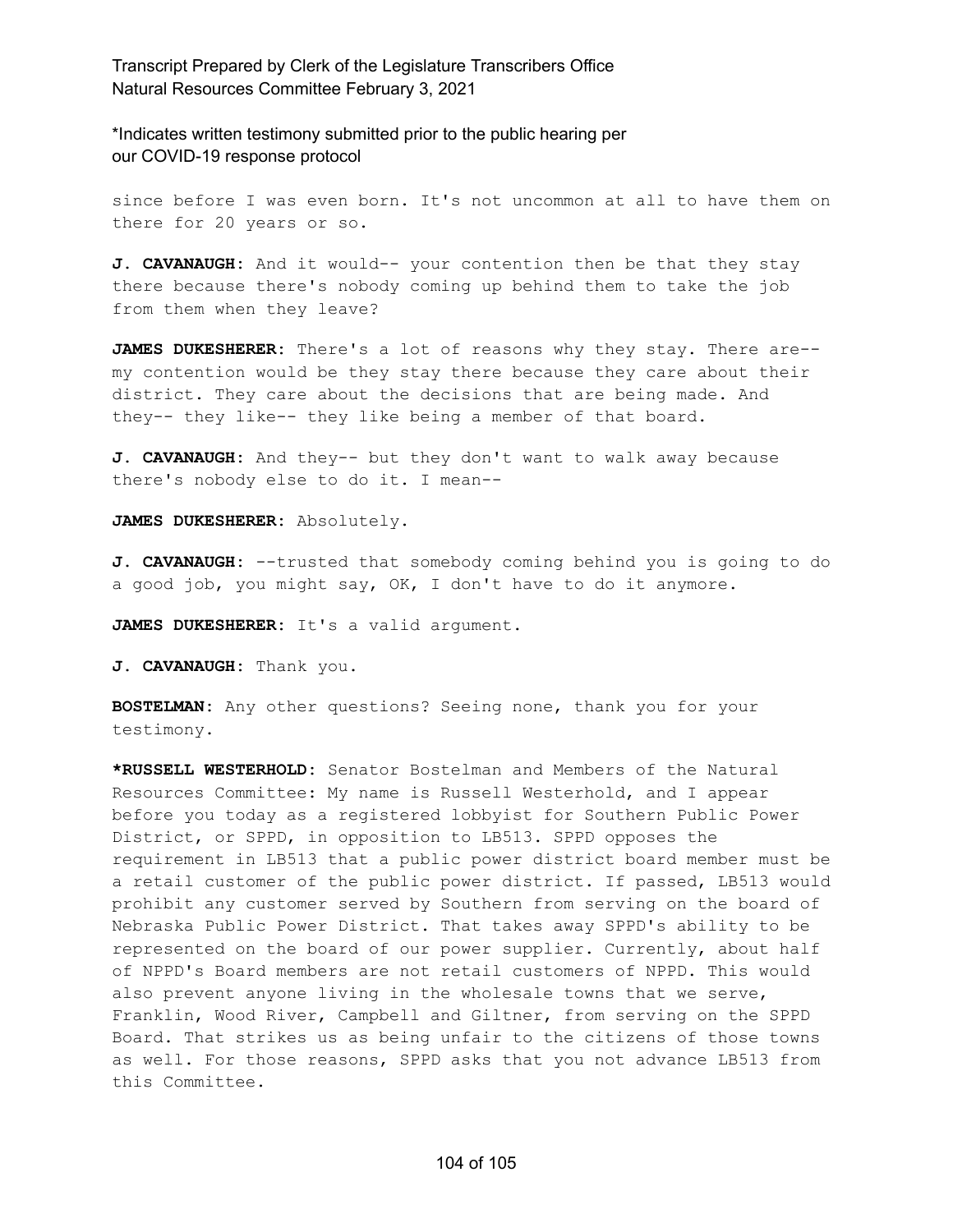since before I was even born. It's not uncommon at all to have them on there for 20 years or so.

**J. CAVANAUGH:** And it would-- your contention then be that they stay there because there's nobody coming up behind them to take the job from them when they leave?

**JAMES DUKESHERER:** There's a lot of reasons why they stay. There are-- my contention would be they stay there because they care about their district. They care about the decisions that are being made. And they-- they like-- they like being a member of that board.

**J. CAVANAUGH:** And they-- but they don't want to walk away because there's nobody else to do it. I mean--

**JAMES DUKESHERER:** Absolutely.

**J. CAVANAUGH:** --trusted that somebody coming behind you is going to do a good job, you might say, OK, I don't have to do it anymore.

**JAMES DUKESHERER:** It's a valid argument.

**J. CAVANAUGH:** Thank you.

**BOSTELMAN:** Any other questions? Seeing none, thank you for your testimony.

***RUSSELL WESTERHOLD:** Senator Bostelman and Members of the Natural Resources Committee: My name is Russell Westerhold, and I appear before you today as a registered lobbyist for Southern Public Power District, or SPPD, in opposition to LB513. SPPD opposes the requirement in LB513 that a public power district board member must be a retail customer of the public power district. If passed, LB513 would prohibit any customer served by Southern from serving on the board of Nebraska Public Power District. That takes away SPPD's ability to be represented on the board of our power supplier. Currently, about half of NPPD's Board members are not retail customers of NPPD. This would also prevent anyone living in the wholesale towns that we serve, Franklin, Wood River, Campbell and Giltner, from serving on the SPPD Board. That strikes us as being unfair to the citizens of those towns as well. For those reasons, SPPD asks that you not advance LB513 from this Committee.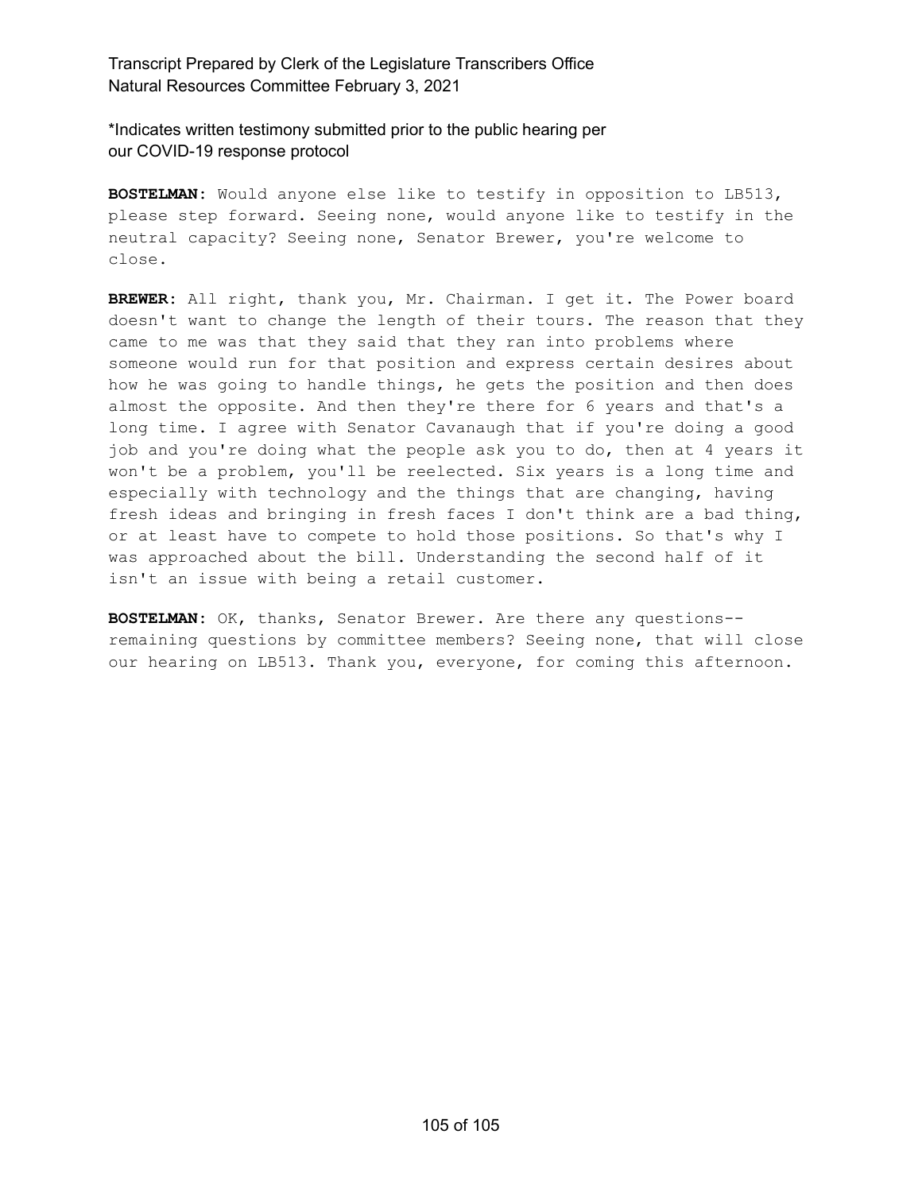**BOSTELMAN:** Would anyone else like to testify in opposition to LB513, please step forward. Seeing none, would anyone like to testify in the neutral capacity? Seeing none, Senator Brewer, you're welcome to close.

**BREWER:** All right, thank you, Mr. Chairman. I get it. The Power board doesn't want to change the length of their tours. The reason that they came to me was that they said that they ran into problems where someone would run for that position and express certain desires about how he was going to handle things, he gets the position and then does almost the opposite. And then they're there for 6 years and that's a long time. I agree with Senator Cavanaugh that if you're doing a good job and you're doing what the people ask you to do, then at 4 years it won't be a problem, you'll be reelected. Six years is a long time and especially with technology and the things that are changing, having fresh ideas and bringing in fresh faces I don't think are a bad thing, or at least have to compete to hold those positions. So that's why I was approached about the bill. Understanding the second half of it isn't an issue with being a retail customer.

**BOSTELMAN:** OK, thanks, Senator Brewer. Are there any questions-- remaining questions by committee members? Seeing none, that will close our hearing on LB513. Thank you, everyone, for coming this afternoon.